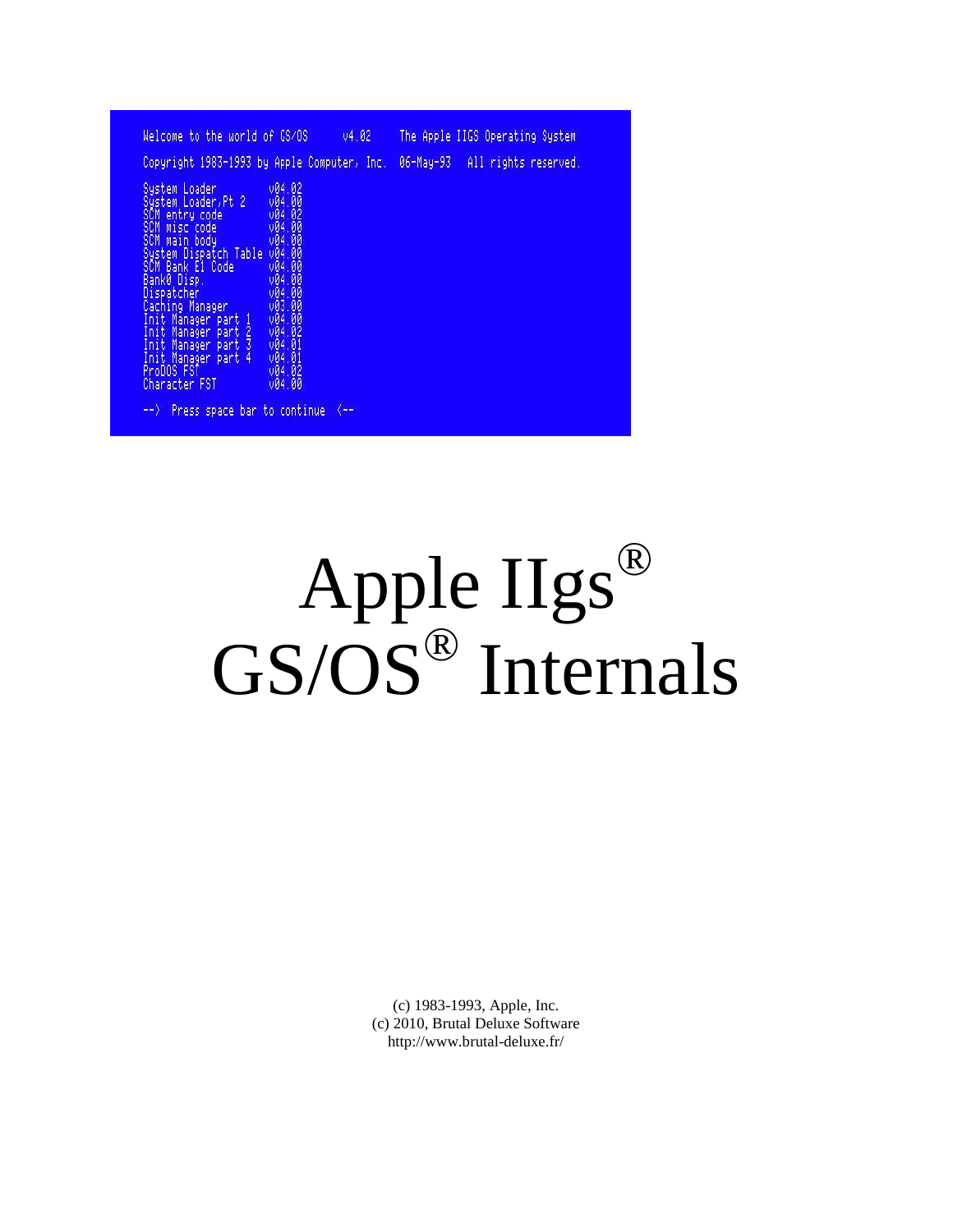```
Welcome to the world of GS/OS      v4.02    The Apple IIGS Operating System

Copyright 1983-1993 by Apple Computer, Inc.  06-May-93   All rights reserved.

System Loader          v04.02
System Loader,Pt 2     v04.00
SCM entry code         v04.02
SCM misc code          v04.00
SCM main body          v04.00
System Dispatch Table  v04.00
SCM Bank E1 Code       v04.00
Bank0 Disp.            v04.00
Dispatcher             v04.00
Caching Manager        v03.00
Init Manager part 1    v04.00
Init Manager part 2    v04.02
Init Manager part 3    v04.01
Init Manager part 4    v04.01
ProDOS FST             v04.02
Character FST          v04.00

-->  Press space bar to continue  <--
```

# Apple IIgs® GS/OS® Internals

(c) 1983-1993, Apple, Inc.
(c) 2010, Brutal Deluxe Software
http://www.brutal-deluxe.fr/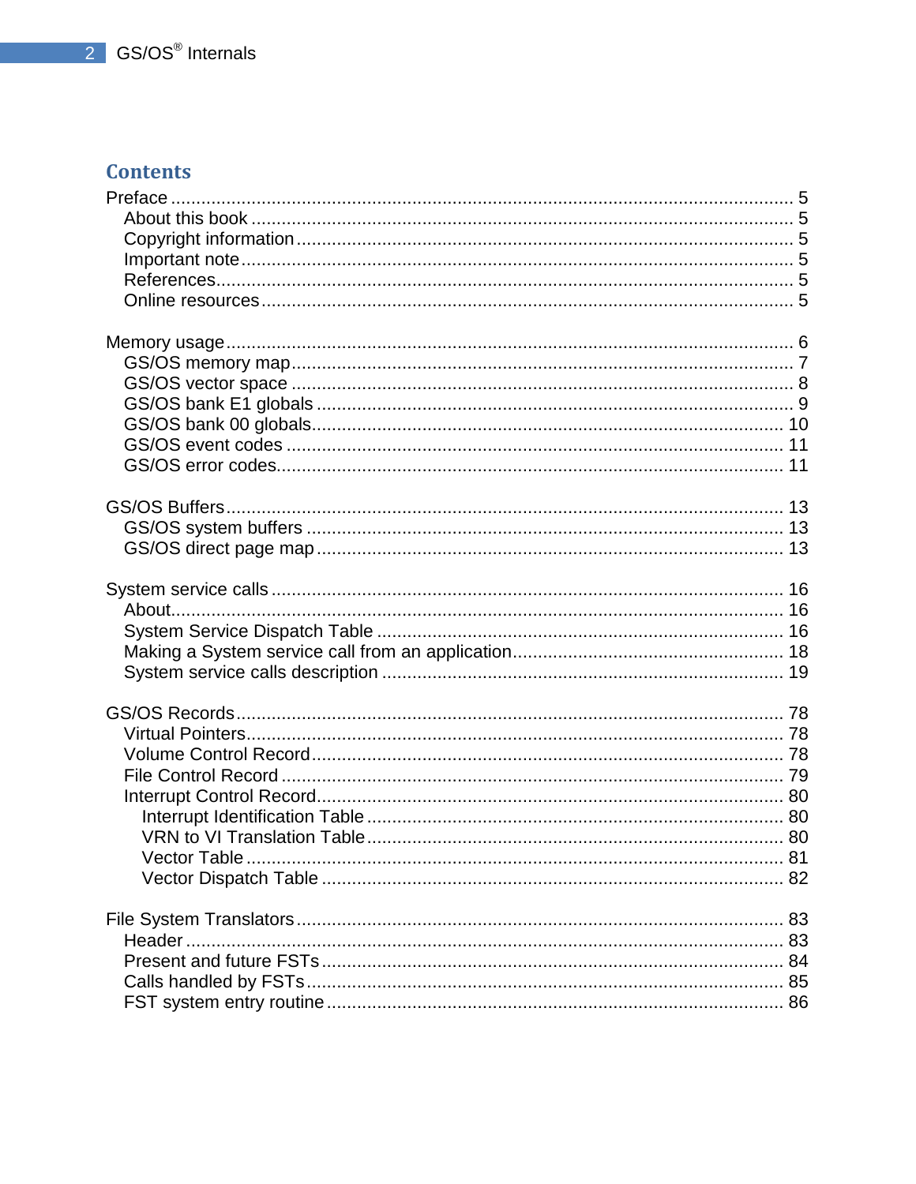# Contents

Preface ........ 5
- About this book ........ 5
- Copyright information ........ 5
- Important note ........ 5
- References ........ 5
- Online resources ........ 5

Memory usage ........ 6
- GS/OS memory map ........ 7
- GS/OS vector space ........ 8
- GS/OS bank E1 globals ........ 9
- GS/OS bank 00 globals ........ 10
- GS/OS event codes ........ 11
- GS/OS error codes ........ 11

GS/OS Buffers ........ 13
- GS/OS system buffers ........ 13
- GS/OS direct page map ........ 13

System service calls ........ 16
- About ........ 16
- System Service Dispatch Table ........ 16
- Making a System service call from an application ........ 18
- System service calls description ........ 19

GS/OS Records ........ 78
- Virtual Pointers ........ 78
- Volume Control Record ........ 78
- File Control Record ........ 79
- Interrupt Control Record ........ 80
  - Interrupt Identification Table ........ 80
  - VRN to VI Translation Table ........ 80
  - Vector Table ........ 81
  - Vector Dispatch Table ........ 82

File System Translators ........ 83
- Header ........ 83
- Present and future FSTs ........ 84
- Calls handled by FSTs ........ 85
- FST system entry routine ........ 86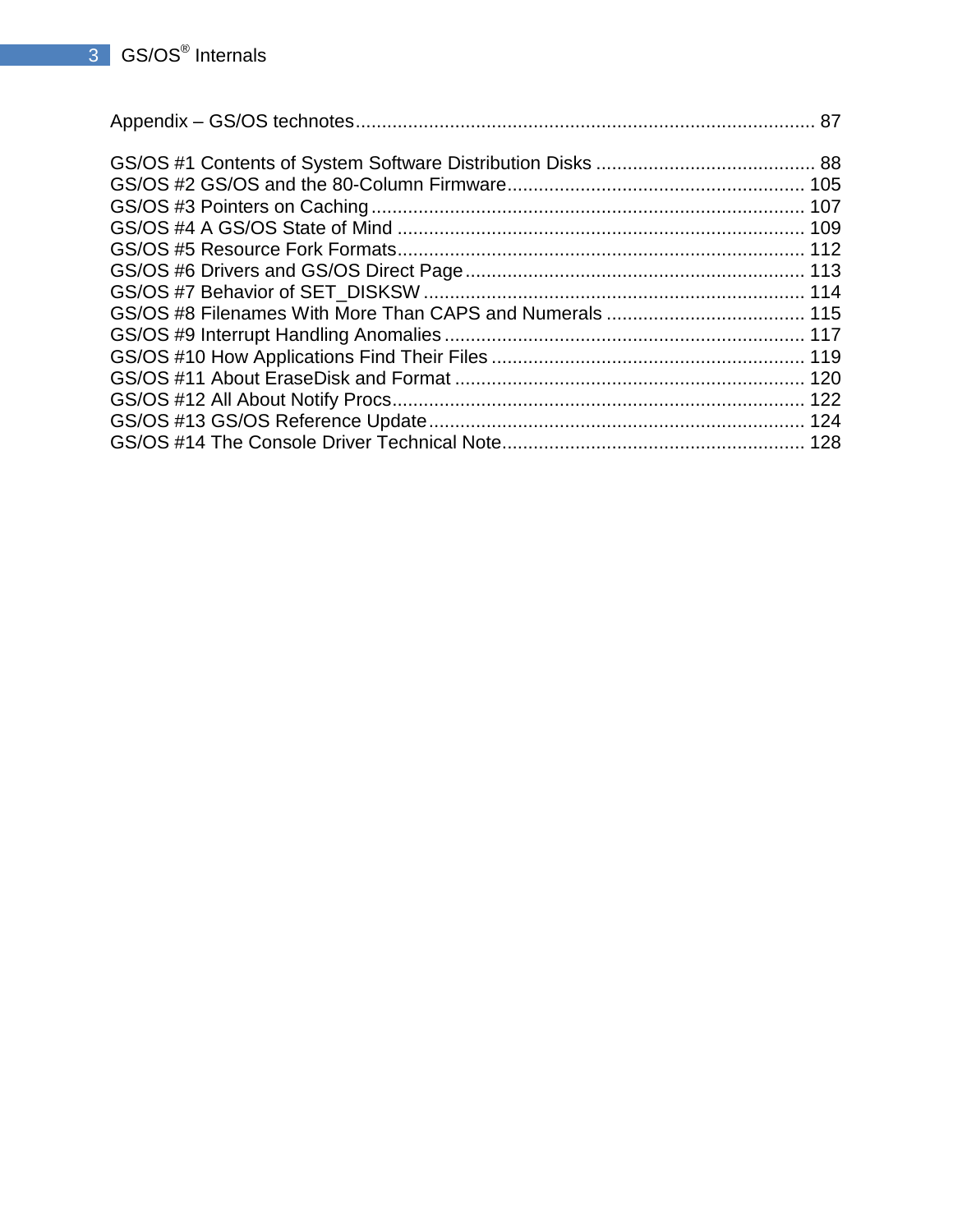Appendix – GS/OS technotes....................................................................................... 87

GS/OS #1 Contents of System Software Distribution Disks .......................................... 88
GS/OS #2 GS/OS and the 80-Column Firmware........................................................ 105
GS/OS #3 Pointers on Caching................................................................................. 107
GS/OS #4 A GS/OS State of Mind ............................................................................. 109
GS/OS #5 Resource Fork Formats............................................................................. 112
GS/OS #6 Drivers and GS/OS Direct Page................................................................. 113
GS/OS #7 Behavior of SET_DISKSW ........................................................................ 114
GS/OS #8 Filenames With More Than CAPS and Numerals ...................................... 115
GS/OS #9 Interrupt Handling Anomalies.................................................................... 117
GS/OS #10 How Applications Find Their Files ........................................................... 119
GS/OS #11 About EraseDisk and Format .................................................................. 120
GS/OS #12 All About Notify Procs.............................................................................. 122
GS/OS #13 GS/OS Reference Update....................................................................... 124
GS/OS #14 The Console Driver Technical Note......................................................... 128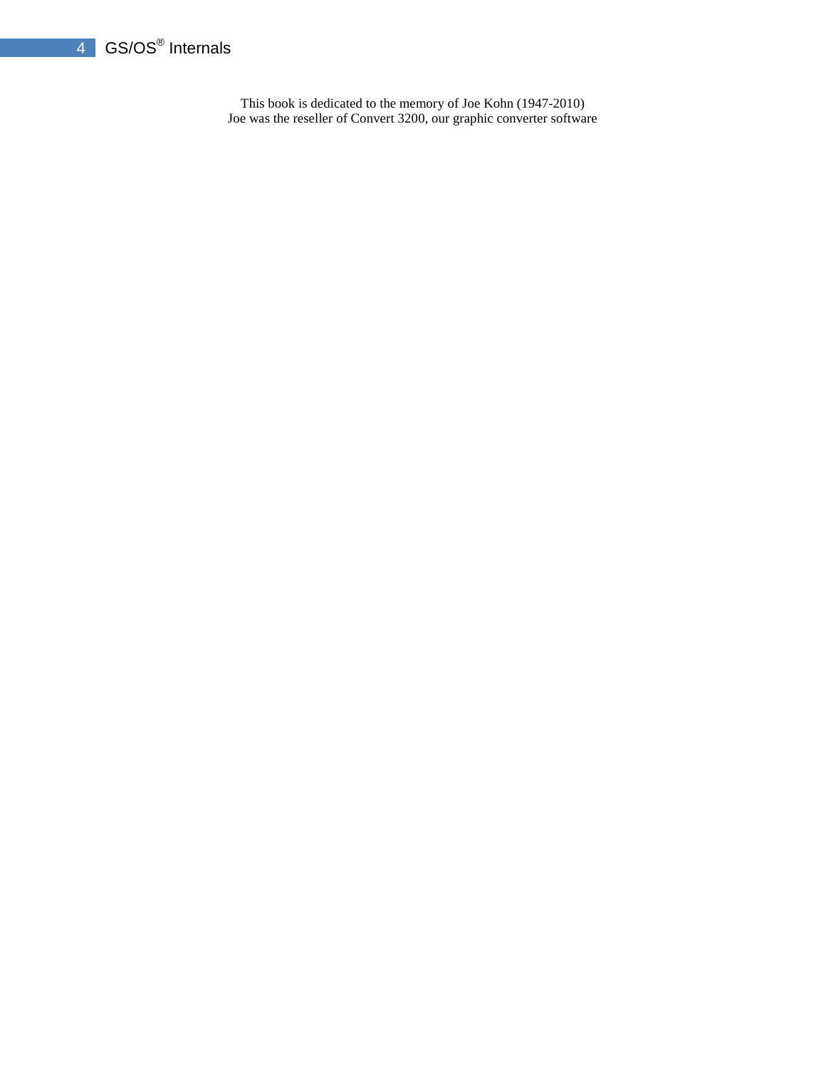This book is dedicated to the memory of Joe Kohn (1947-2010)
Joe was the reseller of Convert 3200, our graphic converter software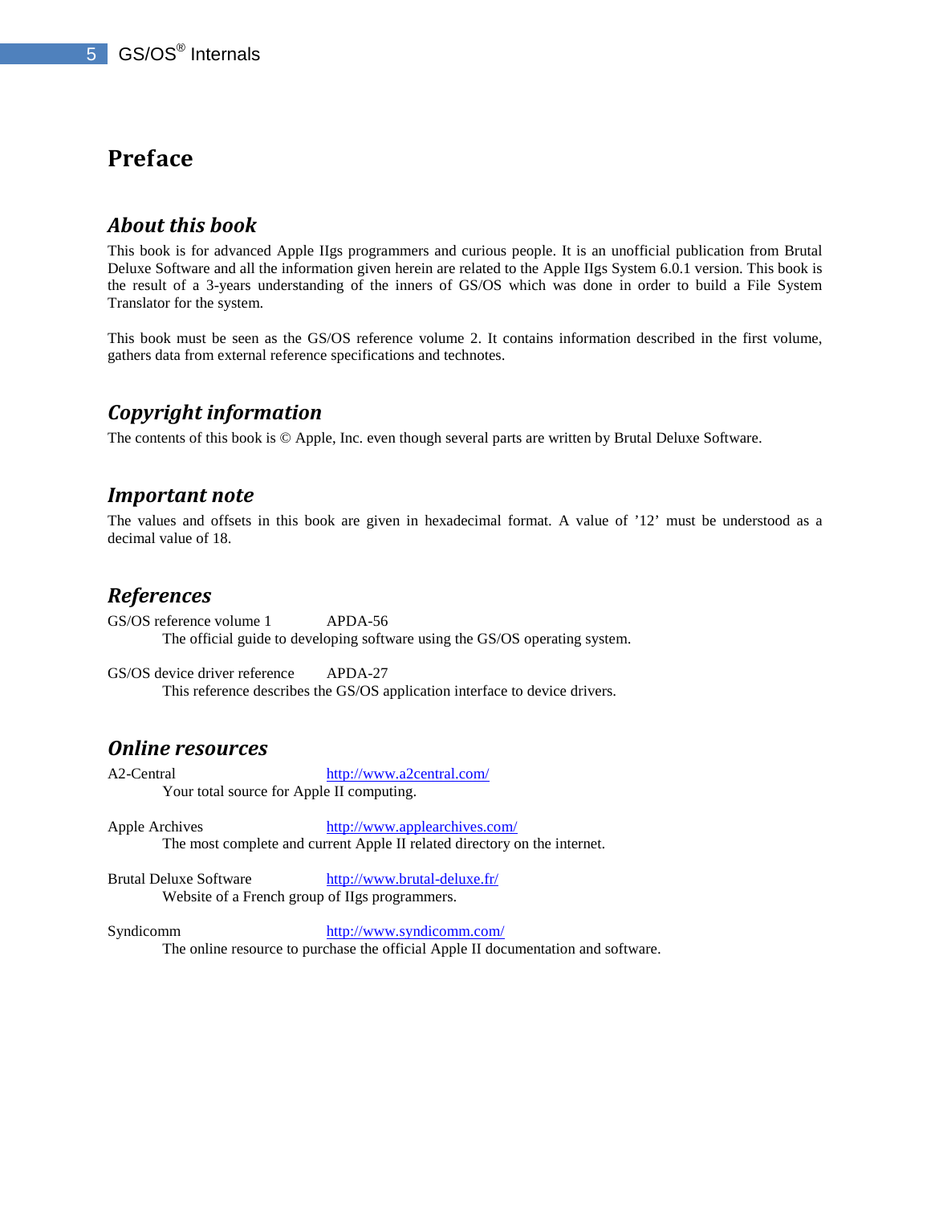# Preface

## About this book

This book is for advanced Apple IIgs programmers and curious people. It is an unofficial publication from Brutal Deluxe Software and all the information given herein are related to the Apple IIgs System 6.0.1 version. This book is the result of a 3-years understanding of the inners of GS/OS which was done in order to build a File System Translator for the system.

This book must be seen as the GS/OS reference volume 2. It contains information described in the first volume, gathers data from external reference specifications and technotes.

## Copyright information

The contents of this book is © Apple, Inc. even though several parts are written by Brutal Deluxe Software.

## Important note

The values and offsets in this book are given in hexadecimal format. A value of '12' must be understood as a decimal value of 18.

## References

GS/OS reference volume 1 APDA-56
The official guide to developing software using the GS/OS operating system.

GS/OS device driver reference APDA-27
This reference describes the GS/OS application interface to device drivers.

## Online resources

A2-Central http://www.a2central.com/
Your total source for Apple II computing.

Apple Archives http://www.applearchives.com/
The most complete and current Apple II related directory on the internet.

Brutal Deluxe Software http://www.brutal-deluxe.fr/
Website of a French group of IIgs programmers.

Syndicomm http://www.syndicomm.com/
The online resource to purchase the official Apple II documentation and software.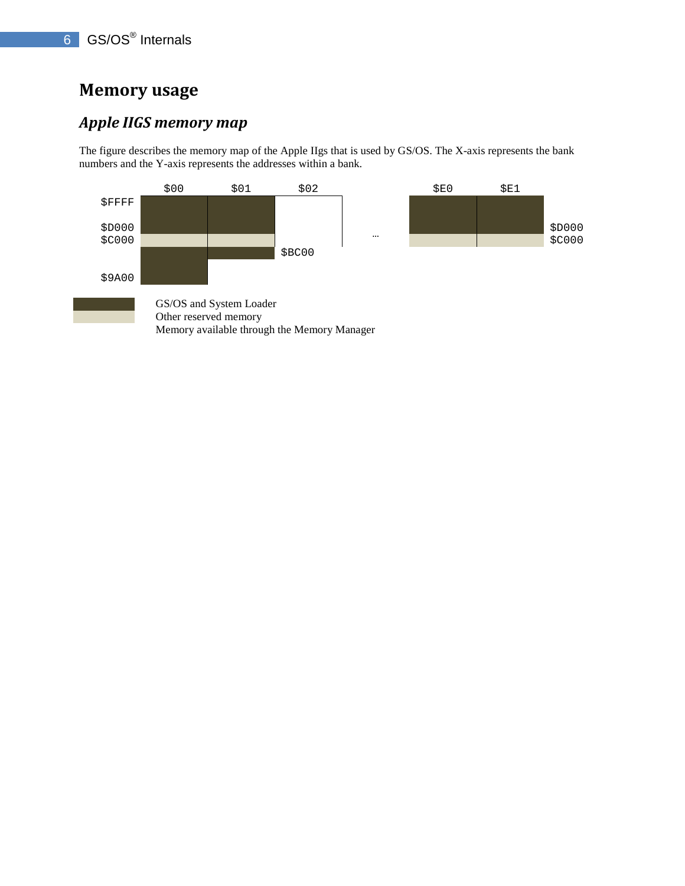# Memory usage

## *Apple IIGS memory map*

The figure describes the memory map of the Apple IIgs that is used by GS/OS. The X-axis represents the bank numbers and the Y-axis represents the addresses within a bank.

```
        $00      $01      $02            $E0      $E1
$FFFF
$D000                              …                     $D000
$C000                                                    $C000
                        $BC00
$9A00
```

GS/OS and System Loader
Other reserved memory
Memory available through the Memory Manager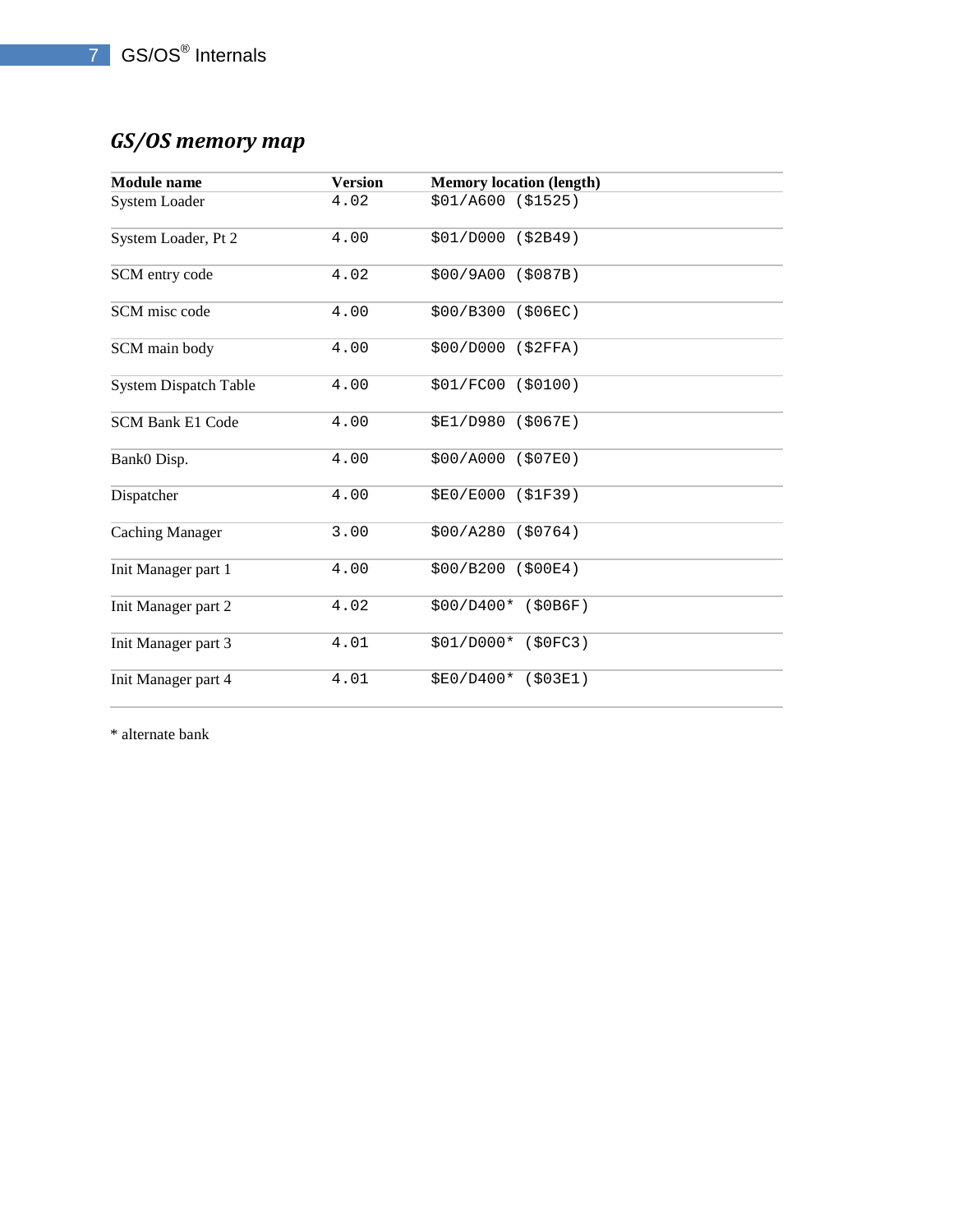## *GS/OS memory map*

| Module name | Version | Memory location (length) |
|---|---|---|
| System Loader | 4.02 | $01/A600 ($1525) |
| System Loader, Pt 2 | 4.00 | $01/D000 ($2B49) |
| SCM entry code | 4.02 | $00/9A00 ($087B) |
| SCM misc code | 4.00 | $00/B300 ($06EC) |
| SCM main body | 4.00 | $00/D000 ($2FFA) |
| System Dispatch Table | 4.00 | $01/FC00 ($0100) |
| SCM Bank E1 Code | 4.00 | $E1/D980 ($067E) |
| Bank0 Disp. | 4.00 | $00/A000 ($07E0) |
| Dispatcher | 4.00 | $E0/E000 ($1F39) |
| Caching Manager | 3.00 | $00/A280 ($0764) |
| Init Manager part 1 | 4.00 | $00/B200 ($00E4) |
| Init Manager part 2 | 4.02 | $00/D400* ($0B6F) |
| Init Manager part 3 | 4.01 | $01/D000* ($0FC3) |
| Init Manager part 4 | 4.01 | $E0/D400* ($03E1) |

* alternate bank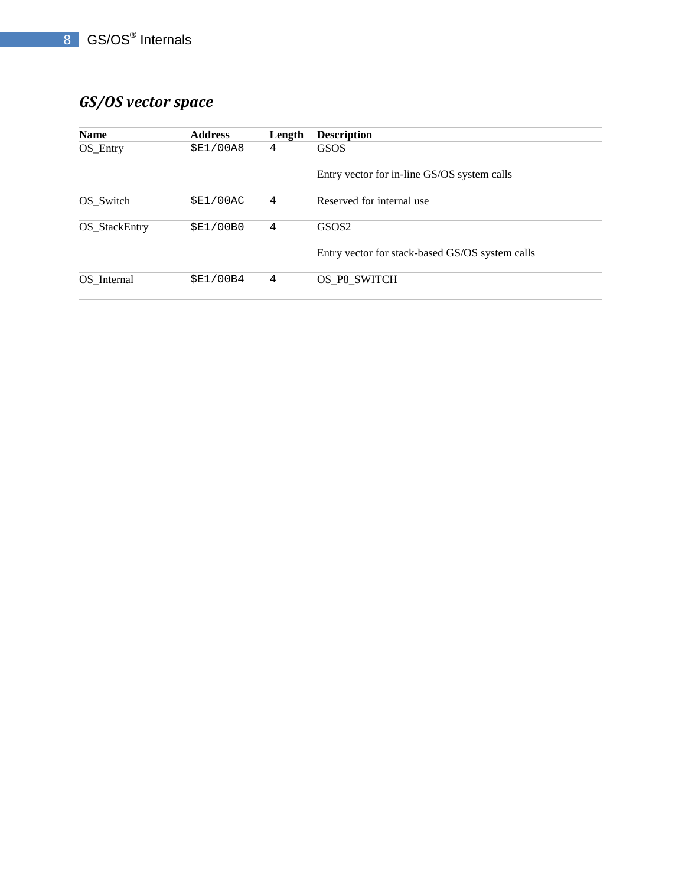### GS/OS vector space

| Name | Address | Length | Description |
| --- | --- | --- | --- |
| OS_Entry | $E1/00A8 | 4 | GSOS<br><br>Entry vector for in-line GS/OS system calls |
| OS_Switch | $E1/00AC | 4 | Reserved for internal use |
| OS_StackEntry | $E1/00B0 | 4 | GSOS2<br><br>Entry vector for stack-based GS/OS system calls |
| OS_Internal | $E1/00B4 | 4 | OS_P8_SWITCH |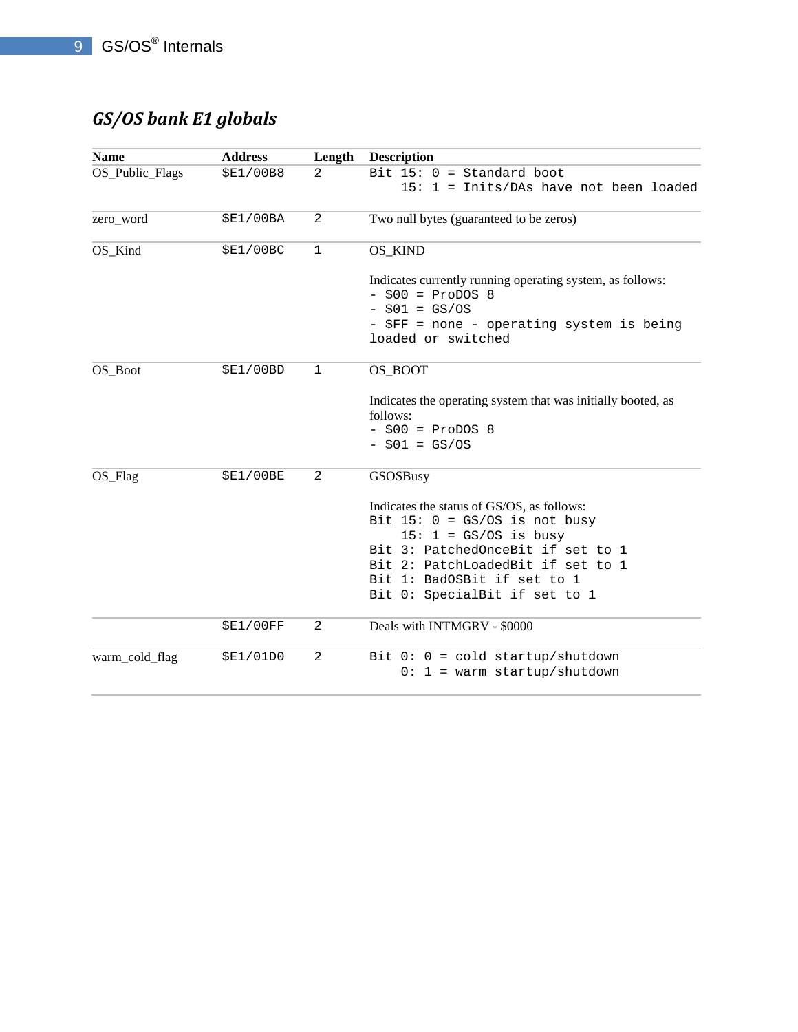## *GS/OS bank E1 globals*

| Name | Address | Length | Description |
|---|---|---|---|
| OS_Public_Flags | $E1/00B8 | 2 | Bit 15: 0 = Standard boot<br>15: 1 = Inits/DAs have not been loaded |
| zero_word | $E1/00BA | 2 | Two null bytes (guaranteed to be zeros) |
| OS_Kind | $E1/00BC | 1 | OS_KIND<br><br>Indicates currently running operating system, as follows:<br>- $00 = ProDOS 8<br>- $01 = GS/OS<br>- $FF = none - operating system is being loaded or switched |
| OS_Boot | $E1/00BD | 1 | OS_BOOT<br><br>Indicates the operating system that was initially booted, as follows:<br>- $00 = ProDOS 8<br>- $01 = GS/OS |
| OS_Flag | $E1/00BE | 2 | GSOSBusy<br><br>Indicates the status of GS/OS, as follows:<br>Bit 15: 0 = GS/OS is not busy<br>15: 1 = GS/OS is busy<br>Bit 3: PatchedOnceBit if set to 1<br>Bit 2: PatchLoadedBit if set to 1<br>Bit 1: BadOSBit if set to 1<br>Bit 0: SpecialBit if set to 1 |
| | $E1/00FF | 2 | Deals with INTMGRV - $0000 |
| warm_cold_flag | $E1/01D0 | 2 | Bit 0: 0 = cold startup/shutdown<br>0: 1 = warm startup/shutdown |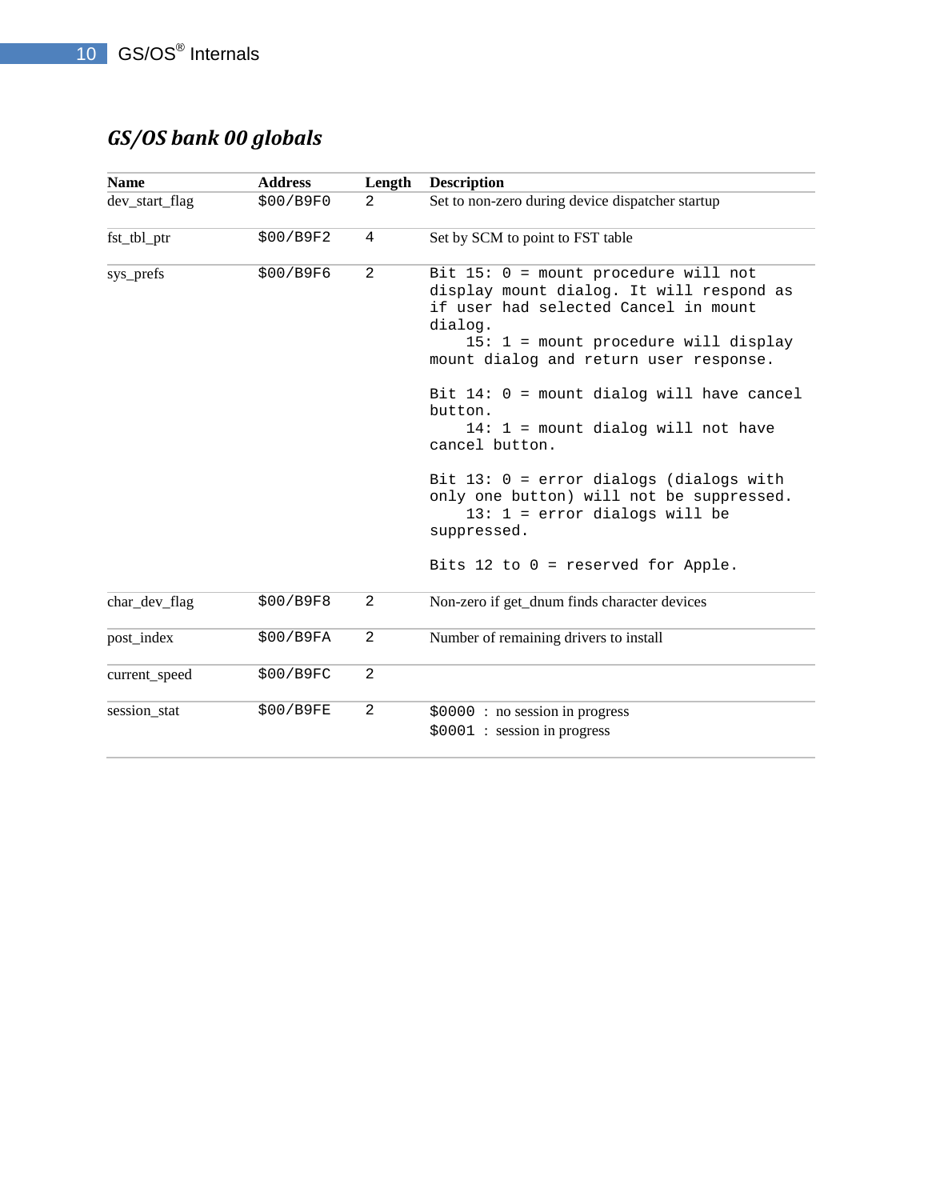### *GS/OS bank 00 globals*

| Name | Address | Length | Description |
|---|---|---|---|
| dev_start_flag | $00/B9F0 | 2 | Set to non-zero during device dispatcher startup |
| fst_tbl_ptr | $00/B9F2 | 4 | Set by SCM to point to FST table |
| sys_prefs | $00/B9F6 | 2 | Bit 15: 0 = mount procedure will not display mount dialog. It will respond as if user had selected Cancel in mount dialog.<br>15: 1 = mount procedure will display mount dialog and return user response.<br><br>Bit 14: 0 = mount dialog will have cancel button.<br>14: 1 = mount dialog will not have cancel button.<br><br>Bit 13: 0 = error dialogs (dialogs with only one button) will not be suppressed.<br>13: 1 = error dialogs will be suppressed.<br><br>Bits 12 to 0 = reserved for Apple. |
| char_dev_flag | $00/B9F8 | 2 | Non-zero if get_dnum finds character devices |
| post_index | $00/B9FA | 2 | Number of remaining drivers to install |
| current_speed | $00/B9FC | 2 | |
| session_stat | $00/B9FE | 2 | $0000 : no session in progress<br>$0001 : session in progress |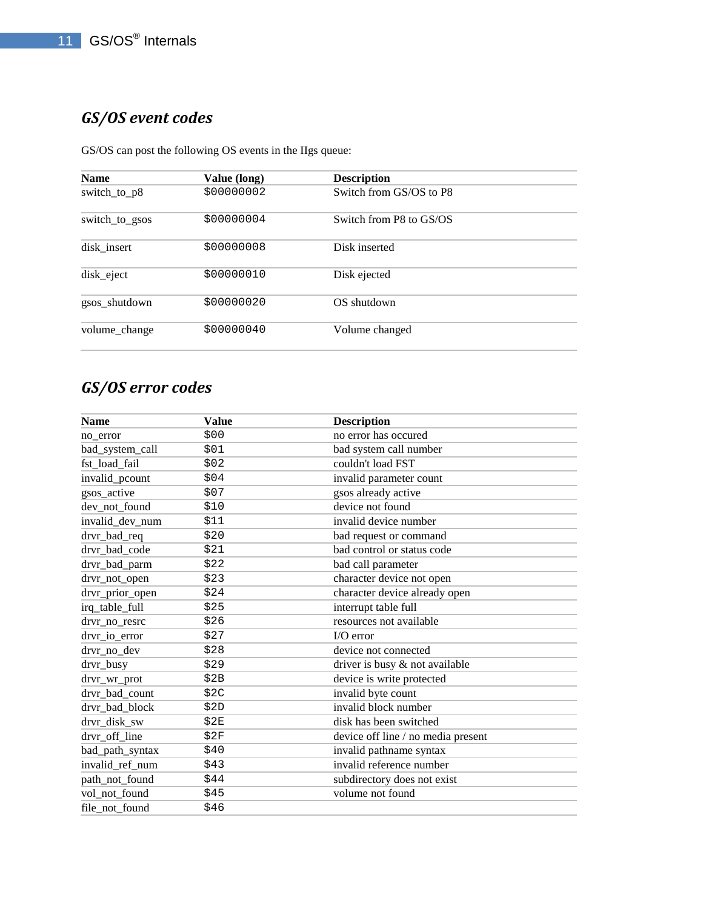## *GS/OS event codes*

GS/OS can post the following OS events in the IIgs queue:

| Name | Value (long) | Description |
|---|---|---|
| switch_to_p8 | $00000002 | Switch from GS/OS to P8 |
| switch_to_gsos | $00000004 | Switch from P8 to GS/OS |
| disk_insert | $00000008 | Disk inserted |
| disk_eject | $00000010 | Disk ejected |
| gsos_shutdown | $00000020 | OS shutdown |
| volume_change | $00000040 | Volume changed |

## *GS/OS error codes*

| Name | Value | Description |
|---|---|---|
| no_error | $00 | no error has occured |
| bad_system_call | $01 | bad system call number |
| fst_load_fail | $02 | couldn't load FST |
| invalid_pcount | $04 | invalid parameter count |
| gsos_active | $07 | gsos already active |
| dev_not_found | $10 | device not found |
| invalid_dev_num | $11 | invalid device number |
| drvr_bad_req | $20 | bad request or command |
| drvr_bad_code | $21 | bad control or status code |
| drvr_bad_parm | $22 | bad call parameter |
| drvr_not_open | $23 | character device not open |
| drvr_prior_open | $24 | character device already open |
| irq_table_full | $25 | interrupt table full |
| drvr_no_resrc | $26 | resources not available |
| drvr_io_error | $27 | I/O error |
| drvr_no_dev | $28 | device not connected |
| drvr_busy | $29 | driver is busy & not available |
| drvr_wr_prot | $2B | device is write protected |
| drvr_bad_count | $2C | invalid byte count |
| drvr_bad_block | $2D | invalid block number |
| drvr_disk_sw | $2E | disk has been switched |
| drvr_off_line | $2F | device off line / no media present |
| bad_path_syntax | $40 | invalid pathname syntax |
| invalid_ref_num | $43 | invalid reference number |
| path_not_found | $44 | subdirectory does not exist |
| vol_not_found | $45 | volume not found |
| file_not_found | $46 | |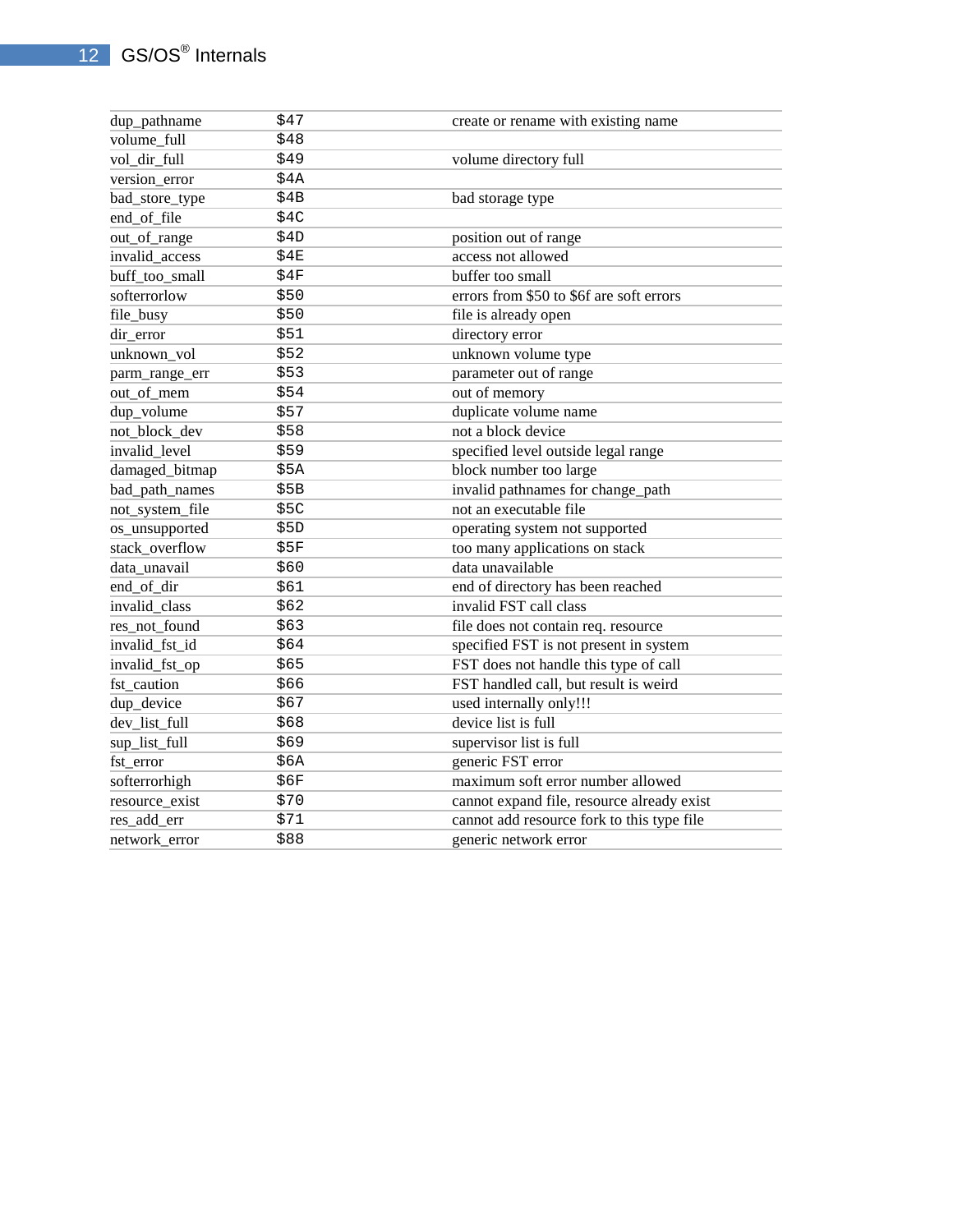| | | |
|---|---|---|
| dup_pathname | $47 | create or rename with existing name |
| volume_full | $48 | |
| vol_dir_full | $49 | volume directory full |
| version_error | $4A | |
| bad_store_type | $4B | bad storage type |
| end_of_file | $4C | |
| out_of_range | $4D | position out of range |
| invalid_access | $4E | access not allowed |
| buff_too_small | $4F | buffer too small |
| softerrorlow | $50 | errors from $50 to $6f are soft errors |
| file_busy | $50 | file is already open |
| dir_error | $51 | directory error |
| unknown_vol | $52 | unknown volume type |
| parm_range_err | $53 | parameter out of range |
| out_of_mem | $54 | out of memory |
| dup_volume | $57 | duplicate volume name |
| not_block_dev | $58 | not a block device |
| invalid_level | $59 | specified level outside legal range |
| damaged_bitmap | $5A | block number too large |
| bad_path_names | $5B | invalid pathnames for change_path |
| not_system_file | $5C | not an executable file |
| os_unsupported | $5D | operating system not supported |
| stack_overflow | $5F | too many applications on stack |
| data_unavail | $60 | data unavailable |
| end_of_dir | $61 | end of directory has been reached |
| invalid_class | $62 | invalid FST call class |
| res_not_found | $63 | file does not contain req. resource |
| invalid_fst_id | $64 | specified FST is not present in system |
| invalid_fst_op | $65 | FST does not handle this type of call |
| fst_caution | $66 | FST handled call, but result is weird |
| dup_device | $67 | used internally only!!! |
| dev_list_full | $68 | device list is full |
| sup_list_full | $69 | supervisor list is full |
| fst_error | $6A | generic FST error |
| softerrorhigh | $6F | maximum soft error number allowed |
| resource_exist | $70 | cannot expand file, resource already exist |
| res_add_err | $71 | cannot add resource fork to this type file |
| network_error | $88 | generic network error |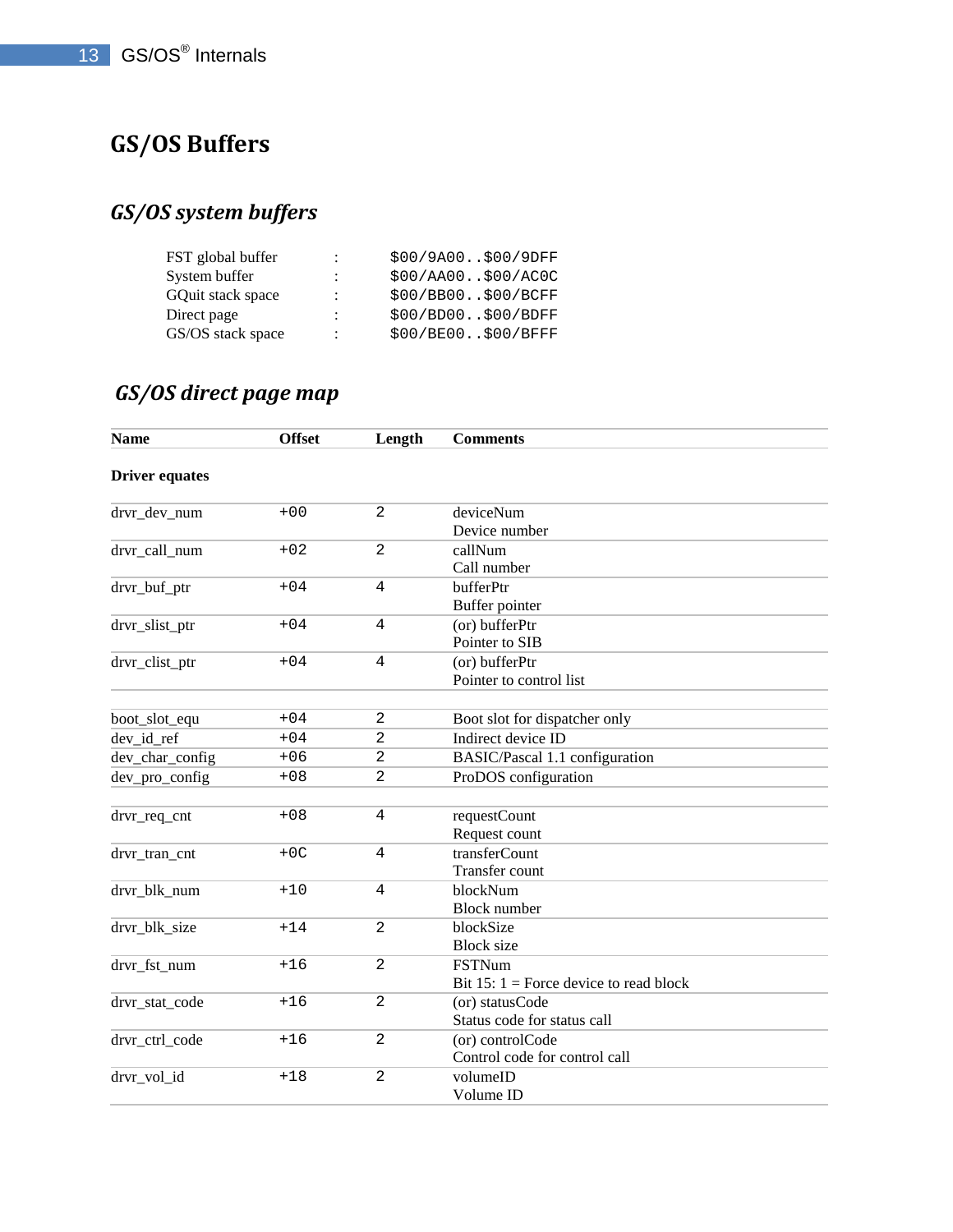# GS/OS Buffers

## GS/OS system buffers

| | | |
|---|---|---|
| FST global buffer | : | $00/9A00..$00/9DFF |
| System buffer | : | $00/AA00..$00/AC0C |
| GQuit stack space | : | $00/BB00..$00/BCFF |
| Direct page | : | $00/BD00..$00/BDFF |
| GS/OS stack space | : | $00/BE00..$00/BFFF |

## GS/OS direct page map

| Name | Offset | Length | Comments |
|---|---|---|---|
| **Driver equates** | | | |
| drvr_dev_num | +00 | 2 | deviceNum<br>Device number |
| drvr_call_num | +02 | 2 | callNum<br>Call number |
| drvr_buf_ptr | +04 | 4 | bufferPtr<br>Buffer pointer |
| drvr_slist_ptr | +04 | 4 | (or) bufferPtr<br>Pointer to SIB |
| drvr_clist_ptr | +04 | 4 | (or) bufferPtr<br>Pointer to control list |
| | | | |
| boot_slot_equ | +04 | 2 | Boot slot for dispatcher only |
| dev_id_ref | +04 | 2 | Indirect device ID |
| dev_char_config | +06 | 2 | BASIC/Pascal 1.1 configuration |
| dev_pro_config | +08 | 2 | ProDOS configuration |
| | | | |
| drvr_req_cnt | +08 | 4 | requestCount<br>Request count |
| drvr_tran_cnt | +0C | 4 | transferCount<br>Transfer count |
| drvr_blk_num | +10 | 4 | blockNum<br>Block number |
| drvr_blk_size | +14 | 2 | blockSize<br>Block size |
| drvr_fst_num | +16 | 2 | FSTNum<br>Bit 15: 1 = Force device to read block |
| drvr_stat_code | +16 | 2 | (or) statusCode<br>Status code for status call |
| drvr_ctrl_code | +16 | 2 | (or) controlCode<br>Control code for control call |
| drvr_vol_id | +18 | 2 | volumeID<br>Volume ID |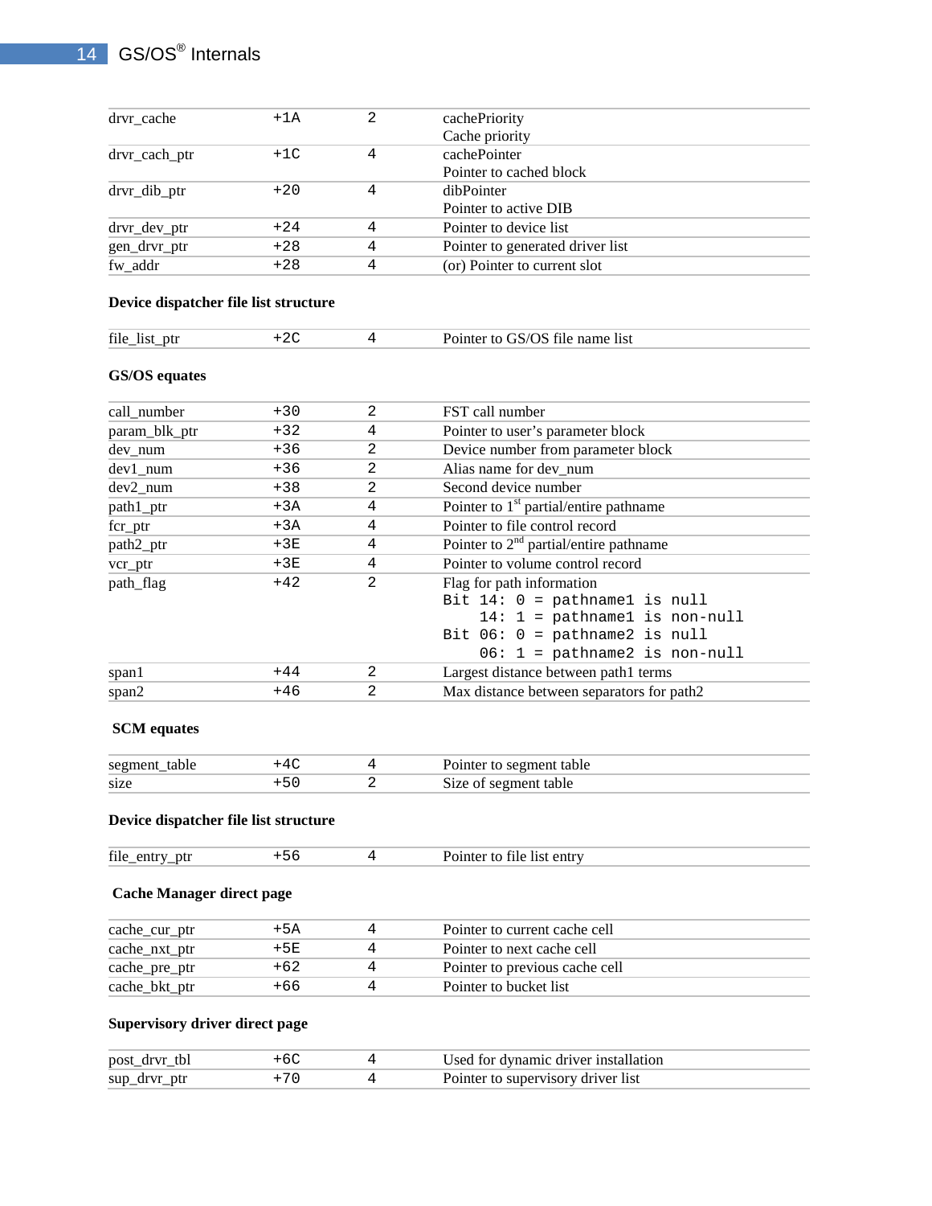| | | | |
|---|---|---|---|
| drvr_cache | +1A | 2 | cachePriority<br>Cache priority |
| drvr_cach_ptr | +1C | 4 | cachePointer<br>Pointer to cached block |
| drvr_dib_ptr | +20 | 4 | dibPointer<br>Pointer to active DIB |
| drvr_dev_ptr | +24 | 4 | Pointer to device list |
| gen_drvr_ptr | +28 | 4 | Pointer to generated driver list |
| fw_addr | +28 | 4 | (or) Pointer to current slot |

**Device dispatcher file list structure**

| | | | |
|---|---|---|---|
| file_list_ptr | +2C | 4 | Pointer to GS/OS file name list |

**GS/OS equates**

| | | | |
|---|---|---|---|
| call_number | +30 | 2 | FST call number |
| param_blk_ptr | +32 | 4 | Pointer to user's parameter block |
| dev_num | +36 | 2 | Device number from parameter block |
| dev1_num | +36 | 2 | Alias name for dev_num |
| dev2_num | +38 | 2 | Second device number |
| path1_ptr | +3A | 4 | Pointer to 1st partial/entire pathname |
| fcr_ptr | +3A | 4 | Pointer to file control record |
| path2_ptr | +3E | 4 | Pointer to 2nd partial/entire pathname |
| vcr_ptr | +3E | 4 | Pointer to volume control record |
| path_flag | +42 | 2 | Flag for path information<br>`Bit 14: 0 = pathname1 is null`<br>`    14: 1 = pathname1 is non-null`<br>`Bit 06: 0 = pathname2 is null`<br>`    06: 1 = pathname2 is non-null` |
| span1 | +44 | 2 | Largest distance between path1 terms |
| span2 | +46 | 2 | Max distance between separators for path2 |

**SCM equates**

| | | | |
|---|---|---|---|
| segment_table | +4C | 4 | Pointer to segment table |
| size | +50 | 2 | Size of segment table |

**Device dispatcher file list structure**

| | | | |
|---|---|---|---|
| file_entry_ptr | +56 | 4 | Pointer to file list entry |

**Cache Manager direct page**

| | | | |
|---|---|---|---|
| cache_cur_ptr | +5A | 4 | Pointer to current cache cell |
| cache_nxt_ptr | +5E | 4 | Pointer to next cache cell |
| cache_pre_ptr | +62 | 4 | Pointer to previous cache cell |
| cache_bkt_ptr | +66 | 4 | Pointer to bucket list |

**Supervisory driver direct page**

| | | | |
|---|---|---|---|
| post_drvr_tbl | +6C | 4 | Used for dynamic driver installation |
| sup_drvr_ptr | +70 | 4 | Pointer to supervisory driver list |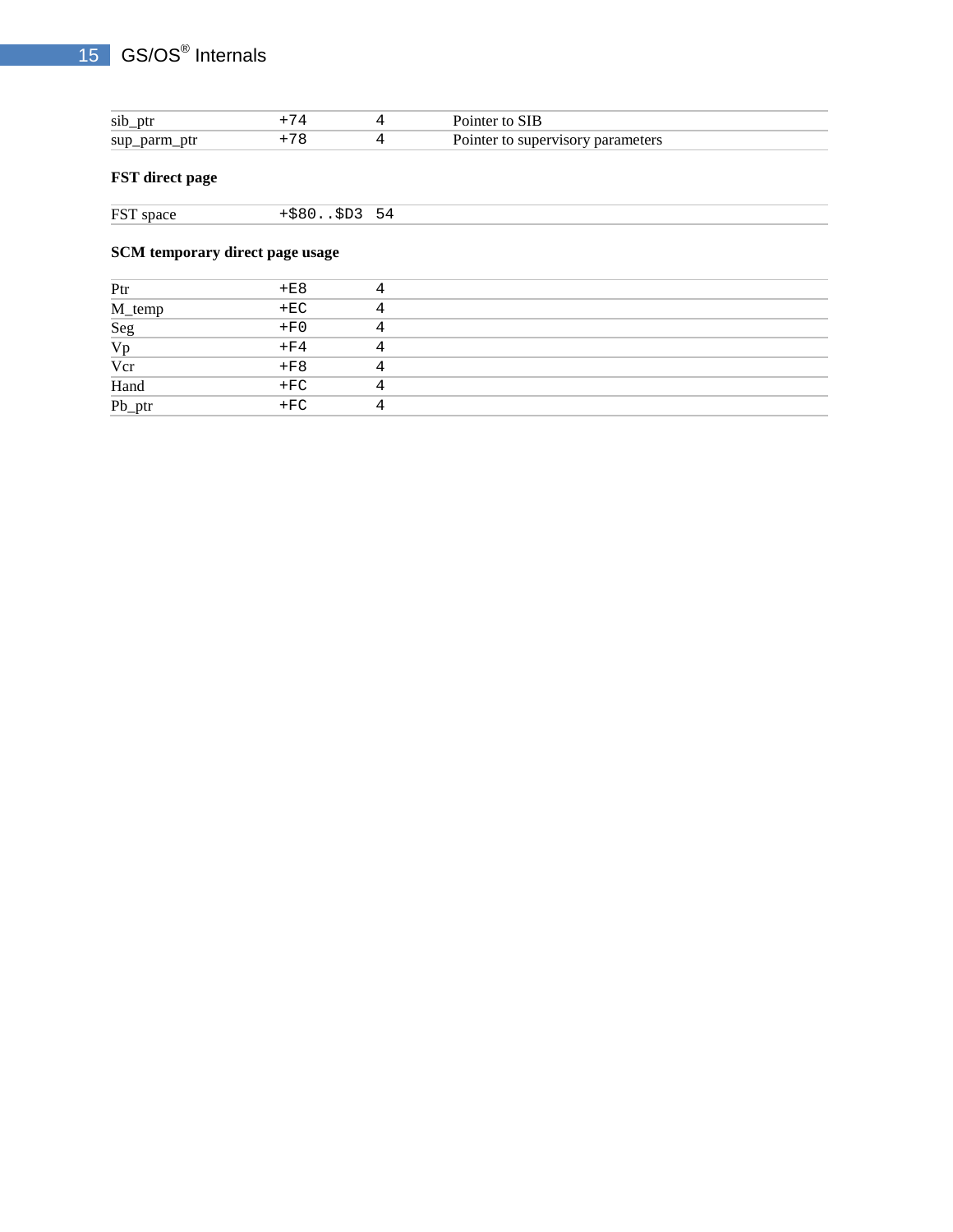| | | | |
|---|---|---|---|
| sib_ptr | +74 | 4 | Pointer to SIB |
| sup_parm_ptr | +78 | 4 | Pointer to supervisory parameters |

**FST direct page**

| | | | |
|---|---|---|---|
| FST space | +$80..$D3 | 54 | |

**SCM temporary direct page usage**

| | | | |
|---|---|---|---|
| Ptr | +E8 | 4 | |
| M_temp | +EC | 4 | |
| Seg | +F0 | 4 | |
| Vp | +F4 | 4 | |
| Vcr | +F8 | 4 | |
| Hand | +FC | 4 | |
| Pb_ptr | +FC | 4 | |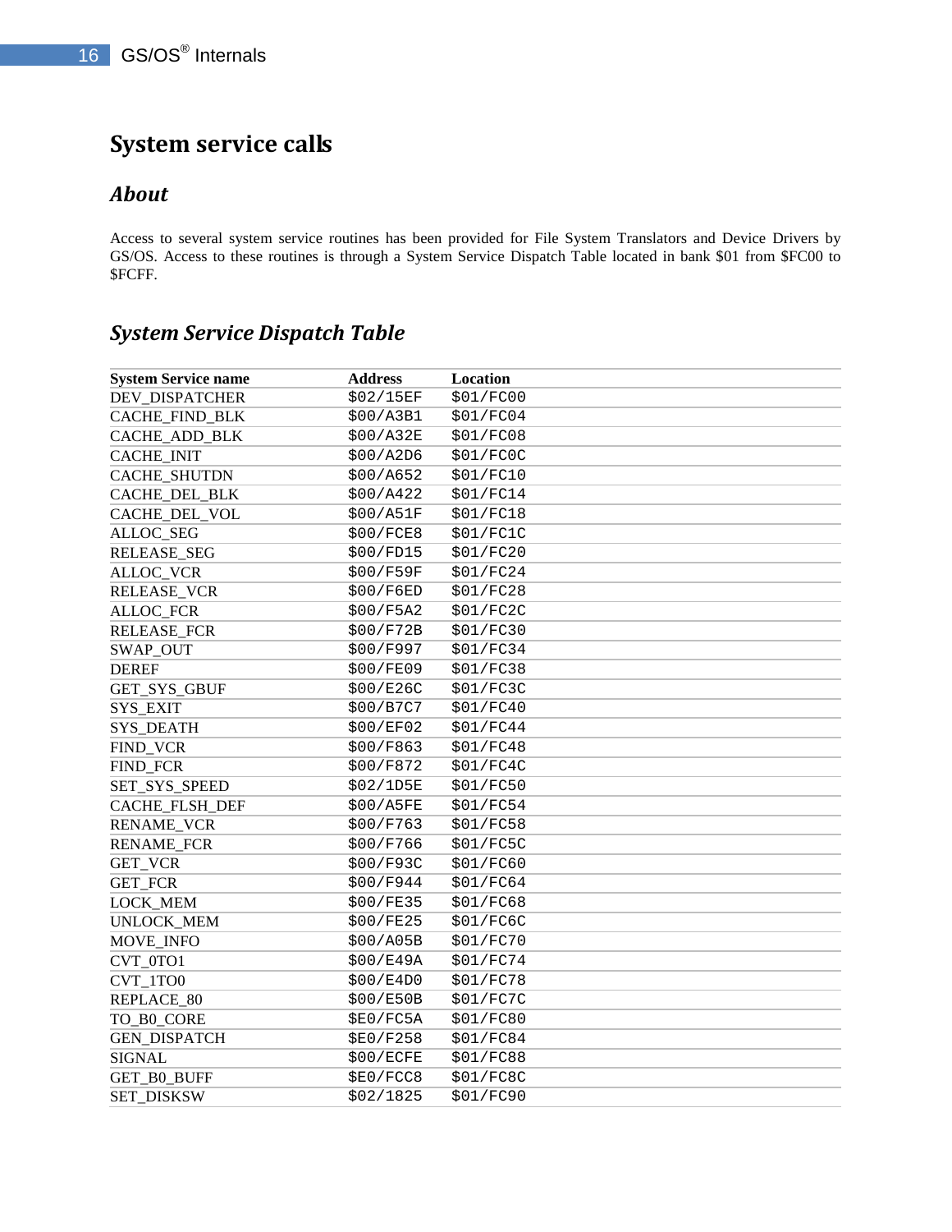# System service calls

## *About*

Access to several system service routines has been provided for File System Translators and Device Drivers by GS/OS. Access to these routines is through a System Service Dispatch Table located in bank $01 from $FC00 to $FCFF.

## *System Service Dispatch Table*

| System Service name | Address | Location |
|---|---|---|
| DEV_DISPATCHER | $02/15EF | $01/FC00 |
| CACHE_FIND_BLK | $00/A3B1 | $01/FC04 |
| CACHE_ADD_BLK | $00/A32E | $01/FC08 |
| CACHE_INIT | $00/A2D6 | $01/FC0C |
| CACHE_SHUTDN | $00/A652 | $01/FC10 |
| CACHE_DEL_BLK | $00/A422 | $01/FC14 |
| CACHE_DEL_VOL | $00/A51F | $01/FC18 |
| ALLOC_SEG | $00/FCE8 | $01/FC1C |
| RELEASE_SEG | $00/FD15 | $01/FC20 |
| ALLOC_VCR | $00/F59F | $01/FC24 |
| RELEASE_VCR | $00/F6ED | $01/FC28 |
| ALLOC_FCR | $00/F5A2 | $01/FC2C |
| RELEASE_FCR | $00/F72B | $01/FC30 |
| SWAP_OUT | $00/F997 | $01/FC34 |
| DEREF | $00/FE09 | $01/FC38 |
| GET_SYS_GBUF | $00/E26C | $01/FC3C |
| SYS_EXIT | $00/B7C7 | $01/FC40 |
| SYS_DEATH | $00/EF02 | $01/FC44 |
| FIND_VCR | $00/F863 | $01/FC48 |
| FIND_FCR | $00/F872 | $01/FC4C |
| SET_SYS_SPEED | $02/1D5E | $01/FC50 |
| CACHE_FLSH_DEF | $00/A5FE | $01/FC54 |
| RENAME_VCR | $00/F763 | $01/FC58 |
| RENAME_FCR | $00/F766 | $01/FC5C |
| GET_VCR | $00/F93C | $01/FC60 |
| GET_FCR | $00/F944 | $01/FC64 |
| LOCK_MEM | $00/FE35 | $01/FC68 |
| UNLOCK_MEM | $00/FE25 | $01/FC6C |
| MOVE_INFO | $00/A05B | $01/FC70 |
| CVT_0TO1 | $00/E49A | $01/FC74 |
| CVT_1TO0 | $00/E4D0 | $01/FC78 |
| REPLACE_80 | $00/E50B | $01/FC7C |
| TO_B0_CORE | $E0/FC5A | $01/FC80 |
| GEN_DISPATCH | $E0/F258 | $01/FC84 |
| SIGNAL | $00/ECFE | $01/FC88 |
| GET_B0_BUFF | $E0/FCC8 | $01/FC8C |
| SET_DISKSW | $02/1825 | $01/FC90 |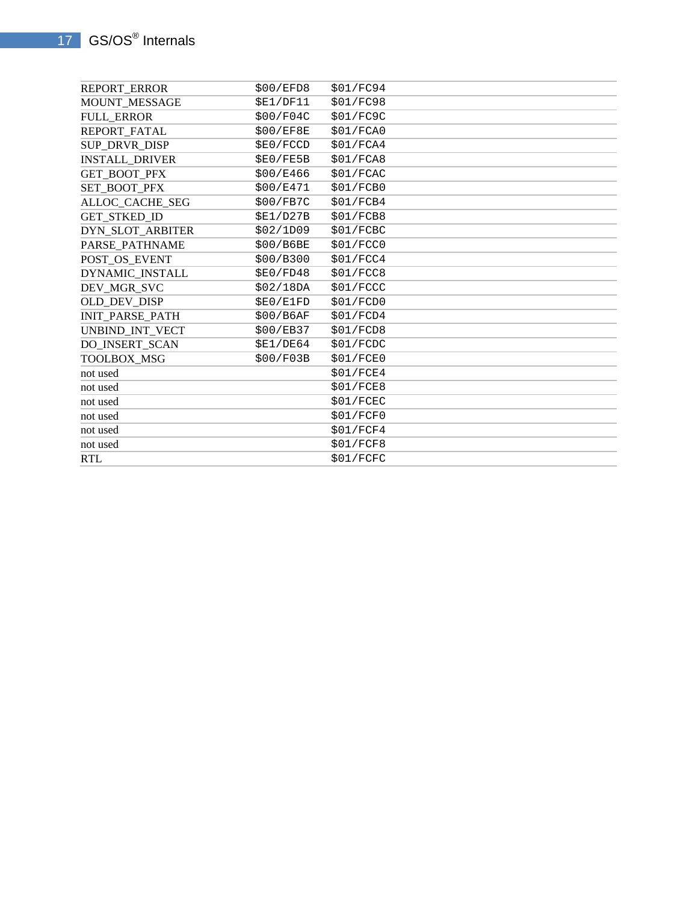| | | |
|---|---|---|
| REPORT_ERROR | $00/EFD8 | $01/FC94 |
| MOUNT_MESSAGE | $E1/DF11 | $01/FC98 |
| FULL_ERROR | $00/F04C | $01/FC9C |
| REPORT_FATAL | $00/EF8E | $01/FCA0 |
| SUP_DRVR_DISP | $E0/FCCD | $01/FCA4 |
| INSTALL_DRIVER | $E0/FE5B | $01/FCA8 |
| GET_BOOT_PFX | $00/E466 | $01/FCAC |
| SET_BOOT_PFX | $00/E471 | $01/FCB0 |
| ALLOC_CACHE_SEG | $00/FB7C | $01/FCB4 |
| GET_STKED_ID | $E1/D27B | $01/FCB8 |
| DYN_SLOT_ARBITER | $02/1D09 | $01/FCBC |
| PARSE_PATHNAME | $00/B6BE | $01/FCC0 |
| POST_OS_EVENT | $00/B300 | $01/FCC4 |
| DYNAMIC_INSTALL | $E0/FD48 | $01/FCC8 |
| DEV_MGR_SVC | $02/18DA | $01/FCCC |
| OLD_DEV_DISP | $E0/E1FD | $01/FCD0 |
| INIT_PARSE_PATH | $00/B6AF | $01/FCD4 |
| UNBIND_INT_VECT | $00/EB37 | $01/FCD8 |
| DO_INSERT_SCAN | $E1/DE64 | $01/FCDC |
| TOOLBOX_MSG | $00/F03B | $01/FCE0 |
| not used | | $01/FCE4 |
| not used | | $01/FCE8 |
| not used | | $01/FCEC |
| not used | | $01/FCF0 |
| not used | | $01/FCF4 |
| not used | | $01/FCF8 |
| RTL | | $01/FCFC |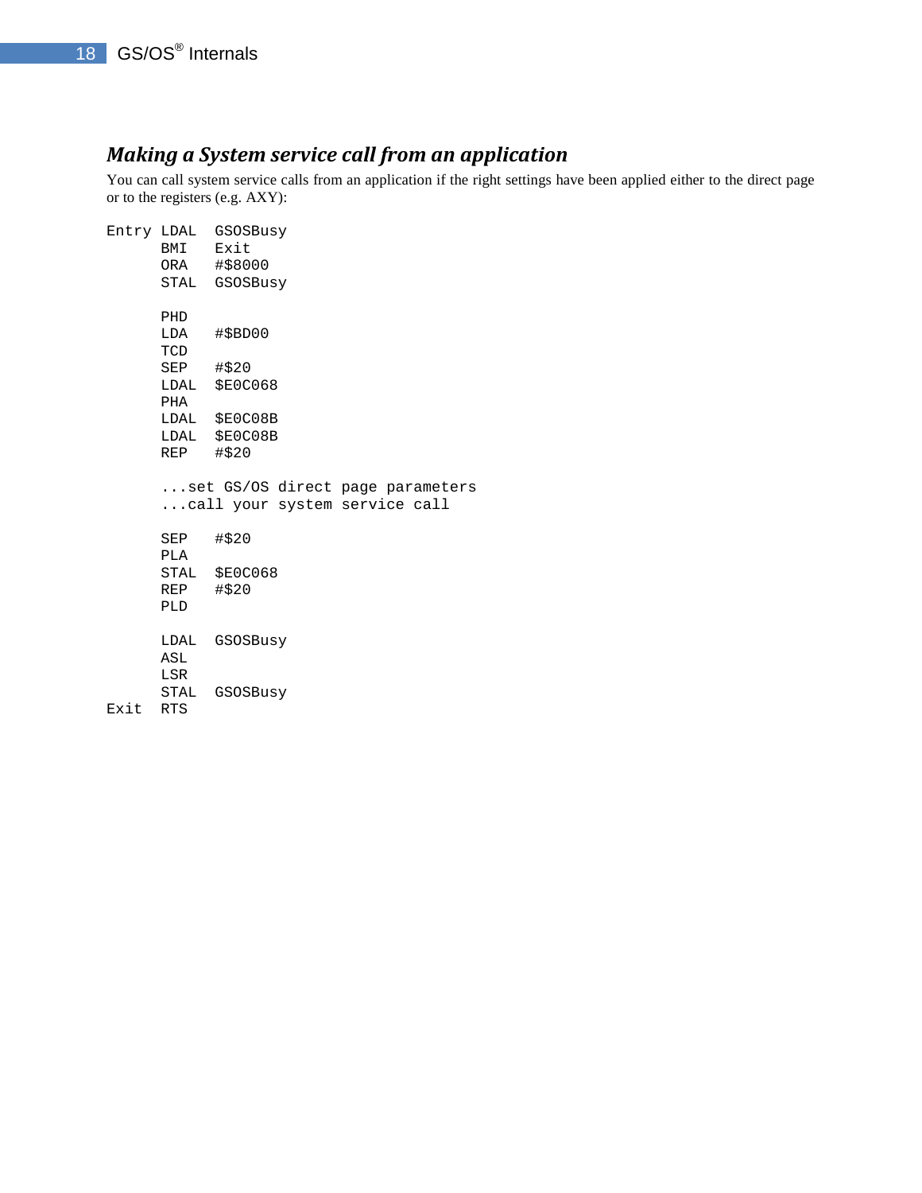### *Making a System service call from an application*

You can call system service calls from an application if the right settings have been applied either to the direct page or to the registers (e.g. AXY):

```
Entry LDAL  GSOSBusy
      BMI   Exit
      ORA   #$8000
      STAL  GSOSBusy

      PHD
      LDA   #$BD00
      TCD
      SEP   #$20
      LDAL  $E0C068
      PHA
      LDAL  $E0C08B
      LDAL  $E0C08B
      REP   #$20

      ...set GS/OS direct page parameters
      ...call your system service call

      SEP   #$20
      PLA
      STAL  $E0C068
      REP   #$20
      PLD

      LDAL  GSOSBusy
      ASL
      LSR
      STAL  GSOSBusy
Exit  RTS
```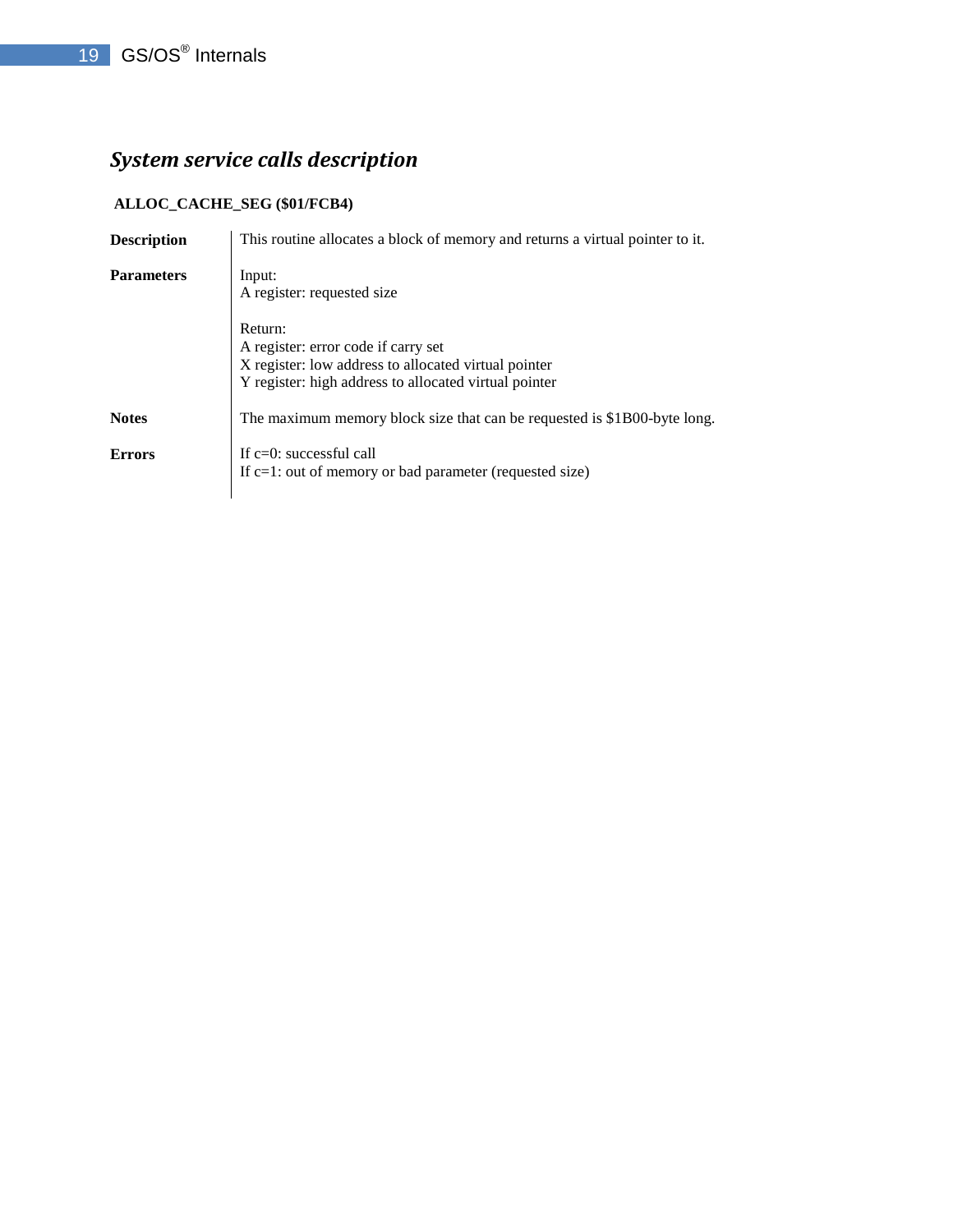## *System service calls description*

### ALLOC_CACHE_SEG ($01/FCB4)

| | |
|---|---|
| **Description** | This routine allocates a block of memory and returns a virtual pointer to it. |
| **Parameters** | Input:<br>A register: requested size<br><br>Return:<br>A register: error code if carry set<br>X register: low address to allocated virtual pointer<br>Y register: high address to allocated virtual pointer |
| **Notes** | The maximum memory block size that can be requested is $1B00-byte long. |
| **Errors** | If c=0: successful call<br>If c=1: out of memory or bad parameter (requested size) |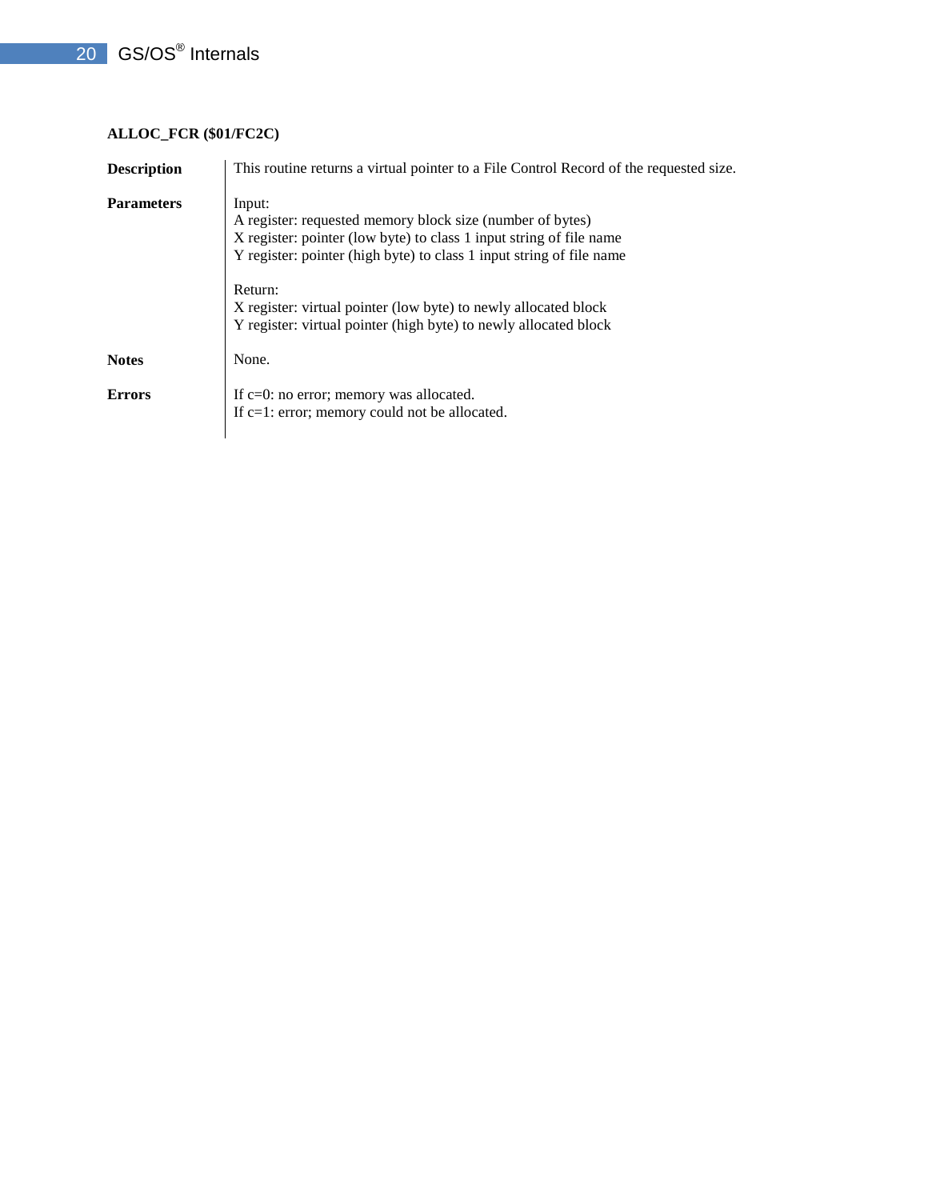**ALLOC_FCR ($01/FC2C)**

| | |
|---|---|
| **Description** | This routine returns a virtual pointer to a File Control Record of the requested size. |
| **Parameters** | Input:<br>A register: requested memory block size (number of bytes)<br>X register: pointer (low byte) to class 1 input string of file name<br>Y register: pointer (high byte) to class 1 input string of file name<br><br>Return:<br>X register: virtual pointer (low byte) to newly allocated block<br>Y register: virtual pointer (high byte) to newly allocated block |
| **Notes** | None. |
| **Errors** | If c=0: no error; memory was allocated.<br>If c=1: error; memory could not be allocated. |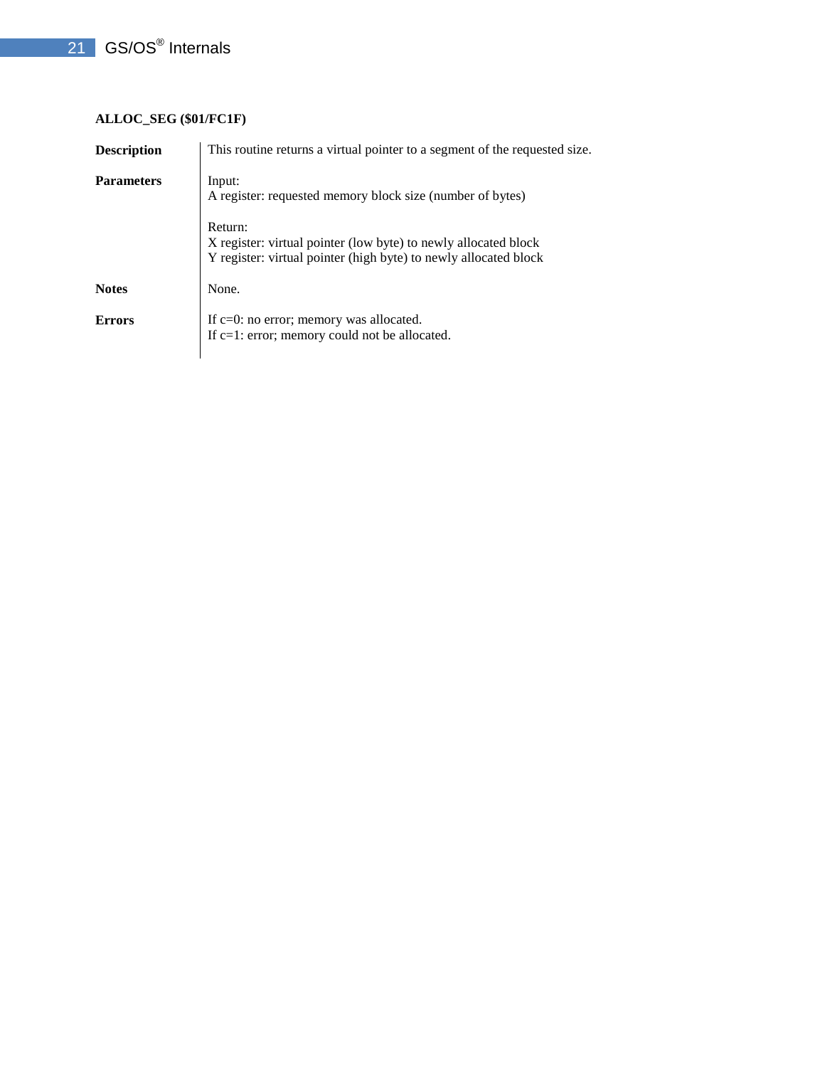### ALLOC_SEG ($01/FC1F)

| | |
|---|---|
| **Description** | This routine returns a virtual pointer to a segment of the requested size. |
| **Parameters** | Input:<br>A register: requested memory block size (number of bytes)<br><br>Return:<br>X register: virtual pointer (low byte) to newly allocated block<br>Y register: virtual pointer (high byte) to newly allocated block |
| **Notes** | None. |
| **Errors** | If c=0: no error; memory was allocated.<br>If c=1: error; memory could not be allocated. |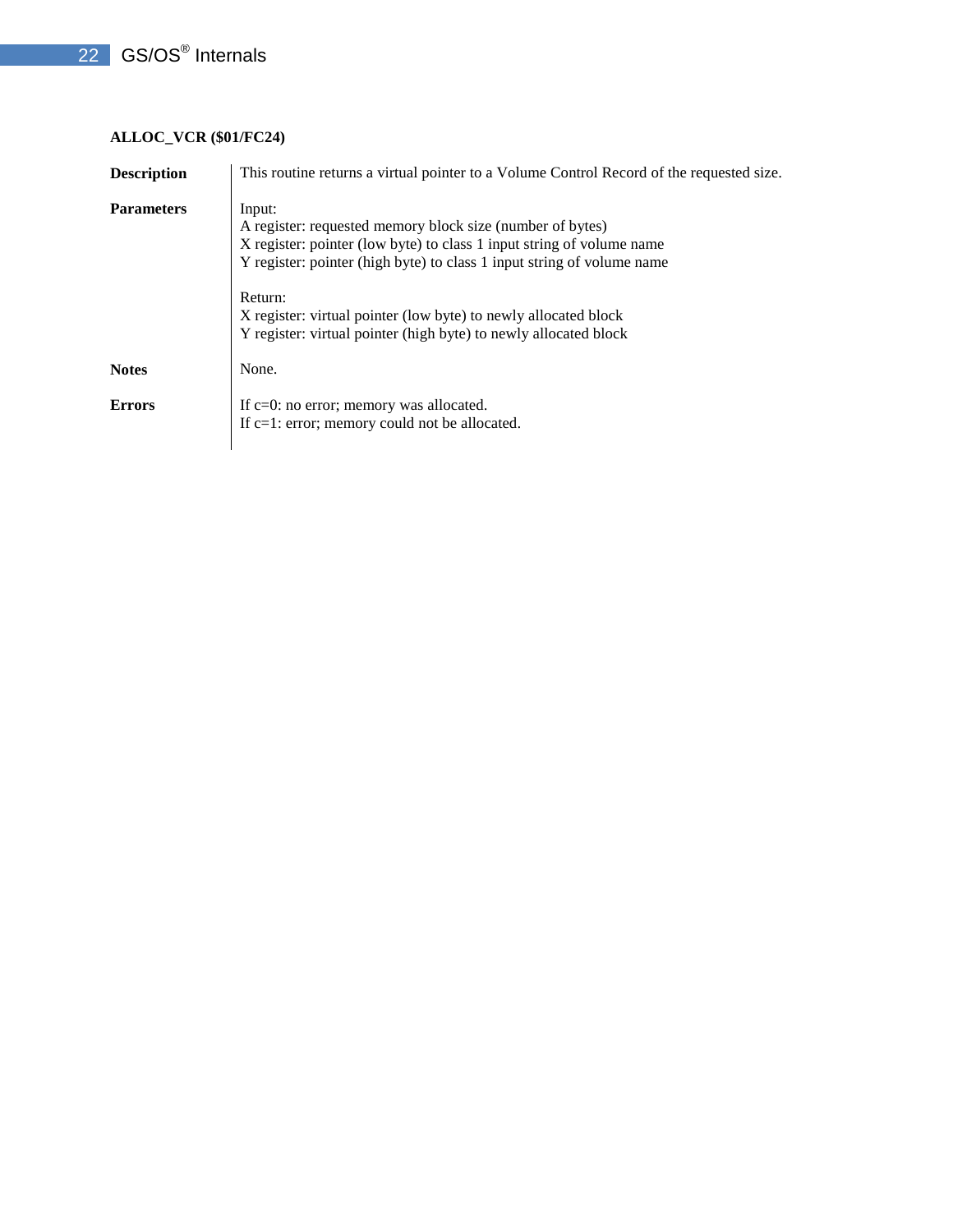**ALLOC_VCR ($01/FC24)**

| | |
|---|---|
| **Description** | This routine returns a virtual pointer to a Volume Control Record of the requested size. |
| **Parameters** | Input:<br>A register: requested memory block size (number of bytes)<br>X register: pointer (low byte) to class 1 input string of volume name<br>Y register: pointer (high byte) to class 1 input string of volume name<br><br>Return:<br>X register: virtual pointer (low byte) to newly allocated block<br>Y register: virtual pointer (high byte) to newly allocated block |
| **Notes** | None. |
| **Errors** | If c=0: no error; memory was allocated.<br>If c=1: error; memory could not be allocated. |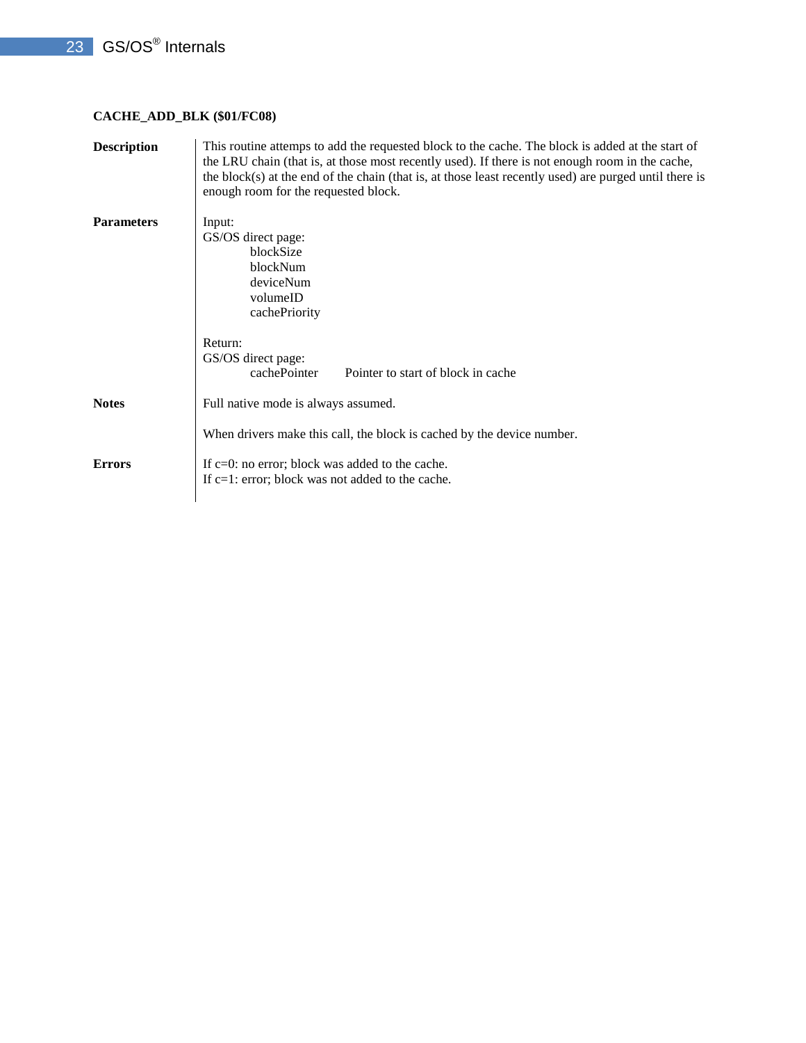**CACHE_ADD_BLK ($01/FC08)**

**Description**

This routine attemps to add the requested block to the cache. The block is added at the start of the LRU chain (that is, at those most recently used). If there is not enough room in the cache, the block(s) at the end of the chain (that is, at those least recently used) are purged until there is enough room for the requested block.

**Parameters**

Input:
GS/OS direct page:
- blockSize
- blockNum
- deviceNum
- volumeID
- cachePriority

Return:
GS/OS direct page:
- cachePointer — Pointer to start of block in cache

**Notes**

Full native mode is always assumed.

When drivers make this call, the block is cached by the device number.

**Errors**

If c=0: no error; block was added to the cache.
If c=1: error; block was not added to the cache.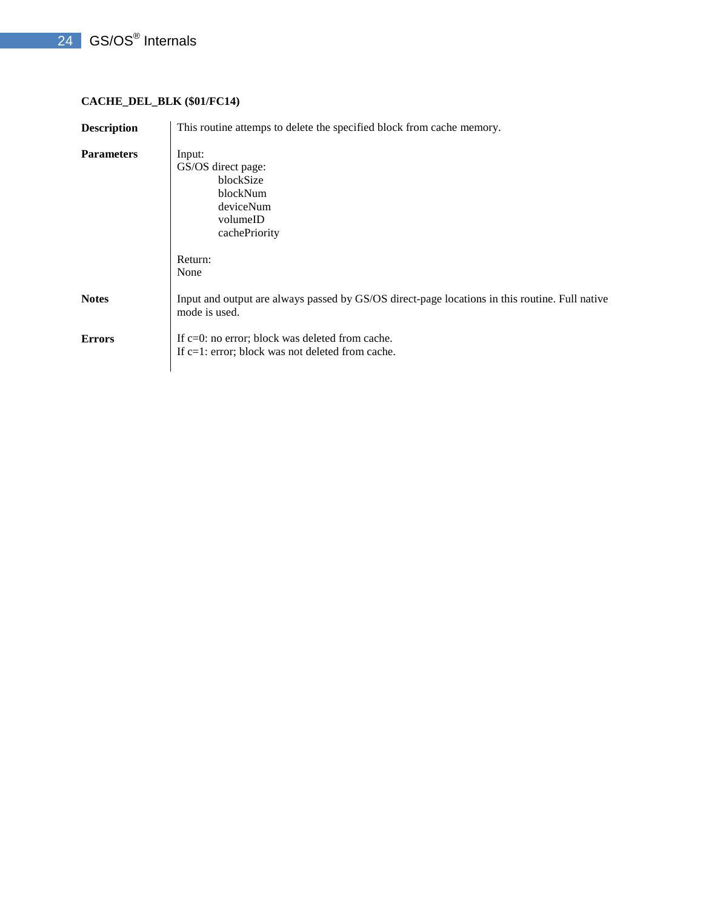### CACHE_DEL_BLK ($01/FC14)

**Description**

This routine attemps to delete the specified block from cache memory.

**Parameters**

Input:
GS/OS direct page:

- blockSize
- blockNum
- deviceNum
- volumeID
- cachePriority

Return:
None

**Notes**

Input and output are always passed by GS/OS direct-page locations in this routine. Full native mode is used.

**Errors**

If c=0: no error; block was deleted from cache.
If c=1: error; block was not deleted from cache.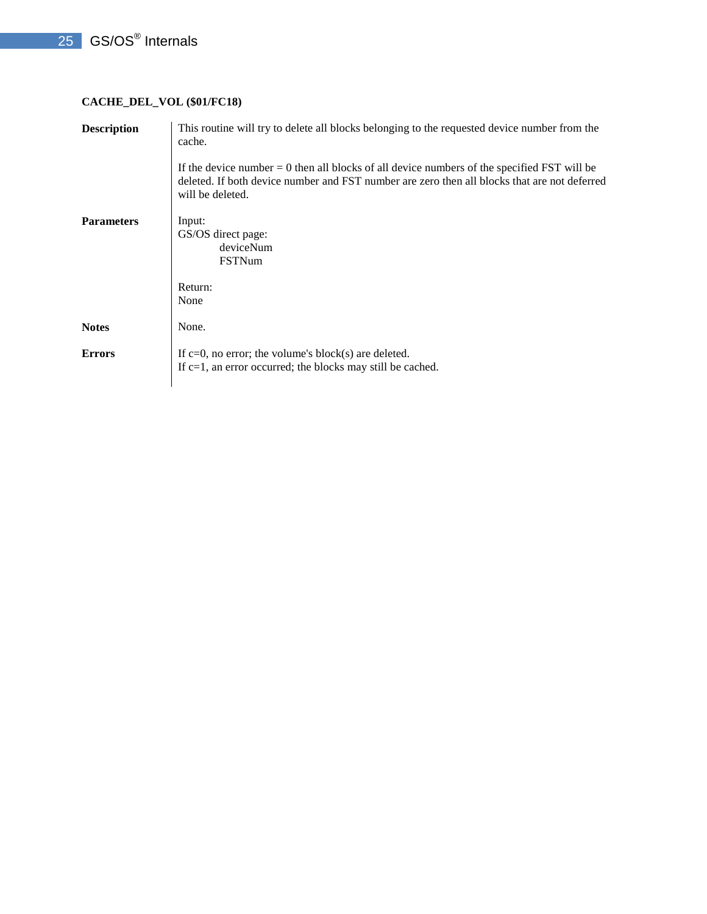**CACHE_DEL_VOL ($01/FC18)**

**Description**

This routine will try to delete all blocks belonging to the requested device number from the cache.

If the device number = 0 then all blocks of all device numbers of the specified FST will be deleted. If both device number and FST number are zero then all blocks that are not deferred will be deleted.

**Parameters**

Input:
GS/OS direct page:
- deviceNum
- FSTNum

Return:
None

**Notes**

None.

**Errors**

If c=0, no error; the volume's block(s) are deleted.
If c=1, an error occurred; the blocks may still be cached.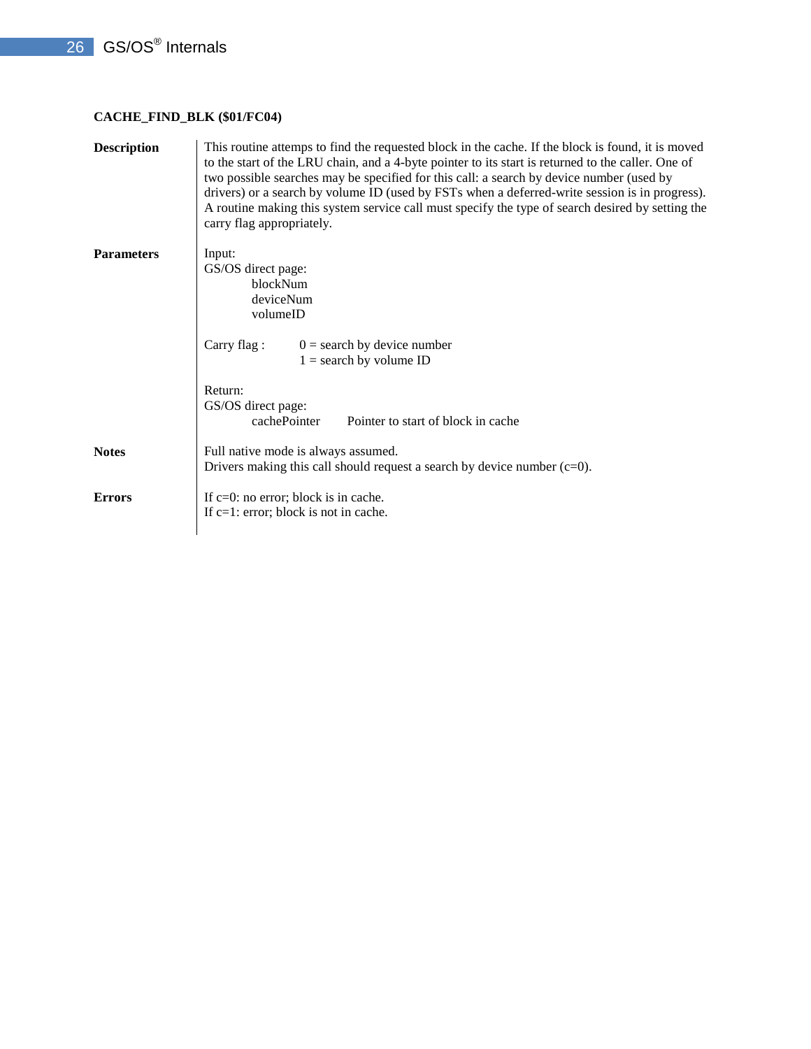**CACHE_FIND_BLK ($01/FC04)**

**Description**

This routine attemps to find the requested block in the cache. If the block is found, it is moved to the start of the LRU chain, and a 4-byte pointer to its start is returned to the caller. One of two possible searches may be specified for this call: a search by device number (used by drivers) or a search by volume ID (used by FSTs when a deferred-write session is in progress). A routine making this system service call must specify the type of search desired by setting the carry flag appropriately.

**Parameters**

Input:
GS/OS direct page:
- blockNum
- deviceNum
- volumeID

Carry flag :
- 0 = search by device number
- 1 = search by volume ID

Return:
GS/OS direct page:
- cachePointer — Pointer to start of block in cache

**Notes**

Full native mode is always assumed.
Drivers making this call should request a search by device number (c=0).

**Errors**

If c=0: no error; block is in cache.
If c=1: error; block is not in cache.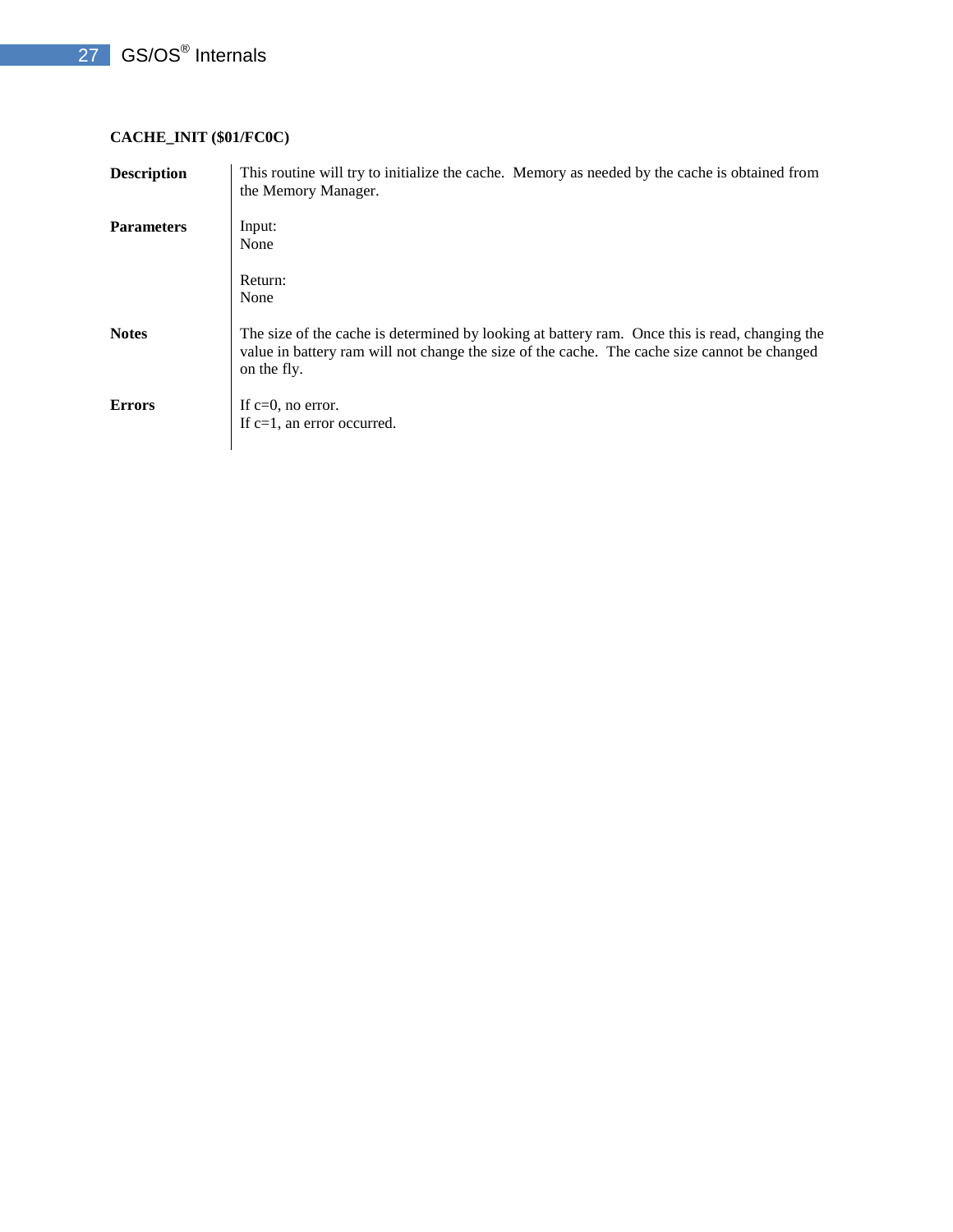**CACHE_INIT ($01/FC0C)**

| | |
|---|---|
| **Description** | This routine will try to initialize the cache. Memory as needed by the cache is obtained from the Memory Manager. |
| **Parameters** | Input:<br>None<br><br>Return:<br>None |
| **Notes** | The size of the cache is determined by looking at battery ram. Once this is read, changing the value in battery ram will not change the size of the cache. The cache size cannot be changed on the fly. |
| **Errors** | If c=0, no error.<br>If c=1, an error occurred. |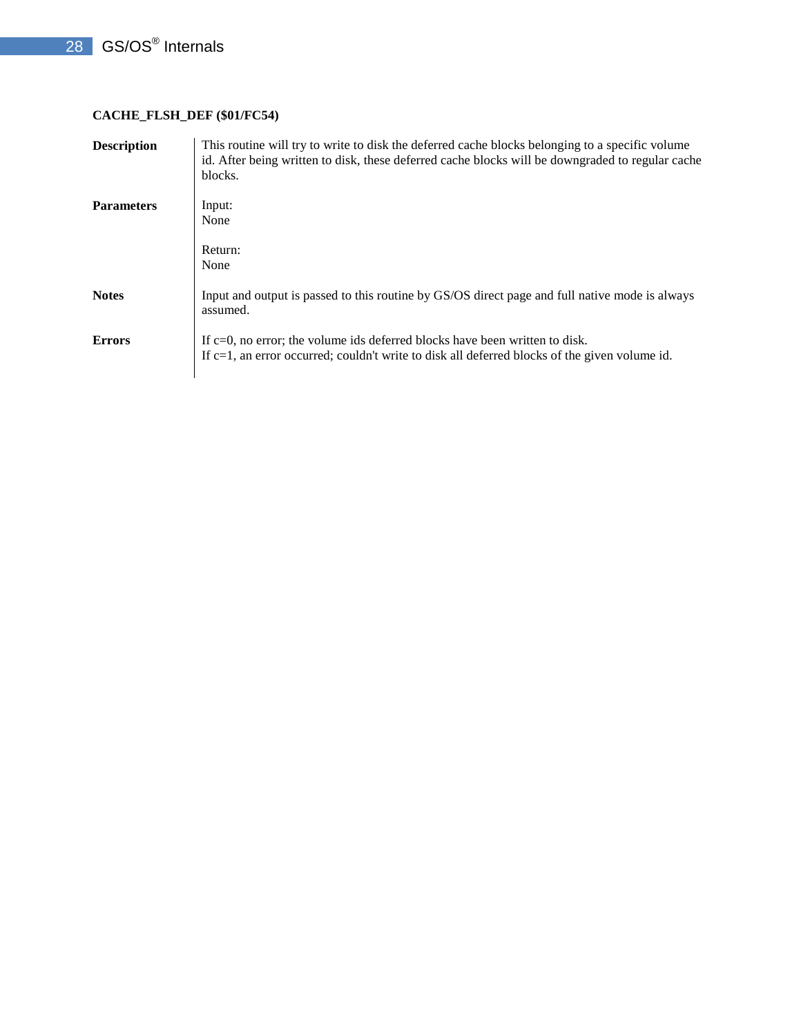**CACHE_FLSH_DEF ($01/FC54)**

**Description**

This routine will try to write to disk the deferred cache blocks belonging to a specific volume id. After being written to disk, these deferred cache blocks will be downgraded to regular cache blocks.

**Parameters**

Input:
None

Return:
None

**Notes**

Input and output is passed to this routine by GS/OS direct page and full native mode is always assumed.

**Errors**

If c=0, no error; the volume ids deferred blocks have been written to disk.
If c=1, an error occurred; couldn't write to disk all deferred blocks of the given volume id.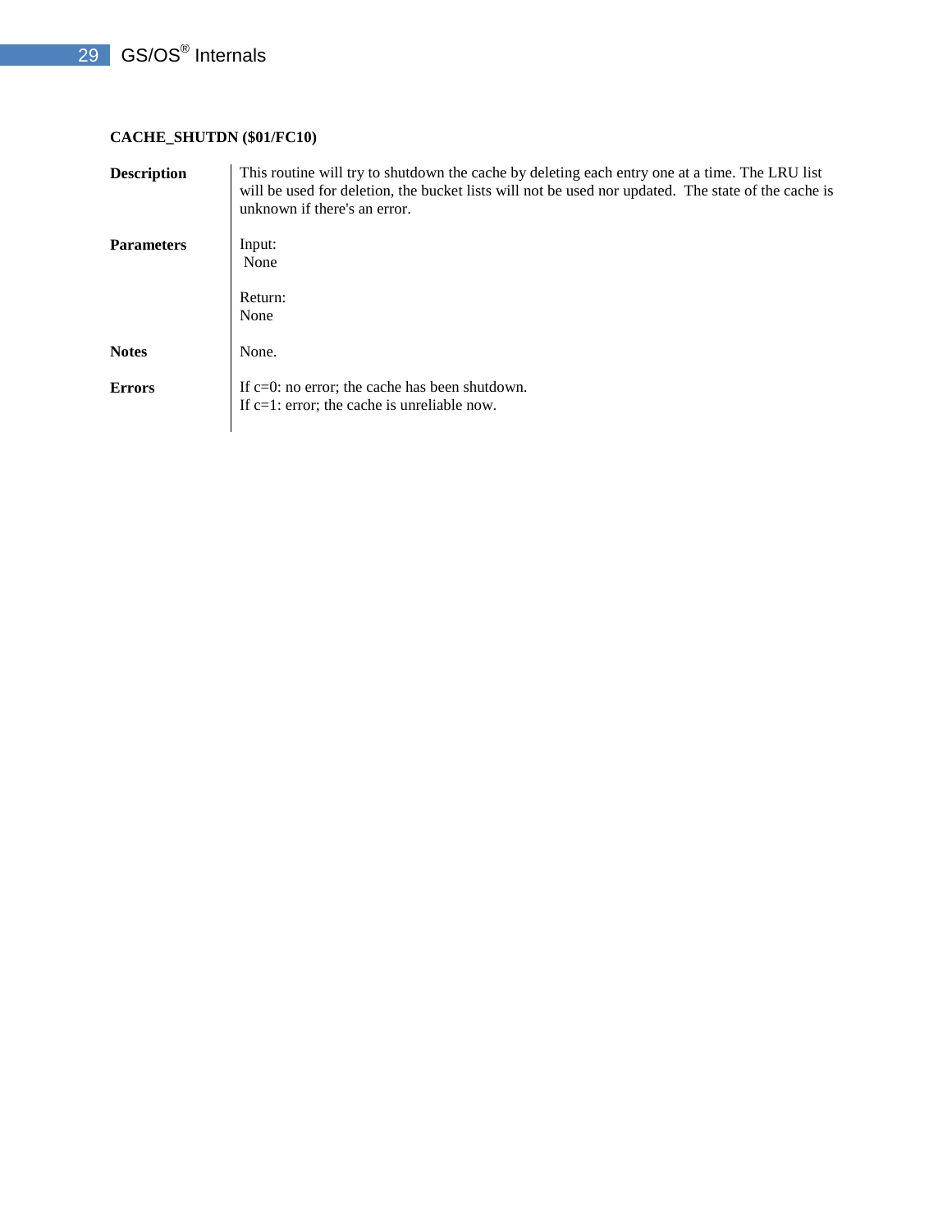**CACHE_SHUTDN ($01/FC10)**

**Description**

This routine will try to shutdown the cache by deleting each entry one at a time. The LRU list will be used for deletion, the bucket lists will not be used nor updated. The state of the cache is unknown if there's an error.

**Parameters**

Input:
None

Return:
None

**Notes**

None.

**Errors**

If c=0: no error; the cache has been shutdown.
If c=1: error; the cache is unreliable now.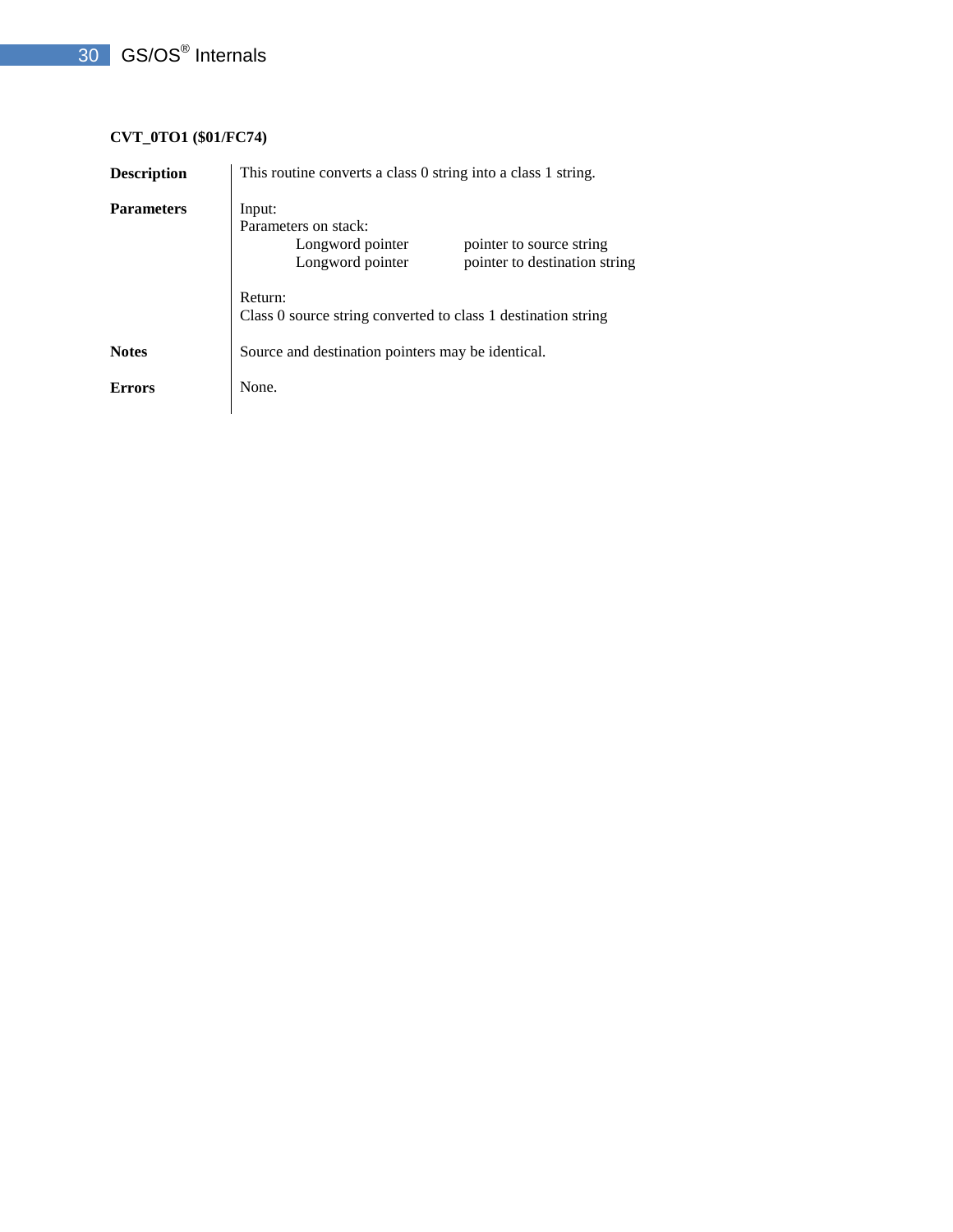**CVT_0TO1 ($01/FC74)**

**Description**

This routine converts a class 0 string into a class 1 string.

**Parameters**

Input:
Parameters on stack:

| | |
|---|---|
| Longword pointer | pointer to source string |
| Longword pointer | pointer to destination string |

Return:
Class 0 source string converted to class 1 destination string

**Notes**

Source and destination pointers may be identical.

**Errors**

None.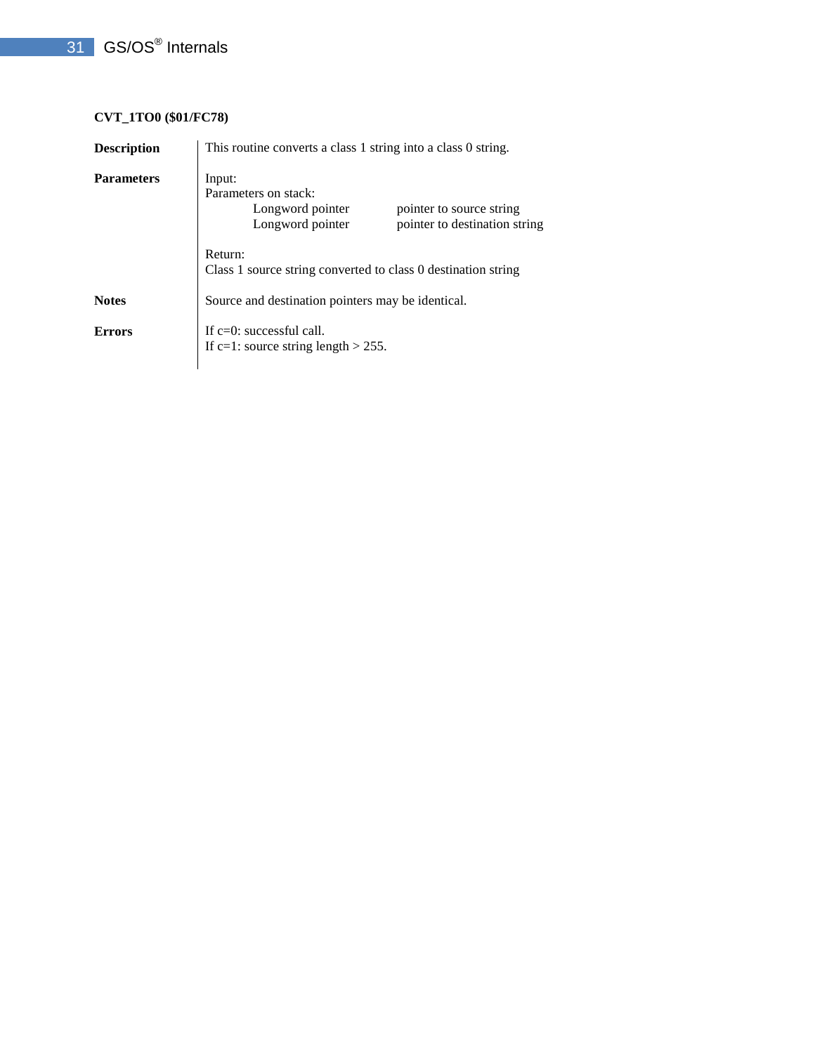**CVT_1TO0 ($01/FC78)**

**Description**

This routine converts a class 1 string into a class 0 string.

**Parameters**

Input:
Parameters on stack:

| | |
|---|---|
| Longword pointer | pointer to source string |
| Longword pointer | pointer to destination string |

Return:
Class 1 source string converted to class 0 destination string

**Notes**

Source and destination pointers may be identical.

**Errors**

If c=0: successful call.
If c=1: source string length > 255.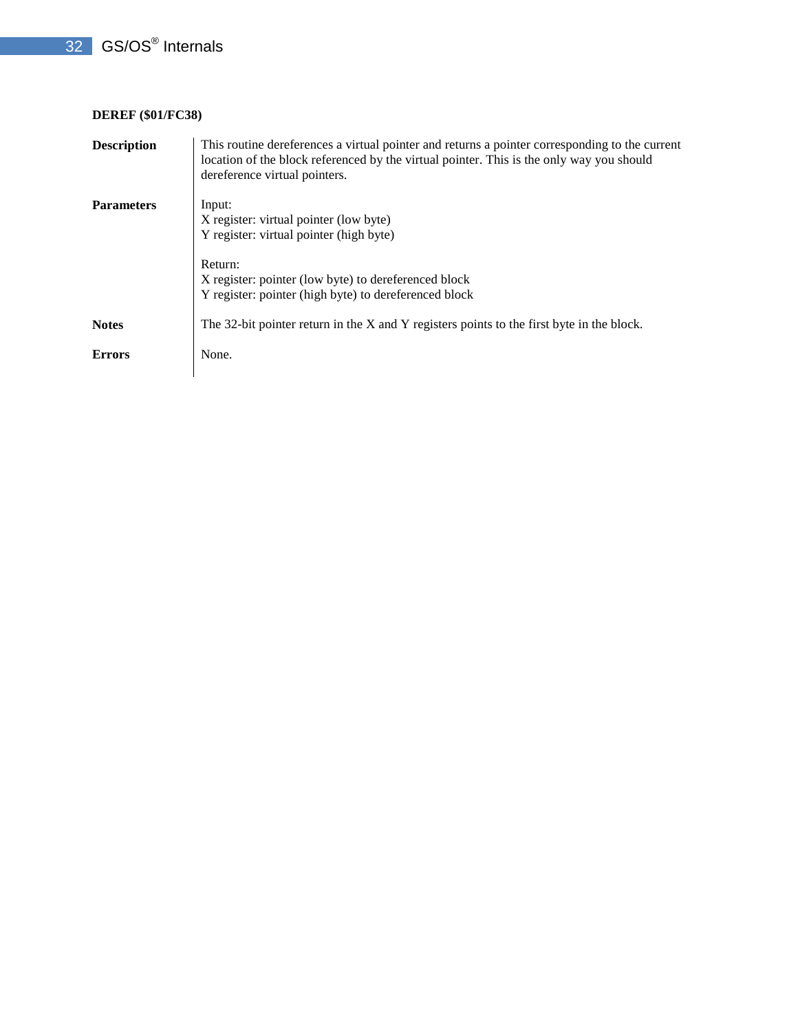**DEREF ($01/FC38)**

**Description**

This routine dereferences a virtual pointer and returns a pointer corresponding to the current location of the block referenced by the virtual pointer. This is the only way you should dereference virtual pointers.

**Parameters**

Input:
X register: virtual pointer (low byte)
Y register: virtual pointer (high byte)

Return:
X register: pointer (low byte) to dereferenced block
Y register: pointer (high byte) to dereferenced block

**Notes**

The 32-bit pointer return in the X and Y registers points to the first byte in the block.

**Errors**

None.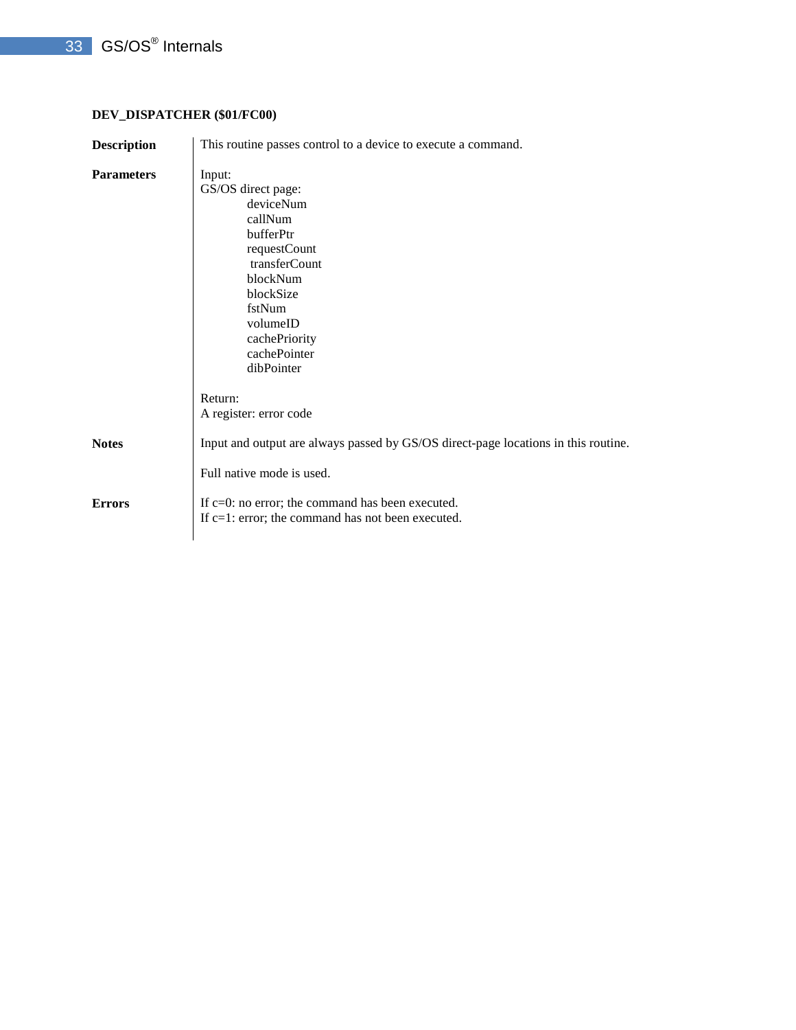**DEV_DISPATCHER ($01/FC00)**

**Description**

This routine passes control to a device to execute a command.

**Parameters**

Input:
GS/OS direct page:

- deviceNum
- callNum
- bufferPtr
- requestCount
- transferCount
- blockNum
- blockSize
- fstNum
- volumeID
- cachePriority
- cachePointer
- dibPointer

Return:
A register: error code

**Notes**

Input and output are always passed by GS/OS direct-page locations in this routine.

Full native mode is used.

**Errors**

If c=0: no error; the command has been executed.
If c=1: error; the command has not been executed.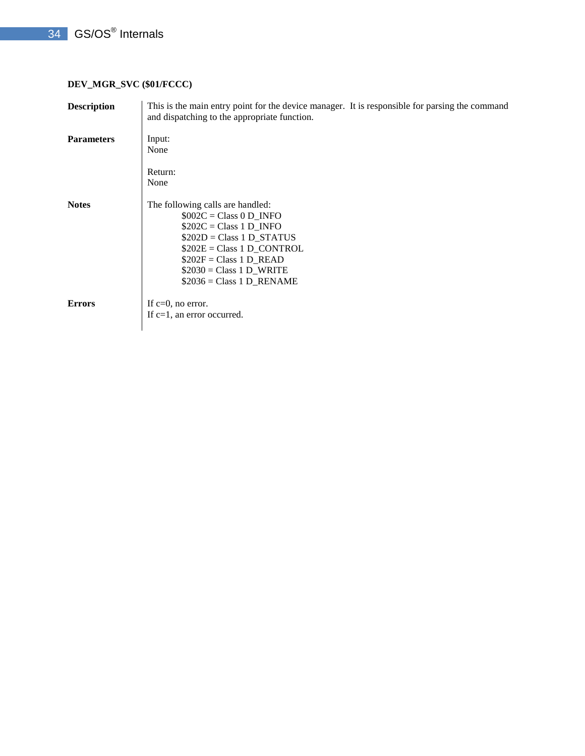**DEV_MGR_SVC ($01/FCCC)**

**Description**

This is the main entry point for the device manager. It is responsible for parsing the command and dispatching to the appropriate function.

**Parameters**

Input:
None

Return:
None

**Notes**

The following calls are handled:

- $002C = Class 0 D_INFO
- $202C = Class 1 D_INFO
- $202D = Class 1 D_STATUS
- $202E = Class 1 D_CONTROL
- $202F = Class 1 D_READ
- $2030 = Class 1 D_WRITE
- $2036 = Class 1 D_RENAME

**Errors**

If c=0, no error.
If c=1, an error occurred.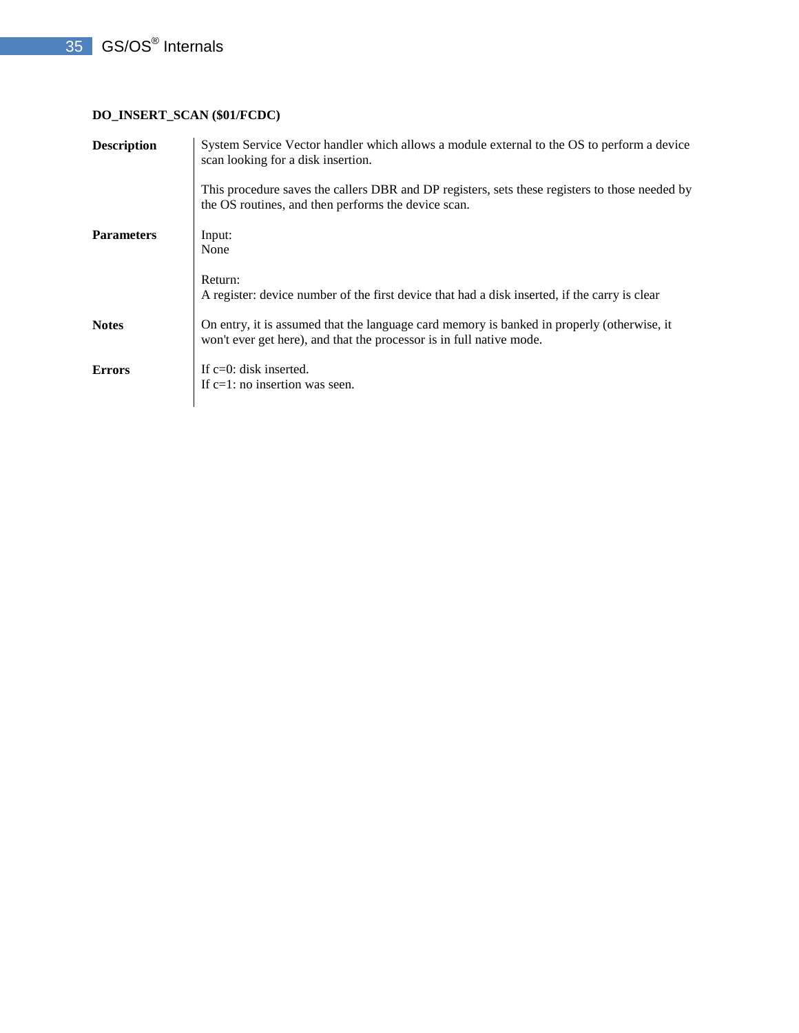**DO_INSERT_SCAN ($01/FCDC)**

| | |
|---|---|
| **Description** | System Service Vector handler which allows a module external to the OS to perform a device scan looking for a disk insertion.<br><br>This procedure saves the callers DBR and DP registers, sets these registers to those needed by the OS routines, and then performs the device scan. |
| **Parameters** | Input:<br>None<br><br>Return:<br>A register: device number of the first device that had a disk inserted, if the carry is clear |
| **Notes** | On entry, it is assumed that the language card memory is banked in properly (otherwise, it won't ever get here), and that the processor is in full native mode. |
| **Errors** | If c=0: disk inserted.<br>If c=1: no insertion was seen. |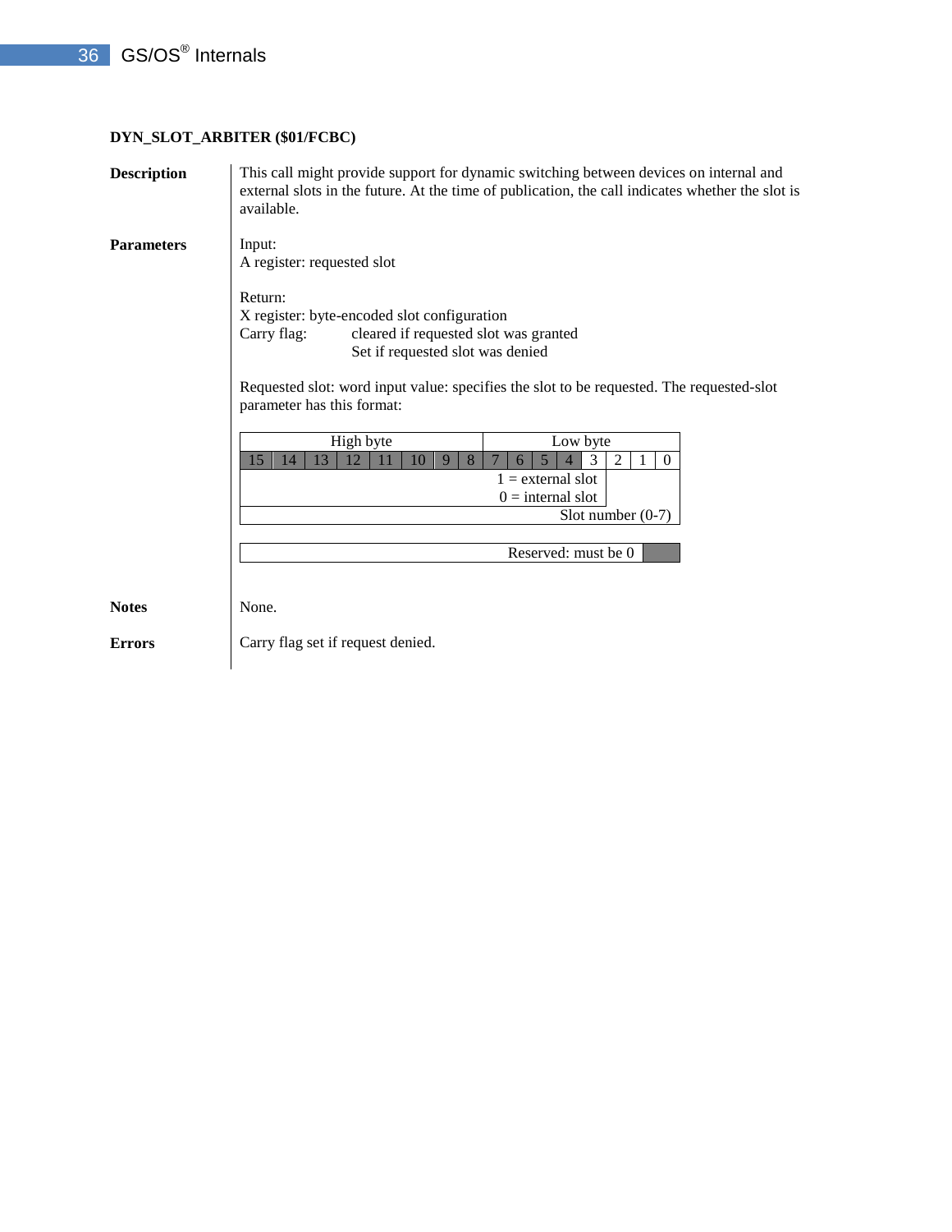### DYN_SLOT_ARBITER ($01/FCBC)

**Description**

This call might provide support for dynamic switching between devices on internal and external slots in the future. At the time of publication, the call indicates whether the slot is available.

**Parameters**

Input:
A register: requested slot

Return:
X register: byte-encoded slot configuration
Carry flag: cleared if requested slot was granted
Set if requested slot was denied

Requested slot: word input value: specifies the slot to be requested. The requested-slot parameter has this format:

| High byte | | | | | | | | Low byte | | | | | | | |
|---|---|---|---|---|---|---|---|---|---|---|---|---|---|---|---|
| 15 | 14 | 13 | 12 | 11 | 10 | 9 | 8 | 7 | 6 | 5 | 4 | 3 | 2 | 1 | 0 |

- Bit 3: 1 = external slot, 0 = internal slot
- Bits 2–0: Slot number (0-7)
- Bits 15–4: Reserved: must be 0

**Notes**

None.

**Errors**

Carry flag set if request denied.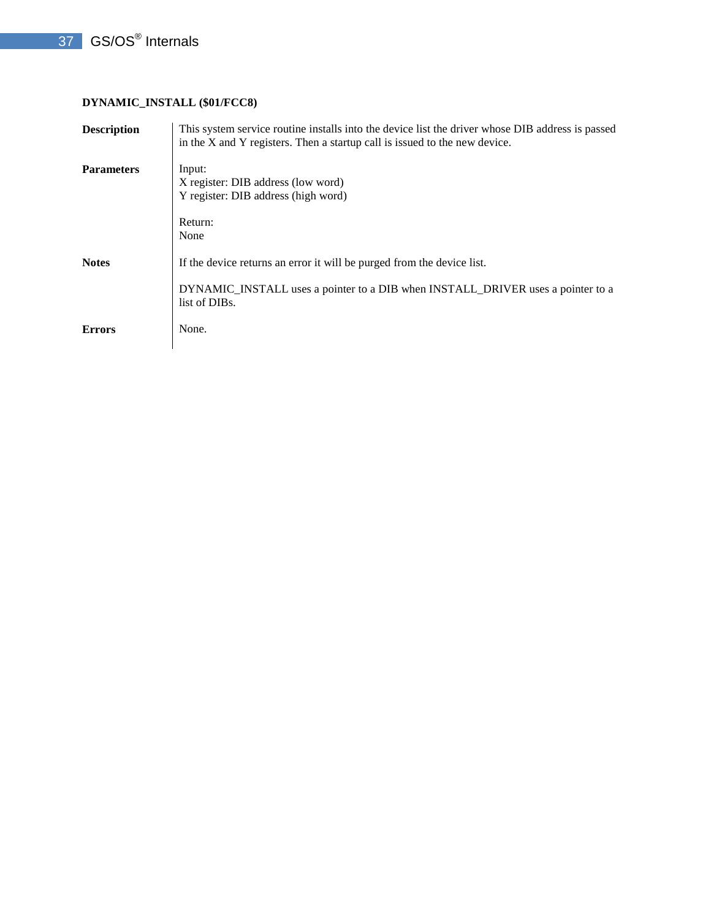**DYNAMIC_INSTALL ($01/FCC8)**

**Description**

This system service routine installs into the device list the driver whose DIB address is passed in the X and Y registers. Then a startup call is issued to the new device.

**Parameters**

Input:
X register: DIB address (low word)
Y register: DIB address (high word)

Return:
None

**Notes**

If the device returns an error it will be purged from the device list.

DYNAMIC_INSTALL uses a pointer to a DIB when INSTALL_DRIVER uses a pointer to a list of DIBs.

**Errors**

None.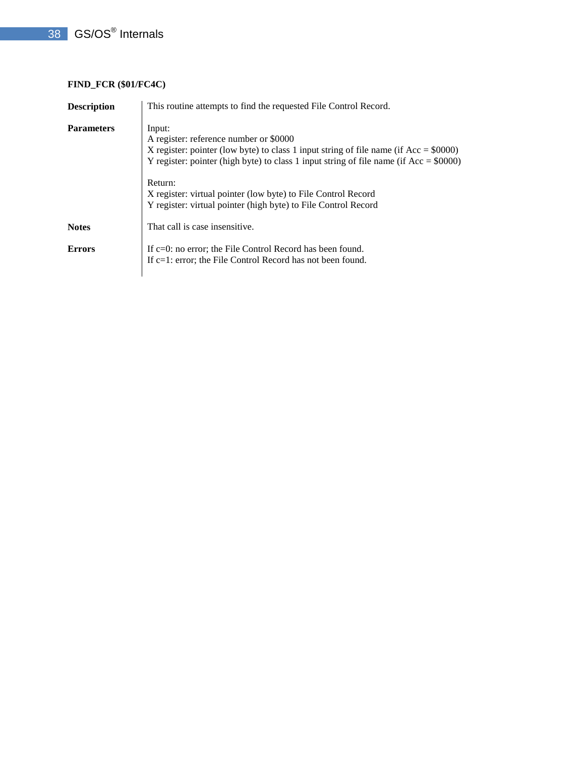**FIND_FCR ($01/FC4C)**

**Description**

This routine attempts to find the requested File Control Record.

**Parameters**

Input:
A register: reference number or $0000
X register: pointer (low byte) to class 1 input string of file name (if Acc = $0000)
Y register: pointer (high byte) to class 1 input string of file name (if Acc = $0000)

Return:
X register: virtual pointer (low byte) to File Control Record
Y register: virtual pointer (high byte) to File Control Record

**Notes**

That call is case insensitive.

**Errors**

If c=0: no error; the File Control Record has been found.
If c=1: error; the File Control Record has not been found.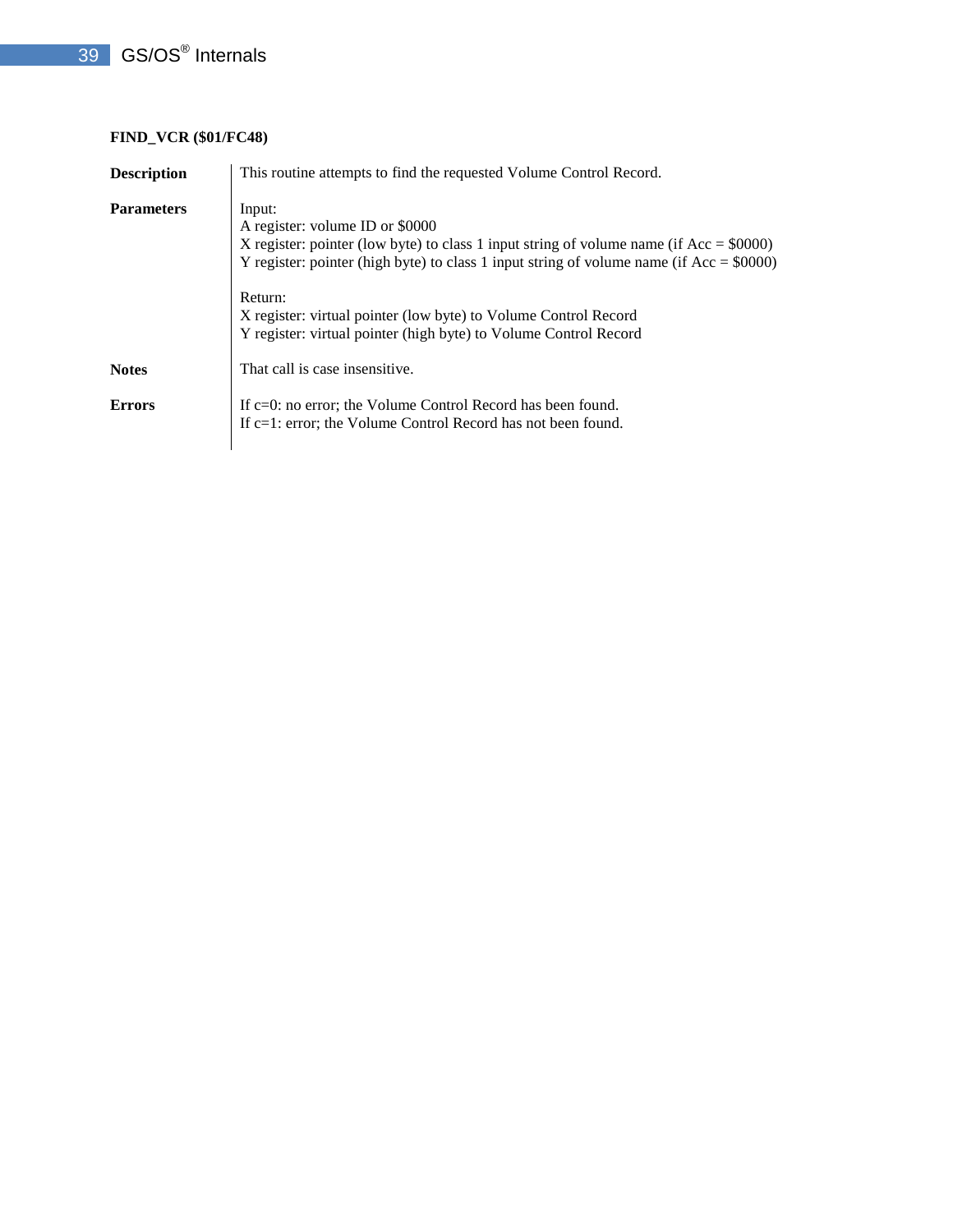**FIND_VCR ($01/FC48)**

| | |
|---|---|
| **Description** | This routine attempts to find the requested Volume Control Record. |
| **Parameters** | Input:<br>A register: volume ID or $0000<br>X register: pointer (low byte) to class 1 input string of volume name (if Acc = $0000)<br>Y register: pointer (high byte) to class 1 input string of volume name (if Acc = $0000)<br><br>Return:<br>X register: virtual pointer (low byte) to Volume Control Record<br>Y register: virtual pointer (high byte) to Volume Control Record |
| **Notes** | That call is case insensitive. |
| **Errors** | If c=0: no error; the Volume Control Record has been found.<br>If c=1: error; the Volume Control Record has not been found. |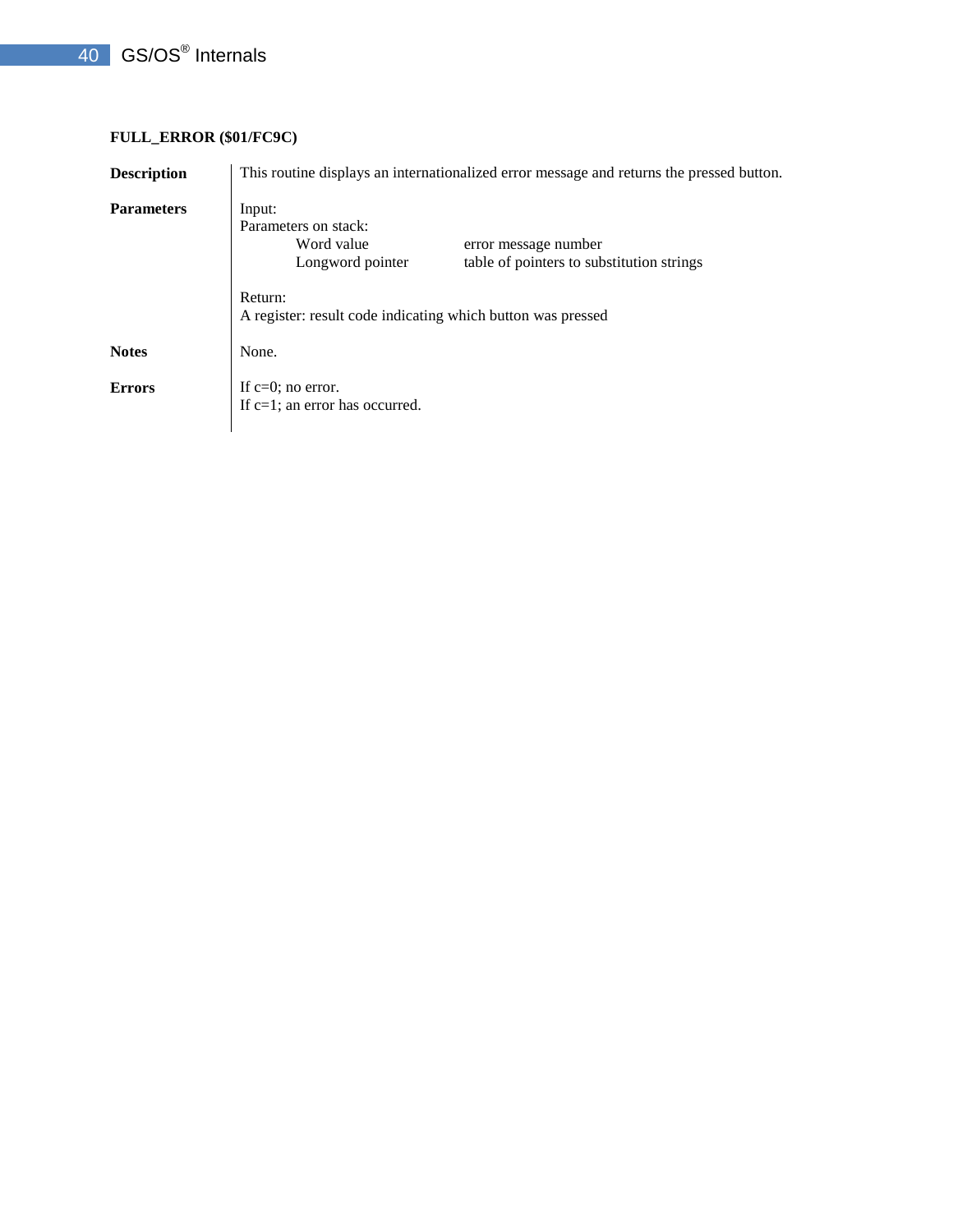**FULL_ERROR ($01/FC9C)**

**Description**

This routine displays an internationalized error message and returns the pressed button.

**Parameters**

Input:
Parameters on stack:

| | |
|---|---|
| Word value | error message number |
| Longword pointer | table of pointers to substitution strings |

Return:
A register: result code indicating which button was pressed

**Notes**

None.

**Errors**

If c=0; no error.
If c=1; an error has occurred.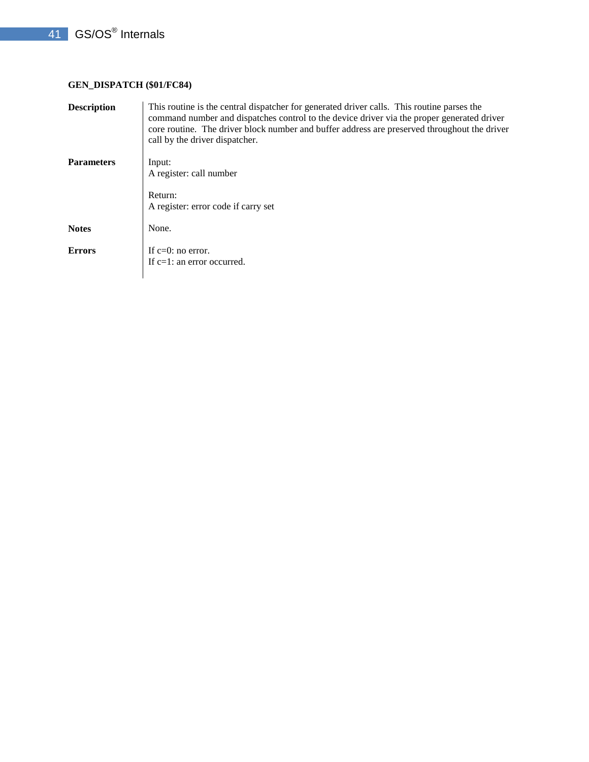**GEN_DISPATCH ($01/FC84)**

**Description**

This routine is the central dispatcher for generated driver calls. This routine parses the command number and dispatches control to the device driver via the proper generated driver core routine. The driver block number and buffer address are preserved throughout the driver call by the driver dispatcher.

**Parameters**

Input:
A register: call number

Return:
A register: error code if carry set

**Notes**

None.

**Errors**

If c=0: no error.
If c=1: an error occurred.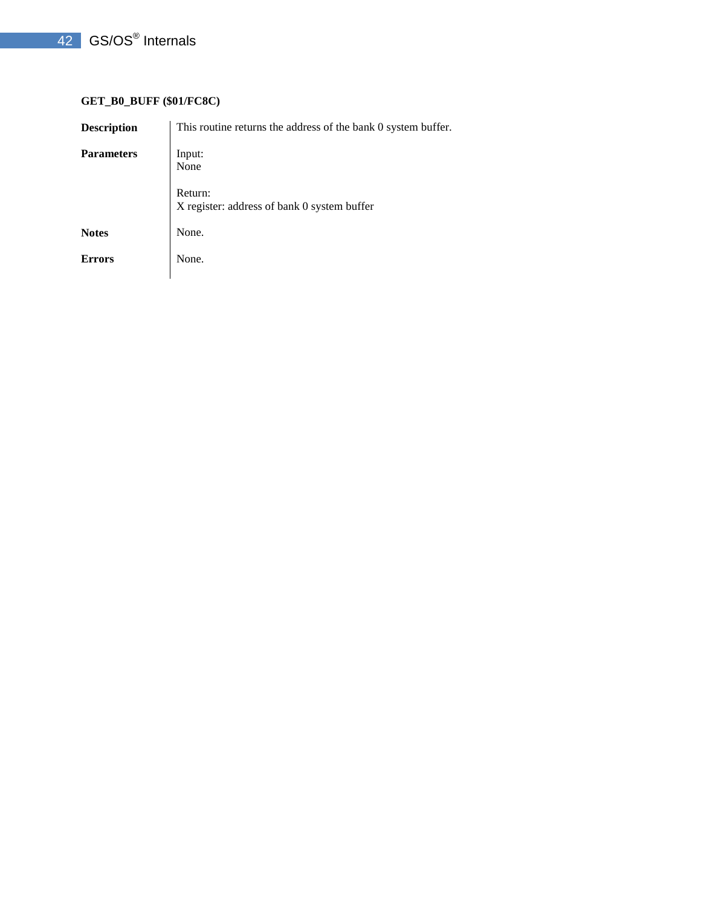### GET_B0_BUFF ($01/FC8C)

| | |
|---|---|
| **Description** | This routine returns the address of the bank 0 system buffer. |
| **Parameters** | Input:<br>None<br><br>Return:<br>X register: address of bank 0 system buffer |
| **Notes** | None. |
| **Errors** | None. |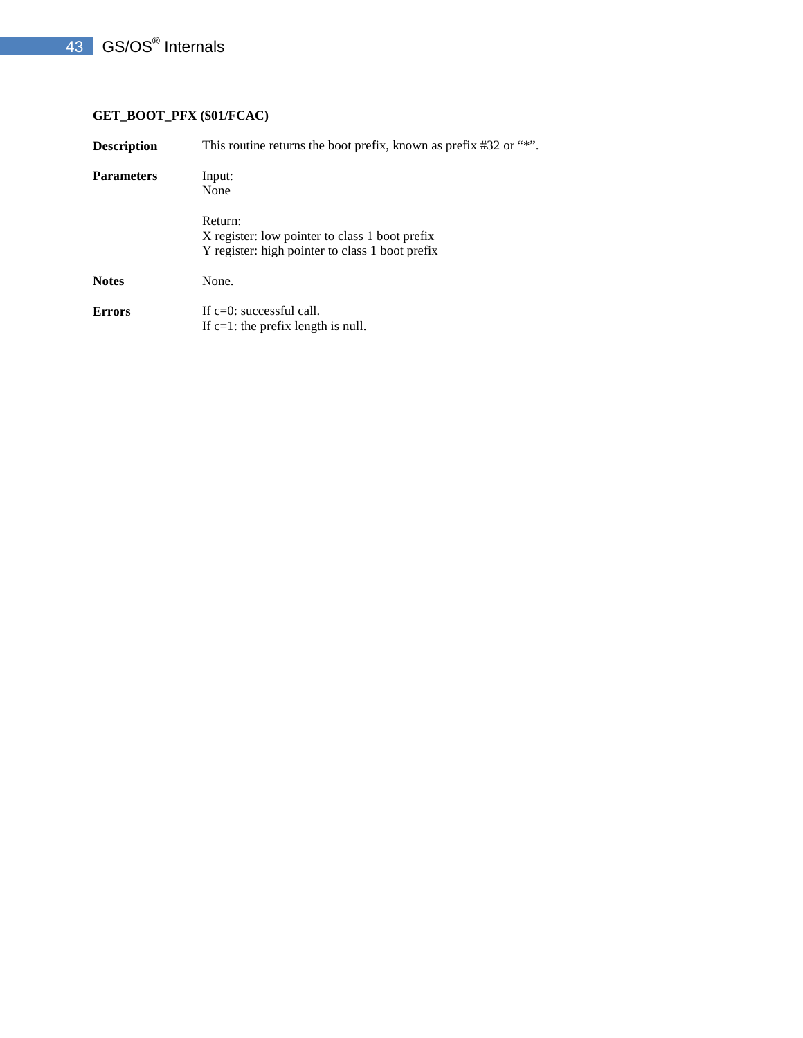**GET_BOOT_PFX ($01/FCAC)**

| | |
|---|---|
| **Description** | This routine returns the boot prefix, known as prefix #32 or “*”. |
| **Parameters** | Input:<br>None<br><br>Return:<br>X register: low pointer to class 1 boot prefix<br>Y register: high pointer to class 1 boot prefix |
| **Notes** | None. |
| **Errors** | If c=0: successful call.<br>If c=1: the prefix length is null. |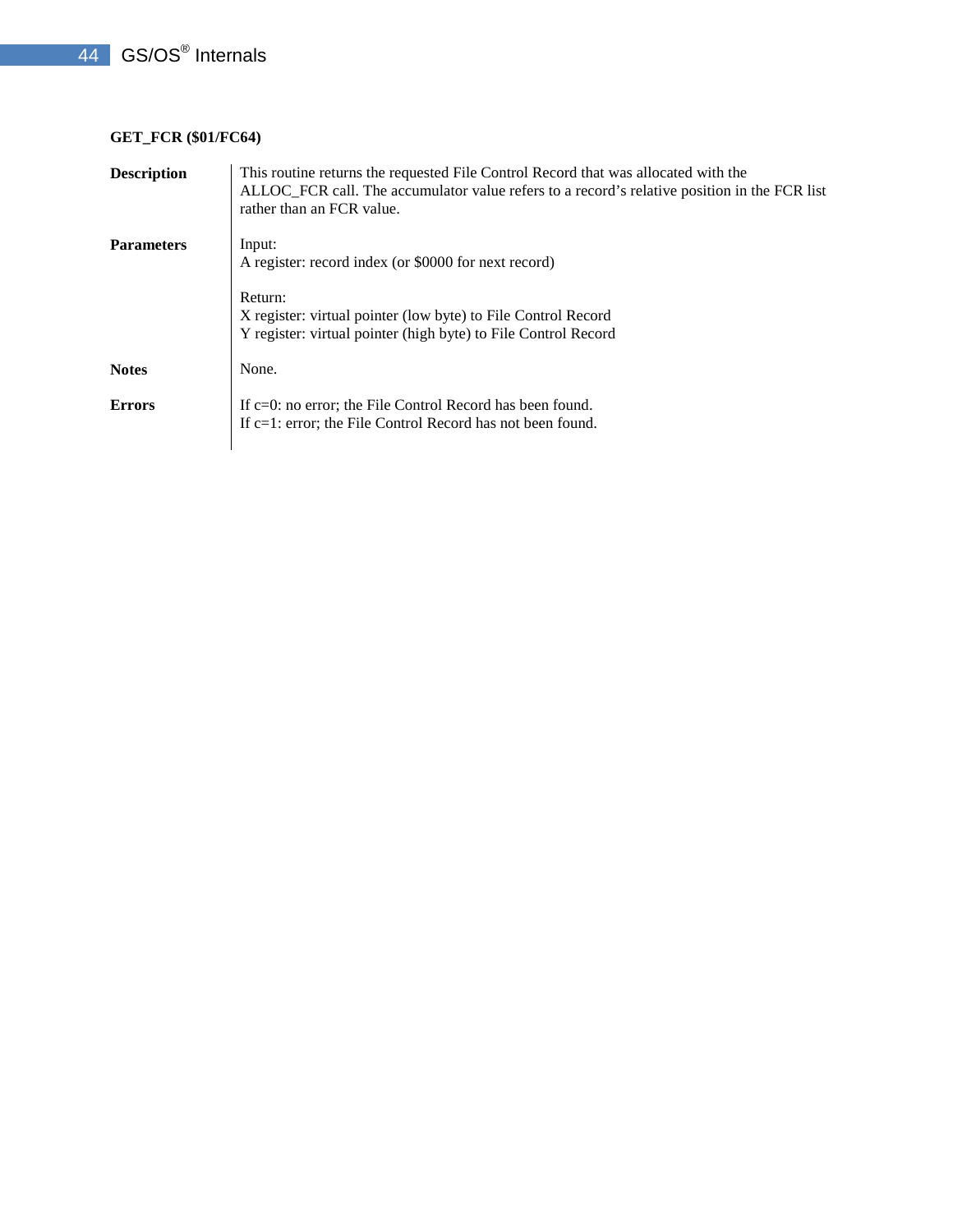### GET_FCR ($01/FC64)

| | |
|---|---|
| **Description** | This routine returns the requested File Control Record that was allocated with the ALLOC_FCR call. The accumulator value refers to a record's relative position in the FCR list rather than an FCR value. |
| **Parameters** | Input:<br>A register: record index (or $0000 for next record)<br><br>Return:<br>X register: virtual pointer (low byte) to File Control Record<br>Y register: virtual pointer (high byte) to File Control Record |
| **Notes** | None. |
| **Errors** | If c=0: no error; the File Control Record has been found.<br>If c=1: error; the File Control Record has not been found. |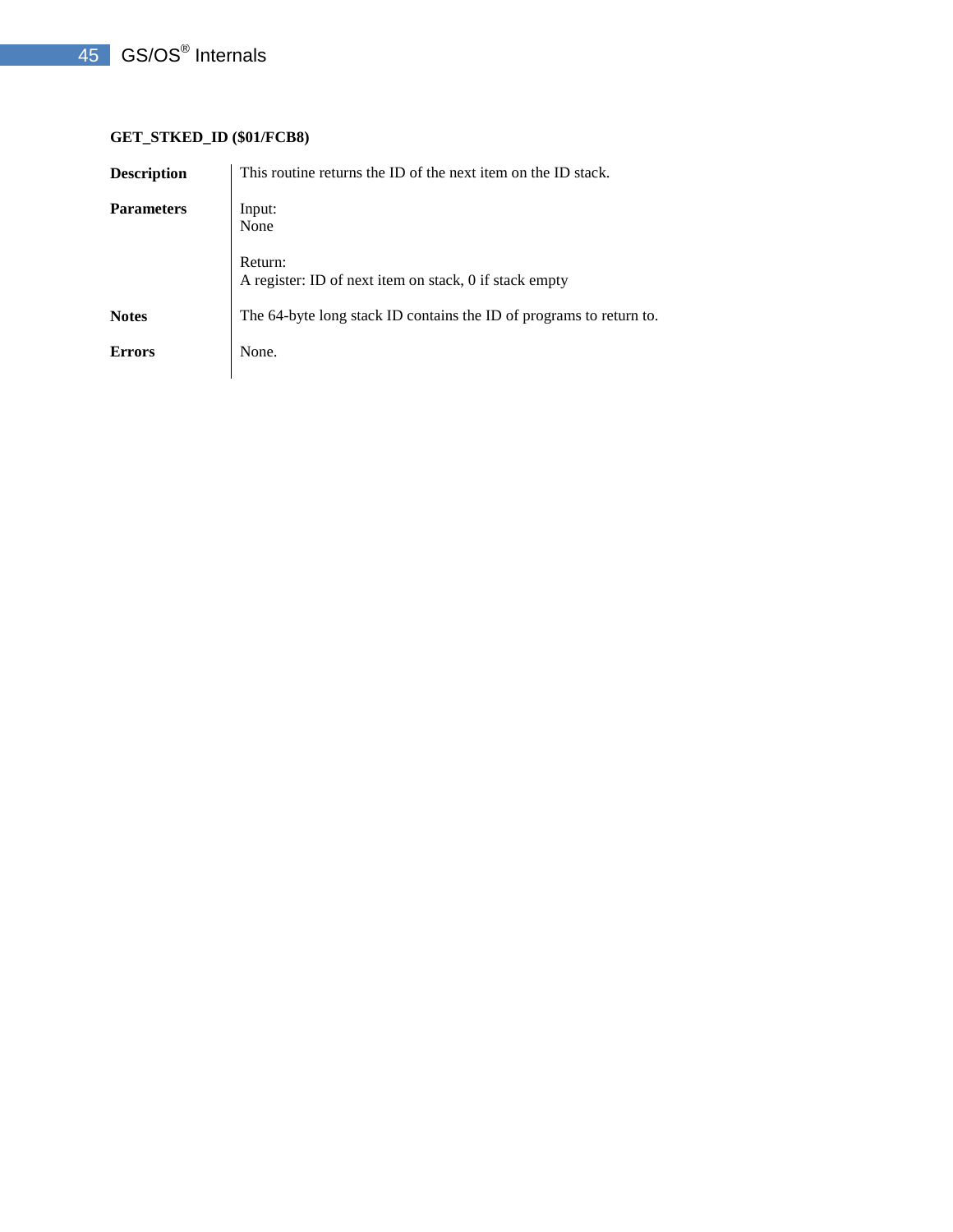**GET_STKED_ID ($01/FCB8)**

| | |
|---|---|
| **Description** | This routine returns the ID of the next item on the ID stack. |
| **Parameters** | Input:<br>None<br><br>Return:<br>A register: ID of next item on stack, 0 if stack empty |
| **Notes** | The 64-byte long stack ID contains the ID of programs to return to. |
| **Errors** | None. |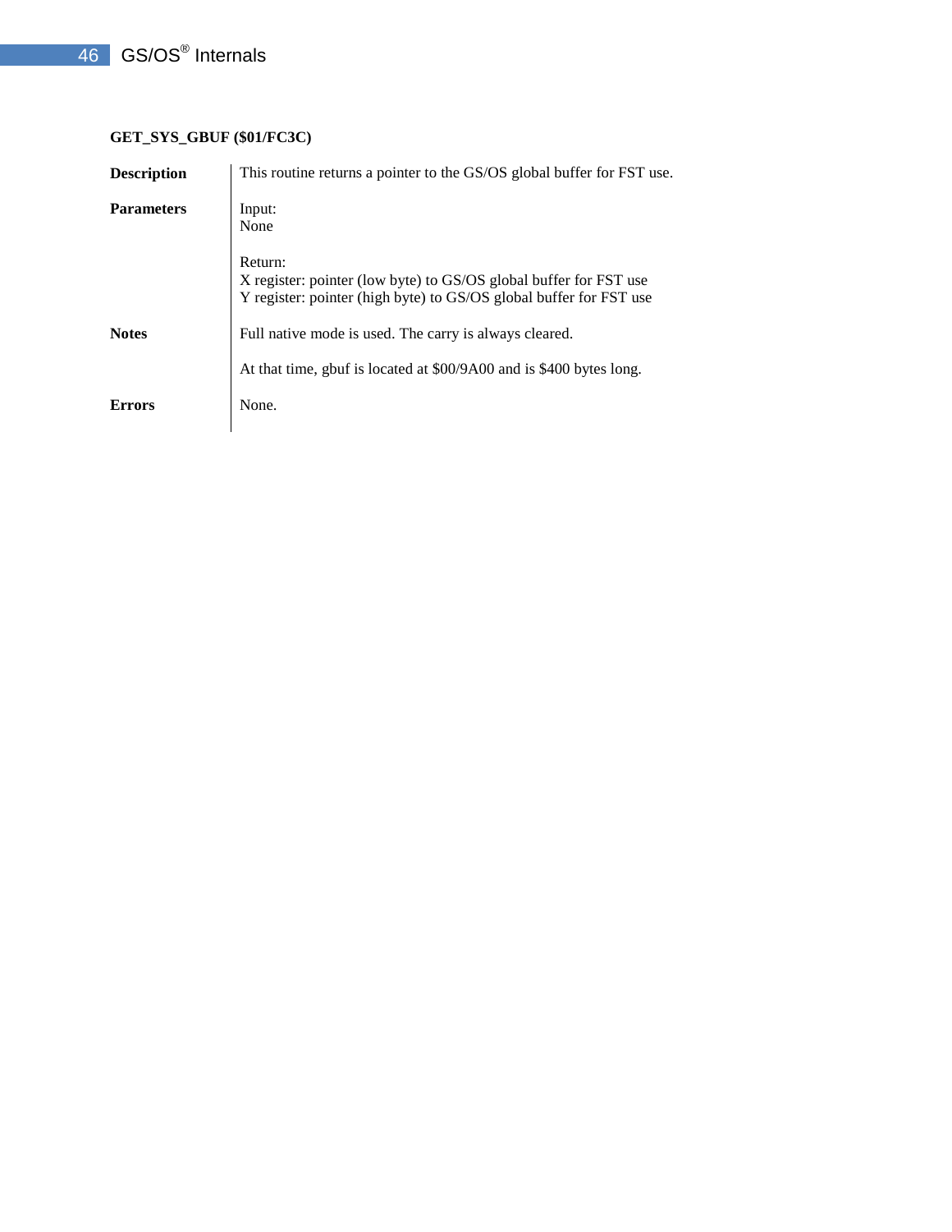**GET_SYS_GBUF ($01/FC3C)**

| | |
|---|---|
| **Description** | This routine returns a pointer to the GS/OS global buffer for FST use. |
| **Parameters** | Input:<br>None<br><br>Return:<br>X register: pointer (low byte) to GS/OS global buffer for FST use<br>Y register: pointer (high byte) to GS/OS global buffer for FST use |
| **Notes** | Full native mode is used. The carry is always cleared.<br><br>At that time, gbuf is located at $00/9A00 and is $400 bytes long. |
| **Errors** | None. |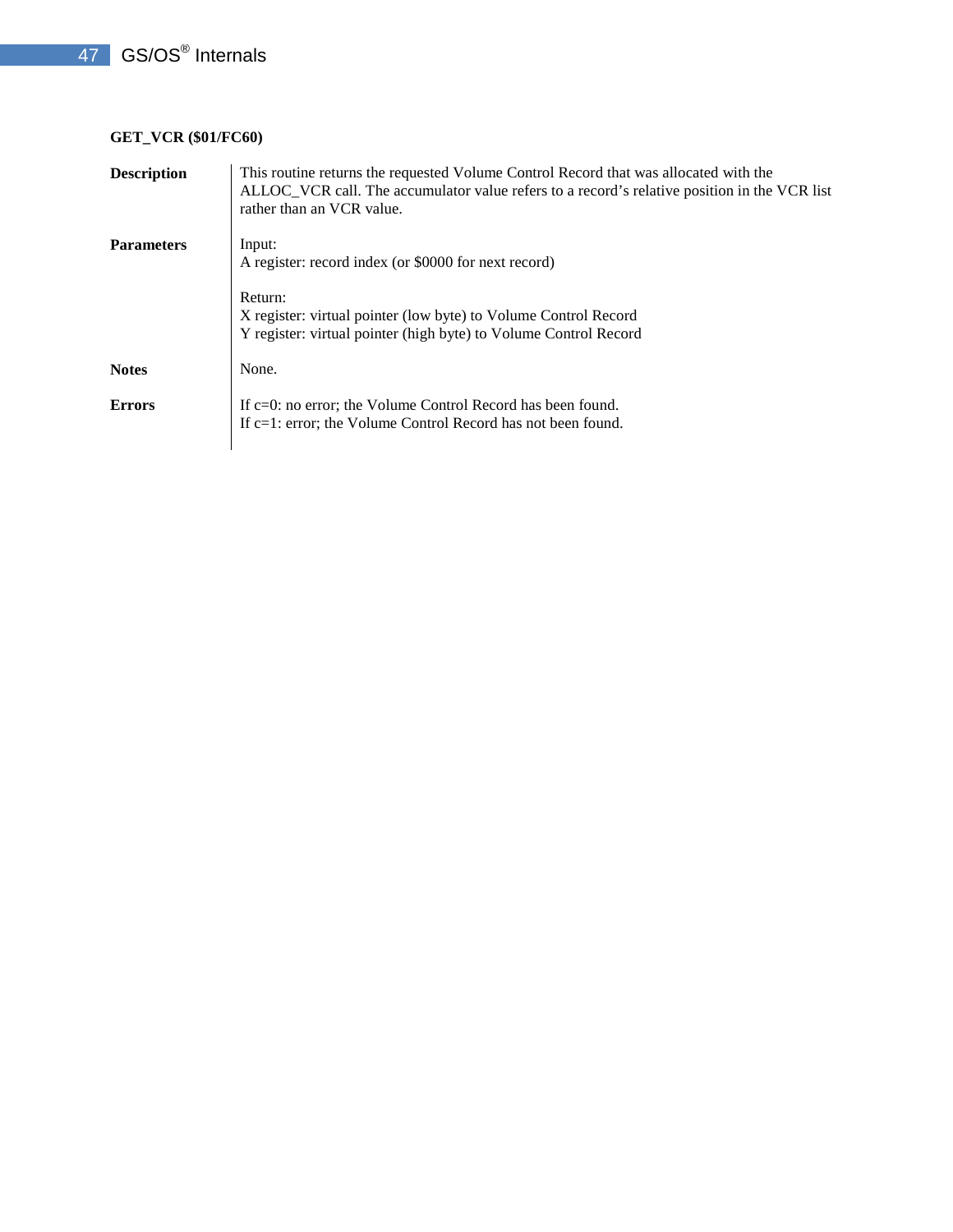**GET_VCR ($01/FC60)**

**Description**

This routine returns the requested Volume Control Record that was allocated with the ALLOC_VCR call. The accumulator value refers to a record's relative position in the VCR list rather than an VCR value.

**Parameters**

Input:
A register: record index (or $0000 for next record)

Return:
X register: virtual pointer (low byte) to Volume Control Record
Y register: virtual pointer (high byte) to Volume Control Record

**Notes**

None.

**Errors**

If c=0: no error; the Volume Control Record has been found.
If c=1: error; the Volume Control Record has not been found.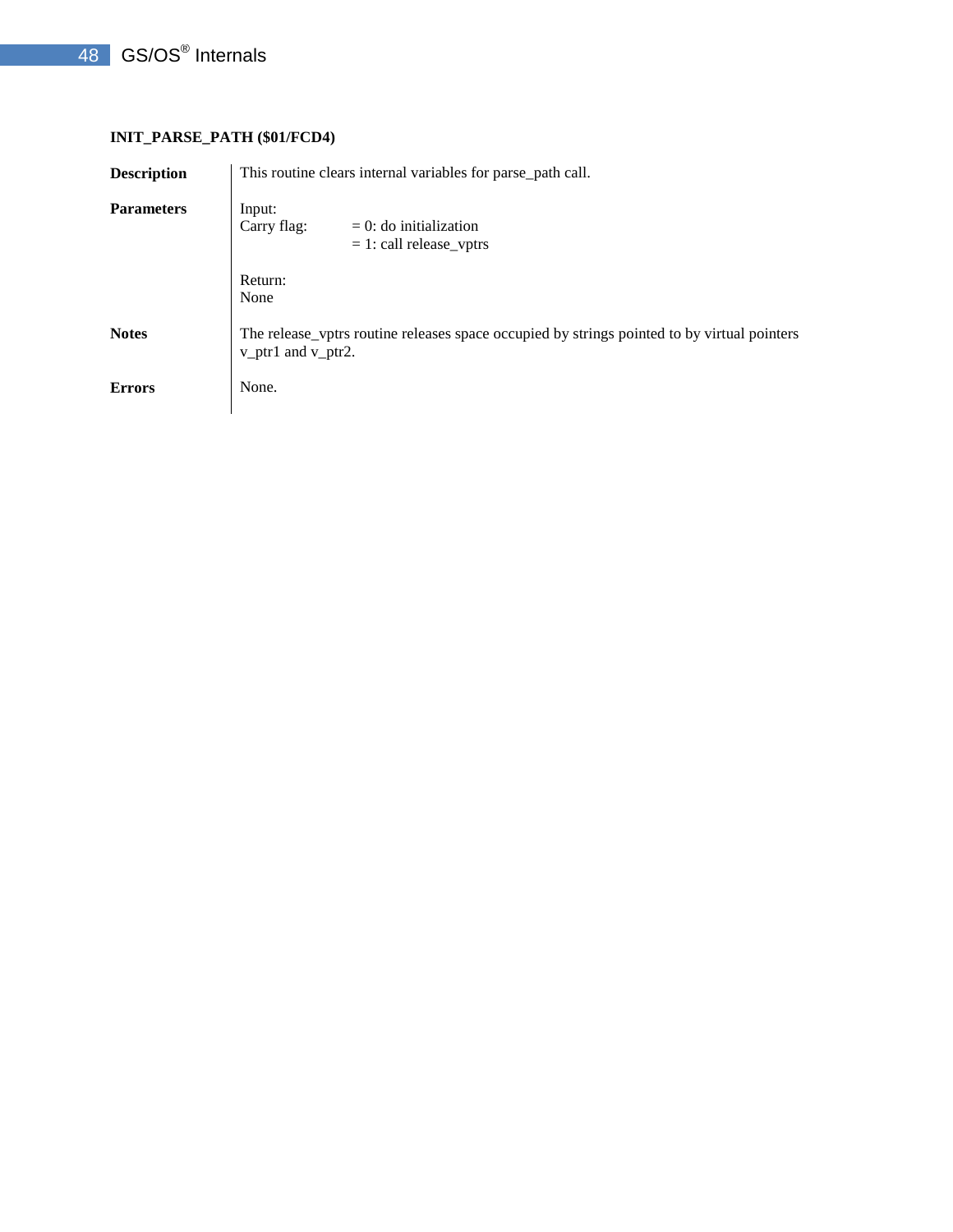### INIT_PARSE_PATH ($01/FCD4)

**Description**

This routine clears internal variables for parse_path call.

**Parameters**

Input:

Carry flag: = 0: do initialization
= 1: call release_vptrs

Return:

None

**Notes**

The release_vptrs routine releases space occupied by strings pointed to by virtual pointers v_ptr1 and v_ptr2.

**Errors**

None.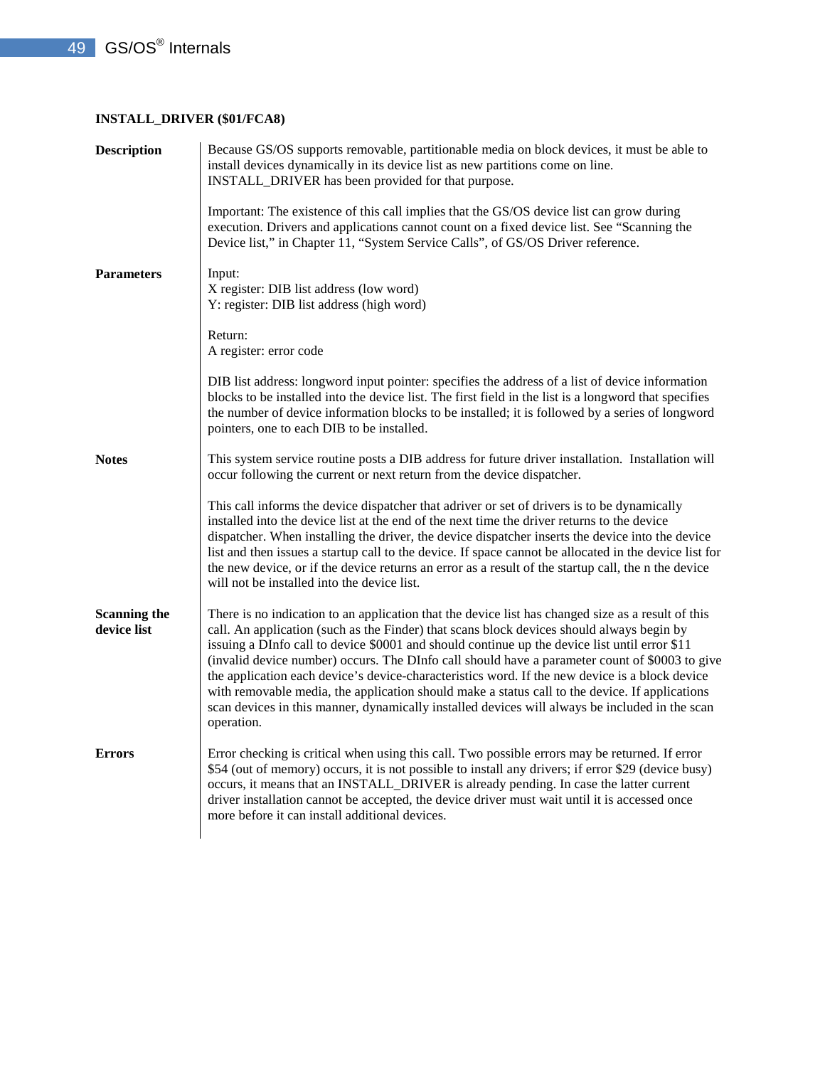**INSTALL_DRIVER ($01/FCA8)**

**Description**

Because GS/OS supports removable, partitionable media on block devices, it must be able to install devices dynamically in its device list as new partitions come on line. INSTALL_DRIVER has been provided for that purpose.

Important: The existence of this call implies that the GS/OS device list can grow during execution. Drivers and applications cannot count on a fixed device list. See "Scanning the Device list," in Chapter 11, "System Service Calls", of GS/OS Driver reference.

**Parameters**

Input:
X register: DIB list address (low word)
Y: register: DIB list address (high word)

Return:
A register: error code

DIB list address: longword input pointer: specifies the address of a list of device information blocks to be installed into the device list. The first field in the list is a longword that specifies the number of device information blocks to be installed; it is followed by a series of longword pointers, one to each DIB to be installed.

**Notes**

This system service routine posts a DIB address for future driver installation. Installation will occur following the current or next return from the device dispatcher.

This call informs the device dispatcher that adriver or set of drivers is to be dynamically installed into the device list at the end of the next time the driver returns to the device dispatcher. When installing the driver, the device dispatcher inserts the device into the device list and then issues a startup call to the device. If space cannot be allocated in the device list for the new device, or if the device returns an error as a result of the startup call, the n the device will not be installed into the device list.

**Scanning the device list**

There is no indication to an application that the device list has changed size as a result of this call. An application (such as the Finder) that scans block devices should always begin by issuing a DInfo call to device $0001 and should continue up the device list until error $11 (invalid device number) occurs. The DInfo call should have a parameter count of $0003 to give the application each device's device-characteristics word. If the new device is a block device with removable media, the application should make a status call to the device. If applications scan devices in this manner, dynamically installed devices will always be included in the scan operation.

**Errors**

Error checking is critical when using this call. Two possible errors may be returned. If error $54 (out of memory) occurs, it is not possible to install any drivers; if error $29 (device busy) occurs, it means that an INSTALL_DRIVER is already pending. In case the latter current driver installation cannot be accepted, the device driver must wait until it is accessed once more before it can install additional devices.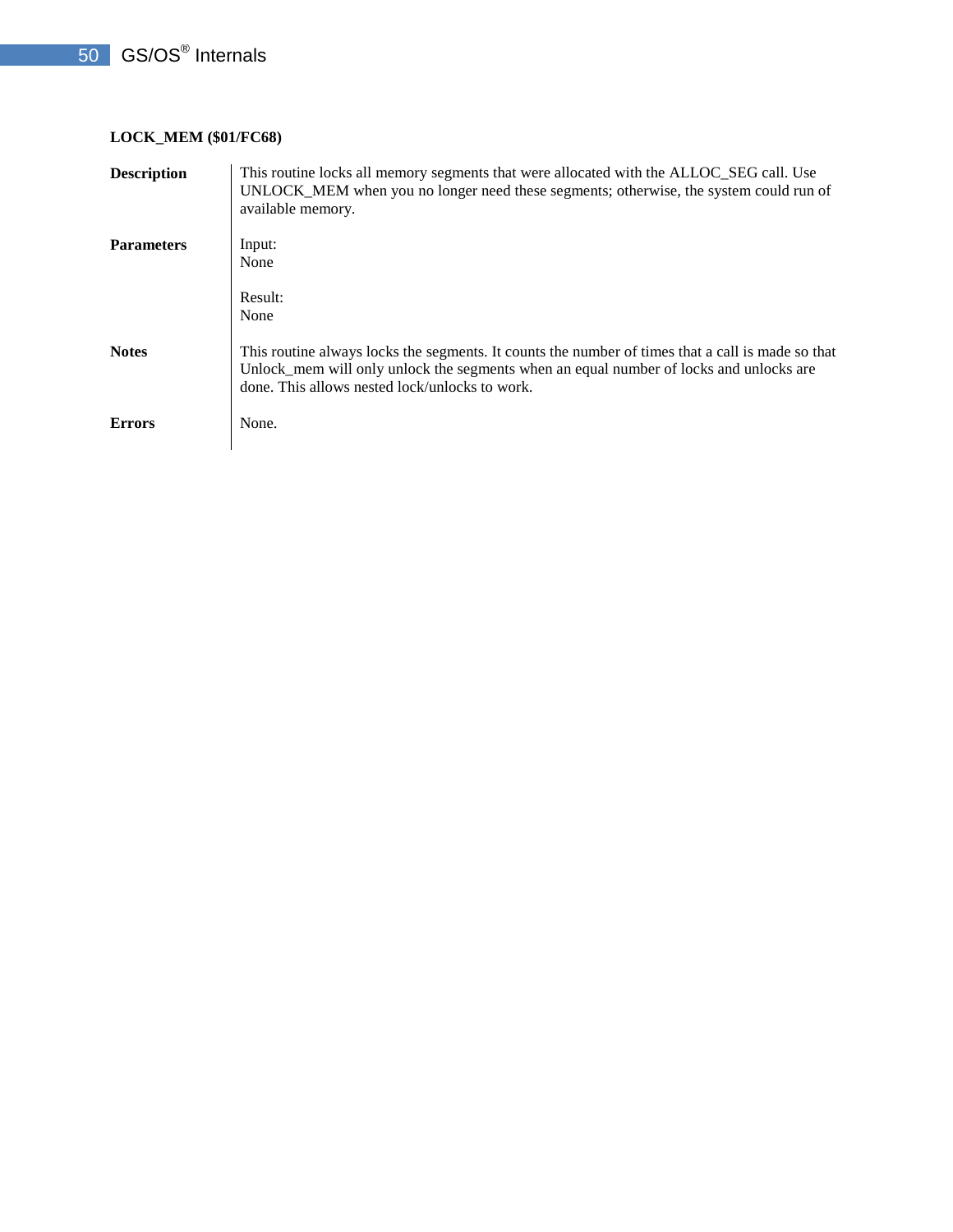**LOCK_MEM ($01/FC68)**

**Description**

This routine locks all memory segments that were allocated with the ALLOC_SEG call. Use UNLOCK_MEM when you no longer need these segments; otherwise, the system could run of available memory.

**Parameters**

Input:
None

Result:
None

**Notes**

This routine always locks the segments. It counts the number of times that a call is made so that Unlock_mem will only unlock the segments when an equal number of locks and unlocks are done. This allows nested lock/unlocks to work.

**Errors**

None.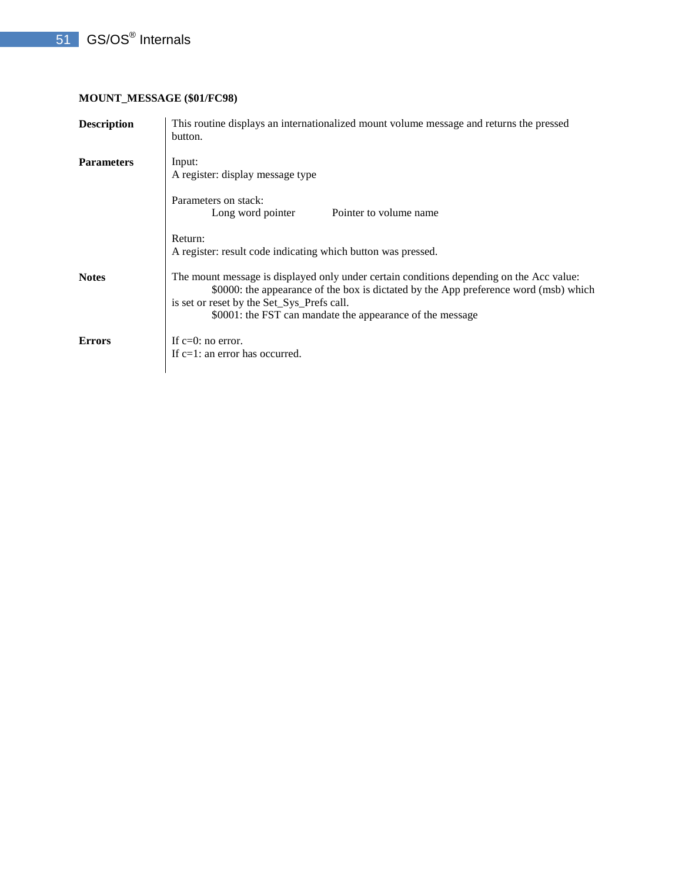**MOUNT_MESSAGE ($01/FC98)**

**Description**

This routine displays an internationalized mount volume message and returns the pressed button.

**Parameters**

Input:
A register: display message type

Parameters on stack:

| | |
|---|---|
| Long word pointer | Pointer to volume name |

Return:
A register: result code indicating which button was pressed.

**Notes**

The mount message is displayed only under certain conditions depending on the Acc value:

$0000: the appearance of the box is dictated by the App preference word (msb) which is set or reset by the Set_Sys_Prefs call.

$0001: the FST can mandate the appearance of the message

**Errors**

If c=0: no error.
If c=1: an error has occurred.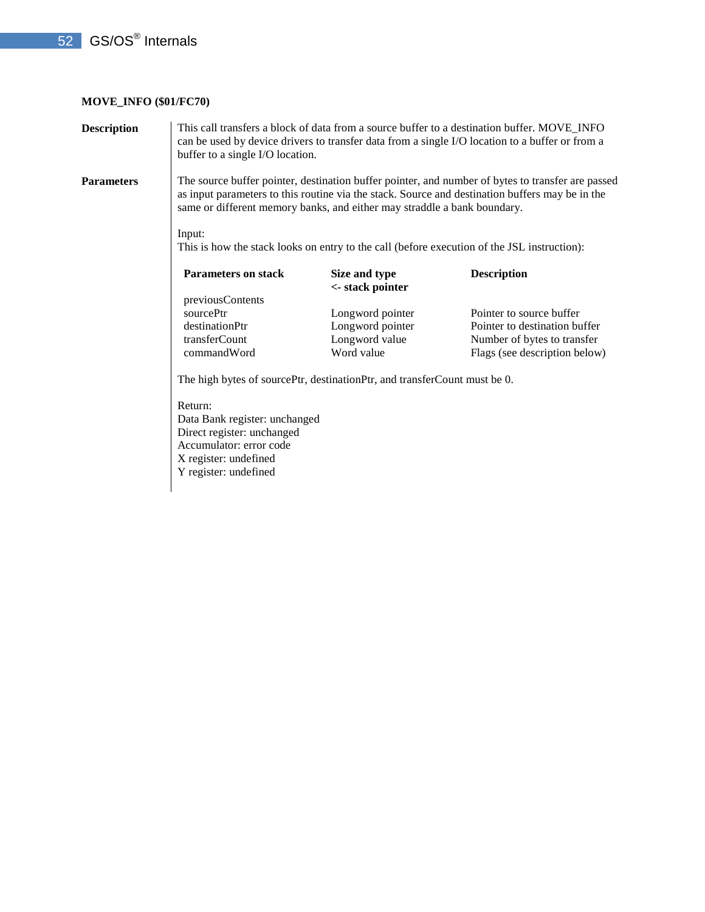**MOVE_INFO ($01/FC70)**

**Description**

This call transfers a block of data from a source buffer to a destination buffer. MOVE_INFO can be used by device drivers to transfer data from a single I/O location to a buffer or from a buffer to a single I/O location.

**Parameters**

The source buffer pointer, destination buffer pointer, and number of bytes to transfer are passed as input parameters to this routine via the stack. Source and destination buffers may be in the same or different memory banks, and either may straddle a bank boundary.

Input:
This is how the stack looks on entry to the call (before execution of the JSL instruction):

| Parameters on stack | Size and type <- stack pointer | Description |
|---|---|---|
| previousContents | | |
| sourcePtr | Longword pointer | Pointer to source buffer |
| destinationPtr | Longword pointer | Pointer to destination buffer |
| transferCount | Longword value | Number of bytes to transfer |
| commandWord | Word value | Flags (see description below) |

The high bytes of sourcePtr, destinationPtr, and transferCount must be 0.

Return:
Data Bank register: unchanged
Direct register: unchanged
Accumulator: error code
X register: undefined
Y register: undefined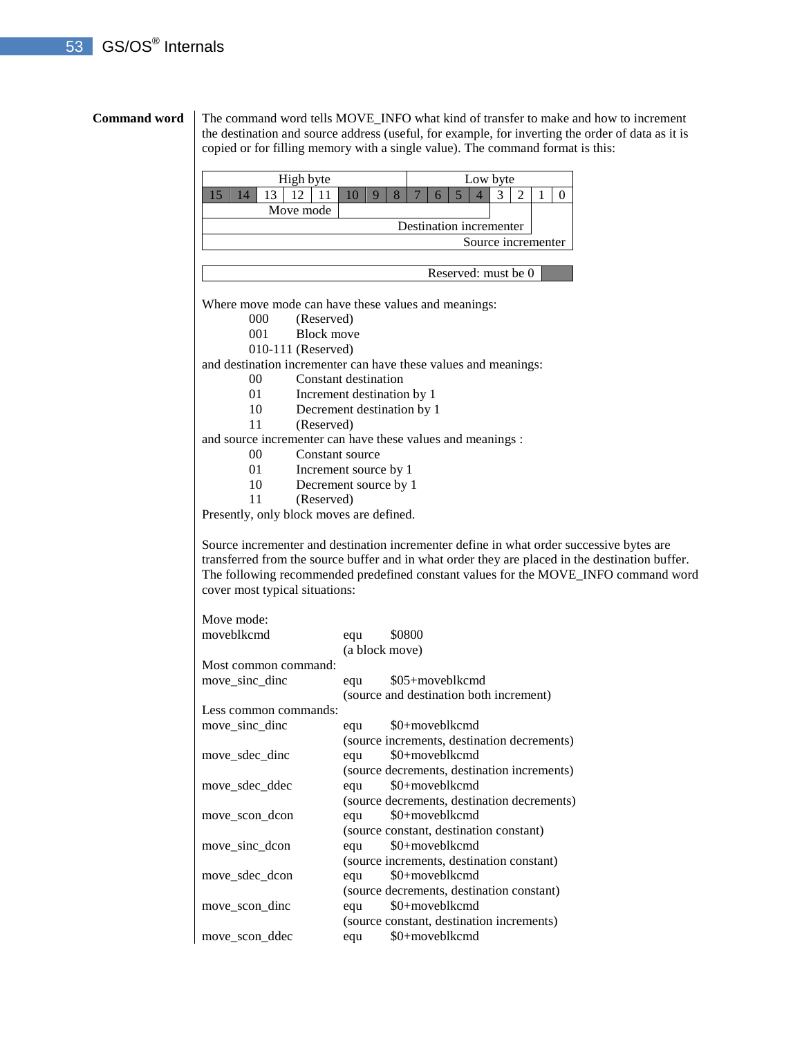**Command word** The command word tells MOVE_INFO what kind of transfer to make and how to increment the destination and source address (useful, for example, for inverting the order of data as it is copied or for filling memory with a single value). The command format is this:

| High byte | | | | | | | | Low byte | | | | | | | |
|---|---|---|---|---|---|---|---|---|---|---|---|---|---|---|---|
| 15 | 14 | 13 | 12 | 11 | 10 | 9 | 8 | 7 | 6 | 5 | 4 | 3 | 2 | 1 | 0 |
| | | Move mode | | | | | | | | | | | | | |
| | | | | | | | | | | | | Destination incrementer | | | |
| | | | | | | | | | | | | | | Source incrementer | |
| | | | | | | | | | | | | | | | |
| Reserved: must be 0 | | | | | | | | | | | | | | | |

Where move mode can have these values and meanings:

- 000 (Reserved)
- 001 Block move
- 010-111 (Reserved)

and destination incrementer can have these values and meanings:

- 00 Constant destination
- 01 Increment destination by 1
- 10 Decrement destination by 1
- 11 (Reserved)

and source incrementer can have these values and meanings :

- 00 Constant source
- 01 Increment source by 1
- 10 Decrement source by 1
- 11 (Reserved)

Presently, only block moves are defined.

Source incrementer and destination incrementer define in what order successive bytes are transferred from the source buffer and in what order they are placed in the destination buffer. The following recommended predefined constant values for the MOVE_INFO command word cover most typical situations:

Move mode:

```
moveblkcmd      equ   $0800
                (a block move)
```

Most common command:

```
move_sinc_dinc  equ   $05+moveblkcmd
                (source and destination both increment)
```

Less common commands:

```
move_sinc_dinc  equ   $0+moveblkcmd
                (source increments, destination decrements)
move_sdec_dinc  equ   $0+moveblkcmd
                (source decrements, destination increments)
move_sdec_ddec  equ   $0+moveblkcmd
                (source decrements, destination decrements)
move_scon_dcon  equ   $0+moveblkcmd
                (source constant, destination constant)
move_sinc_dcon  equ   $0+moveblkcmd
                (source increments, destination constant)
move_sdec_dcon  equ   $0+moveblkcmd
                (source decrements, destination constant)
move_scon_dinc  equ   $0+moveblkcmd
                (source constant, destination increments)
move_scon_ddec  equ   $0+moveblkcmd
```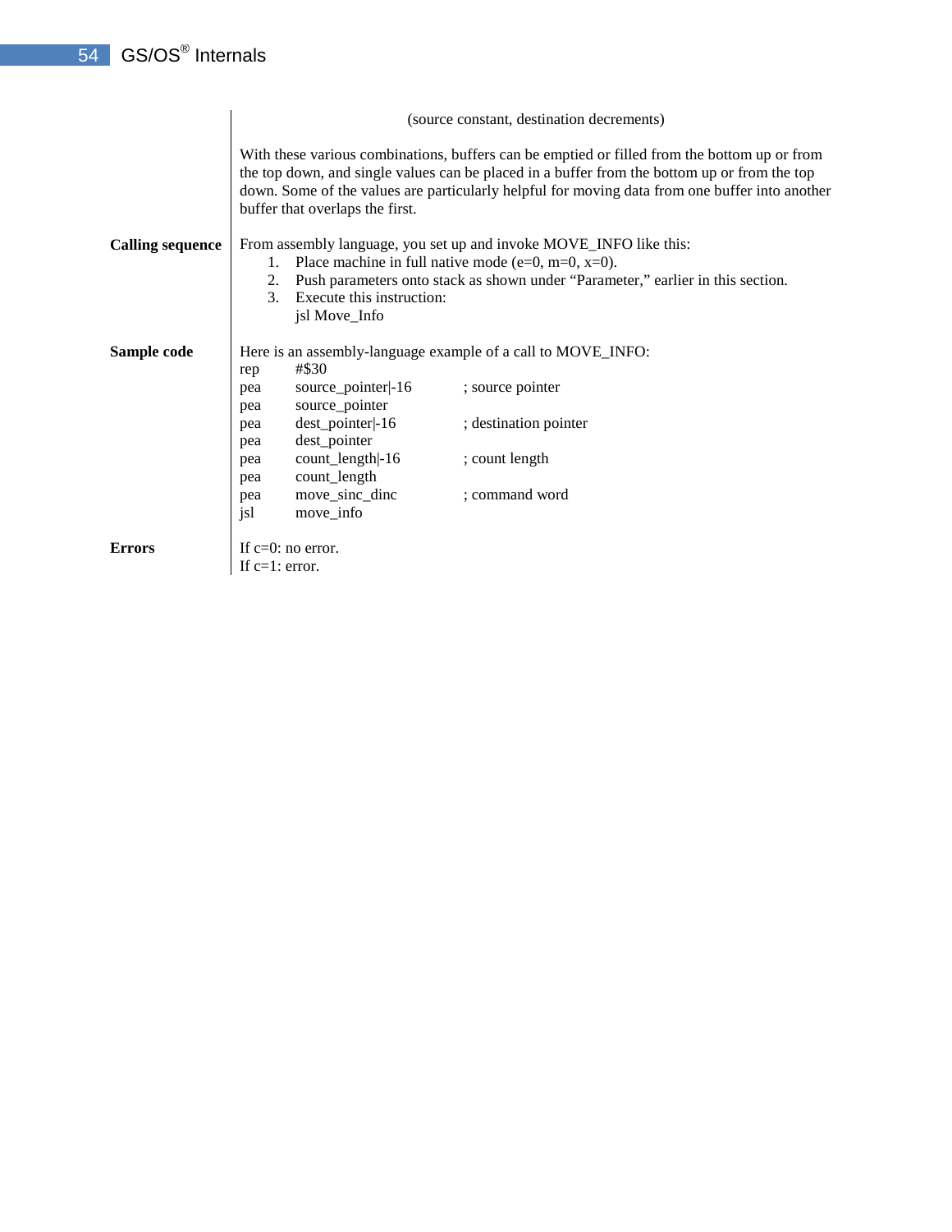(source constant, destination decrements)

With these various combinations, buffers can be emptied or filled from the bottom up or from the top down, and single values can be placed in a buffer from the bottom up or from the top down. Some of the values are particularly helpful for moving data from one buffer into another buffer that overlaps the first.

**Calling sequence**

From assembly language, you set up and invoke MOVE_INFO like this:

1. Place machine in full native mode (e=0, m=0, x=0).
2. Push parameters onto stack as shown under "Parameter," earlier in this section.
3. Execute this instruction:
   jsl Move_Info

**Sample code**

Here is an assembly-language example of a call to MOVE_INFO:

```
rep     #$30
pea     source_pointer|-16      ; source pointer
pea     source_pointer
pea     dest_pointer|-16        ; destination pointer
pea     dest_pointer
pea     count_length|-16        ; count length
pea     count_length
pea     move_sinc_dinc          ; command word
jsl     move_info
```

**Errors**

If c=0: no error.
If c=1: error.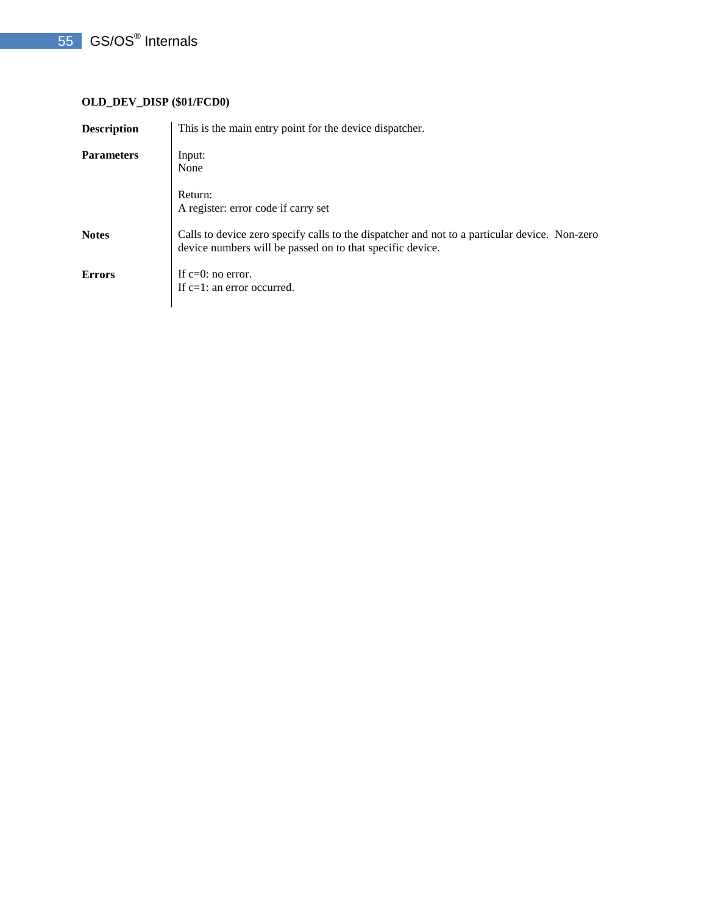**OLD_DEV_DISP ($01/FCD0)**

**Description**

This is the main entry point for the device dispatcher.

**Parameters**

Input:
None

Return:
A register: error code if carry set

**Notes**

Calls to device zero specify calls to the dispatcher and not to a particular device. Non-zero device numbers will be passed on to that specific device.

**Errors**

If c=0: no error.
If c=1: an error occurred.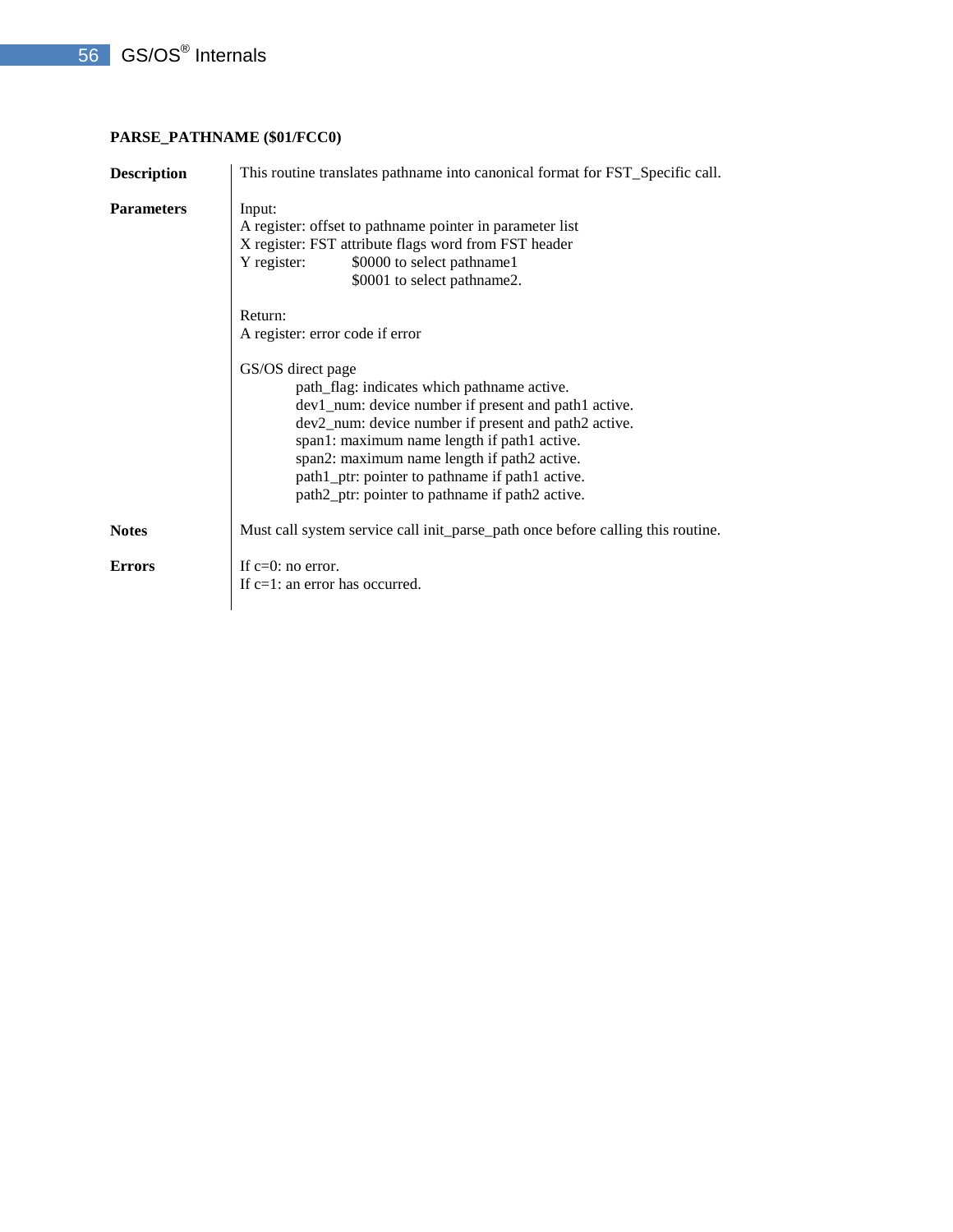**PARSE_PATHNAME ($01/FCC0)**

| | |
|---|---|
| **Description** | This routine translates pathname into canonical format for FST_Specific call. |
| **Parameters** | Input:<br>A register: offset to pathname pointer in parameter list<br>X register: FST attribute flags word from FST header<br>Y register: $0000 to select pathname1<br>$0001 to select pathname2.<br><br>Return:<br>A register: error code if error<br><br>GS/OS direct page<br>path_flag: indicates which pathname active.<br>dev1_num: device number if present and path1 active.<br>dev2_num: device number if present and path2 active.<br>span1: maximum name length if path1 active.<br>span2: maximum name length if path2 active.<br>path1_ptr: pointer to pathname if path1 active.<br>path2_ptr: pointer to pathname if path2 active. |
| **Notes** | Must call system service call init_parse_path once before calling this routine. |
| **Errors** | If c=0: no error.<br>If c=1: an error has occurred. |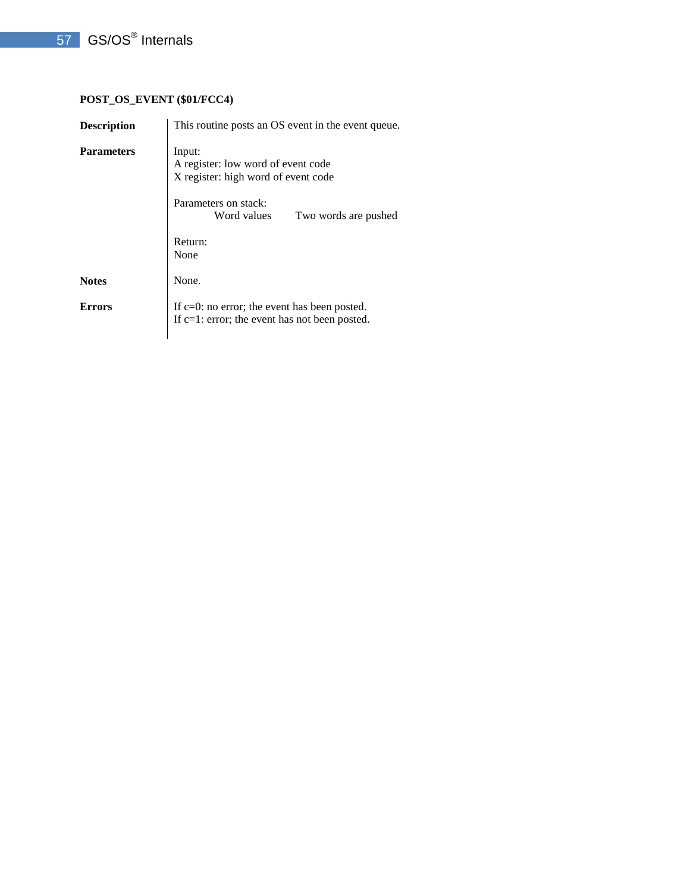**POST_OS_EVENT ($01/FCC4)**

**Description**

This routine posts an OS event in the event queue.

**Parameters**

Input:
A register: low word of event code
X register: high word of event code

Parameters on stack:

| | |
|---|---|
| Word values | Two words are pushed |

Return:
None

**Notes**

None.

**Errors**

If c=0: no error; the event has been posted.
If c=1: error; the event has not been posted.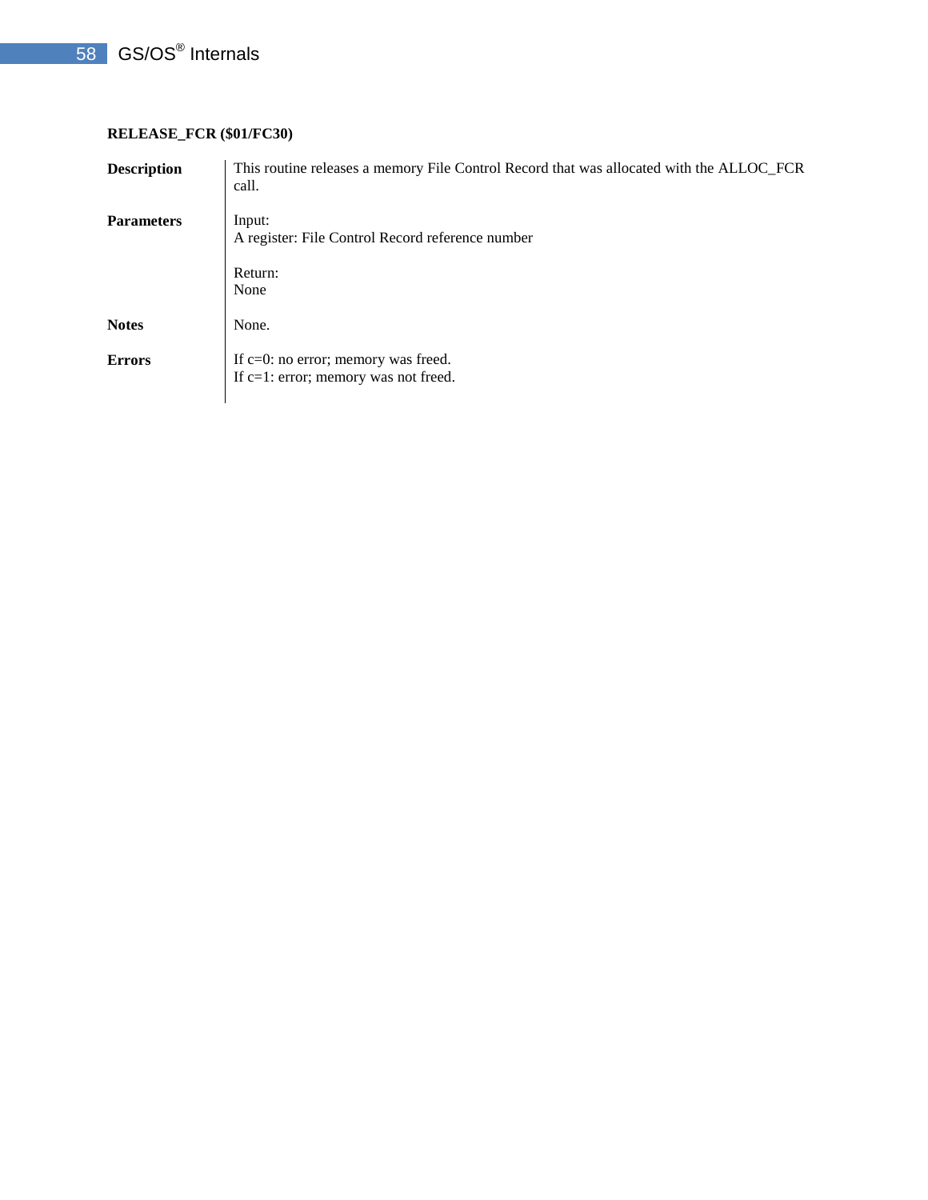### RELEASE_FCR ($01/FC30)

| | |
|---|---|
| **Description** | This routine releases a memory File Control Record that was allocated with the ALLOC_FCR call. |
| **Parameters** | Input:<br>A register: File Control Record reference number<br><br>Return:<br>None |
| **Notes** | None. |
| **Errors** | If c=0: no error; memory was freed.<br>If c=1: error; memory was not freed. |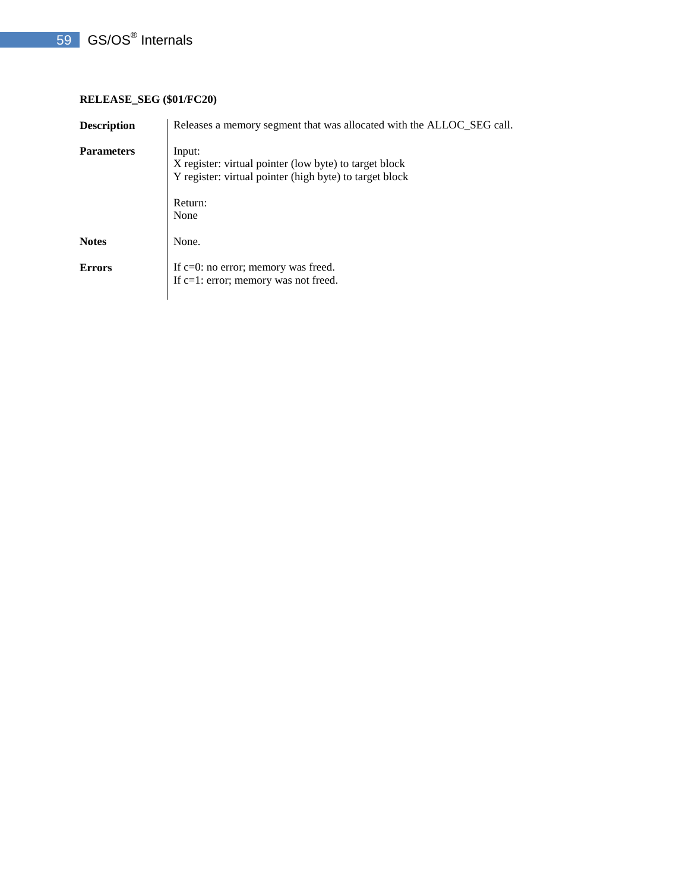**RELEASE_SEG ($01/FC20)**

| | |
|---|---|
| **Description** | Releases a memory segment that was allocated with the ALLOC_SEG call. |
| **Parameters** | Input:<br>X register: virtual pointer (low byte) to target block<br>Y register: virtual pointer (high byte) to target block<br><br>Return:<br>None |
| **Notes** | None. |
| **Errors** | If c=0: no error; memory was freed.<br>If c=1: error; memory was not freed. |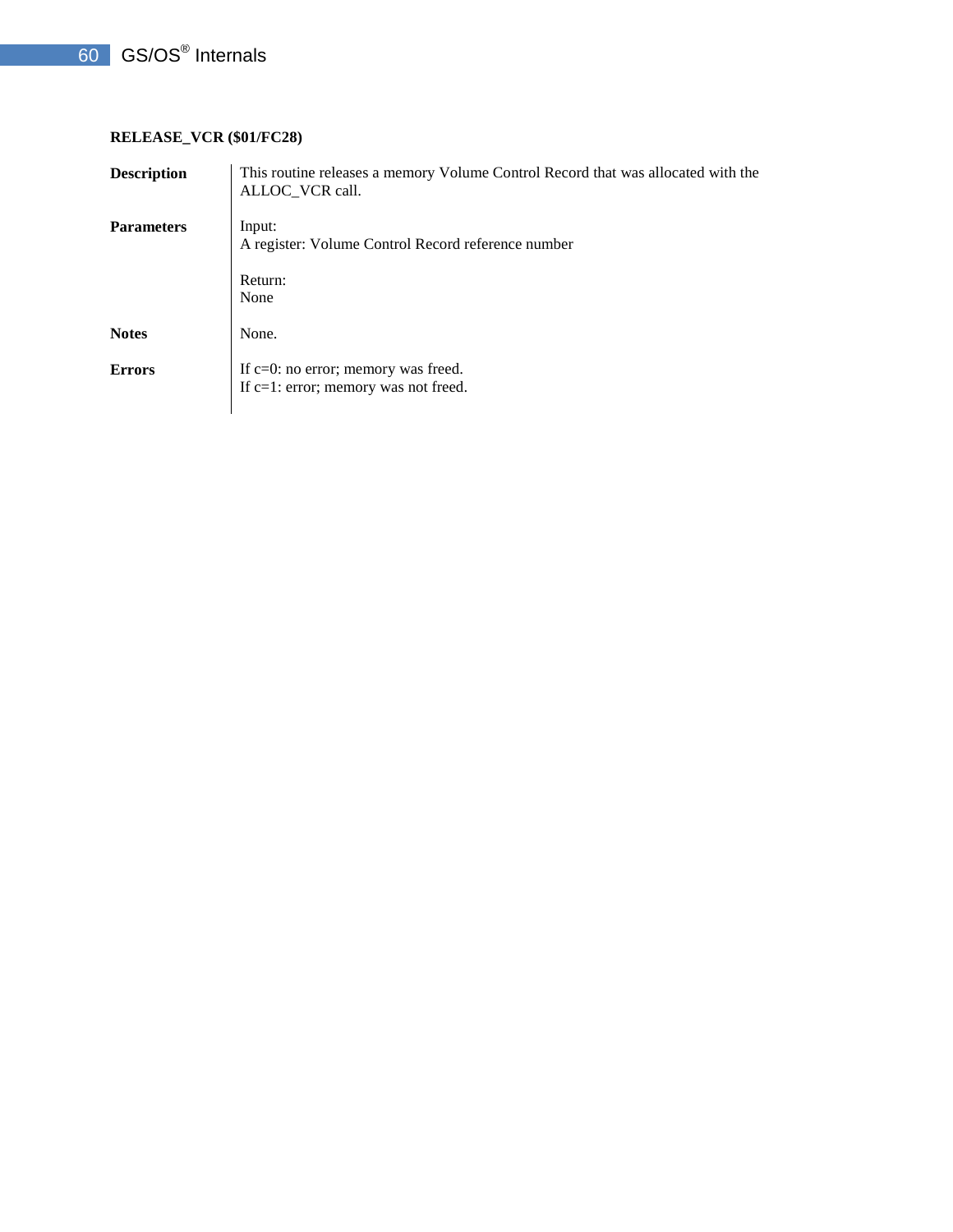**RELEASE_VCR ($01/FC28)**

**Description**

This routine releases a memory Volume Control Record that was allocated with the ALLOC_VCR call.

**Parameters**

Input:
A register: Volume Control Record reference number

Return:
None

**Notes**

None.

**Errors**

If c=0: no error; memory was freed.
If c=1: error; memory was not freed.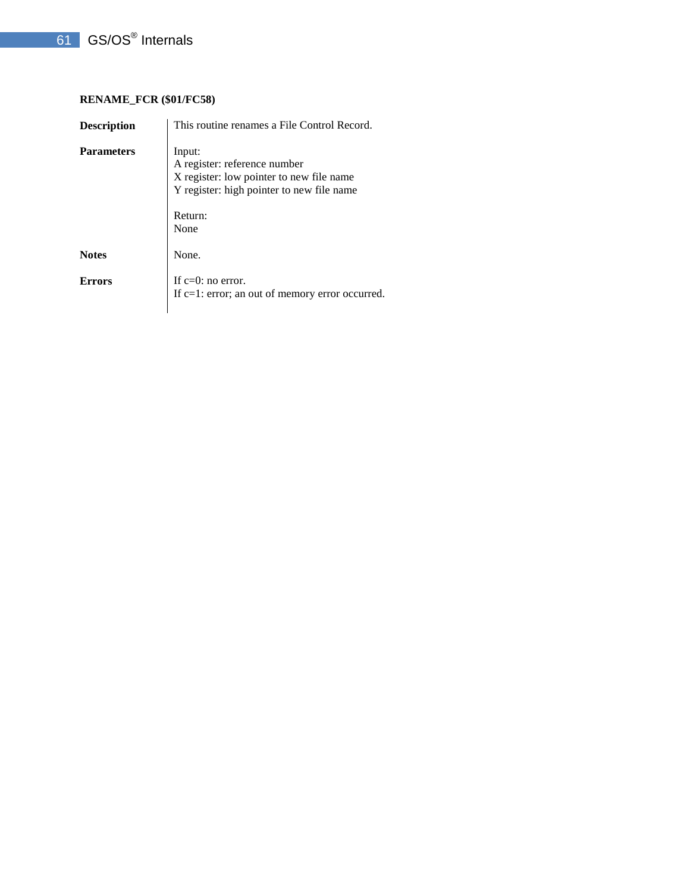**RENAME_FCR ($01/FC58)**

| | |
|---|---|
| **Description** | This routine renames a File Control Record. |
| **Parameters** | Input:<br>A register: reference number<br>X register: low pointer to new file name<br>Y register: high pointer to new file name<br><br>Return:<br>None |
| **Notes** | None. |
| **Errors** | If c=0: no error.<br>If c=1: error; an out of memory error occurred. |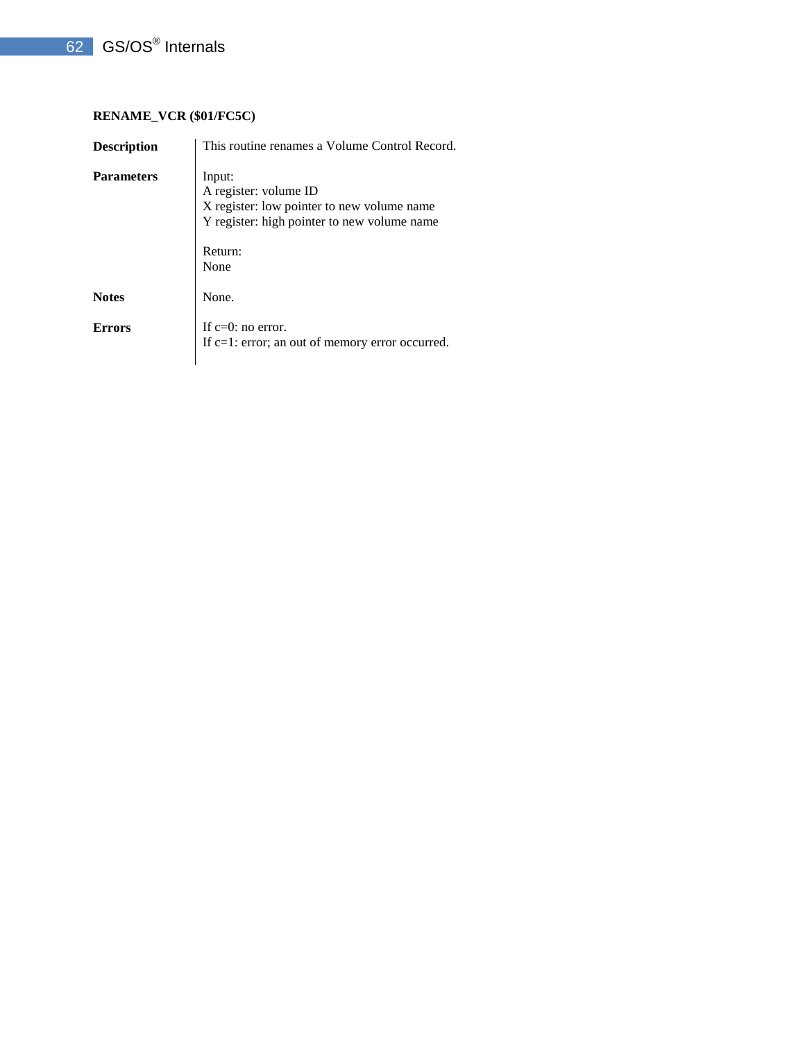**RENAME_VCR ($01/FC5C)**

| | |
|---|---|
| **Description** | This routine renames a Volume Control Record. |
| **Parameters** | Input:<br>A register: volume ID<br>X register: low pointer to new volume name<br>Y register: high pointer to new volume name<br><br>Return:<br>None |
| **Notes** | None. |
| **Errors** | If c=0: no error.<br>If c=1: error; an out of memory error occurred. |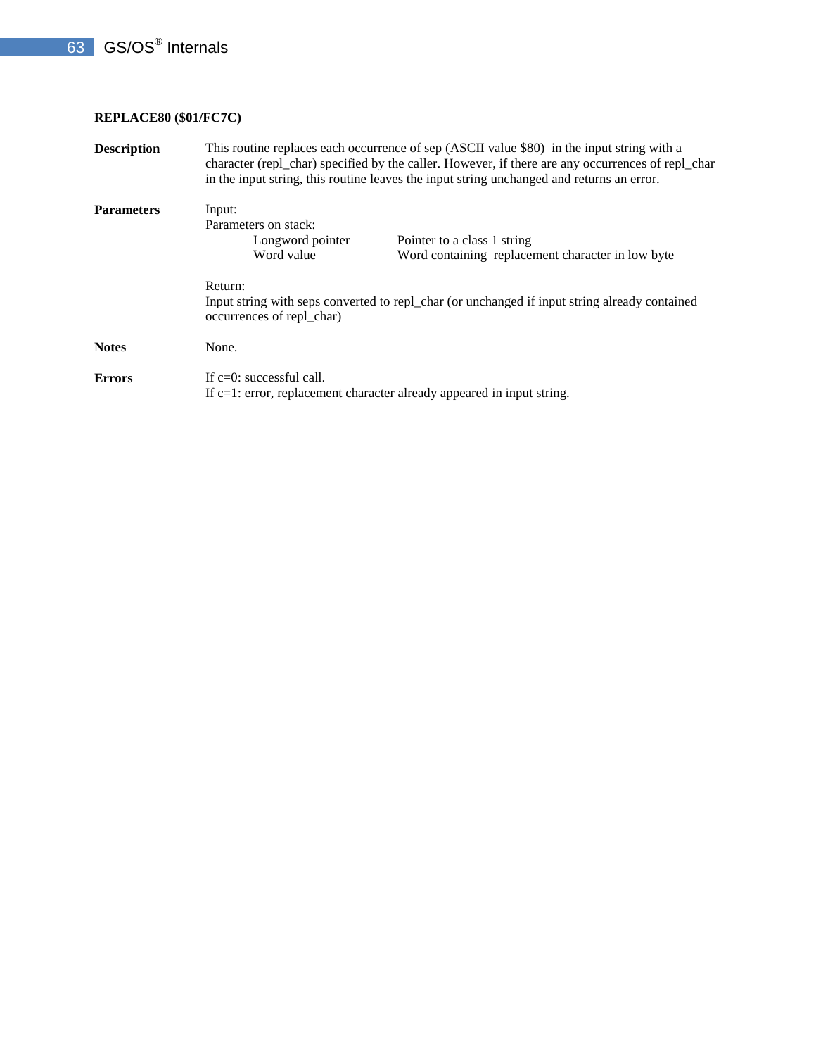**REPLACE80 ($01/FC7C)**

**Description**

This routine replaces each occurrence of sep (ASCII value $80) in the input string with a character (repl_char) specified by the caller. However, if there are any occurrences of repl_char in the input string, this routine leaves the input string unchanged and returns an error.

**Parameters**

Input:

Parameters on stack:

| | |
|---|---|
| Longword pointer | Pointer to a class 1 string |
| Word value | Word containing replacement character in low byte |

Return:

Input string with seps converted to repl_char (or unchanged if input string already contained occurrences of repl_char)

**Notes**

None.

**Errors**

If c=0: successful call.

If c=1: error, replacement character already appeared in input string.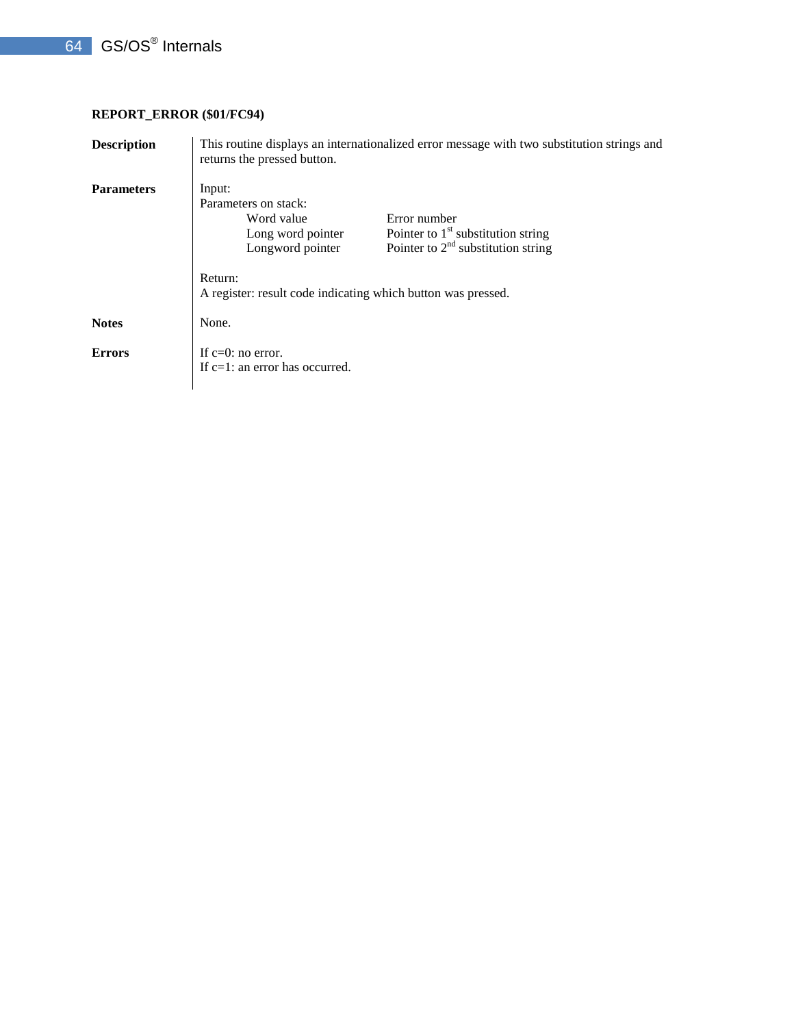### REPORT_ERROR ($01/FC94)

**Description**

This routine displays an internationalized error message with two substitution strings and returns the pressed button.

**Parameters**

Input:
Parameters on stack:

| | |
|---|---|
| Word value | Error number |
| Long word pointer | Pointer to 1st substitution string |
| Longword pointer | Pointer to 2nd substitution string |

Return:
A register: result code indicating which button was pressed.

**Notes**

None.

**Errors**

If c=0: no error.
If c=1: an error has occurred.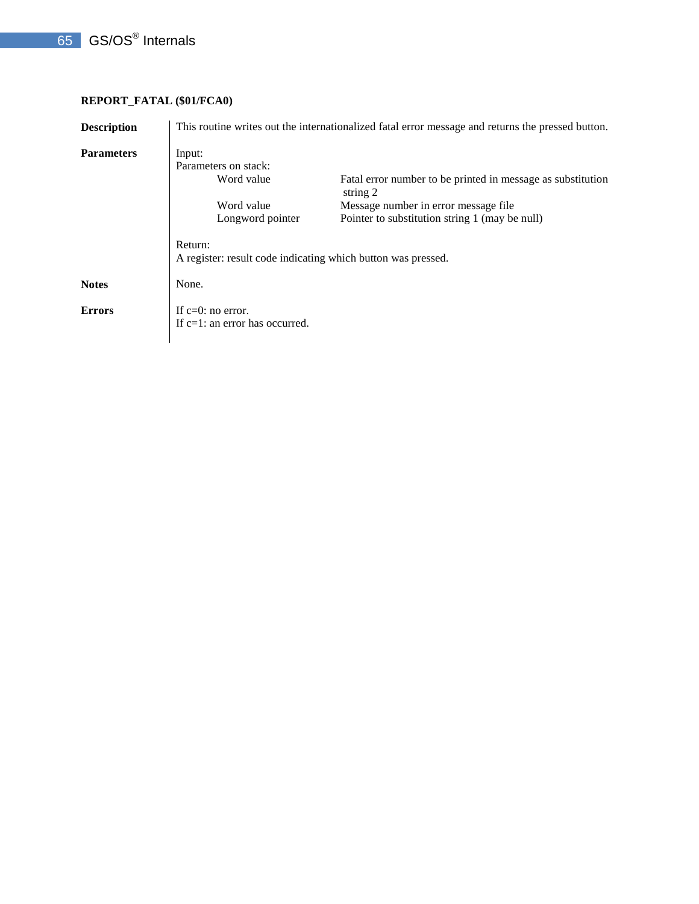**REPORT_FATAL ($01/FCA0)**

**Description**

This routine writes out the internationalized fatal error message and returns the pressed button.

**Parameters**

Input:
Parameters on stack:

| | |
|---|---|
| Word value | Fatal error number to be printed in message as substitution string 2 |
| Word value | Message number in error message file |
| Longword pointer | Pointer to substitution string 1 (may be null) |

Return:
A register: result code indicating which button was pressed.

**Notes**

None.

**Errors**

If c=0: no error.
If c=1: an error has occurred.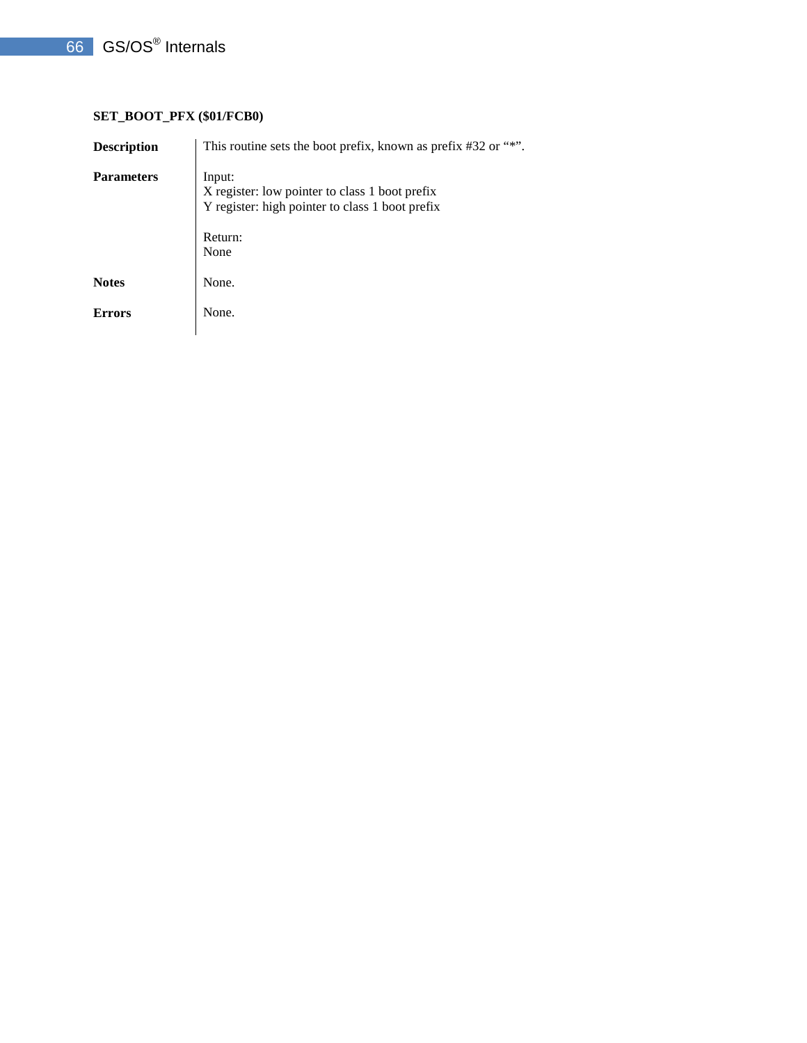### SET_BOOT_PFX ($01/FCB0)

| | |
|---|---|
| **Description** | This routine sets the boot prefix, known as prefix #32 or "*". |
| **Parameters** | Input:<br>X register: low pointer to class 1 boot prefix<br>Y register: high pointer to class 1 boot prefix<br><br>Return:<br>None |
| **Notes** | None. |
| **Errors** | None. |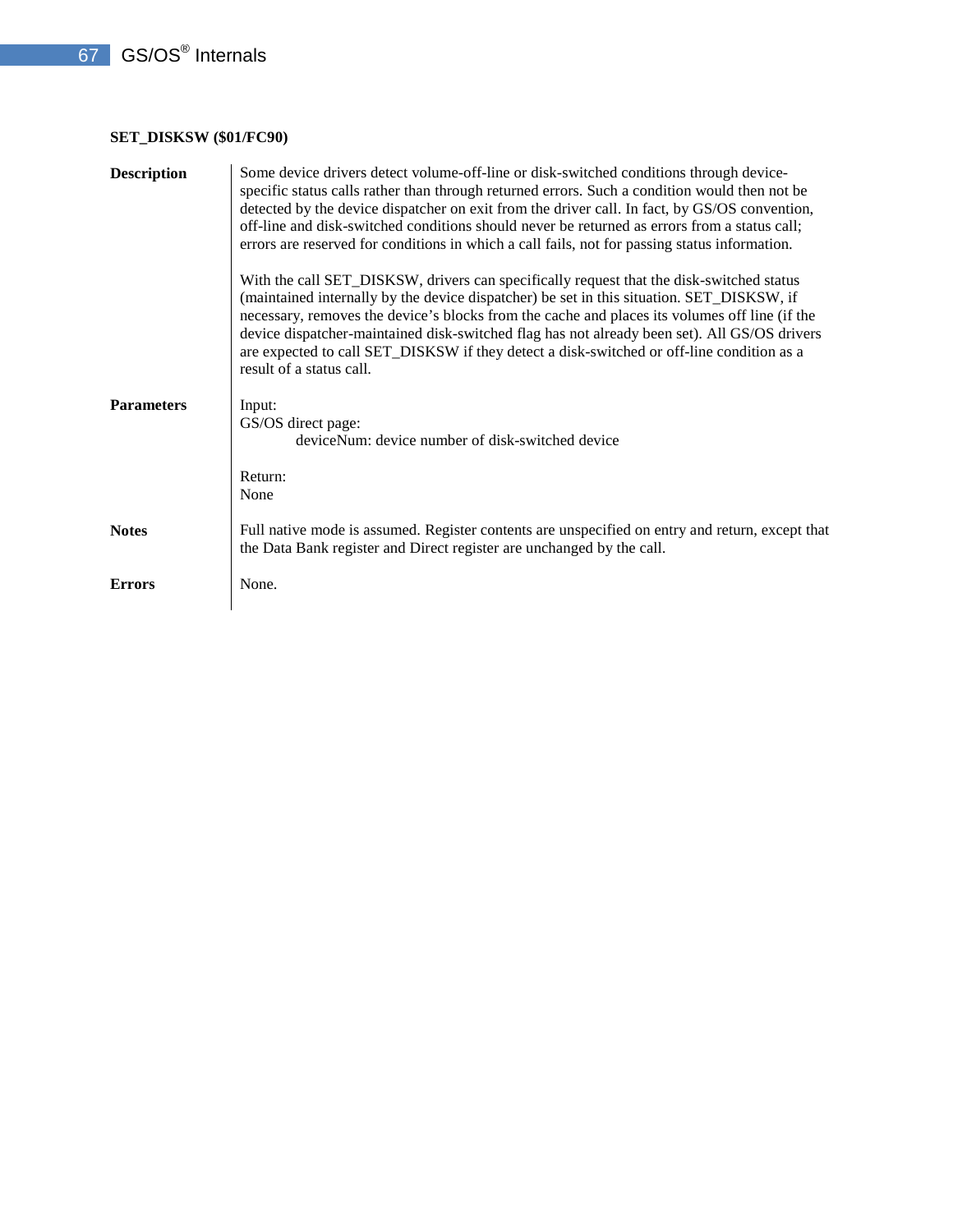**SET_DISKSW ($01/FC90)**

**Description**

Some device drivers detect volume-off-line or disk-switched conditions through device-specific status calls rather than through returned errors. Such a condition would then not be detected by the device dispatcher on exit from the driver call. In fact, by GS/OS convention, off-line and disk-switched conditions should never be returned as errors from a status call; errors are reserved for conditions in which a call fails, not for passing status information.

With the call SET_DISKSW, drivers can specifically request that the disk-switched status (maintained internally by the device dispatcher) be set in this situation. SET_DISKSW, if necessary, removes the device's blocks from the cache and places its volumes off line (if the device dispatcher-maintained disk-switched flag has not already been set). All GS/OS drivers are expected to call SET_DISKSW if they detect a disk-switched or off-line condition as a result of a status call.

**Parameters**

Input:
GS/OS direct page:
    deviceNum: device number of disk-switched device

Return:
None

**Notes**

Full native mode is assumed. Register contents are unspecified on entry and return, except that the Data Bank register and Direct register are unchanged by the call.

**Errors**

None.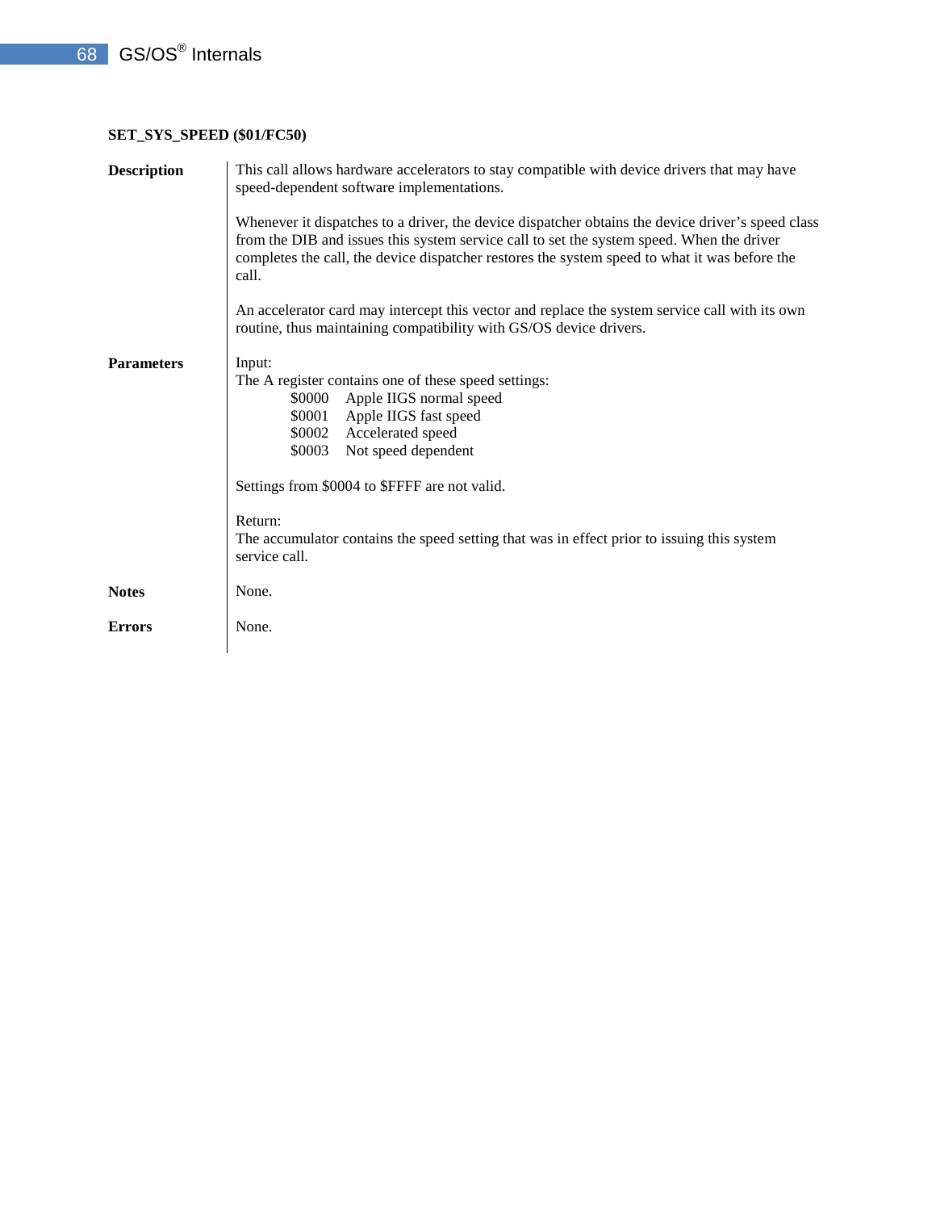### SET_SYS_SPEED ($01/FC50)

**Description**

This call allows hardware accelerators to stay compatible with device drivers that may have speed-dependent software implementations.

Whenever it dispatches to a driver, the device dispatcher obtains the device driver's speed class from the DIB and issues this system service call to set the system speed. When the driver completes the call, the device dispatcher restores the system speed to what it was before the call.

An accelerator card may intercept this vector and replace the system service call with its own routine, thus maintaining compatibility with GS/OS device drivers.

**Parameters**

Input:
The A register contains one of these speed settings:

| Value | Setting |
| --- | --- |
| $0000 | Apple IIGS normal speed |
| $0001 | Apple IIGS fast speed |
| $0002 | Accelerated speed |
| $0003 | Not speed dependent |

Settings from $0004 to $FFFF are not valid.

Return:
The accumulator contains the speed setting that was in effect prior to issuing this system service call.

**Notes**

None.

**Errors**

None.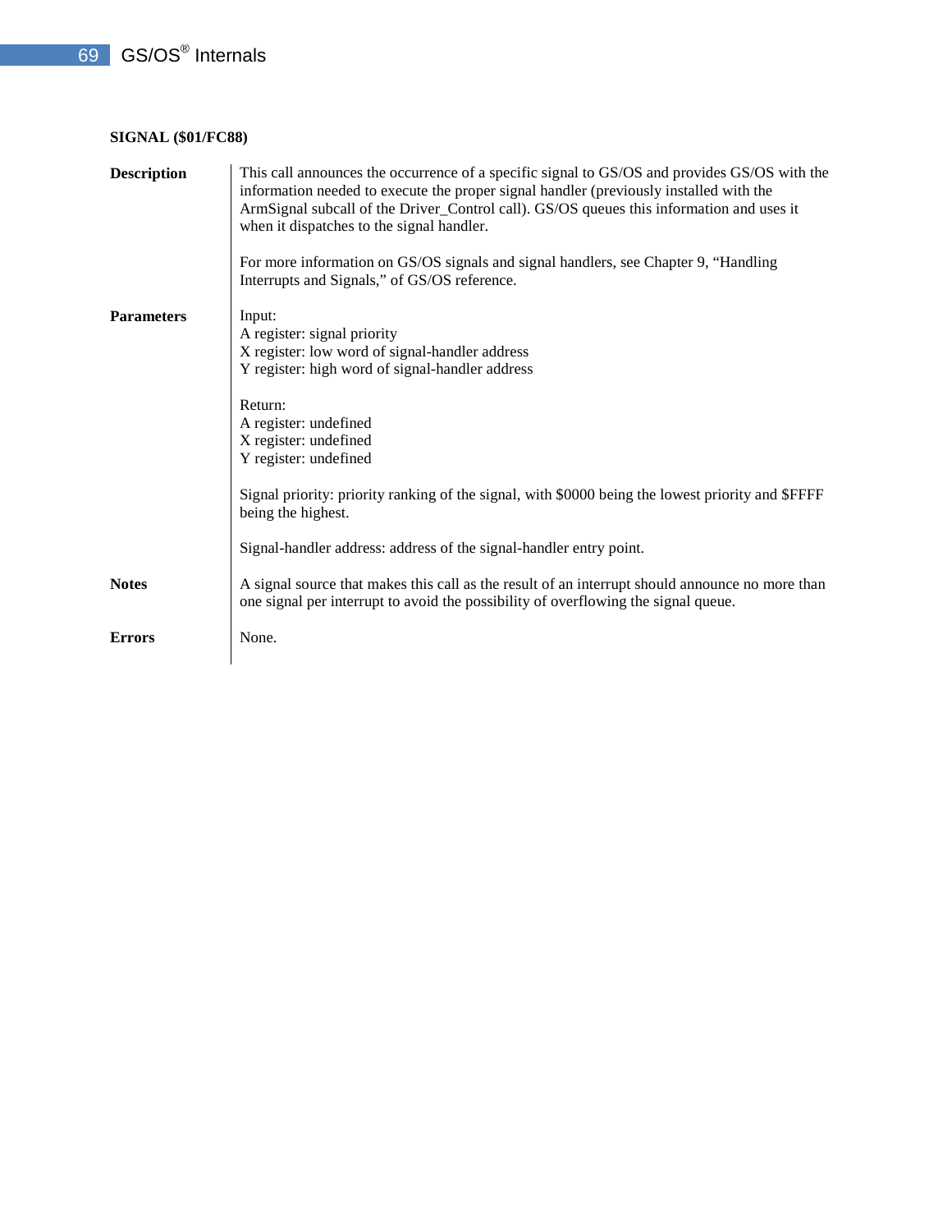**SIGNAL ($01/FC88)**

**Description**

This call announces the occurrence of a specific signal to GS/OS and provides GS/OS with the information needed to execute the proper signal handler (previously installed with the ArmSignal subcall of the Driver_Control call). GS/OS queues this information and uses it when it dispatches to the signal handler.

For more information on GS/OS signals and signal handlers, see Chapter 9, "Handling Interrupts and Signals," of GS/OS reference.

**Parameters**

Input:
A register: signal priority
X register: low word of signal-handler address
Y register: high word of signal-handler address

Return:
A register: undefined
X register: undefined
Y register: undefined

Signal priority: priority ranking of the signal, with $0000 being the lowest priority and $FFFF being the highest.

Signal-handler address: address of the signal-handler entry point.

**Notes**

A signal source that makes this call as the result of an interrupt should announce no more than one signal per interrupt to avoid the possibility of overflowing the signal queue.

**Errors**

None.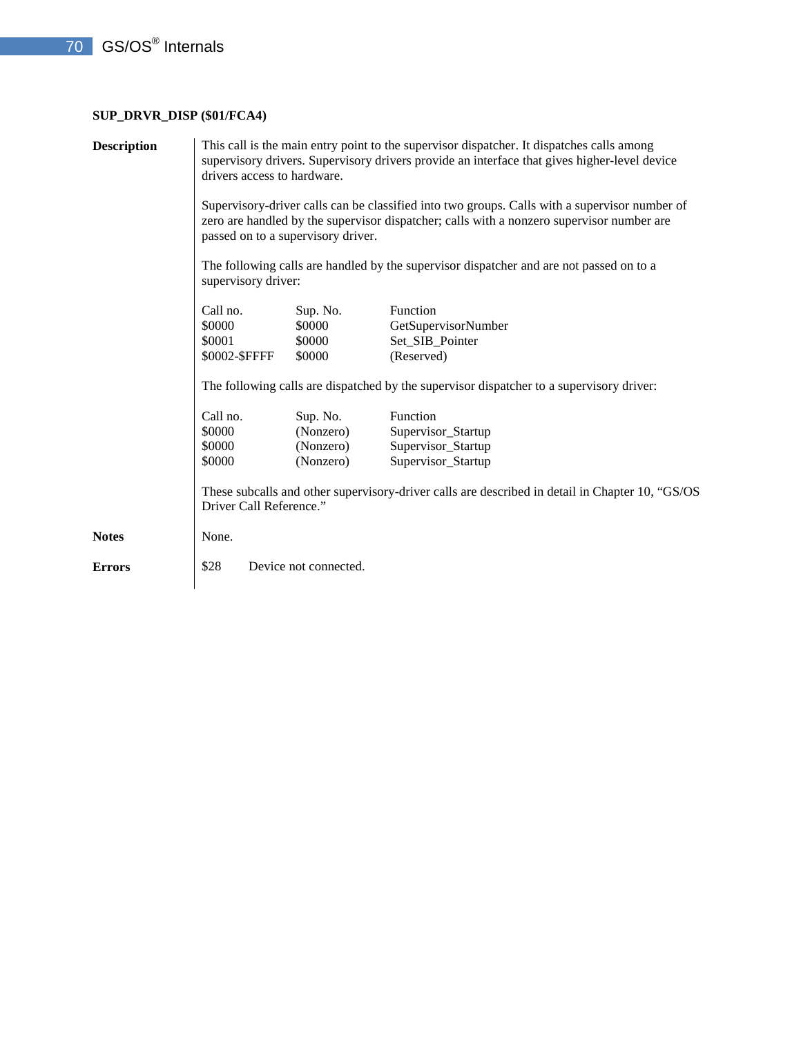### SUP_DRVR_DISP ($01/FCA4)

**Description**

This call is the main entry point to the supervisor dispatcher. It dispatches calls among supervisory drivers. Supervisory drivers provide an interface that gives higher-level device drivers access to hardware.

Supervisory-driver calls can be classified into two groups. Calls with a supervisor number of zero are handled by the supervisor dispatcher; calls with a nonzero supervisor number are passed on to a supervisory driver.

The following calls are handled by the supervisor dispatcher and are not passed on to a supervisory driver:

| Call no. | Sup. No. | Function |
|---|---|---|
| $0000 | $0000 | GetSupervisorNumber |
| $0001 | $0000 | Set_SIB_Pointer |
| $0002-$FFFF | $0000 | (Reserved) |

The following calls are dispatched by the supervisor dispatcher to a supervisory driver:

| Call no. | Sup. No. | Function |
|---|---|---|
| $0000 | (Nonzero) | Supervisor_Startup |
| $0000 | (Nonzero) | Supervisor_Startup |
| $0000 | (Nonzero) | Supervisor_Startup |

These subcalls and other supervisory-driver calls are described in detail in Chapter 10, “GS/OS Driver Call Reference.”

**Notes**

None.

**Errors**

$28 Device not connected.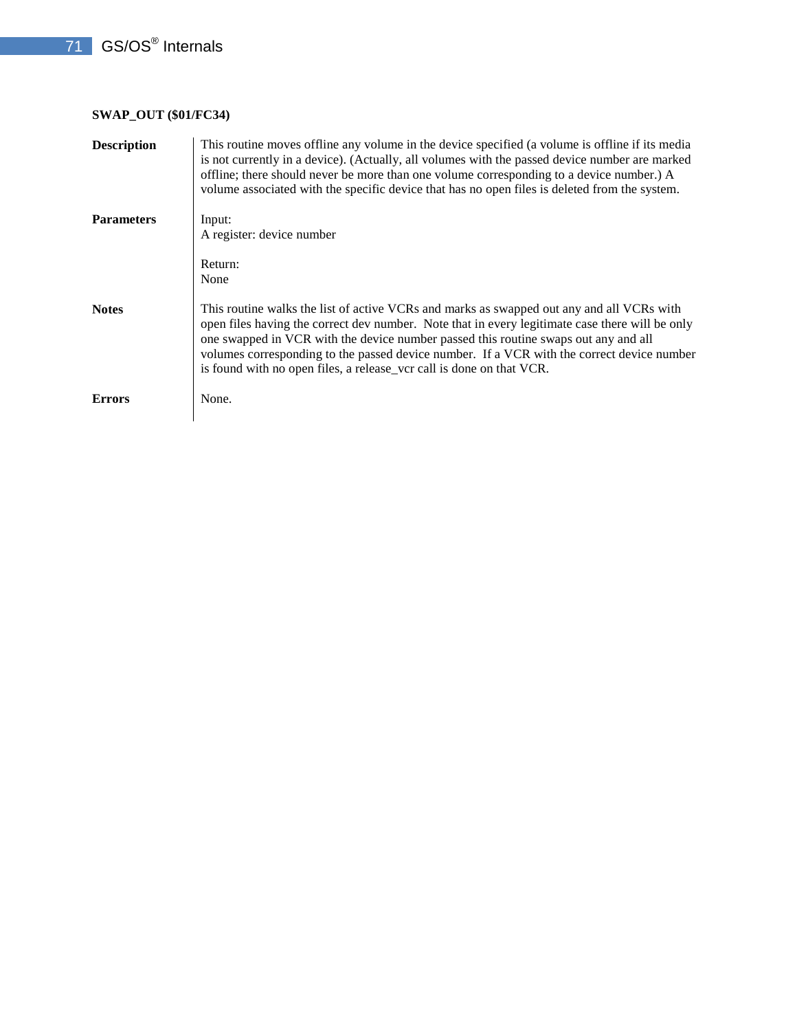**SWAP_OUT ($01/FC34)**

**Description**

This routine moves offline any volume in the device specified (a volume is offline if its media is not currently in a device). (Actually, all volumes with the passed device number are marked offline; there should never be more than one volume corresponding to a device number.) A volume associated with the specific device that has no open files is deleted from the system.

**Parameters**

Input:
A register: device number

Return:
None

**Notes**

This routine walks the list of active VCRs and marks as swapped out any and all VCRs with open files having the correct dev number. Note that in every legitimate case there will be only one swapped in VCR with the device number passed this routine swaps out any and all volumes corresponding to the passed device number. If a VCR with the correct device number is found with no open files, a release_vcr call is done on that VCR.

**Errors**

None.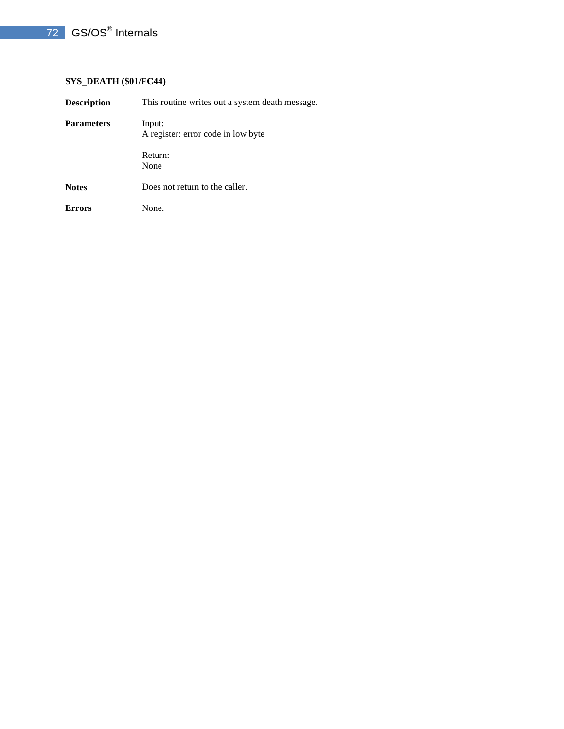**SYS_DEATH ($01/FC44)**

| | |
|---|---|
| **Description** | This routine writes out a system death message. |
| **Parameters** | Input:<br>A register: error code in low byte<br><br>Return:<br>None |
| **Notes** | Does not return to the caller. |
| **Errors** | None. |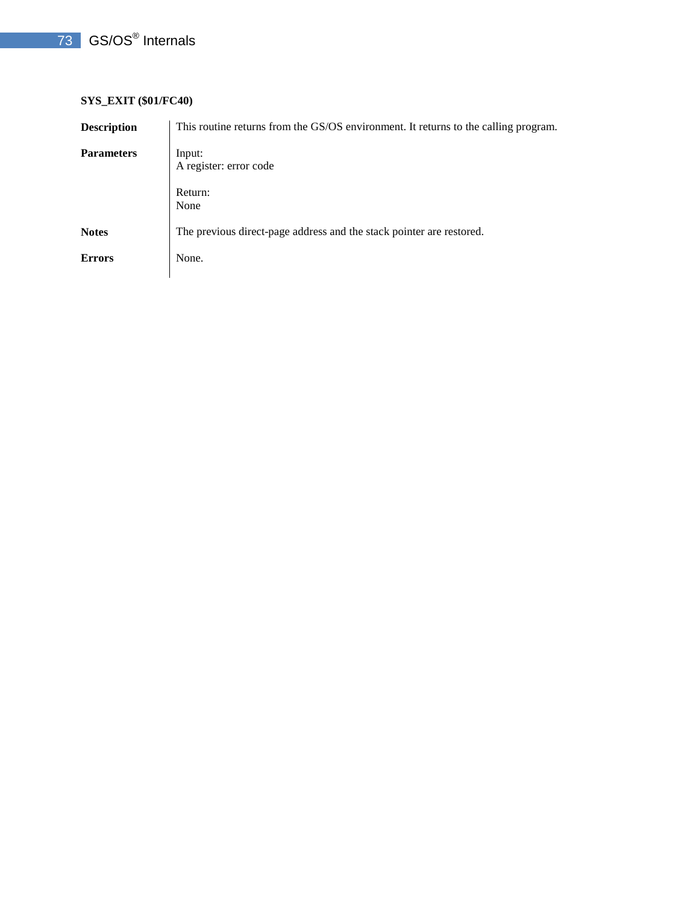**SYS_EXIT ($01/FC40)**

| | |
|---|---|
| **Description** | This routine returns from the GS/OS environment. It returns to the calling program. |
| **Parameters** | Input:<br>A register: error code<br><br>Return:<br>None |
| **Notes** | The previous direct-page address and the stack pointer are restored. |
| **Errors** | None. |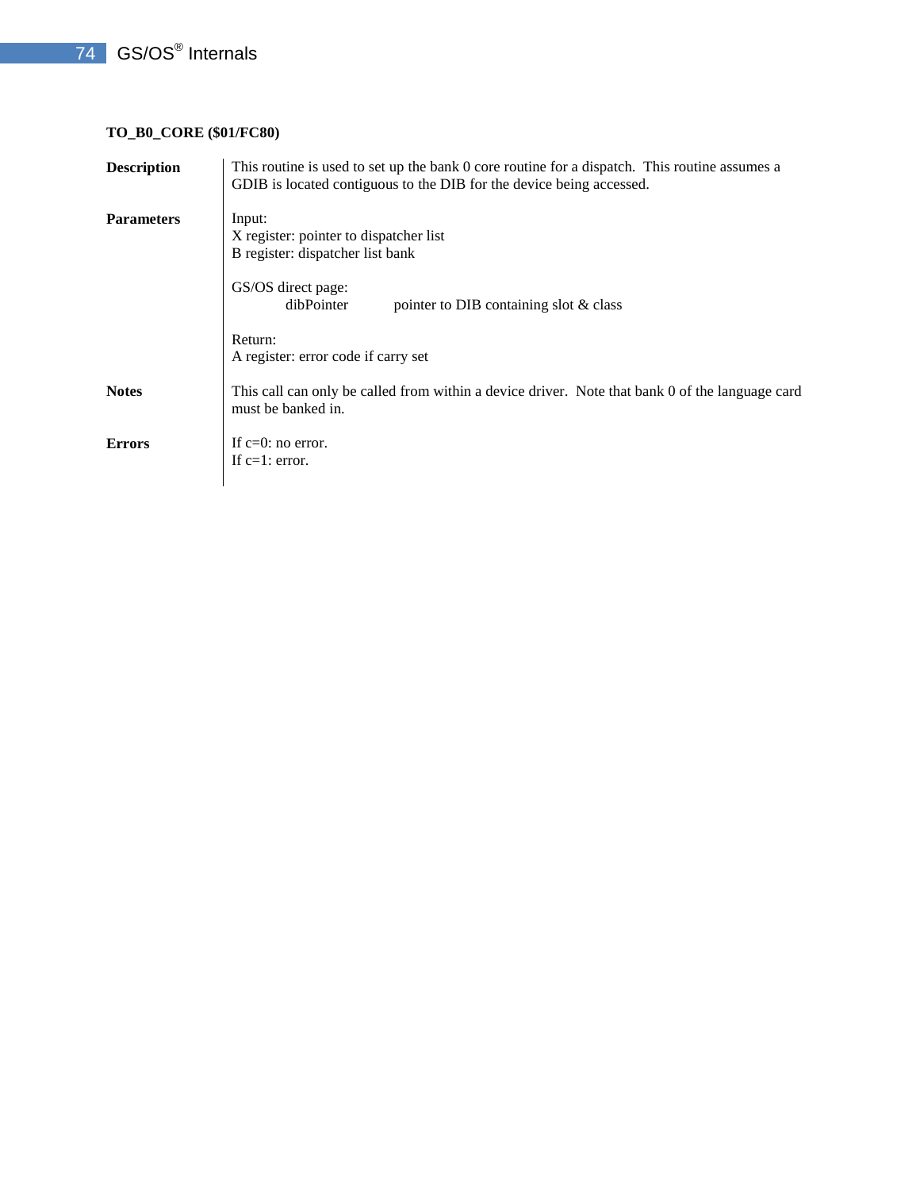**TO_B0_CORE ($01/FC80)**

**Description**

This routine is used to set up the bank 0 core routine for a dispatch. This routine assumes a GDIB is located contiguous to the DIB for the device being accessed.

**Parameters**

Input:
X register: pointer to dispatcher list
B register: dispatcher list bank

GS/OS direct page:

| | |
|---|---|
| dibPointer | pointer to DIB containing slot & class |

Return:
A register: error code if carry set

**Notes**

This call can only be called from within a device driver. Note that bank 0 of the language card must be banked in.

**Errors**

If c=0: no error.
If c=1: error.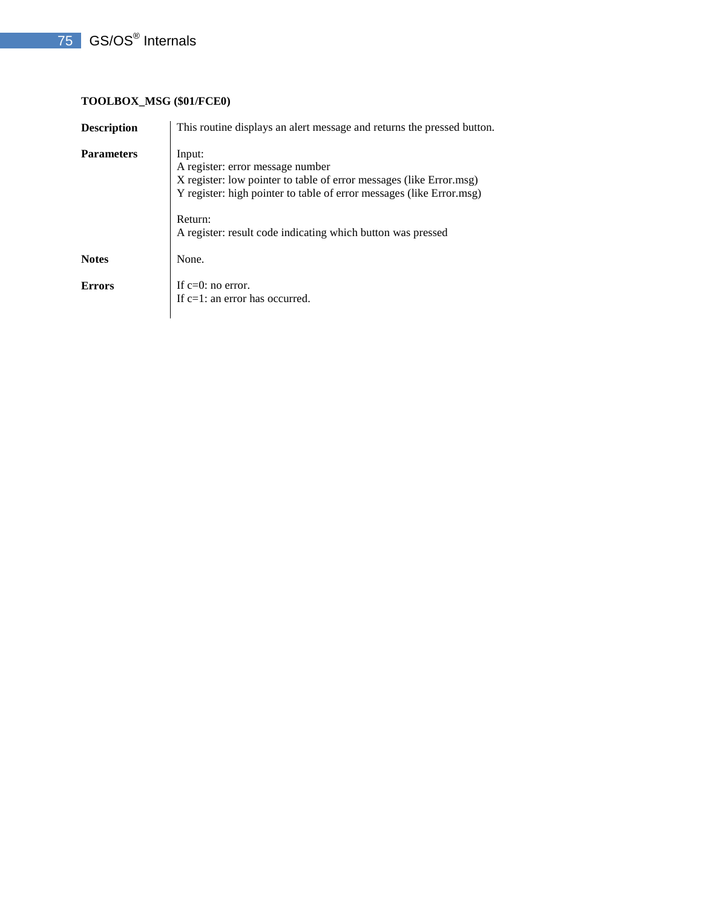**TOOLBOX_MSG ($01/FCE0)**

| | |
|---|---|
| **Description** | This routine displays an alert message and returns the pressed button. |
| **Parameters** | Input:<br>A register: error message number<br>X register: low pointer to table of error messages (like Error.msg)<br>Y register: high pointer to table of error messages (like Error.msg)<br><br>Return:<br>A register: result code indicating which button was pressed |
| **Notes** | None. |
| **Errors** | If c=0: no error.<br>If c=1: an error has occurred. |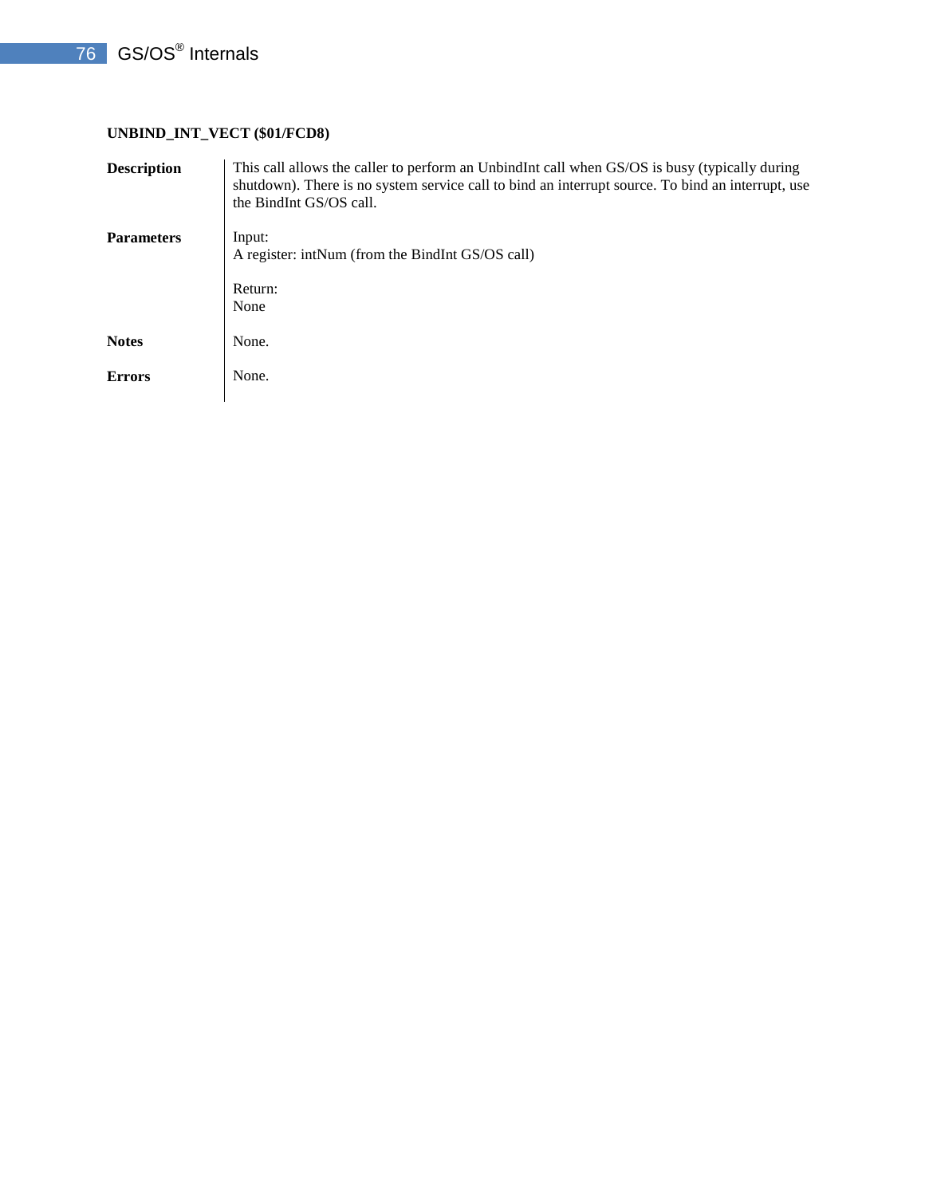**UNBIND_INT_VECT ($01/FCD8)**

**Description**

This call allows the caller to perform an UnbindInt call when GS/OS is busy (typically during shutdown). There is no system service call to bind an interrupt source. To bind an interrupt, use the BindInt GS/OS call.

**Parameters**

Input:
A register: intNum (from the BindInt GS/OS call)

Return:
None

**Notes**

None.

**Errors**

None.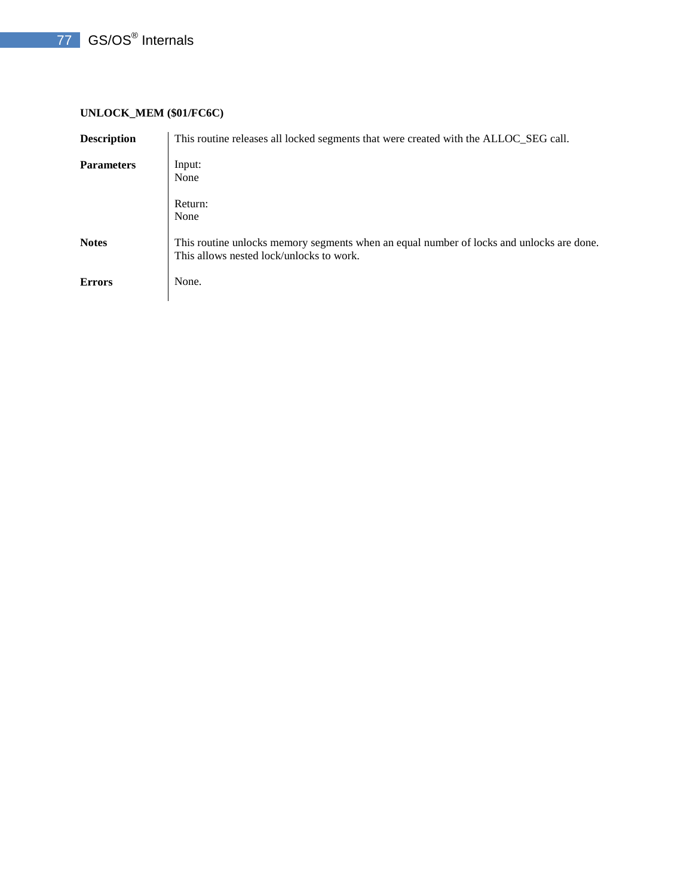### UNLOCK_MEM ($01/FC6C)

**Description**

This routine releases all locked segments that were created with the ALLOC_SEG call.

**Parameters**

Input:
None

Return:
None

**Notes**

This routine unlocks memory segments when an equal number of locks and unlocks are done. This allows nested lock/unlocks to work.

**Errors**

None.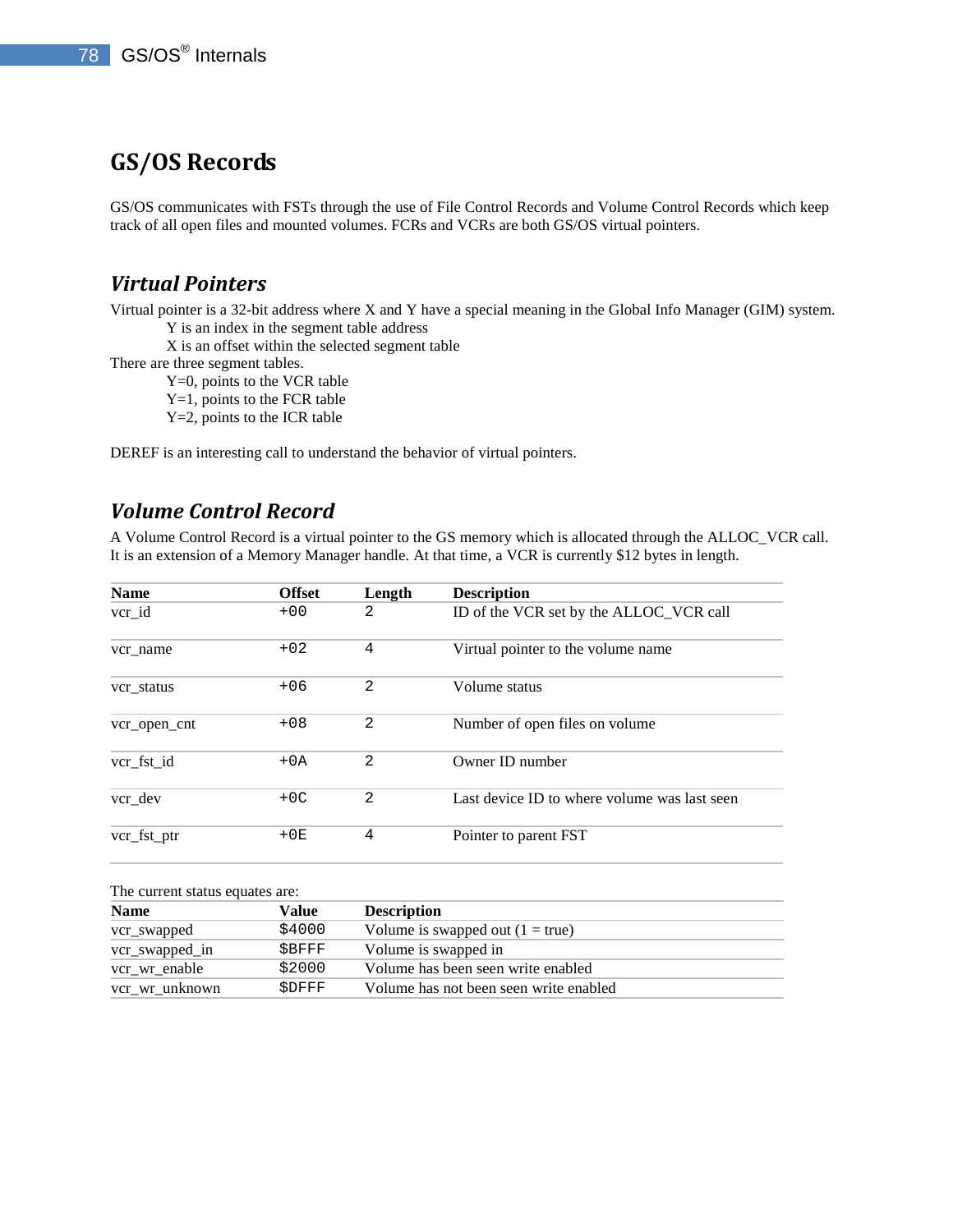# GS/OS Records

GS/OS communicates with FSTs through the use of File Control Records and Volume Control Records which keep track of all open files and mounted volumes. FCRs and VCRs are both GS/OS virtual pointers.

## *Virtual Pointers*

Virtual pointer is a 32-bit address where X and Y have a special meaning in the Global Info Manager (GIM) system.

Y is an index in the segment table address
X is an offset within the selected segment table

There are three segment tables.

Y=0, points to the VCR table
Y=1, points to the FCR table
Y=2, points to the ICR table

DEREF is an interesting call to understand the behavior of virtual pointers.

## *Volume Control Record*

A Volume Control Record is a virtual pointer to the GS memory which is allocated through the ALLOC_VCR call. It is an extension of a Memory Manager handle. At that time, a VCR is currently $12 bytes in length.

| Name | Offset | Length | Description |
|---|---|---|---|
| vcr_id | +00 | 2 | ID of the VCR set by the ALLOC_VCR call |
| vcr_name | +02 | 4 | Virtual pointer to the volume name |
| vcr_status | +06 | 2 | Volume status |
| vcr_open_cnt | +08 | 2 | Number of open files on volume |
| vcr_fst_id | +0A | 2 | Owner ID number |
| vcr_dev | +0C | 2 | Last device ID to where volume was last seen |
| vcr_fst_ptr | +0E | 4 | Pointer to parent FST |

The current status equates are:

| Name | Value | Description |
|---|---|---|
| vcr_swapped | $4000 | Volume is swapped out (1 = true) |
| vcr_swapped_in | $BFFF | Volume is swapped in |
| vcr_wr_enable | $2000 | Volume has been seen write enabled |
| vcr_wr_unknown | $DFFF | Volume has not been seen write enabled |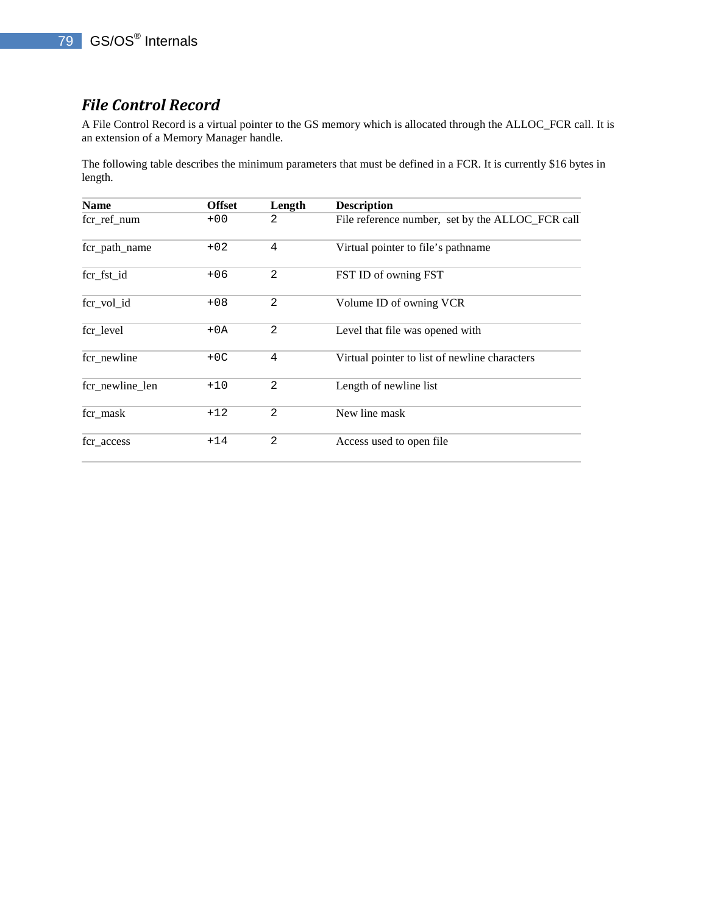## *File Control Record*

A File Control Record is a virtual pointer to the GS memory which is allocated through the ALLOC_FCR call. It is an extension of a Memory Manager handle.

The following table describes the minimum parameters that must be defined in a FCR. It is currently $16 bytes in length.

| Name | Offset | Length | Description |
|---|---|---|---|
| fcr_ref_num | +00 | 2 | File reference number, set by the ALLOC_FCR call |
| fcr_path_name | +02 | 4 | Virtual pointer to file's pathname |
| fcr_fst_id | +06 | 2 | FST ID of owning FST |
| fcr_vol_id | +08 | 2 | Volume ID of owning VCR |
| fcr_level | +0A | 2 | Level that file was opened with |
| fcr_newline | +0C | 4 | Virtual pointer to list of newline characters |
| fcr_newline_len | +10 | 2 | Length of newline list |
| fcr_mask | +12 | 2 | New line mask |
| fcr_access | +14 | 2 | Access used to open file |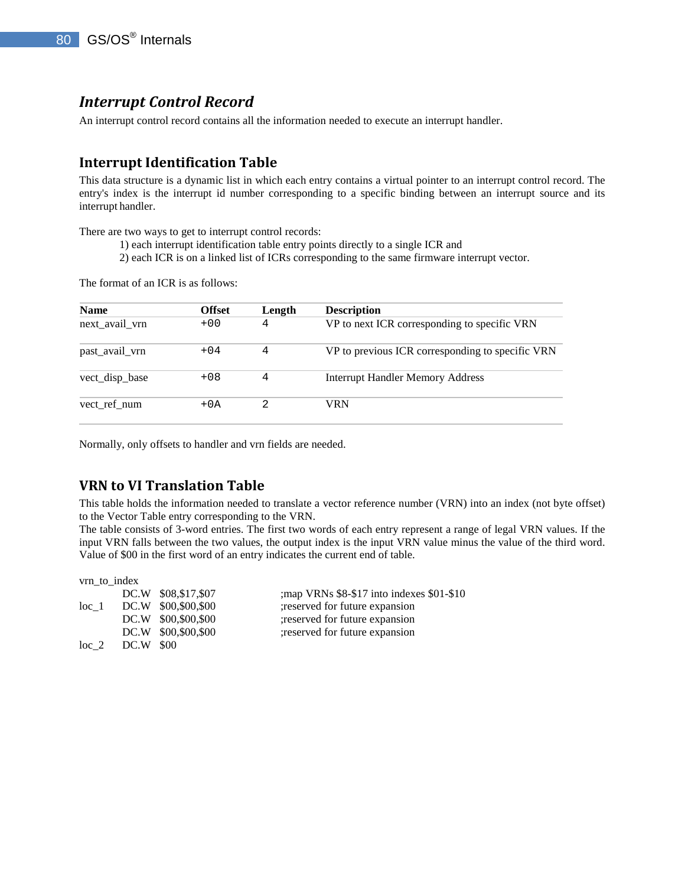## *Interrupt Control Record*

An interrupt control record contains all the information needed to execute an interrupt handler.

### Interrupt Identification Table

This data structure is a dynamic list in which each entry contains a virtual pointer to an interrupt control record. The entry's index is the interrupt id number corresponding to a specific binding between an interrupt source and its interrupt handler.

There are two ways to get to interrupt control records:

1) each interrupt identification table entry points directly to a single ICR and
2) each ICR is on a linked list of ICRs corresponding to the same firmware interrupt vector.

The format of an ICR is as follows:

| Name | Offset | Length | Description |
|---|---|---|---|
| next_avail_vrn | +00 | 4 | VP to next ICR corresponding to specific VRN |
| past_avail_vrn | +04 | 4 | VP to previous ICR corresponding to specific VRN |
| vect_disp_base | +08 | 4 | Interrupt Handler Memory Address |
| vect_ref_num | +0A | 2 | VRN |

Normally, only offsets to handler and vrn fields are needed.

### VRN to VI Translation Table

This table holds the information needed to translate a vector reference number (VRN) into an index (not byte offset) to the Vector Table entry corresponding to the VRN.

The table consists of 3-word entries. The first two words of each entry represent a range of legal VRN values. If the input VRN falls between the two values, the output index is the input VRN value minus the value of the third word. Value of $00 in the first word of an entry indicates the current end of table.

```
vrn_to_index
        DC.W   $08,$17,$07          ;map VRNs $8-$17 into indexes $01-$10
loc_1   DC.W   $00,$00,$00          ;reserved for future expansion
        DC.W   $00,$00,$00          ;reserved for future expansion
        DC.W   $00,$00,$00          ;reserved for future expansion
loc_2   DC.W   $00
```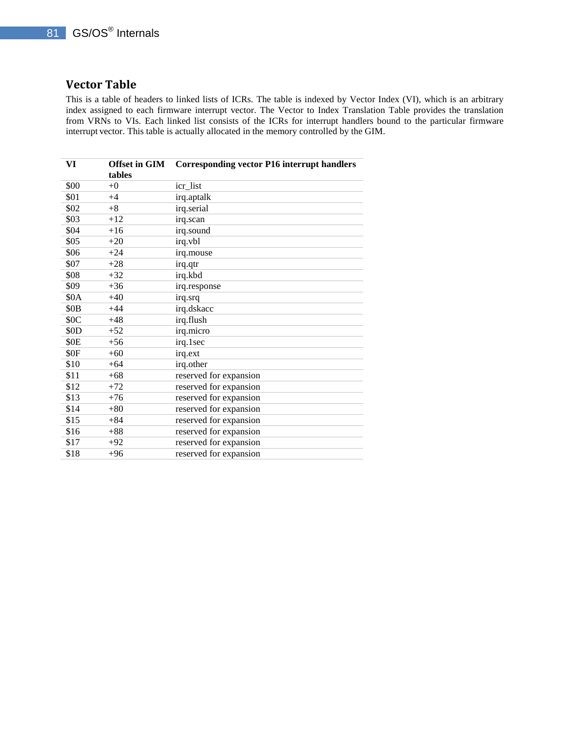## Vector Table

This is a table of headers to linked lists of ICRs. The table is indexed by Vector Index (VI), which is an arbitrary index assigned to each firmware interrupt vector. The Vector to Index Translation Table provides the translation from VRNs to VIs. Each linked list consists of the ICRs for interrupt handlers bound to the particular firmware interrupt vector. This table is actually allocated in the memory controlled by the GIM.

| VI | Offset in GIM tables | Corresponding vector P16 interrupt handlers |
|---|---|---|
| $00 | +0 | icr_list |
| $01 | +4 | irq.aptalk |
| $02 | +8 | irq.serial |
| $03 | +12 | irq.scan |
| $04 | +16 | irq.sound |
| $05 | +20 | irq.vbl |
| $06 | +24 | irq.mouse |
| $07 | +28 | irq.qtr |
| $08 | +32 | irq.kbd |
| $09 | +36 | irq.response |
| $0A | +40 | irq.srq |
| $0B | +44 | irq.dskacc |
| $0C | +48 | irq.flush |
| $0D | +52 | irq.micro |
| $0E | +56 | irq.1sec |
| $0F | +60 | irq.ext |
| $10 | +64 | irq.other |
| $11 | +68 | reserved for expansion |
| $12 | +72 | reserved for expansion |
| $13 | +76 | reserved for expansion |
| $14 | +80 | reserved for expansion |
| $15 | +84 | reserved for expansion |
| $16 | +88 | reserved for expansion |
| $17 | +92 | reserved for expansion |
| $18 | +96 | reserved for expansion |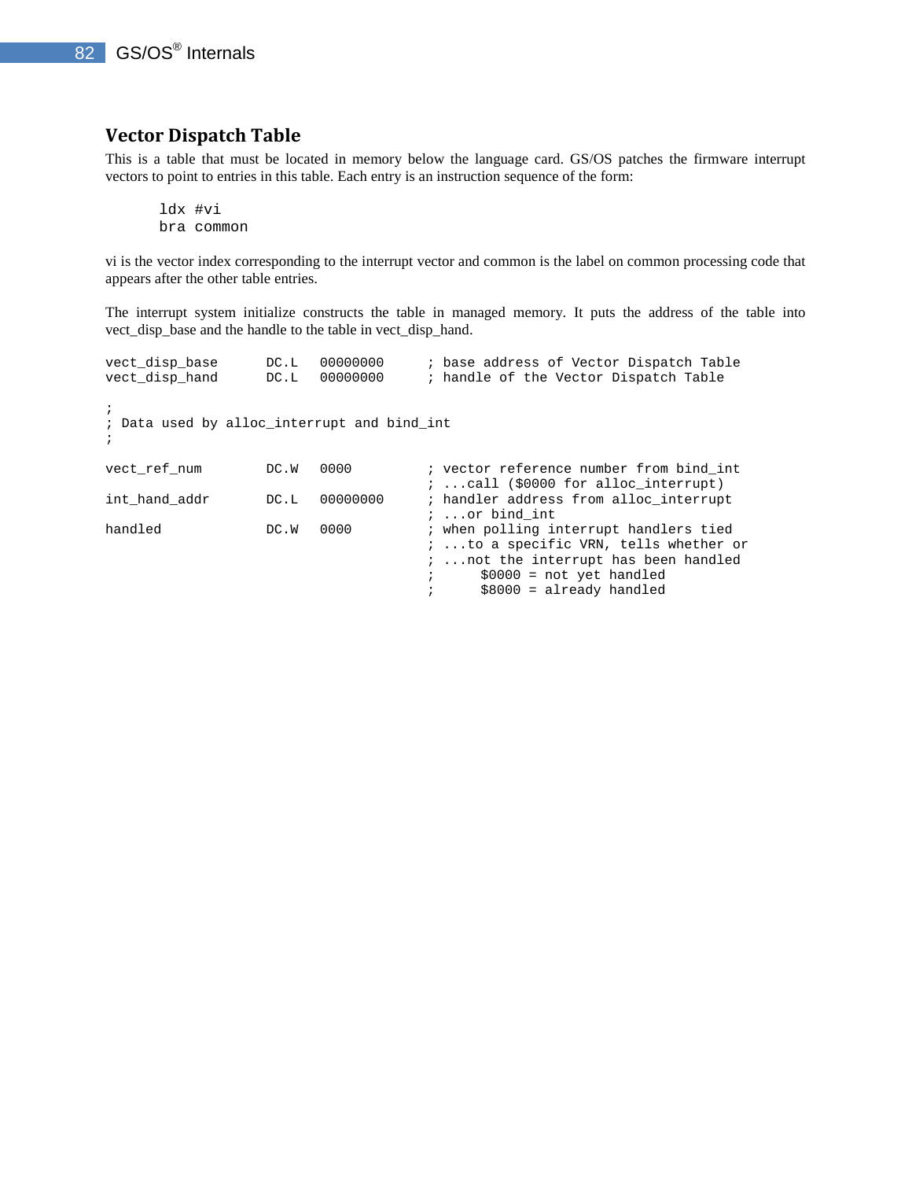## Vector Dispatch Table

This is a table that must be located in memory below the language card. GS/OS patches the firmware interrupt vectors to point to entries in this table. Each entry is an instruction sequence of the form:

```
ldx #vi
bra common
```

vi is the vector index corresponding to the interrupt vector and common is the label on common processing code that appears after the other table entries.

The interrupt system initialize constructs the table in managed memory. It puts the address of the table into vect_disp_base and the handle to the table in vect_disp_hand.

```
vect_disp_base      DC.L   00000000     ; base address of Vector Dispatch Table
vect_disp_hand      DC.L   00000000     ; handle of the Vector Dispatch Table

;
; Data used by alloc_interrupt and bind_int
;

vect_ref_num        DC.W   0000         ; vector reference number from bind_int
                                        ; ...call ($0000 for alloc_interrupt)
int_hand_addr       DC.L   00000000     ; handler address from alloc_interrupt
                                        ; ...or bind_int
handled             DC.W   0000         ; when polling interrupt handlers tied
                                        ; ...to a specific VRN, tells whether or
                                        ; ...not the interrupt has been handled
                                        ;      $0000 = not yet handled
                                        ;      $8000 = already handled
```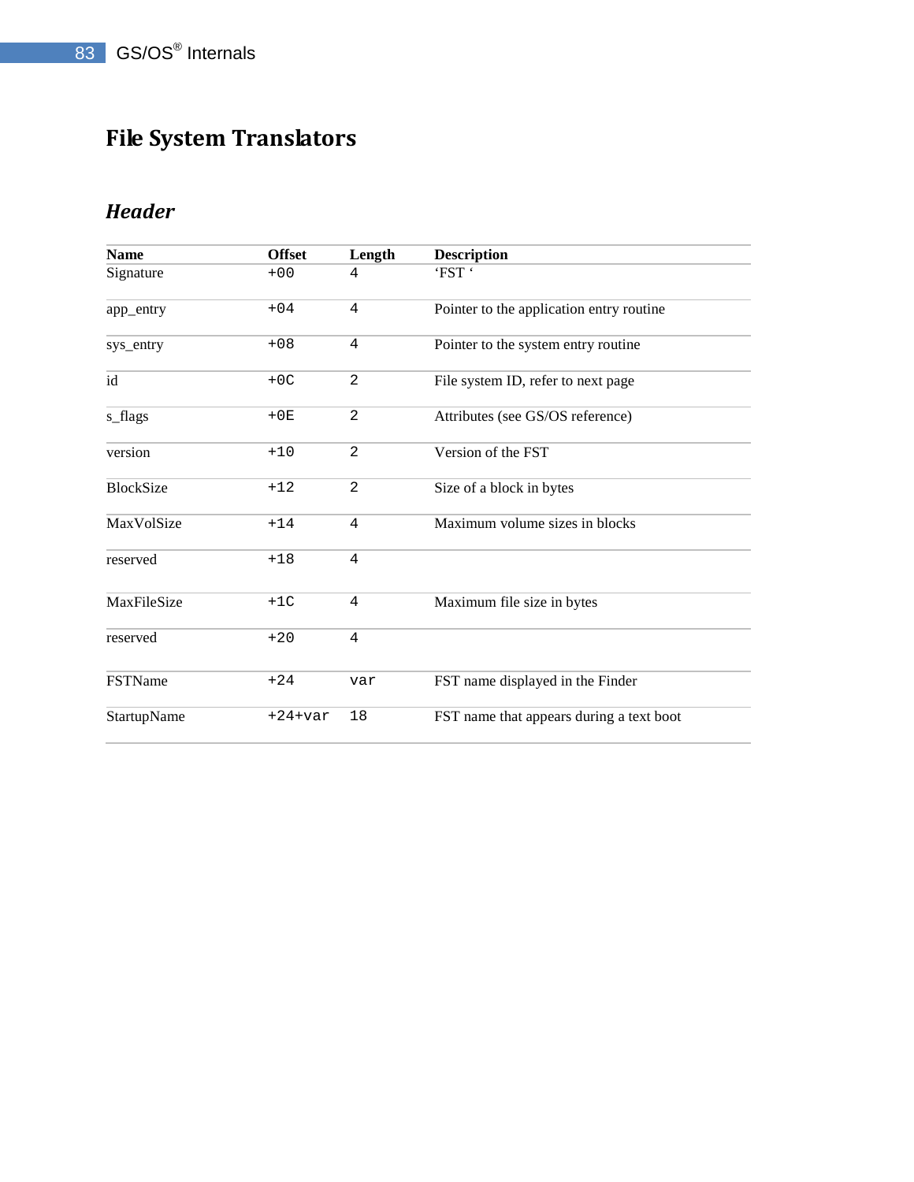# File System Translators

## *Header*

| Name | Offset | Length | Description |
|---|---|---|---|
| Signature | +00 | 4 | 'FST ' |
| app_entry | +04 | 4 | Pointer to the application entry routine |
| sys_entry | +08 | 4 | Pointer to the system entry routine |
| id | +0C | 2 | File system ID, refer to next page |
| s_flags | +0E | 2 | Attributes (see GS/OS reference) |
| version | +10 | 2 | Version of the FST |
| BlockSize | +12 | 2 | Size of a block in bytes |
| MaxVolSize | +14 | 4 | Maximum volume sizes in blocks |
| reserved | +18 | 4 | |
| MaxFileSize | +1C | 4 | Maximum file size in bytes |
| reserved | +20 | 4 | |
| FSTName | +24 | var | FST name displayed in the Finder |
| StartupName | +24+var | 18 | FST name that appears during a text boot |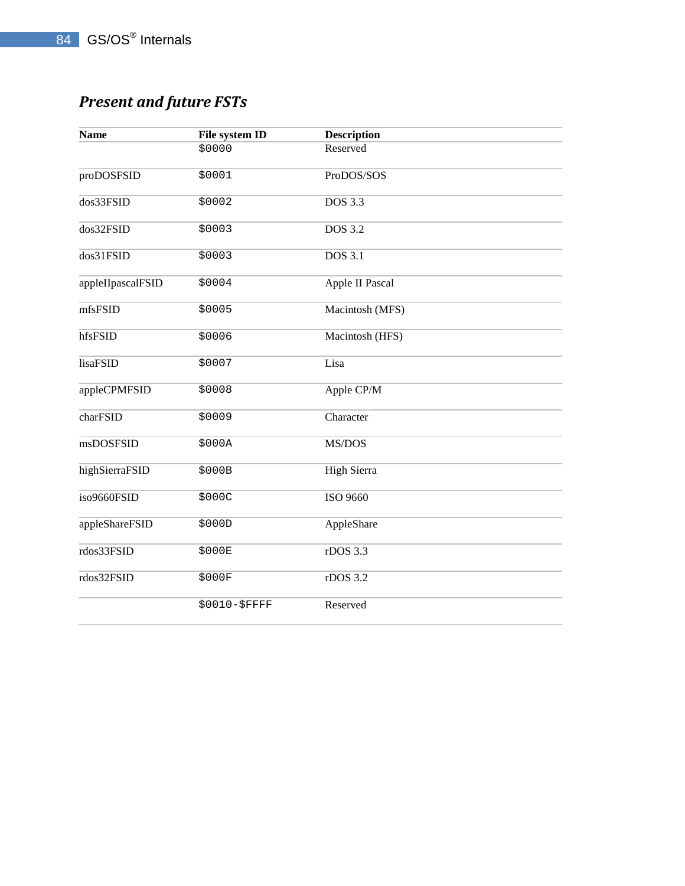### *Present and future FSTs*

| Name | File system ID | Description |
|---|---|---|
| | `$0000` | Reserved |
| proDOSFSID | `$0001` | ProDOS/SOS |
| dos33FSID | `$0002` | DOS 3.3 |
| dos32FSID | `$0003` | DOS 3.2 |
| dos31FSID | `$0003` | DOS 3.1 |
| appleIIpascalFSID | `$0004` | Apple II Pascal |
| mfsFSID | `$0005` | Macintosh (MFS) |
| hfsFSID | `$0006` | Macintosh (HFS) |
| lisaFSID | `$0007` | Lisa |
| appleCPMFSID | `$0008` | Apple CP/M |
| charFSID | `$0009` | Character |
| msDOSFSID | `$000A` | MS/DOS |
| highSierraFSID | `$000B` | High Sierra |
| iso9660FSID | `$000C` | ISO 9660 |
| appleShareFSID | `$000D` | AppleShare |
| rdos33FSID | `$000E` | rDOS 3.3 |
| rdos32FSID | `$000F` | rDOS 3.2 |
| | `$0010-$FFFF` | Reserved |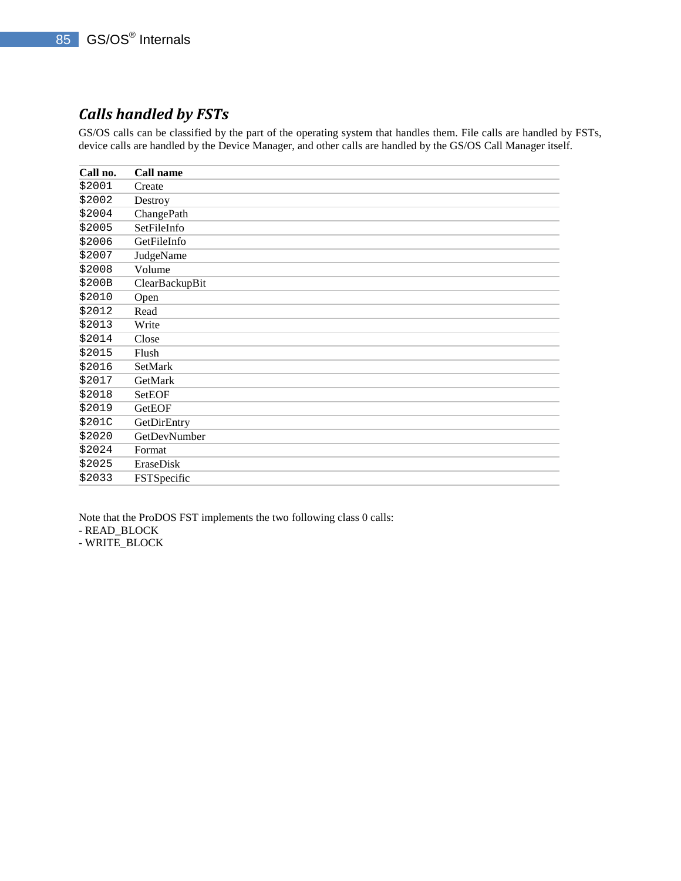## *Calls handled by FSTs*

GS/OS calls can be classified by the part of the operating system that handles them. File calls are handled by FSTs, device calls are handled by the Device Manager, and other calls are handled by the GS/OS Call Manager itself.

| Call no. | Call name |
|---|---|
| $2001 | Create |
| $2002 | Destroy |
| $2004 | ChangePath |
| $2005 | SetFileInfo |
| $2006 | GetFileInfo |
| $2007 | JudgeName |
| $2008 | Volume |
| $200B | ClearBackupBit |
| $2010 | Open |
| $2012 | Read |
| $2013 | Write |
| $2014 | Close |
| $2015 | Flush |
| $2016 | SetMark |
| $2017 | GetMark |
| $2018 | SetEOF |
| $2019 | GetEOF |
| $201C | GetDirEntry |
| $2020 | GetDevNumber |
| $2024 | Format |
| $2025 | EraseDisk |
| $2033 | FSTSpecific |

Note that the ProDOS FST implements the two following class 0 calls:
- READ_BLOCK
- WRITE_BLOCK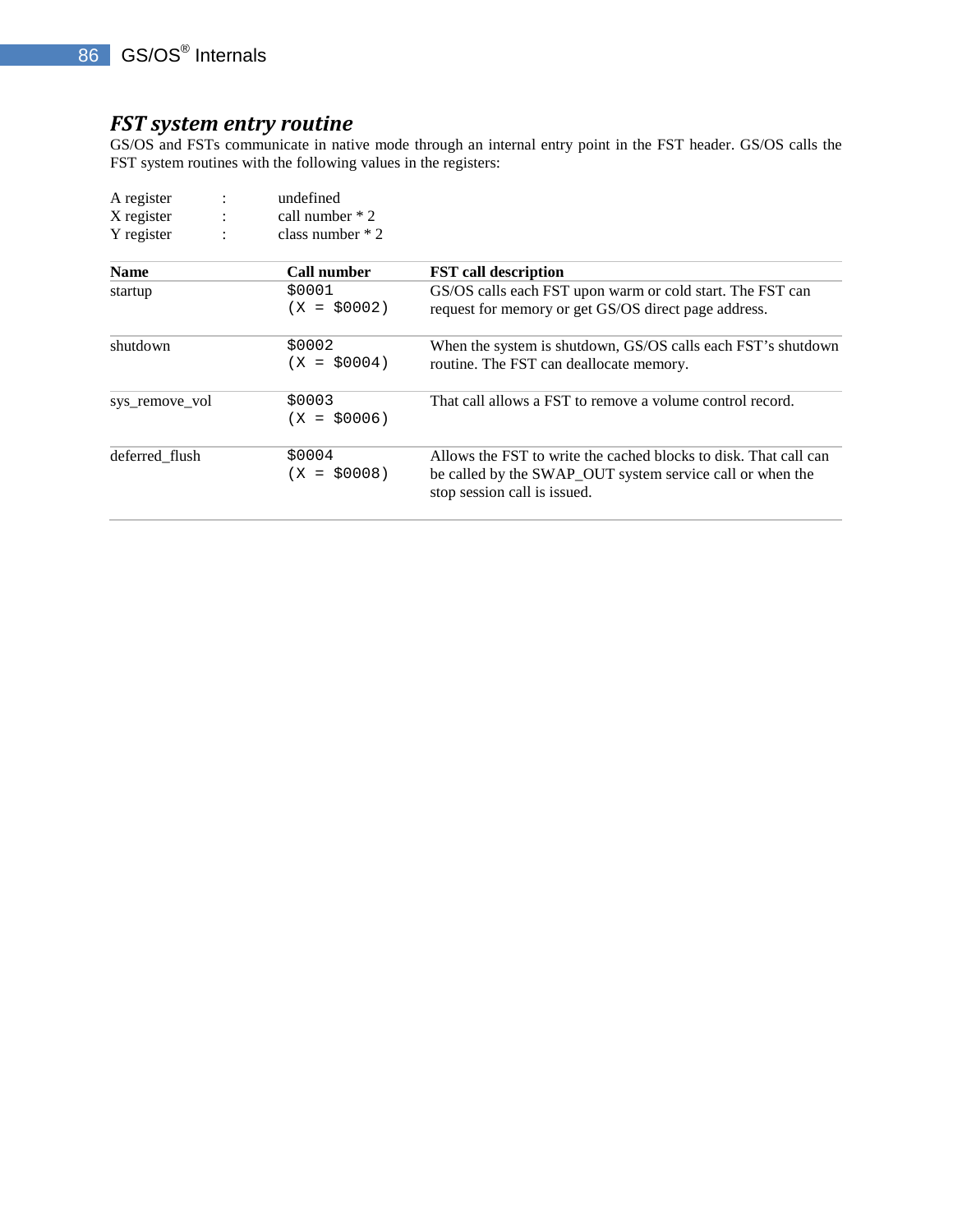## *FST system entry routine*

GS/OS and FSTs communicate in native mode through an internal entry point in the FST header. GS/OS calls the FST system routines with the following values in the registers:

A register : undefined
X register : call number * 2
Y register : class number * 2

| Name | Call number | FST call description |
|---|---|---|
| startup | `$0001` `(X = $0002)` | GS/OS calls each FST upon warm or cold start. The FST can request for memory or get GS/OS direct page address. |
| shutdown | `$0002` `(X = $0004)` | When the system is shutdown, GS/OS calls each FST's shutdown routine. The FST can deallocate memory. |
| sys_remove_vol | `$0003` `(X = $0006)` | That call allows a FST to remove a volume control record. |
| deferred_flush | `$0004` `(X = $0008)` | Allows the FST to write the cached blocks to disk. That call can be called by the SWAP_OUT system service call or when the stop session call is issued. |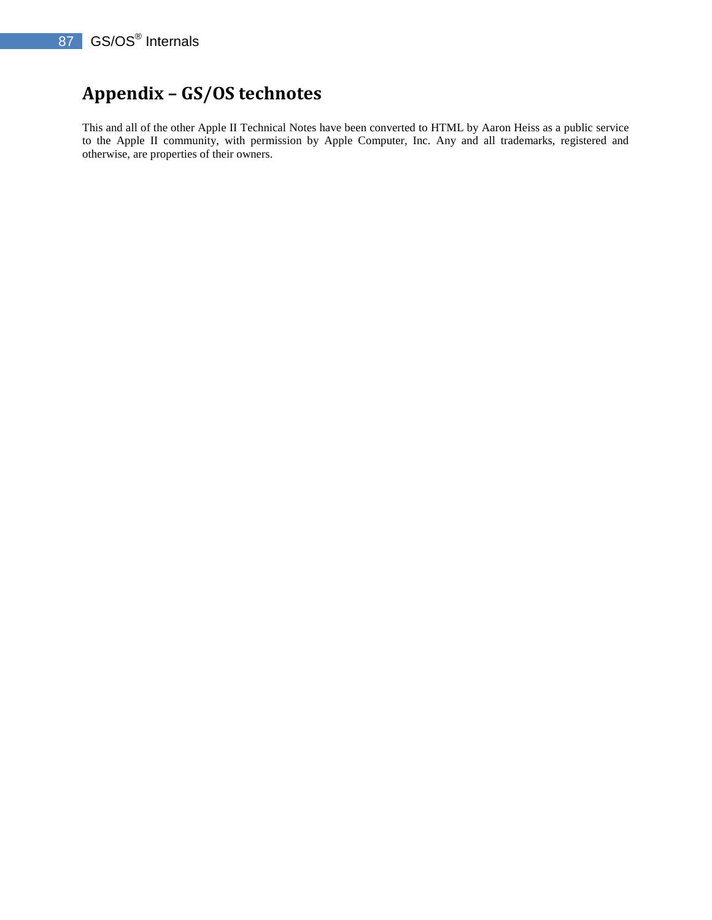# Appendix – GS/OS technotes

This and all of the other Apple II Technical Notes have been converted to HTML by Aaron Heiss as a public service to the Apple II community, with permission by Apple Computer, Inc. Any and all trademarks, registered and otherwise, are properties of their owners.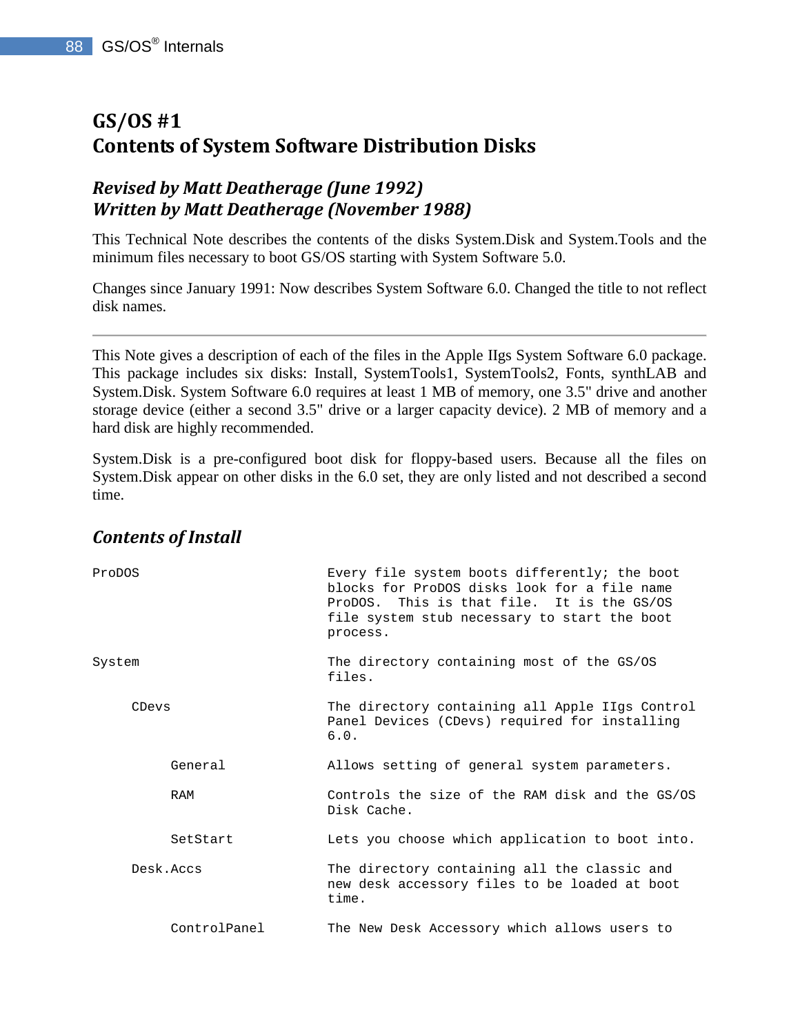## GS/OS #1
## Contents of System Software Distribution Disks

### *Revised by Matt Deatherage (June 1992)*
### *Written by Matt Deatherage (November 1988)*

This Technical Note describes the contents of the disks System.Disk and System.Tools and the minimum files necessary to boot GS/OS starting with System Software 5.0.

Changes since January 1991: Now describes System Software 6.0. Changed the title to not reflect disk names.

---

This Note gives a description of each of the files in the Apple IIgs System Software 6.0 package. This package includes six disks: Install, SystemTools1, SystemTools2, Fonts, synthLAB and System.Disk. System Software 6.0 requires at least 1 MB of memory, one 3.5" drive and another storage device (either a second 3.5" drive or a larger capacity device). 2 MB of memory and a hard disk are highly recommended.

System.Disk is a pre-configured boot disk for floppy-based users. Because all the files on System.Disk appear on other disks in the 6.0 set, they are only listed and not described a second time.

### *Contents of Install*

```
ProDOS                        Every file system boots differently; the boot
                              blocks for ProDOS disks look for a file name
                              ProDOS.  This is that file.  It is the GS/OS
                              file system stub necessary to start the boot
                              process.

System                        The directory containing most of the GS/OS
                              files.

    CDevs                     The directory containing all Apple IIgs Control
                              Panel Devices (CDevs) required for installing
                              6.0.

        General               Allows setting of general system parameters.

        RAM                   Controls the size of the RAM disk and the GS/OS
                              Disk Cache.

        SetStart              Lets you choose which application to boot into.

    Desk.Accs                 The directory containing all the classic and
                              new desk accessory files to be loaded at boot
                              time.

        ControlPanel          The New Desk Accessory which allows users to
```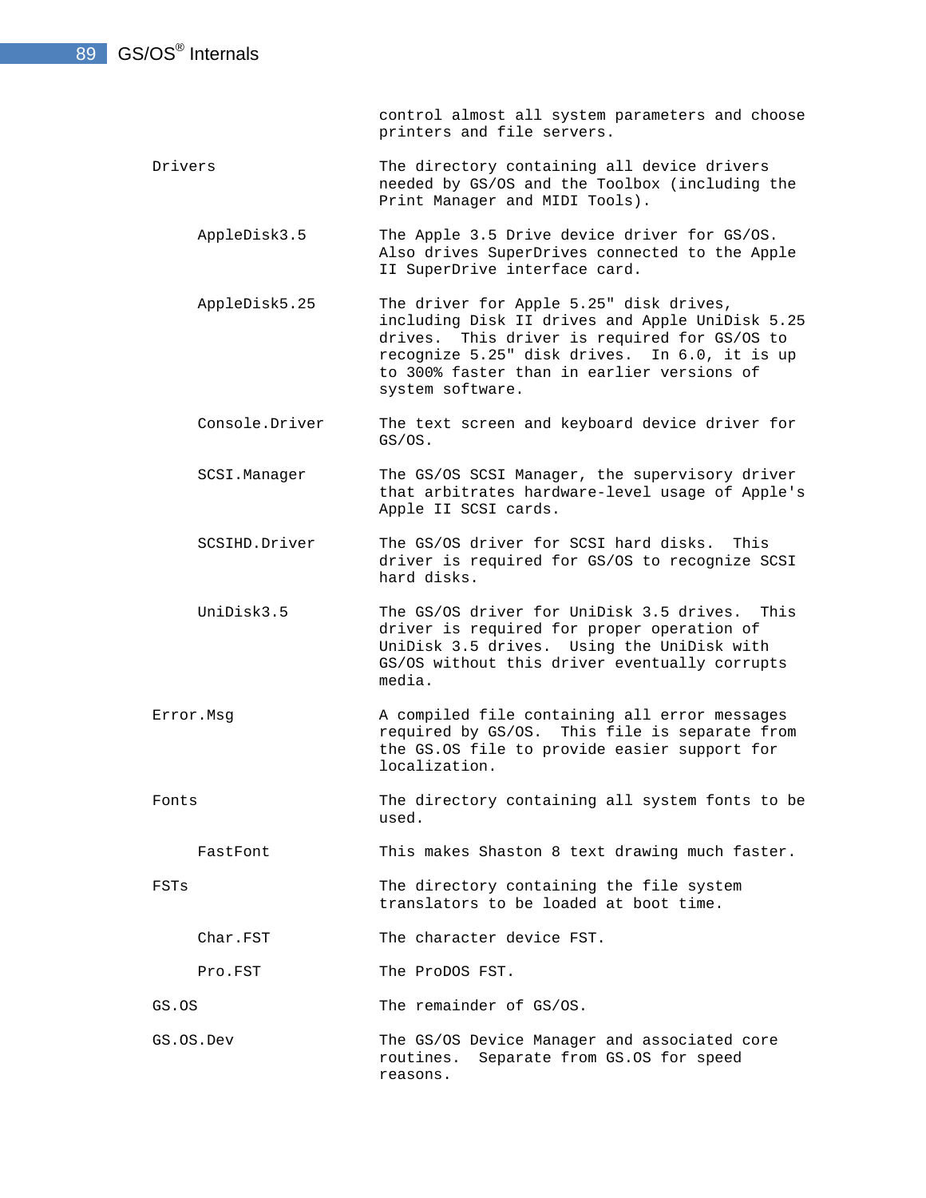control almost all system parameters and choose printers and file servers.

| | |
|---|---|
| Drivers | The directory containing all device drivers needed by GS/OS and the Toolbox (including the Print Manager and MIDI Tools). |
| AppleDisk3.5 | The Apple 3.5 Drive device driver for GS/OS. Also drives SuperDrives connected to the Apple II SuperDrive interface card. |
| AppleDisk5.25 | The driver for Apple 5.25" disk drives, including Disk II drives and Apple UniDisk 5.25 drives. This driver is required for GS/OS to recognize 5.25" disk drives. In 6.0, it is up to 300% faster than in earlier versions of system software. |
| Console.Driver | The text screen and keyboard device driver for GS/OS. |
| SCSI.Manager | The GS/OS SCSI Manager, the supervisory driver that arbitrates hardware-level usage of Apple's Apple II SCSI cards. |
| SCSIHD.Driver | The GS/OS driver for SCSI hard disks. This driver is required for GS/OS to recognize SCSI hard disks. |
| UniDisk3.5 | The GS/OS driver for UniDisk 3.5 drives. This driver is required for proper operation of UniDisk 3.5 drives. Using the UniDisk with GS/OS without this driver eventually corrupts media. |
| Error.Msg | A compiled file containing all error messages required by GS/OS. This file is separate from the GS.OS file to provide easier support for localization. |
| Fonts | The directory containing all system fonts to be used. |
| FastFont | This makes Shaston 8 text drawing much faster. |
| FSTs | The directory containing the file system translators to be loaded at boot time. |
| Char.FST | The character device FST. |
| Pro.FST | The ProDOS FST. |
| GS.OS | The remainder of GS/OS. |
| GS.OS.Dev | The GS/OS Device Manager and associated core routines. Separate from GS.OS for speed reasons. |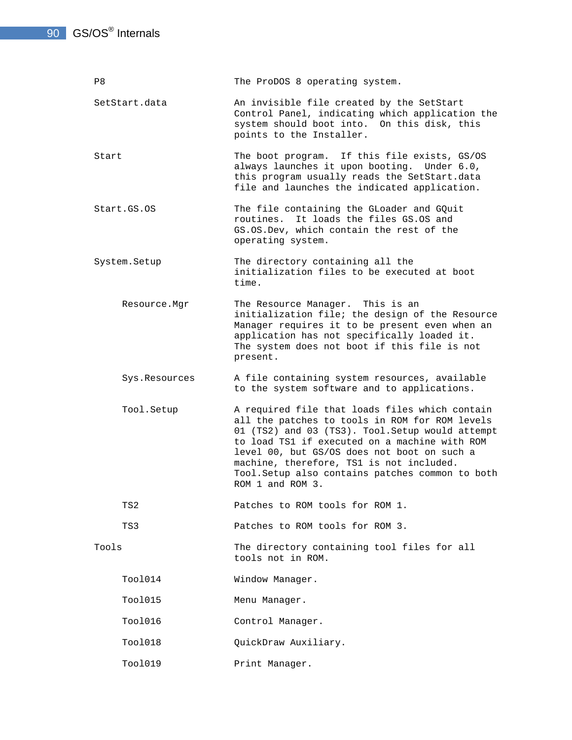| | |
|---|---|
| P8 | The ProDOS 8 operating system. |
| SetStart.data | An invisible file created by the SetStart Control Panel, indicating which application the system should boot into. On this disk, this points to the Installer. |
| Start | The boot program. If this file exists, GS/OS always launches it upon booting. Under 6.0, this program usually reads the SetStart.data file and launches the indicated application. |
| Start.GS.OS | The file containing the GLoader and GQuit routines. It loads the files GS.OS and GS.OS.Dev, which contain the rest of the operating system. |
| System.Setup | The directory containing all the initialization files to be executed at boot time. |
| &nbsp;&nbsp;&nbsp;&nbsp;Resource.Mgr | The Resource Manager. This is an initialization file; the design of the Resource Manager requires it to be present even when an application has not specifically loaded it. The system does not boot if this file is not present. |
| &nbsp;&nbsp;&nbsp;&nbsp;Sys.Resources | A file containing system resources, available to the system software and to applications. |
| &nbsp;&nbsp;&nbsp;&nbsp;Tool.Setup | A required file that loads files which contain all the patches to tools in ROM for ROM levels 01 (TS2) and 03 (TS3). Tool.Setup would attempt to load TS1 if executed on a machine with ROM level 00, but GS/OS does not boot on such a machine, therefore, TS1 is not included. Tool.Setup also contains patches common to both ROM 1 and ROM 3. |
| &nbsp;&nbsp;&nbsp;&nbsp;TS2 | Patches to ROM tools for ROM 1. |
| &nbsp;&nbsp;&nbsp;&nbsp;TS3 | Patches to ROM tools for ROM 3. |
| Tools | The directory containing tool files for all tools not in ROM. |
| &nbsp;&nbsp;&nbsp;&nbsp;Tool014 | Window Manager. |
| &nbsp;&nbsp;&nbsp;&nbsp;Tool015 | Menu Manager. |
| &nbsp;&nbsp;&nbsp;&nbsp;Tool016 | Control Manager. |
| &nbsp;&nbsp;&nbsp;&nbsp;Tool018 | QuickDraw Auxiliary. |
| &nbsp;&nbsp;&nbsp;&nbsp;Tool019 | Print Manager. |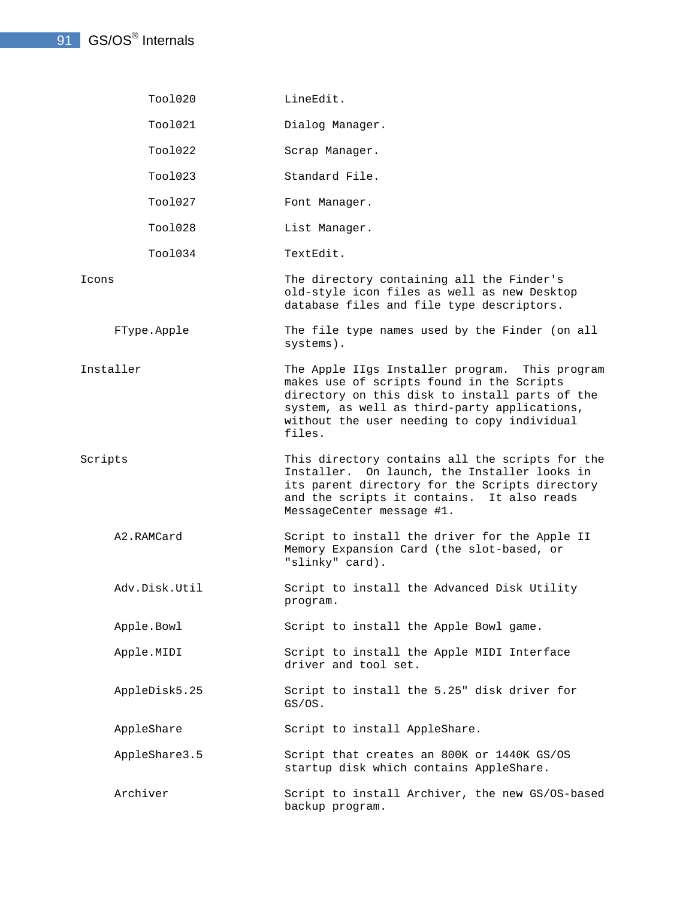| | |
|---|---|
| Tool020 | LineEdit. |
| Tool021 | Dialog Manager. |
| Tool022 | Scrap Manager. |
| Tool023 | Standard File. |
| Tool027 | Font Manager. |
| Tool028 | List Manager. |
| Tool034 | TextEdit. |
| Icons | The directory containing all the Finder's old-style icon files as well as new Desktop database files and file type descriptors. |
| FType.Apple | The file type names used by the Finder (on all systems). |
| Installer | The Apple IIgs Installer program. This program makes use of scripts found in the Scripts directory on this disk to install parts of the system, as well as third-party applications, without the user needing to copy individual files. |
| Scripts | This directory contains all the scripts for the Installer. On launch, the Installer looks in its parent directory for the Scripts directory and the scripts it contains. It also reads MessageCenter message #1. |
| A2.RAMCard | Script to install the driver for the Apple II Memory Expansion Card (the slot-based, or "slinky" card). |
| Adv.Disk.Util | Script to install the Advanced Disk Utility program. |
| Apple.Bowl | Script to install the Apple Bowl game. |
| Apple.MIDI | Script to install the Apple MIDI Interface driver and tool set. |
| AppleDisk5.25 | Script to install the 5.25" disk driver for GS/OS. |
| AppleShare | Script to install AppleShare. |
| AppleShare3.5 | Script that creates an 800K or 1440K GS/OS startup disk which contains AppleShare. |
| Archiver | Script to install Archiver, the new GS/OS-based backup program. |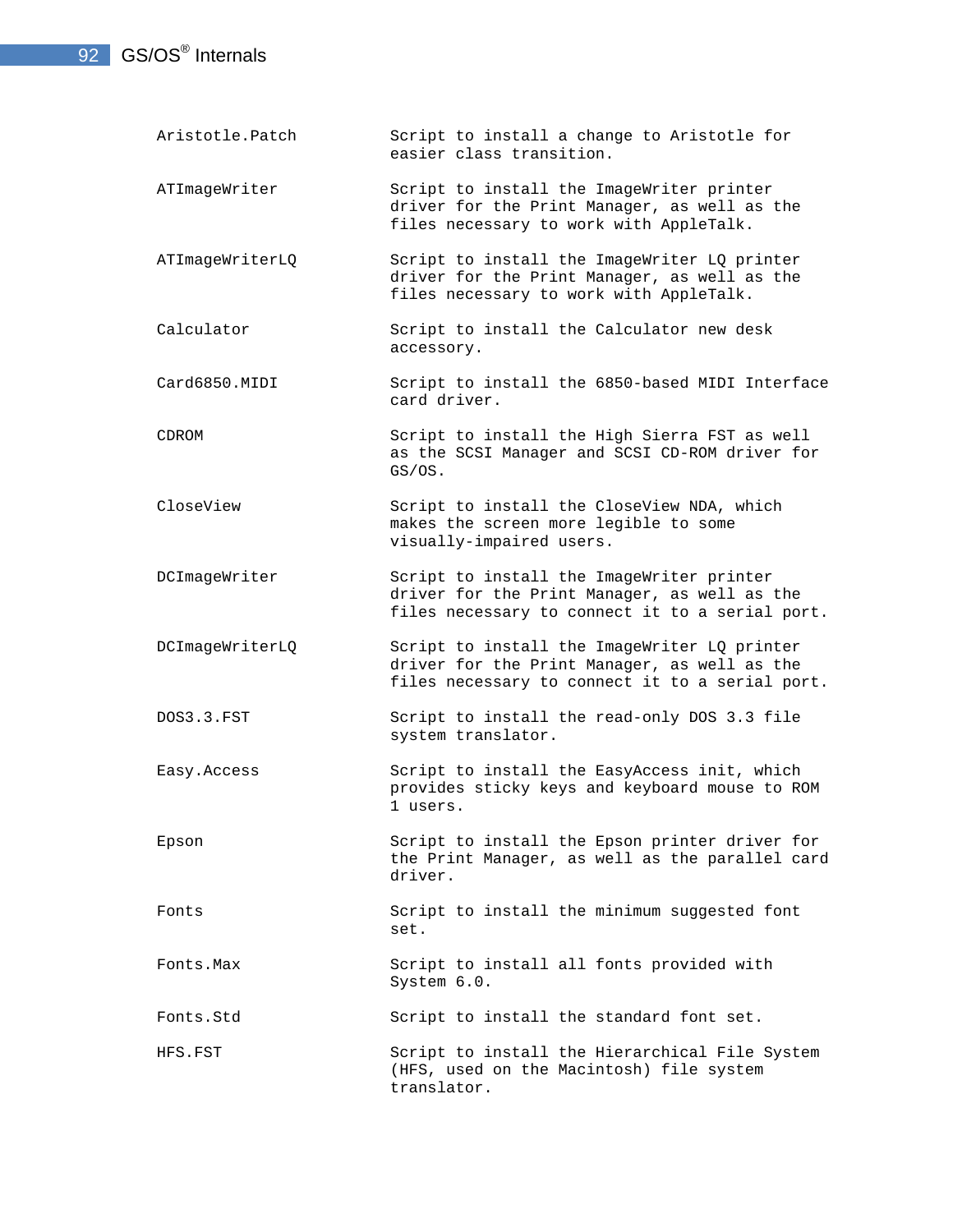| | |
|---|---|
| Aristotle.Patch | Script to install a change to Aristotle for easier class transition. |
| ATImageWriter | Script to install the ImageWriter printer driver for the Print Manager, as well as the files necessary to work with AppleTalk. |
| ATImageWriterLQ | Script to install the ImageWriter LQ printer driver for the Print Manager, as well as the files necessary to work with AppleTalk. |
| Calculator | Script to install the Calculator new desk accessory. |
| Card6850.MIDI | Script to install the 6850-based MIDI Interface card driver. |
| CDROM | Script to install the High Sierra FST as well as the SCSI Manager and SCSI CD-ROM driver for GS/OS. |
| CloseView | Script to install the CloseView NDA, which makes the screen more legible to some visually-impaired users. |
| DCImageWriter | Script to install the ImageWriter printer driver for the Print Manager, as well as the files necessary to connect it to a serial port. |
| DCImageWriterLQ | Script to install the ImageWriter LQ printer driver for the Print Manager, as well as the files necessary to connect it to a serial port. |
| DOS3.3.FST | Script to install the read-only DOS 3.3 file system translator. |
| Easy.Access | Script to install the EasyAccess init, which provides sticky keys and keyboard mouse to ROM 1 users. |
| Epson | Script to install the Epson printer driver for the Print Manager, as well as the parallel card driver. |
| Fonts | Script to install the minimum suggested font set. |
| Fonts.Max | Script to install all fonts provided with System 6.0. |
| Fonts.Std | Script to install the standard font set. |
| HFS.FST | Script to install the Hierarchical File System (HFS, used on the Macintosh) file system translator. |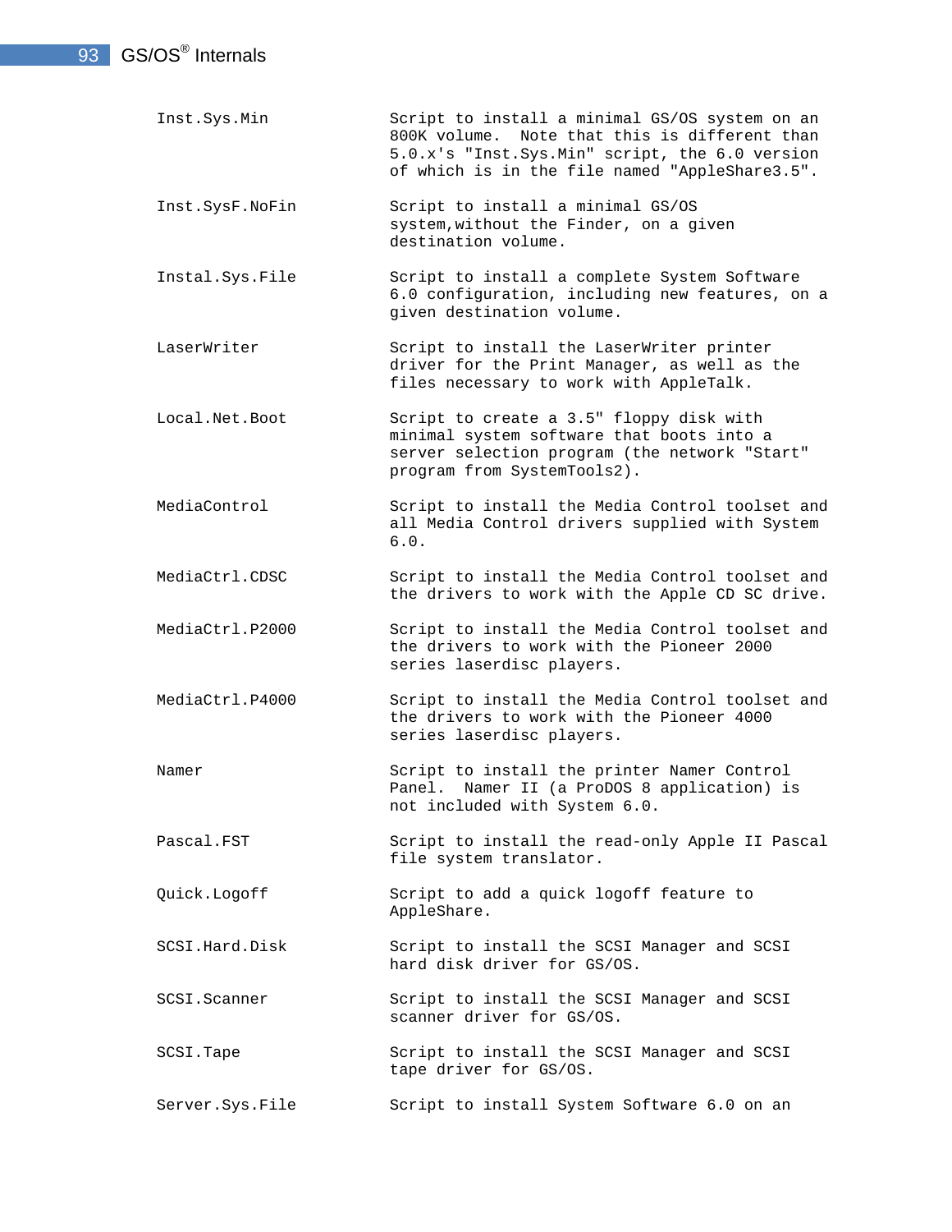| | |
|---|---|
| Inst.Sys.Min | Script to install a minimal GS/OS system on an 800K volume. Note that this is different than 5.0.x's "Inst.Sys.Min" script, the 6.0 version of which is in the file named "AppleShare3.5". |
| Inst.SysF.NoFin | Script to install a minimal GS/OS system,without the Finder, on a given destination volume. |
| Instal.Sys.File | Script to install a complete System Software 6.0 configuration, including new features, on a given destination volume. |
| LaserWriter | Script to install the LaserWriter printer driver for the Print Manager, as well as the files necessary to work with AppleTalk. |
| Local.Net.Boot | Script to create a 3.5" floppy disk with minimal system software that boots into a server selection program (the network "Start" program from SystemTools2). |
| MediaControl | Script to install the Media Control toolset and all Media Control drivers supplied with System 6.0. |
| MediaCtrl.CDSC | Script to install the Media Control toolset and the drivers to work with the Apple CD SC drive. |
| MediaCtrl.P2000 | Script to install the Media Control toolset and the drivers to work with the Pioneer 2000 series laserdisc players. |
| MediaCtrl.P4000 | Script to install the Media Control toolset and the drivers to work with the Pioneer 4000 series laserdisc players. |
| Namer | Script to install the printer Namer Control Panel. Namer II (a ProDOS 8 application) is not included with System 6.0. |
| Pascal.FST | Script to install the read-only Apple II Pascal file system translator. |
| Quick.Logoff | Script to add a quick logoff feature to AppleShare. |
| SCSI.Hard.Disk | Script to install the SCSI Manager and SCSI hard disk driver for GS/OS. |
| SCSI.Scanner | Script to install the SCSI Manager and SCSI scanner driver for GS/OS. |
| SCSI.Tape | Script to install the SCSI Manager and SCSI tape driver for GS/OS. |
| Server.Sys.File | Script to install System Software 6.0 on an |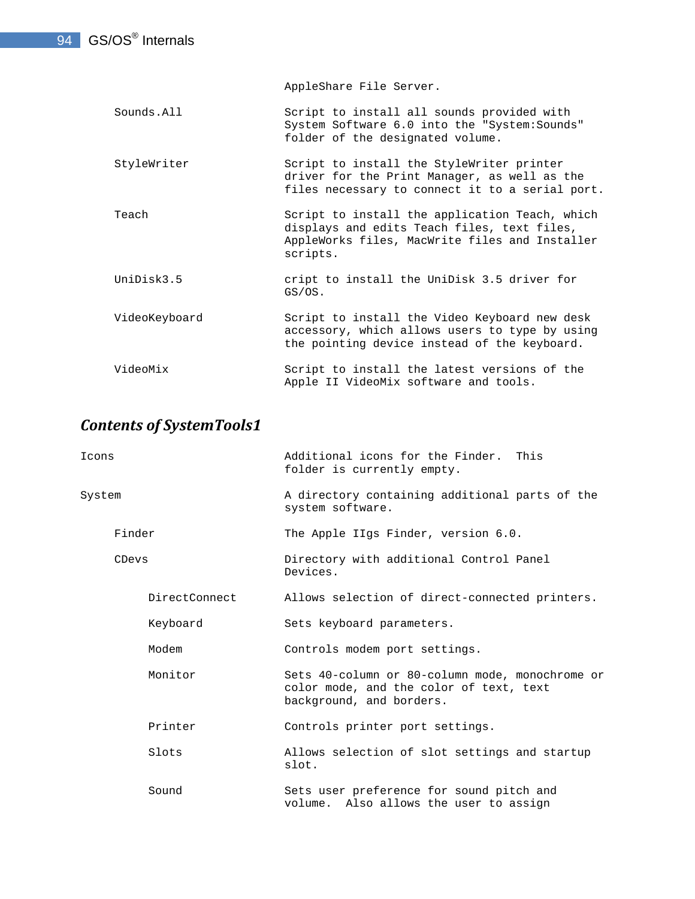| | |
|---|---|
| | AppleShare File Server. |
| Sounds.All | Script to install all sounds provided with System Software 6.0 into the "System:Sounds" folder of the designated volume. |
| StyleWriter | Script to install the StyleWriter printer driver for the Print Manager, as well as the files necessary to connect it to a serial port. |
| Teach | Script to install the application Teach, which displays and edits Teach files, text files, AppleWorks files, MacWrite files and Installer scripts. |
| UniDisk3.5 | cript to install the UniDisk 3.5 driver for GS/OS. |
| VideoKeyboard | Script to install the Video Keyboard new desk accessory, which allows users to type by using the pointing device instead of the keyboard. |
| VideoMix | Script to install the latest versions of the Apple II VideoMix software and tools. |

### *Contents of SystemTools1*

| | |
|---|---|
| Icons | Additional icons for the Finder. This folder is currently empty. |
| System | A directory containing additional parts of the system software. |
| Finder | The Apple IIgs Finder, version 6.0. |
| CDevs | Directory with additional Control Panel Devices. |
| DirectConnect | Allows selection of direct-connected printers. |
| Keyboard | Sets keyboard parameters. |
| Modem | Controls modem port settings. |
| Monitor | Sets 40-column or 80-column mode, monochrome or color mode, and the color of text, text background, and borders. |
| Printer | Controls printer port settings. |
| Slots | Allows selection of slot settings and startup slot. |
| Sound | Sets user preference for sound pitch and volume. Also allows the user to assign |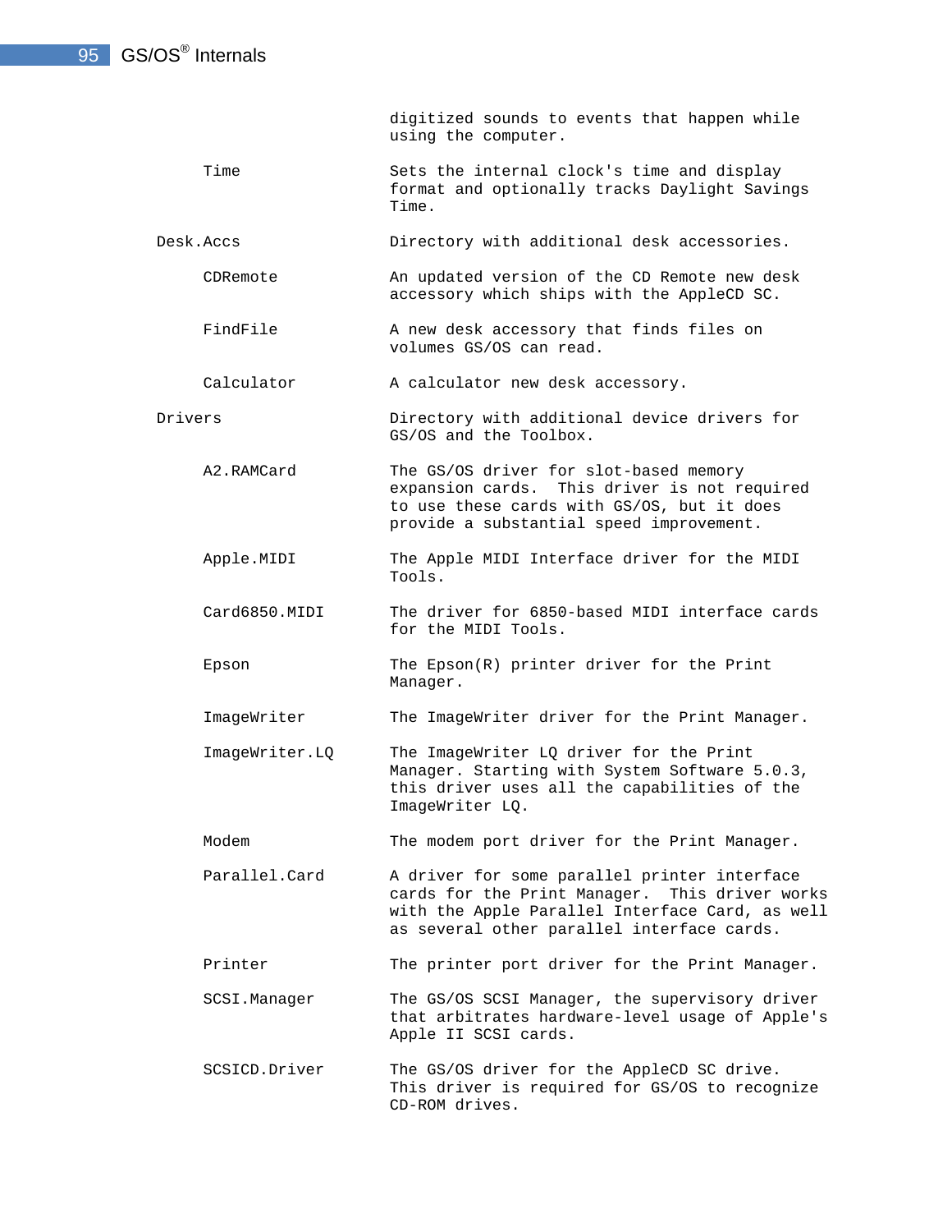digitized sounds to events that happen while using the computer.

| | | |
|---|---|---|
| | Time | Sets the internal clock's time and display format and optionally tracks Daylight Savings Time. |
| Desk.Accs | | Directory with additional desk accessories. |
| | CDRemote | An updated version of the CD Remote new desk accessory which ships with the AppleCD SC. |
| | FindFile | A new desk accessory that finds files on volumes GS/OS can read. |
| | Calculator | A calculator new desk accessory. |
| Drivers | | Directory with additional device drivers for GS/OS and the Toolbox. |
| | A2.RAMCard | The GS/OS driver for slot-based memory expansion cards. This driver is not required to use these cards with GS/OS, but it does provide a substantial speed improvement. |
| | Apple.MIDI | The Apple MIDI Interface driver for the MIDI Tools. |
| | Card6850.MIDI | The driver for 6850-based MIDI interface cards for the MIDI Tools. |
| | Epson | The Epson(R) printer driver for the Print Manager. |
| | ImageWriter | The ImageWriter driver for the Print Manager. |
| | ImageWriter.LQ | The ImageWriter LQ driver for the Print Manager. Starting with System Software 5.0.3, this driver uses all the capabilities of the ImageWriter LQ. |
| | Modem | The modem port driver for the Print Manager. |
| | Parallel.Card | A driver for some parallel printer interface cards for the Print Manager. This driver works with the Apple Parallel Interface Card, as well as several other parallel interface cards. |
| | Printer | The printer port driver for the Print Manager. |
| | SCSI.Manager | The GS/OS SCSI Manager, the supervisory driver that arbitrates hardware-level usage of Apple's Apple II SCSI cards. |
| | SCSICD.Driver | The GS/OS driver for the AppleCD SC drive. This driver is required for GS/OS to recognize CD-ROM drives. |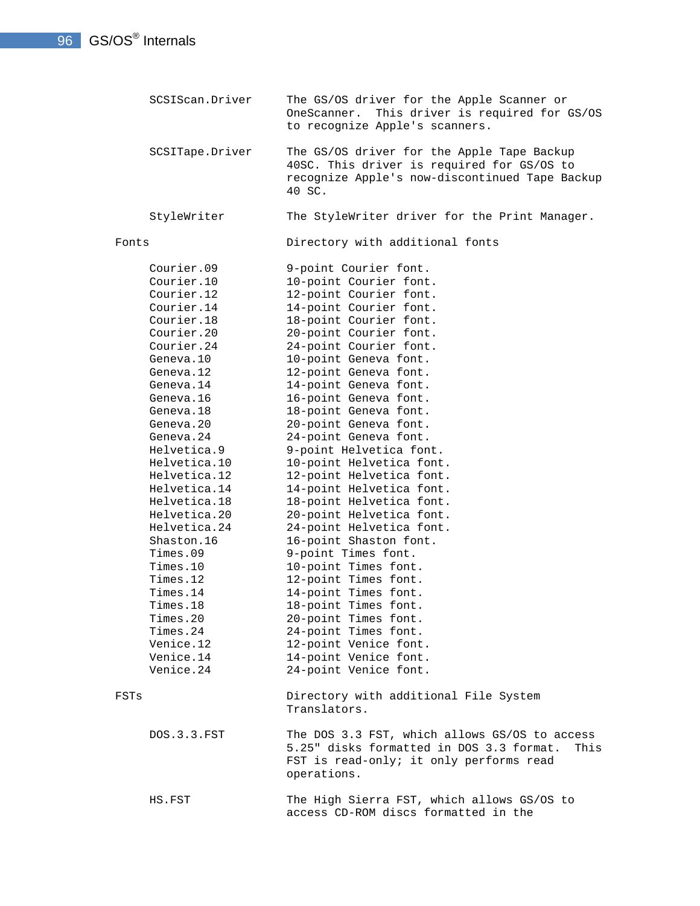| | | |
|---|---|---|
| | SCSIScan.Driver | The GS/OS driver for the Apple Scanner or OneScanner. This driver is required for GS/OS to recognize Apple's scanners. |
| | SCSITape.Driver | The GS/OS driver for the Apple Tape Backup 40SC. This driver is required for GS/OS to recognize Apple's now-discontinued Tape Backup 40 SC. |
| | StyleWriter | The StyleWriter driver for the Print Manager. |
| Fonts | | Directory with additional fonts |
| | Courier.09 | 9-point Courier font. |
| | Courier.10 | 10-point Courier font. |
| | Courier.12 | 12-point Courier font. |
| | Courier.14 | 14-point Courier font. |
| | Courier.18 | 18-point Courier font. |
| | Courier.20 | 20-point Courier font. |
| | Courier.24 | 24-point Courier font. |
| | Geneva.10 | 10-point Geneva font. |
| | Geneva.12 | 12-point Geneva font. |
| | Geneva.14 | 14-point Geneva font. |
| | Geneva.16 | 16-point Geneva font. |
| | Geneva.18 | 18-point Geneva font. |
| | Geneva.20 | 20-point Geneva font. |
| | Geneva.24 | 24-point Geneva font. |
| | Helvetica.9 | 9-point Helvetica font. |
| | Helvetica.10 | 10-point Helvetica font. |
| | Helvetica.12 | 12-point Helvetica font. |
| | Helvetica.14 | 14-point Helvetica font. |
| | Helvetica.18 | 18-point Helvetica font. |
| | Helvetica.20 | 20-point Helvetica font. |
| | Helvetica.24 | 24-point Helvetica font. |
| | Shaston.16 | 16-point Shaston font. |
| | Times.09 | 9-point Times font. |
| | Times.10 | 10-point Times font. |
| | Times.12 | 12-point Times font. |
| | Times.14 | 14-point Times font. |
| | Times.18 | 18-point Times font. |
| | Times.20 | 20-point Times font. |
| | Times.24 | 24-point Times font. |
| | Venice.12 | 12-point Venice font. |
| | Venice.14 | 14-point Venice font. |
| | Venice.24 | 24-point Venice font. |
| FSTs | | Directory with additional File System Translators. |
| | DOS.3.3.FST | The DOS 3.3 FST, which allows GS/OS to access 5.25" disks formatted in DOS 3.3 format. This FST is read-only; it only performs read operations. |
| | HS.FST | The High Sierra FST, which allows GS/OS to access CD-ROM discs formatted in the |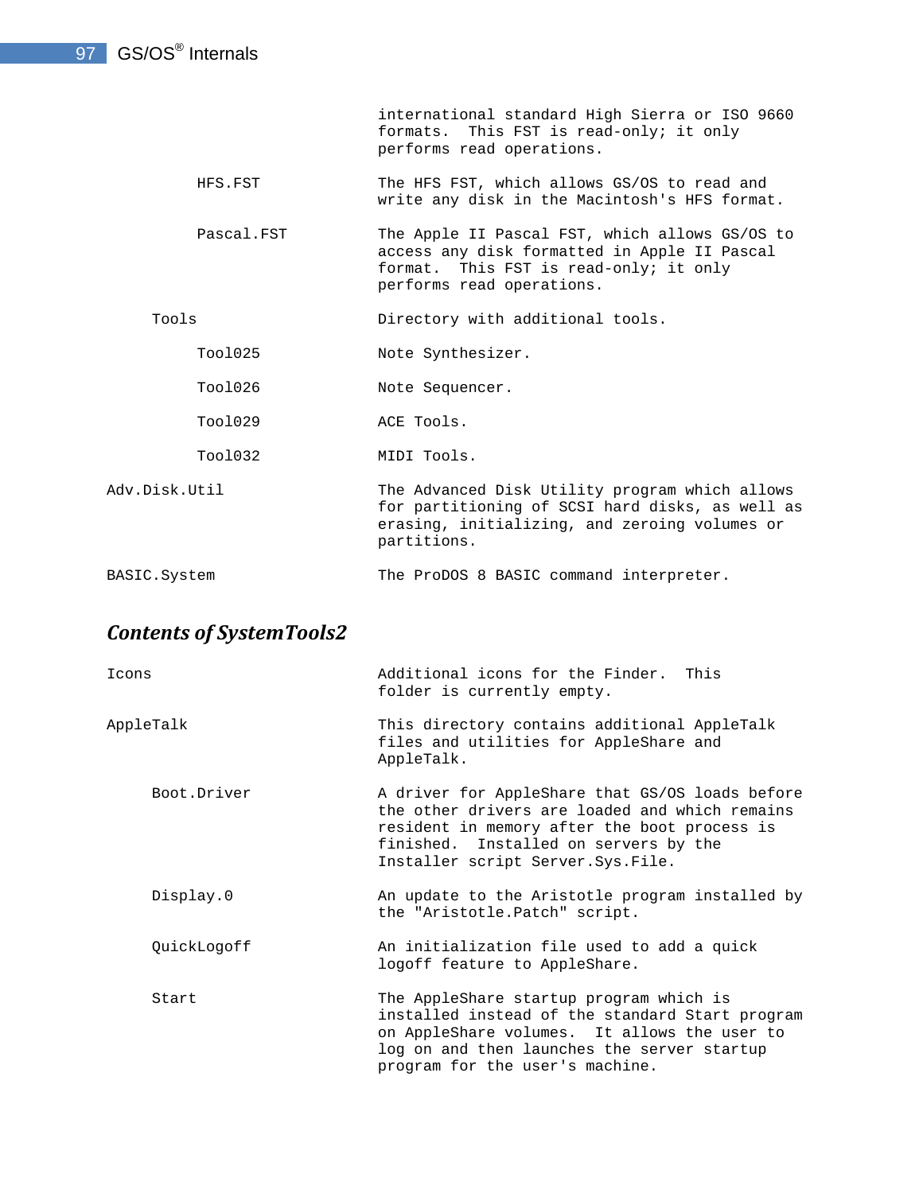| | |
|---|---|
| | international standard High Sierra or ISO 9660 formats. This FST is read-only; it only performs read operations. |
| HFS.FST | The HFS FST, which allows GS/OS to read and write any disk in the Macintosh's HFS format. |
| Pascal.FST | The Apple II Pascal FST, which allows GS/OS to access any disk formatted in Apple II Pascal format. This FST is read-only; it only performs read operations. |
| Tools | Directory with additional tools. |
| Tool025 | Note Synthesizer. |
| Tool026 | Note Sequencer. |
| Tool029 | ACE Tools. |
| Tool032 | MIDI Tools. |
| Adv.Disk.Util | The Advanced Disk Utility program which allows for partitioning of SCSI hard disks, as well as erasing, initializing, and zeroing volumes or partitions. |
| BASIC.System | The ProDOS 8 BASIC command interpreter. |

### *Contents of SystemTools2*

| | |
|---|---|
| Icons | Additional icons for the Finder. This folder is currently empty. |
| AppleTalk | This directory contains additional AppleTalk files and utilities for AppleShare and AppleTalk. |
| Boot.Driver | A driver for AppleShare that GS/OS loads before the other drivers are loaded and which remains resident in memory after the boot process is finished. Installed on servers by the Installer script Server.Sys.File. |
| Display.0 | An update to the Aristotle program installed by the "Aristotle.Patch" script. |
| QuickLogoff | An initialization file used to add a quick logoff feature to AppleShare. |
| Start | The AppleShare startup program which is installed instead of the standard Start program on AppleShare volumes. It allows the user to log on and then launches the server startup program for the user's machine. |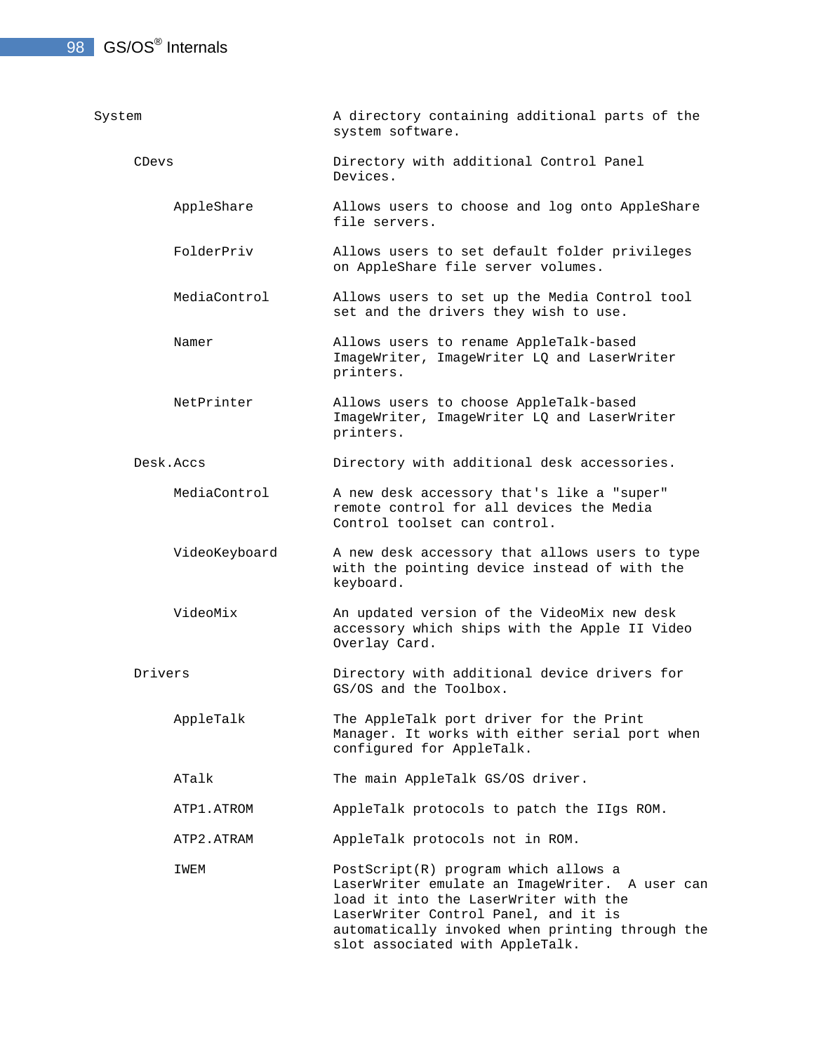```
System                      A directory containing additional parts of the
                            system software.

     CDevs                  Directory with additional Control Panel
                            Devices.

          AppleShare        Allows users to choose and log onto AppleShare
                            file servers.

          FolderPriv        Allows users to set default folder privileges
                            on AppleShare file server volumes.

          MediaControl      Allows users to set up the Media Control tool
                            set and the drivers they wish to use.

          Namer             Allows users to rename AppleTalk-based
                            ImageWriter, ImageWriter LQ and LaserWriter
                            printers.

          NetPrinter        Allows users to choose AppleTalk-based
                            ImageWriter, ImageWriter LQ and LaserWriter
                            printers.

     Desk.Accs              Directory with additional desk accessories.

          MediaControl      A new desk accessory that's like a "super"
                            remote control for all devices the Media
                            Control toolset can control.

          VideoKeyboard     A new desk accessory that allows users to type
                            with the pointing device instead of with the
                            keyboard.

          VideoMix          An updated version of the VideoMix new desk
                            accessory which ships with the Apple II Video
                            Overlay Card.

     Drivers                Directory with additional device drivers for
                            GS/OS and the Toolbox.

          AppleTalk         The AppleTalk port driver for the Print
                            Manager. It works with either serial port when
                            configured for AppleTalk.

          ATalk             The main AppleTalk GS/OS driver.

          ATP1.ATROM        AppleTalk protocols to patch the IIgs ROM.

          ATP2.ATRAM        AppleTalk protocols not in ROM.

          IWEM              PostScript(R) program which allows a
                            LaserWriter emulate an ImageWriter.  A user can
                            load it into the LaserWriter with the
                            LaserWriter Control Panel, and it is
                            automatically invoked when printing through the
                            slot associated with AppleTalk.
```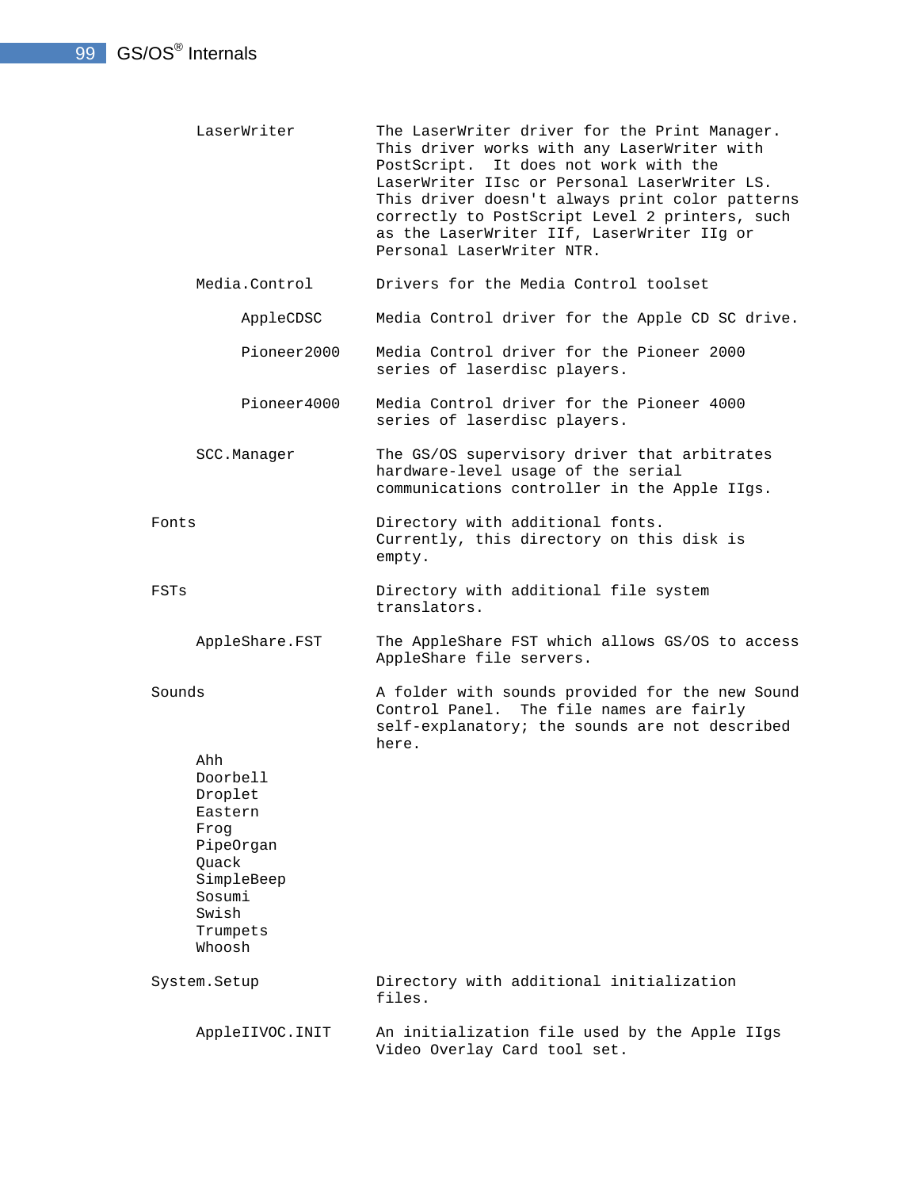```
     LaserWriter          The LaserWriter driver for the Print Manager.
                          This driver works with any LaserWriter with
                          PostScript.  It does not work with the
                          LaserWriter IIsc or Personal LaserWriter LS.
                          This driver doesn't always print color patterns
                          correctly to PostScript Level 2 printers, such
                          as the LaserWriter IIf, LaserWriter IIg or
                          Personal LaserWriter NTR.

     Media.Control        Drivers for the Media Control toolset

          AppleCDSC       Media Control driver for the Apple CD SC drive.

          Pioneer2000     Media Control driver for the Pioneer 2000
                          series of laserdisc players.

          Pioneer4000     Media Control driver for the Pioneer 4000
                          series of laserdisc players.

     SCC.Manager          The GS/OS supervisory driver that arbitrates
                          hardware-level usage of the serial
                          communications controller in the Apple IIgs.

Fonts                     Directory with additional fonts.
                          Currently, this directory on this disk is
                          empty.

FSTs                      Directory with additional file system
                          translators.

     AppleShare.FST       The AppleShare FST which allows GS/OS to access
                          AppleShare file servers.

Sounds                    A folder with sounds provided for the new Sound
                          Control Panel.  The file names are fairly
                          self-explanatory; the sounds are not described
                          here.
     Ahh
     Doorbell
     Droplet
     Eastern
     Frog
     PipeOrgan
     Quack
     SimpleBeep
     Sosumi
     Swish
     Trumpets
     Whoosh

System.Setup              Directory with additional initialization
                          files.

     AppleIIVOC.INIT      An initialization file used by the Apple IIgs
                          Video Overlay Card tool set.
```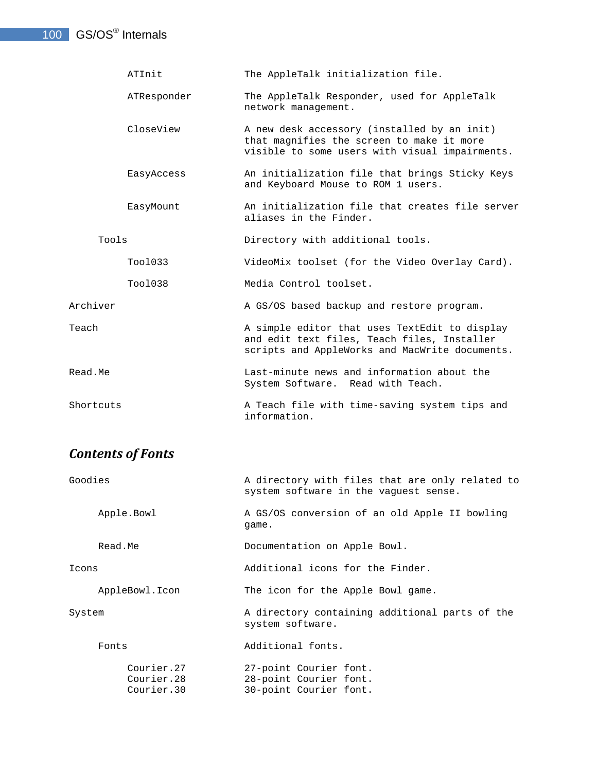| | | |
|---|---|---|
| | ATInit | The AppleTalk initialization file. |
| | ATResponder | The AppleTalk Responder, used for AppleTalk network management. |
| | CloseView | A new desk accessory (installed by an init) that magnifies the screen to make it more visible to some users with visual impairments. |
| | EasyAccess | An initialization file that brings Sticky Keys and Keyboard Mouse to ROM 1 users. |
| | EasyMount | An initialization file that creates file server aliases in the Finder. |
| Tools | | Directory with additional tools. |
| | Tool033 | VideoMix toolset (for the Video Overlay Card). |
| | Tool038 | Media Control toolset. |
| Archiver | | A GS/OS based backup and restore program. |
| Teach | | A simple editor that uses TextEdit to display and edit text files, Teach files, Installer scripts and AppleWorks and MacWrite documents. |
| Read.Me | | Last-minute news and information about the System Software. Read with Teach. |
| Shortcuts | | A Teach file with time-saving system tips and information. |

## *Contents of Fonts*

| | | |
|---|---|---|
| Goodies | | A directory with files that are only related to system software in the vaguest sense. |
| | Apple.Bowl | A GS/OS conversion of an old Apple II bowling game. |
| | Read.Me | Documentation on Apple Bowl. |
| Icons | | Additional icons for the Finder. |
| | AppleBowl.Icon | The icon for the Apple Bowl game. |
| System | | A directory containing additional parts of the system software. |
| | Fonts | Additional fonts. |
| | Courier.27 | 27-point Courier font. |
| | Courier.28 | 28-point Courier font. |
| | Courier.30 | 30-point Courier font. |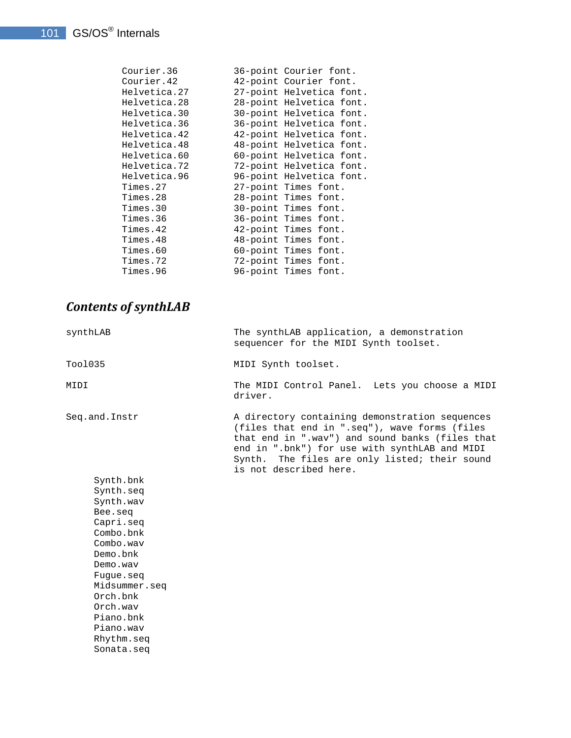```
Courier.36          36-point Courier font.
Courier.42          42-point Courier font.
Helvetica.27        27-point Helvetica font.
Helvetica.28        28-point Helvetica font.
Helvetica.30        30-point Helvetica font.
Helvetica.36        36-point Helvetica font.
Helvetica.42        42-point Helvetica font.
Helvetica.48        48-point Helvetica font.
Helvetica.60        60-point Helvetica font.
Helvetica.72        72-point Helvetica font.
Helvetica.96        96-point Helvetica font.
Times.27            27-point Times font.
Times.28            28-point Times font.
Times.30            30-point Times font.
Times.36            36-point Times font.
Times.42            42-point Times font.
Times.48            48-point Times font.
Times.60            60-point Times font.
Times.72            72-point Times font.
Times.96            96-point Times font.
```

### *Contents of synthLAB*

```
synthLAB                      The synthLAB application, a demonstration
                              sequencer for the MIDI Synth toolset.

Tool035                       MIDI Synth toolset.

MIDI                          The MIDI Control Panel.  Lets you choose a MIDI
                              driver.

Seq.and.Instr                 A directory containing demonstration sequences
                              (files that end in ".seq"), wave forms (files
                              that end in ".wav") and sound banks (files that
                              end in ".bnk") for use with synthLAB and MIDI
                              Synth.  The files are only listed; their sound
                              is not described here.
     Synth.bnk
     Synth.seq
     Synth.wav
     Bee.seq
     Capri.seq
     Combo.bnk
     Combo.wav
     Demo.bnk
     Demo.wav
     Fugue.seq
     Midsummer.seq
     Orch.bnk
     Orch.wav
     Piano.bnk
     Piano.wav
     Rhythm.seq
     Sonata.seq
```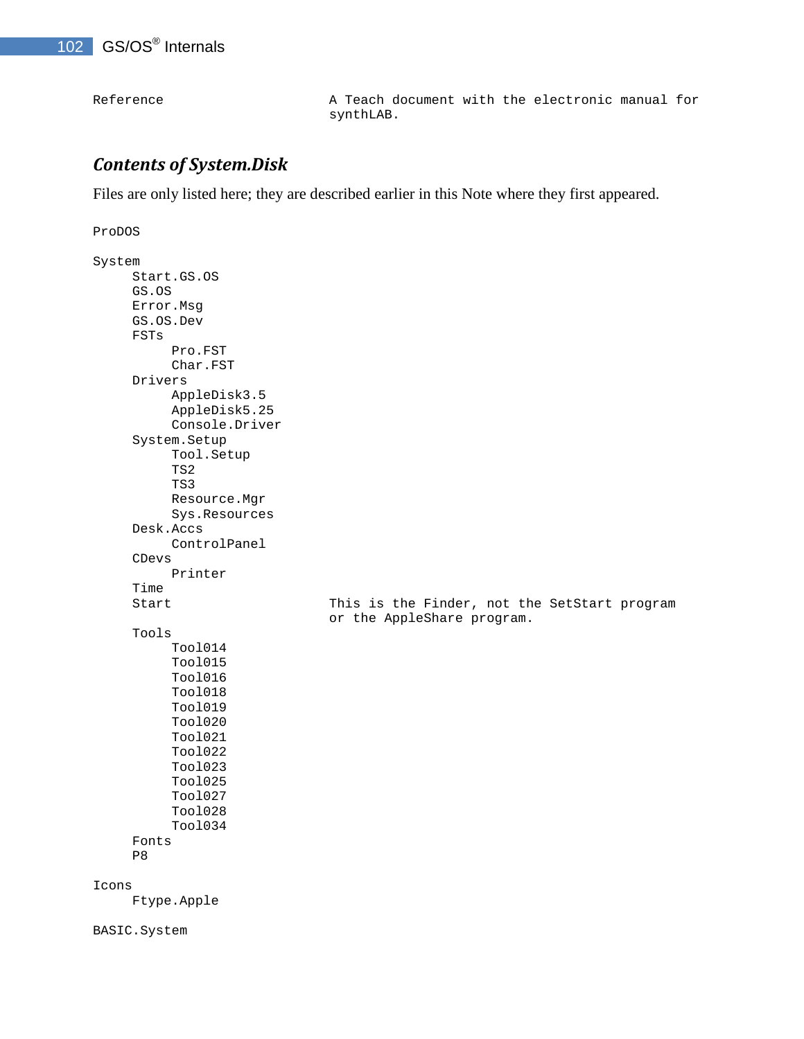```
Reference                     A Teach document with the electronic manual for
                              synthLAB.
```

### *Contents of System.Disk*

Files are only listed here; they are described earlier in this Note where they first appeared.

```
ProDOS

System
     Start.GS.OS
     GS.OS
     Error.Msg
     GS.OS.Dev
     FSTs
          Pro.FST
          Char.FST
     Drivers
          AppleDisk3.5
          AppleDisk5.25
          Console.Driver
     System.Setup
          Tool.Setup
          TS2
          TS3
          Resource.Mgr
          Sys.Resources
     Desk.Accs
          ControlPanel
     CDevs
          Printer
     Time
     Start                    This is the Finder, not the SetStart program
                              or the AppleShare program.
     Tools
          Tool014
          Tool015
          Tool016
          Tool018
          Tool019
          Tool020
          Tool021
          Tool022
          Tool023
          Tool025
          Tool027
          Tool028
          Tool034
     Fonts
     P8

Icons
     Ftype.Apple

BASIC.System
```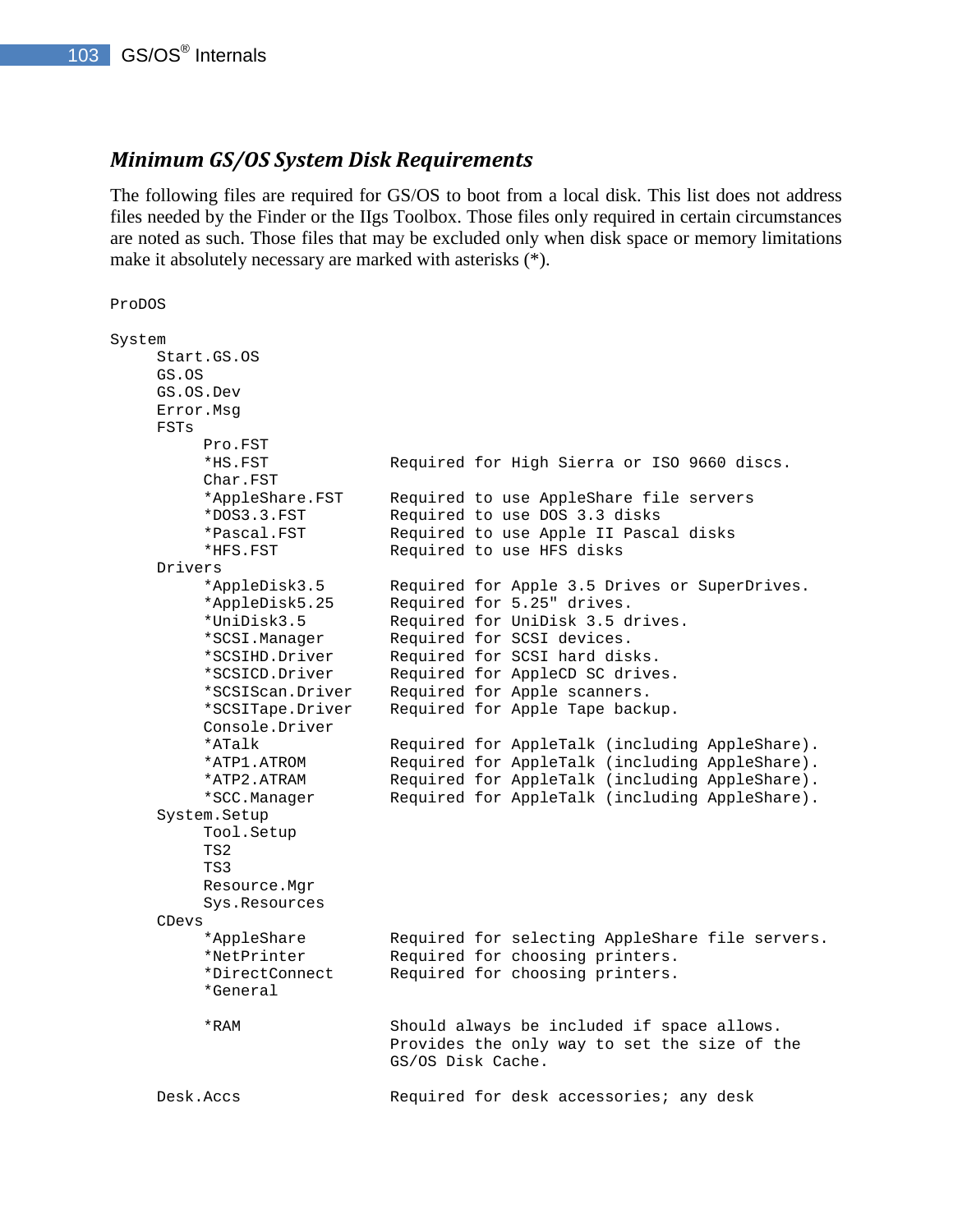### *Minimum GS/OS System Disk Requirements*

The following files are required for GS/OS to boot from a local disk. This list does not address files needed by the Finder or the IIgs Toolbox. Those files only required in certain circumstances are noted as such. Those files that may be excluded only when disk space or memory limitations make it absolutely necessary are marked with asterisks (*).

```
ProDOS

System
     Start.GS.OS
     GS.OS
     GS.OS.Dev
     Error.Msg
     FSTs
          Pro.FST
          *HS.FST              Required for High Sierra or ISO 9660 discs.
          Char.FST
          *AppleShare.FST      Required to use AppleShare file servers
          *DOS3.3.FST          Required to use DOS 3.3 disks
          *Pascal.FST          Required to use Apple II Pascal disks
          *HFS.FST             Required to use HFS disks
     Drivers
          *AppleDisk3.5        Required for Apple 3.5 Drives or SuperDrives.
          *AppleDisk5.25       Required for 5.25" drives.
          *UniDisk3.5          Required for UniDisk 3.5 drives.
          *SCSI.Manager        Required for SCSI devices.
          *SCSIHD.Driver       Required for SCSI hard disks.
          *SCSICD.Driver       Required for AppleCD SC drives.
          *SCSIScan.Driver     Required for Apple scanners.
          *SCSITape.Driver     Required for Apple Tape backup.
          Console.Driver
          *ATalk               Required for AppleTalk (including AppleShare).
          *ATP1.ATROM          Required for AppleTalk (including AppleShare).
          *ATP2.ATRAM          Required for AppleTalk (including AppleShare).
          *SCC.Manager         Required for AppleTalk (including AppleShare).
     System.Setup
          Tool.Setup
          TS2
          TS3
          Resource.Mgr
          Sys.Resources
     CDevs
          *AppleShare          Required for selecting AppleShare file servers.
          *NetPrinter          Required for choosing printers.
          *DirectConnect       Required for choosing printers.
          *General

          *RAM                 Should always be included if space allows.
                               Provides the only way to set the size of the
                               GS/OS Disk Cache.

     Desk.Accs                 Required for desk accessories; any desk
```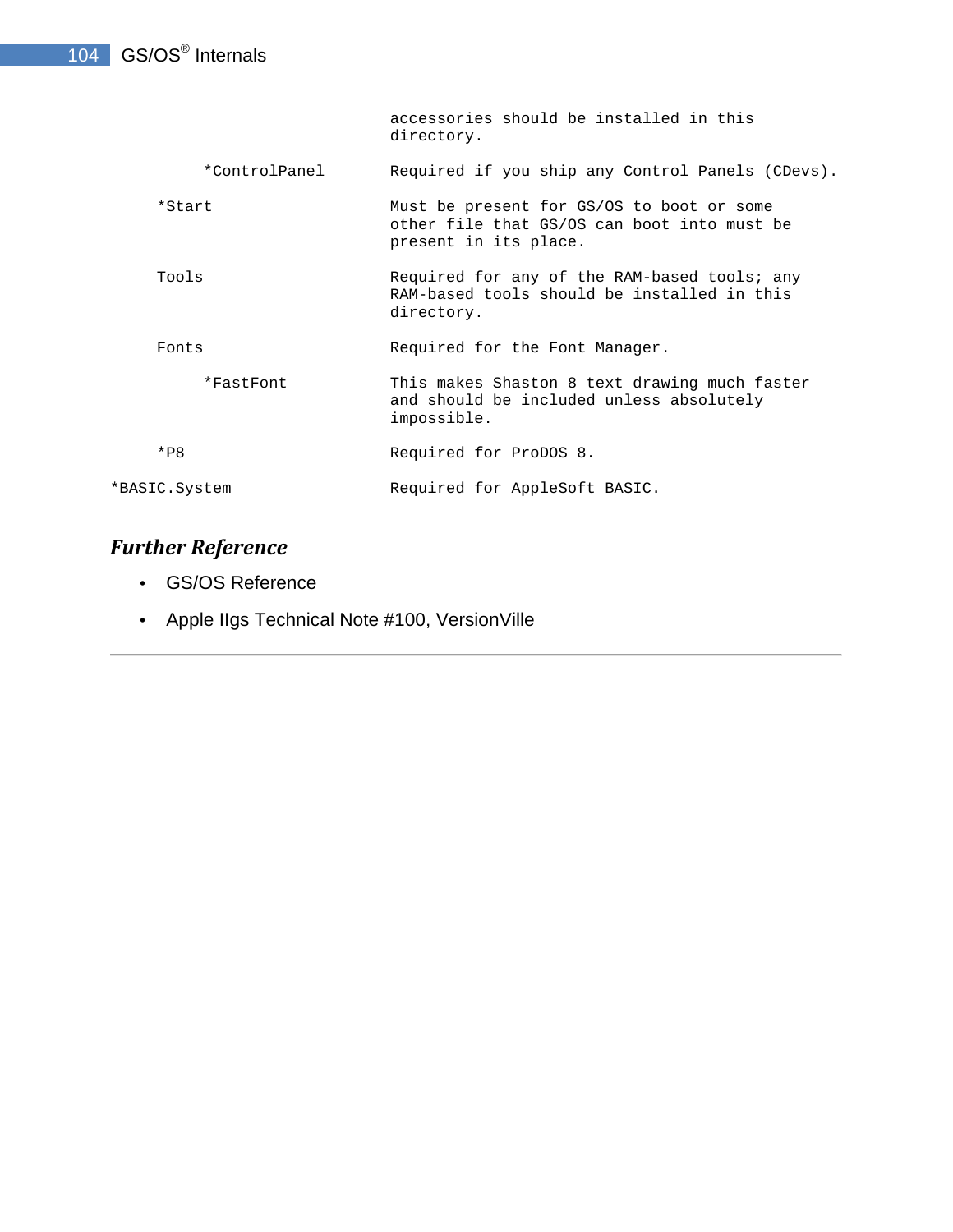```
                              accessories should be installed in this
                              directory.

          *ControlPanel       Required if you ship any Control Panels (CDevs).

     *Start                   Must be present for GS/OS to boot or some
                              other file that GS/OS can boot into must be
                              present in its place.

     Tools                    Required for any of the RAM-based tools; any
                              RAM-based tools should be installed in this
                              directory.

     Fonts                    Required for the Font Manager.

          *FastFont           This makes Shaston 8 text drawing much faster
                              and should be included unless absolutely
                              impossible.

     *P8                      Required for ProDOS 8.

*BASIC.System                 Required for AppleSoft BASIC.
```

## *Further Reference*

- GS/OS Reference
- Apple IIgs Technical Note #100, VersionVille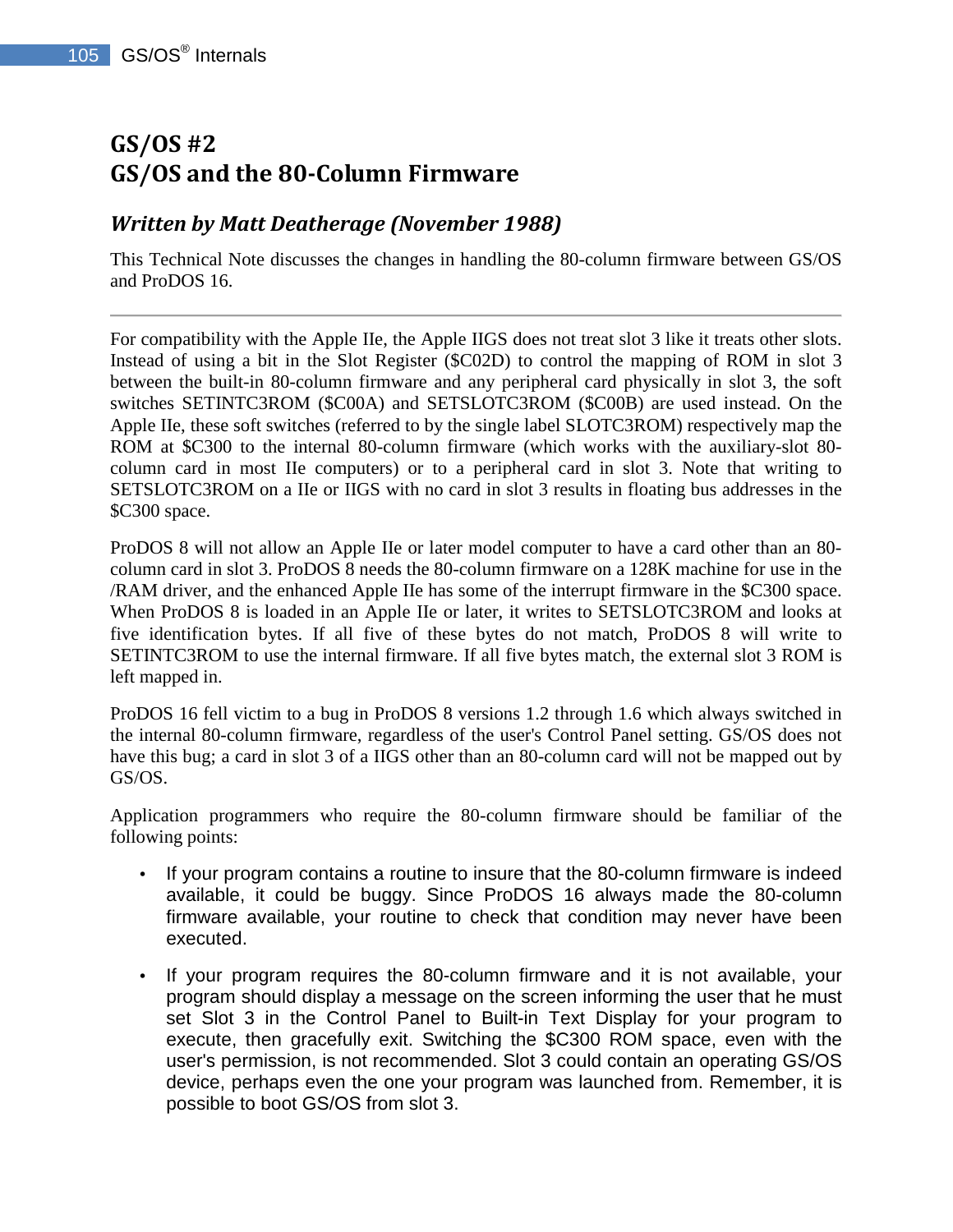# GS/OS #2
# GS/OS and the 80-Column Firmware

## *Written by Matt Deatherage (November 1988)*

This Technical Note discusses the changes in handling the 80-column firmware between GS/OS and ProDOS 16.

---

For compatibility with the Apple IIe, the Apple IIGS does not treat slot 3 like it treats other slots. Instead of using a bit in the Slot Register ($C02D) to control the mapping of ROM in slot 3 between the built-in 80-column firmware and any peripheral card physically in slot 3, the soft switches SETINTC3ROM ($C00A) and SETSLOTC3ROM ($C00B) are used instead. On the Apple IIe, these soft switches (referred to by the single label SLOTC3ROM) respectively map the ROM at $C300 to the internal 80-column firmware (which works with the auxiliary-slot 80-column card in most IIe computers) or to a peripheral card in slot 3. Note that writing to SETSLOTC3ROM on a IIe or IIGS with no card in slot 3 results in floating bus addresses in the $C300 space.

ProDOS 8 will not allow an Apple IIe or later model computer to have a card other than an 80-column card in slot 3. ProDOS 8 needs the 80-column firmware on a 128K machine for use in the /RAM driver, and the enhanced Apple IIe has some of the interrupt firmware in the $C300 space. When ProDOS 8 is loaded in an Apple IIe or later, it writes to SETSLOTC3ROM and looks at five identification bytes. If all five of these bytes do not match, ProDOS 8 will write to SETINTC3ROM to use the internal firmware. If all five bytes match, the external slot 3 ROM is left mapped in.

ProDOS 16 fell victim to a bug in ProDOS 8 versions 1.2 through 1.6 which always switched in the internal 80-column firmware, regardless of the user's Control Panel setting. GS/OS does not have this bug; a card in slot 3 of a IIGS other than an 80-column card will not be mapped out by GS/OS.

Application programmers who require the 80-column firmware should be familiar of the following points:

- If your program contains a routine to insure that the 80-column firmware is indeed available, it could be buggy. Since ProDOS 16 always made the 80-column firmware available, your routine to check that condition may never have been executed.
- If your program requires the 80-column firmware and it is not available, your program should display a message on the screen informing the user that he must set Slot 3 in the Control Panel to Built-in Text Display for your program to execute, then gracefully exit. Switching the $C300 ROM space, even with the user's permission, is not recommended. Slot 3 could contain an operating GS/OS device, perhaps even the one your program was launched from. Remember, it is possible to boot GS/OS from slot 3.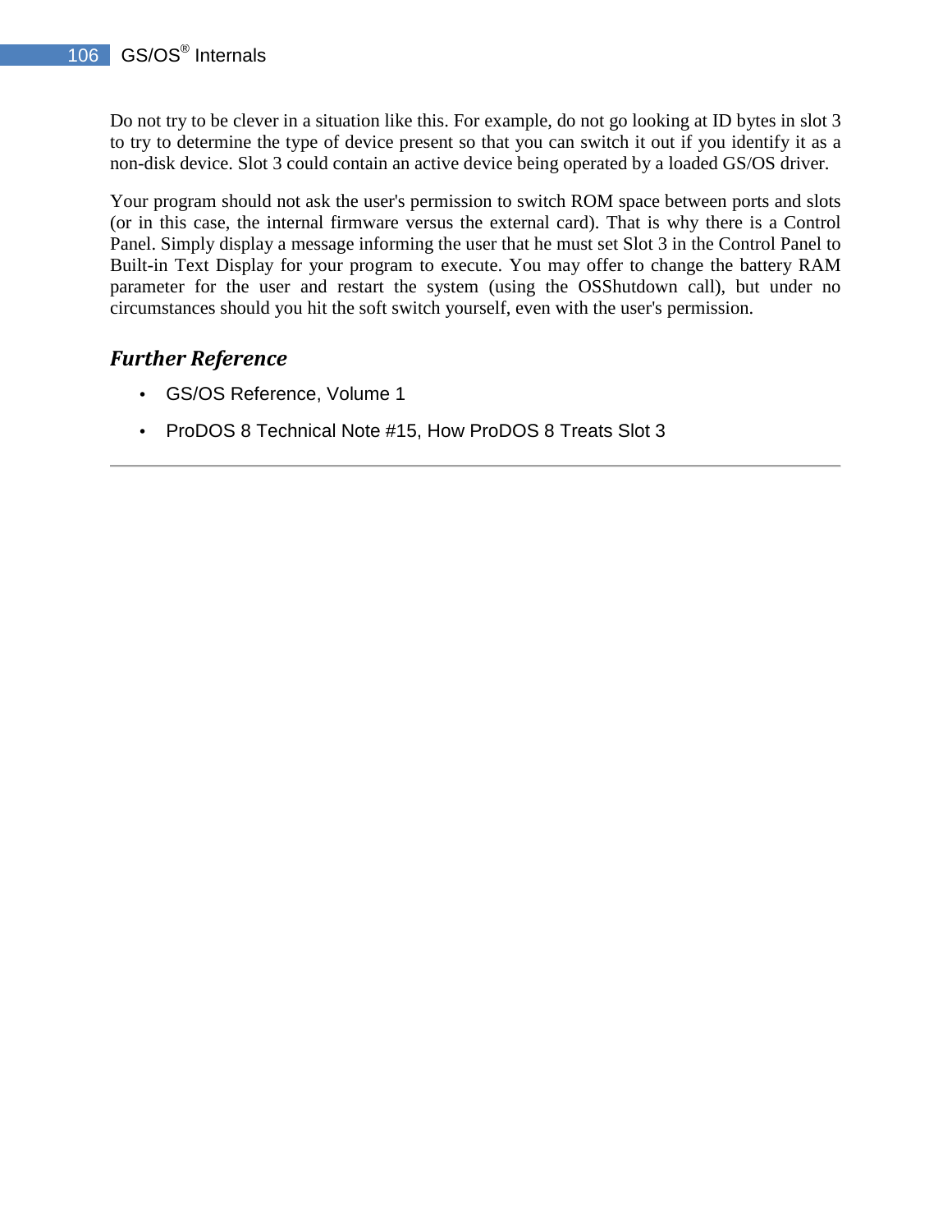Do not try to be clever in a situation like this. For example, do not go looking at ID bytes in slot 3 to try to determine the type of device present so that you can switch it out if you identify it as a non-disk device. Slot 3 could contain an active device being operated by a loaded GS/OS driver.

Your program should not ask the user's permission to switch ROM space between ports and slots (or in this case, the internal firmware versus the external card). That is why there is a Control Panel. Simply display a message informing the user that he must set Slot 3 in the Control Panel to Built-in Text Display for your program to execute. You may offer to change the battery RAM parameter for the user and restart the system (using the OSShutdown call), but under no circumstances should you hit the soft switch yourself, even with the user's permission.

### *Further Reference*

- GS/OS Reference, Volume 1
- ProDOS 8 Technical Note #15, How ProDOS 8 Treats Slot 3

---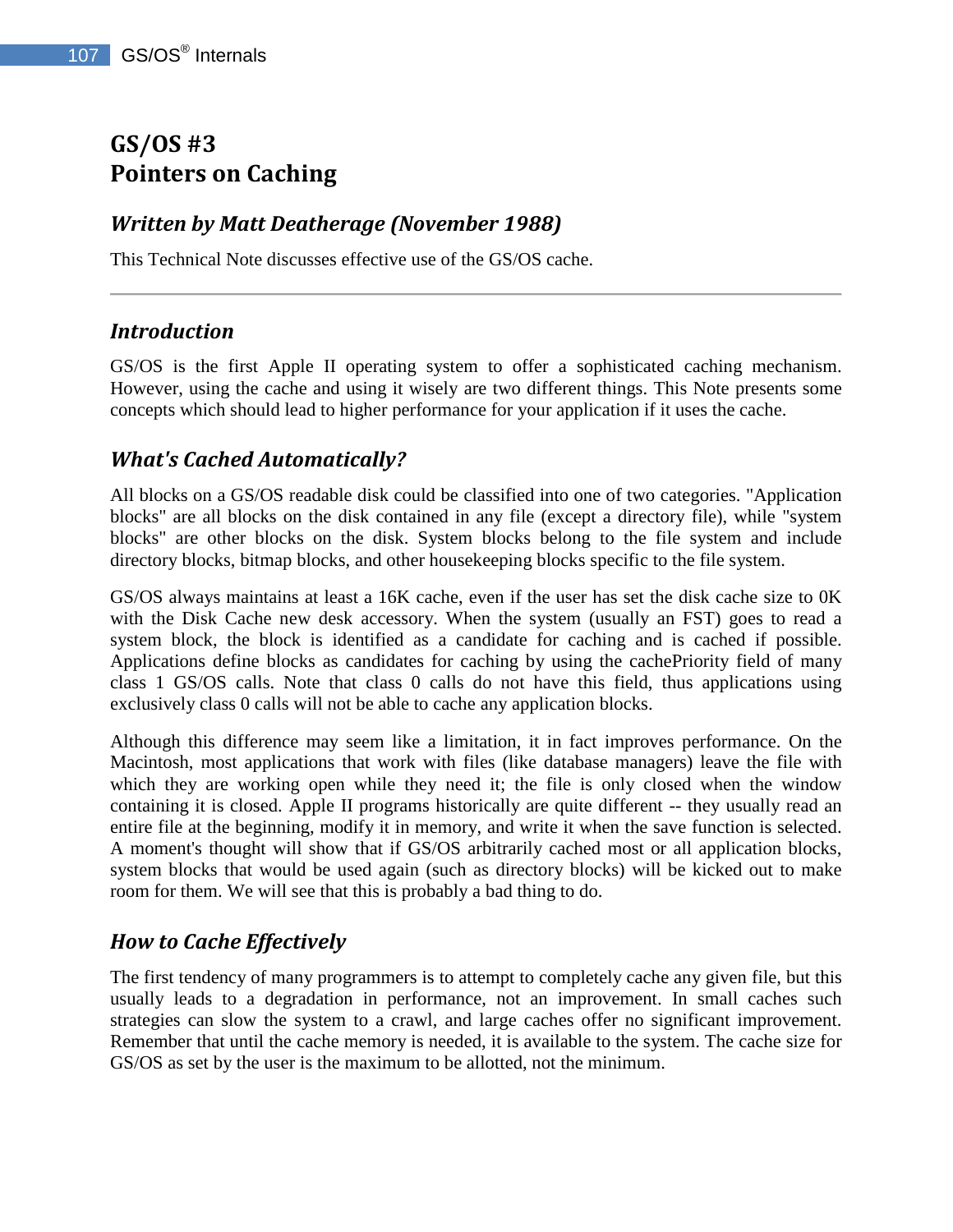# GS/OS #3
# Pointers on Caching

### *Written by Matt Deatherage (November 1988)*

This Technical Note discusses effective use of the GS/OS cache.

---

### *Introduction*

GS/OS is the first Apple II operating system to offer a sophisticated caching mechanism. However, using the cache and using it wisely are two different things. This Note presents some concepts which should lead to higher performance for your application if it uses the cache.

### *What's Cached Automatically?*

All blocks on a GS/OS readable disk could be classified into one of two categories. "Application blocks" are all blocks on the disk contained in any file (except a directory file), while "system blocks" are other blocks on the disk. System blocks belong to the file system and include directory blocks, bitmap blocks, and other housekeeping blocks specific to the file system.

GS/OS always maintains at least a 16K cache, even if the user has set the disk cache size to 0K with the Disk Cache new desk accessory. When the system (usually an FST) goes to read a system block, the block is identified as a candidate for caching and is cached if possible. Applications define blocks as candidates for caching by using the cachePriority field of many class 1 GS/OS calls. Note that class 0 calls do not have this field, thus applications using exclusively class 0 calls will not be able to cache any application blocks.

Although this difference may seem like a limitation, it in fact improves performance. On the Macintosh, most applications that work with files (like database managers) leave the file with which they are working open while they need it; the file is only closed when the window containing it is closed. Apple II programs historically are quite different -- they usually read an entire file at the beginning, modify it in memory, and write it when the save function is selected. A moment's thought will show that if GS/OS arbitrarily cached most or all application blocks, system blocks that would be used again (such as directory blocks) will be kicked out to make room for them. We will see that this is probably a bad thing to do.

### *How to Cache Effectively*

The first tendency of many programmers is to attempt to completely cache any given file, but this usually leads to a degradation in performance, not an improvement. In small caches such strategies can slow the system to a crawl, and large caches offer no significant improvement. Remember that until the cache memory is needed, it is available to the system. The cache size for GS/OS as set by the user is the maximum to be allotted, not the minimum.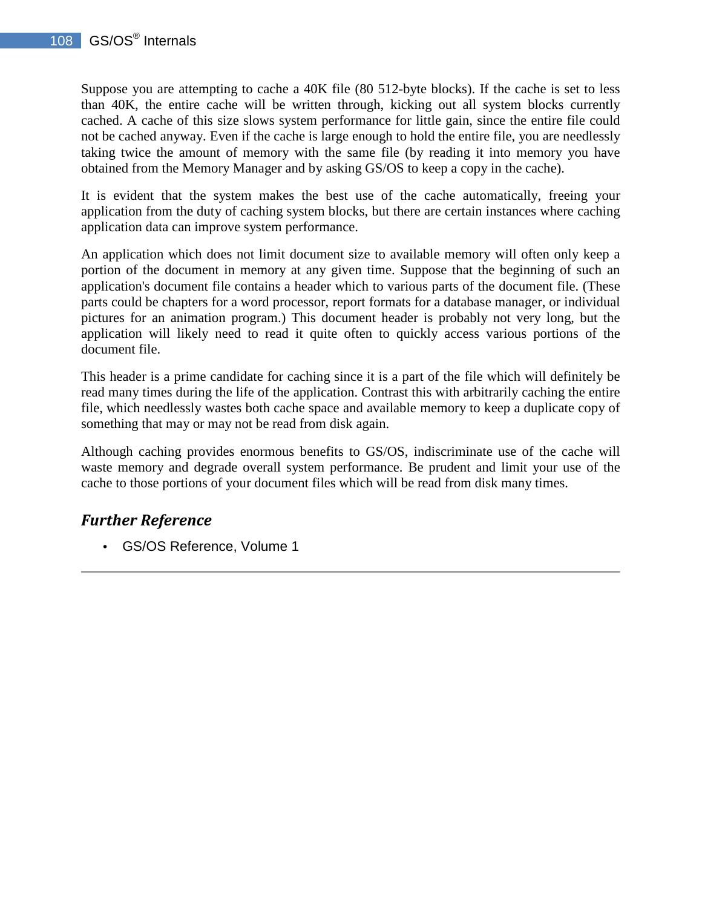Suppose you are attempting to cache a 40K file (80 512-byte blocks). If the cache is set to less than 40K, the entire cache will be written through, kicking out all system blocks currently cached. A cache of this size slows system performance for little gain, since the entire file could not be cached anyway. Even if the cache is large enough to hold the entire file, you are needlessly taking twice the amount of memory with the same file (by reading it into memory you have obtained from the Memory Manager and by asking GS/OS to keep a copy in the cache).

It is evident that the system makes the best use of the cache automatically, freeing your application from the duty of caching system blocks, but there are certain instances where caching application data can improve system performance.

An application which does not limit document size to available memory will often only keep a portion of the document in memory at any given time. Suppose that the beginning of such an application's document file contains a header which to various parts of the document file. (These parts could be chapters for a word processor, report formats for a database manager, or individual pictures for an animation program.) This document header is probably not very long, but the application will likely need to read it quite often to quickly access various portions of the document file.

This header is a prime candidate for caching since it is a part of the file which will definitely be read many times during the life of the application. Contrast this with arbitrarily caching the entire file, which needlessly wastes both cache space and available memory to keep a duplicate copy of something that may or may not be read from disk again.

Although caching provides enormous benefits to GS/OS, indiscriminate use of the cache will waste memory and degrade overall system performance. Be prudent and limit your use of the cache to those portions of your document files which will be read from disk many times.

## *Further Reference*

- GS/OS Reference, Volume 1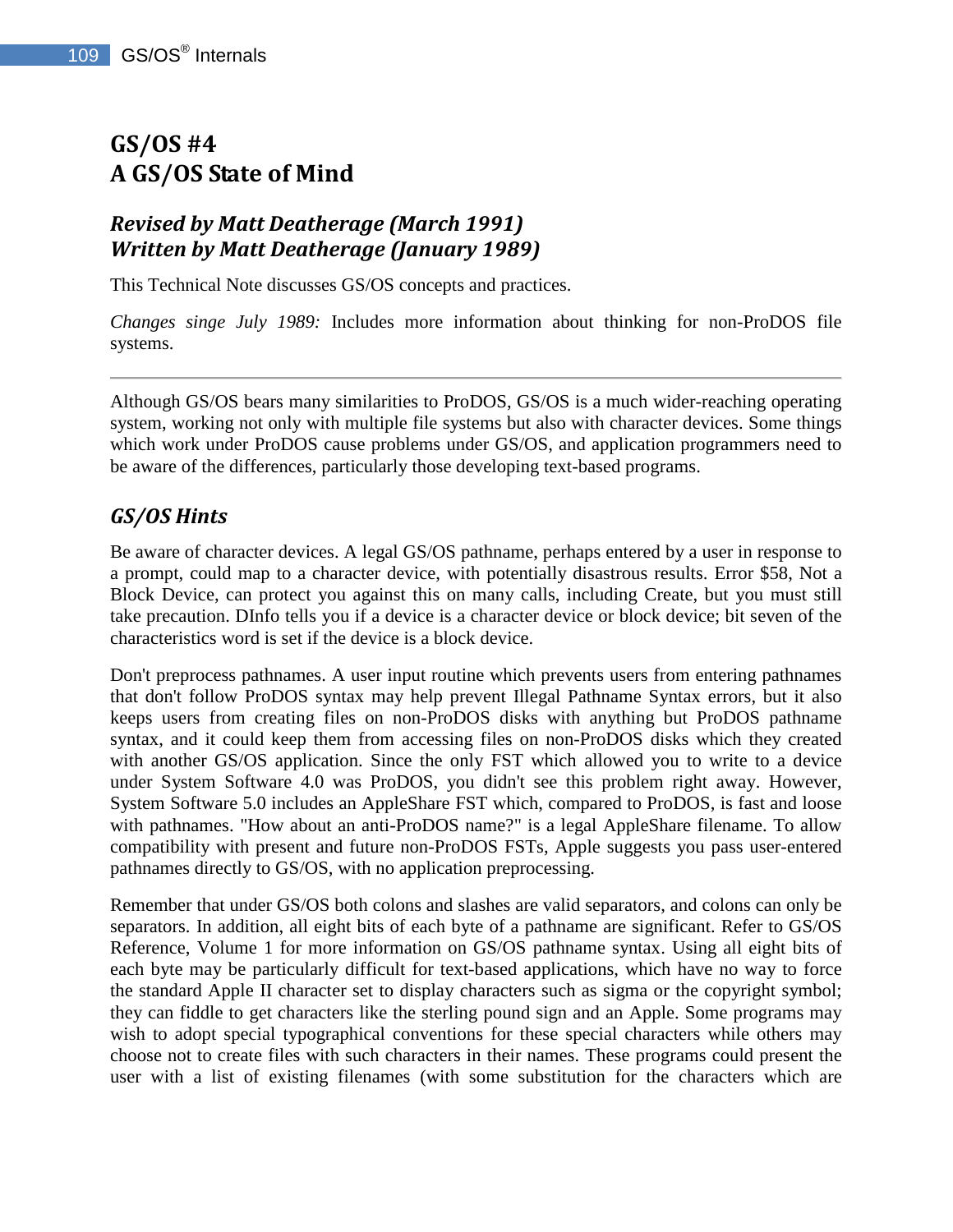# GS/OS #4
# A GS/OS State of Mind

### *Revised by Matt Deatherage (March 1991)*
### *Written by Matt Deatherage (January 1989)*

This Technical Note discusses GS/OS concepts and practices.

*Changes singe July 1989:* Includes more information about thinking for non-ProDOS file systems.

---

Although GS/OS bears many similarities to ProDOS, GS/OS is a much wider-reaching operating system, working not only with multiple file systems but also with character devices. Some things which work under ProDOS cause problems under GS/OS, and application programmers need to be aware of the differences, particularly those developing text-based programs.

## *GS/OS Hints*

Be aware of character devices. A legal GS/OS pathname, perhaps entered by a user in response to a prompt, could map to a character device, with potentially disastrous results. Error $58, Not a Block Device, can protect you against this on many calls, including Create, but you must still take precaution. DInfo tells you if a device is a character device or block device; bit seven of the characteristics word is set if the device is a block device.

Don't preprocess pathnames. A user input routine which prevents users from entering pathnames that don't follow ProDOS syntax may help prevent Illegal Pathname Syntax errors, but it also keeps users from creating files on non-ProDOS disks with anything but ProDOS pathname syntax, and it could keep them from accessing files on non-ProDOS disks which they created with another GS/OS application. Since the only FST which allowed you to write to a device under System Software 4.0 was ProDOS, you didn't see this problem right away. However, System Software 5.0 includes an AppleShare FST which, compared to ProDOS, is fast and loose with pathnames. "How about an anti-ProDOS name?" is a legal AppleShare filename. To allow compatibility with present and future non-ProDOS FSTs, Apple suggests you pass user-entered pathnames directly to GS/OS, with no application preprocessing.

Remember that under GS/OS both colons and slashes are valid separators, and colons can only be separators. In addition, all eight bits of each byte of a pathname are significant. Refer to GS/OS Reference, Volume 1 for more information on GS/OS pathname syntax. Using all eight bits of each byte may be particularly difficult for text-based applications, which have no way to force the standard Apple II character set to display characters such as sigma or the copyright symbol; they can fiddle to get characters like the sterling pound sign and an Apple. Some programs may wish to adopt special typographical conventions for these special characters while others may choose not to create files with such characters in their names. These programs could present the user with a list of existing filenames (with some substitution for the characters which are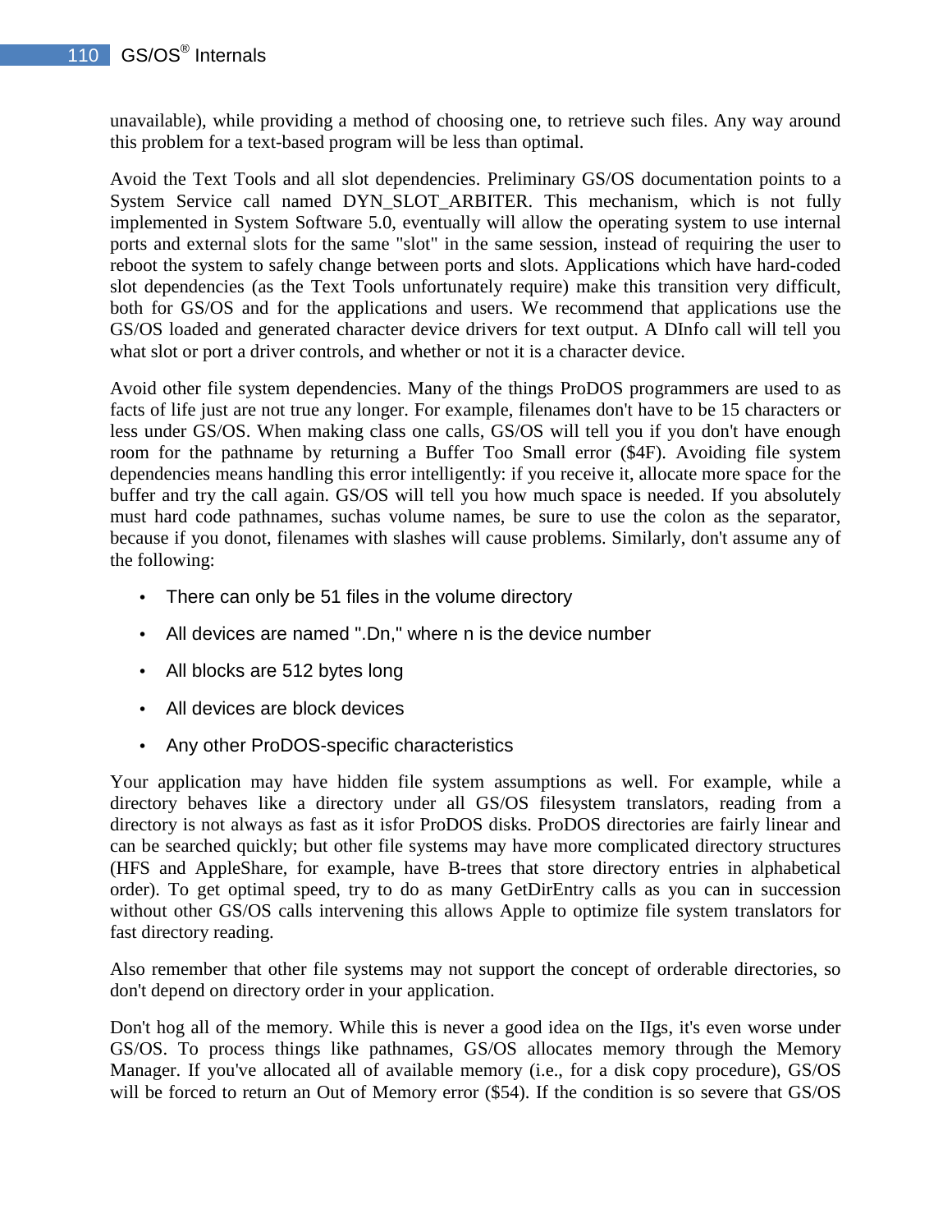unavailable), while providing a method of choosing one, to retrieve such files. Any way around this problem for a text-based program will be less than optimal.

Avoid the Text Tools and all slot dependencies. Preliminary GS/OS documentation points to a System Service call named DYN_SLOT_ARBITER. This mechanism, which is not fully implemented in System Software 5.0, eventually will allow the operating system to use internal ports and external slots for the same "slot" in the same session, instead of requiring the user to reboot the system to safely change between ports and slots. Applications which have hard-coded slot dependencies (as the Text Tools unfortunately require) make this transition very difficult, both for GS/OS and for the applications and users. We recommend that applications use the GS/OS loaded and generated character device drivers for text output. A DInfo call will tell you what slot or port a driver controls, and whether or not it is a character device.

Avoid other file system dependencies. Many of the things ProDOS programmers are used to as facts of life just are not true any longer. For example, filenames don't have to be 15 characters or less under GS/OS. When making class one calls, GS/OS will tell you if you don't have enough room for the pathname by returning a Buffer Too Small error ($4F). Avoiding file system dependencies means handling this error intelligently: if you receive it, allocate more space for the buffer and try the call again. GS/OS will tell you how much space is needed. If you absolutely must hard code pathnames, suchas volume names, be sure to use the colon as the separator, because if you donot, filenames with slashes will cause problems. Similarly, don't assume any of the following:

- There can only be 51 files in the volume directory
- All devices are named ".Dn," where n is the device number
- All blocks are 512 bytes long
- All devices are block devices
- Any other ProDOS-specific characteristics

Your application may have hidden file system assumptions as well. For example, while a directory behaves like a directory under all GS/OS filesystem translators, reading from a directory is not always as fast as it isfor ProDOS disks. ProDOS directories are fairly linear and can be searched quickly; but other file systems may have more complicated directory structures (HFS and AppleShare, for example, have B-trees that store directory entries in alphabetical order). To get optimal speed, try to do as many GetDirEntry calls as you can in succession without other GS/OS calls intervening this allows Apple to optimize file system translators for fast directory reading.

Also remember that other file systems may not support the concept of orderable directories, so don't depend on directory order in your application.

Don't hog all of the memory. While this is never a good idea on the IIgs, it's even worse under GS/OS. To process things like pathnames, GS/OS allocates memory through the Memory Manager. If you've allocated all of available memory (i.e., for a disk copy procedure), GS/OS will be forced to return an Out of Memory error ($54). If the condition is so severe that GS/OS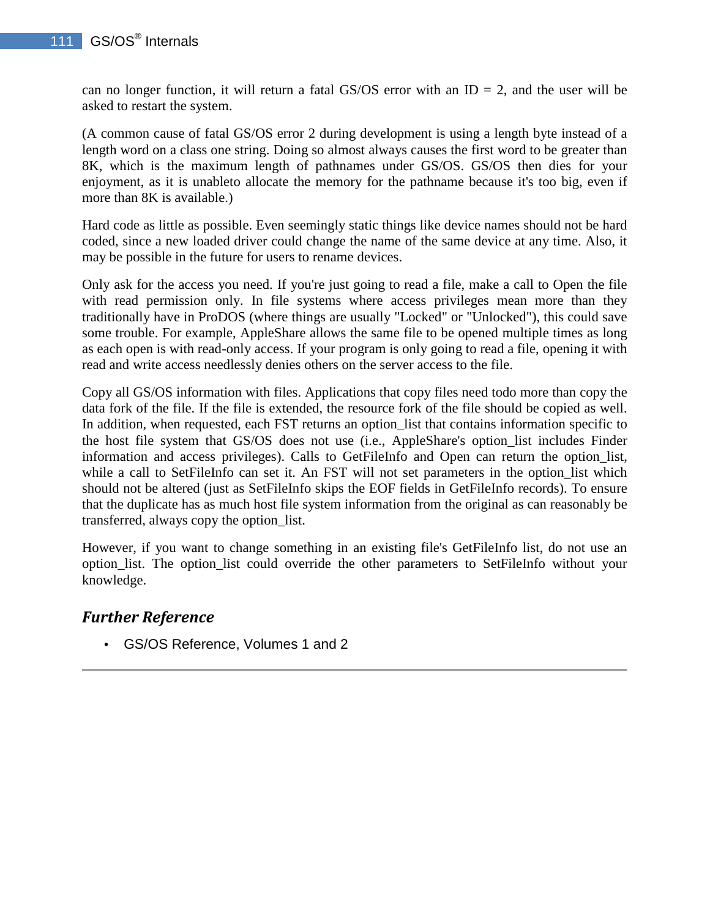can no longer function, it will return a fatal GS/OS error with an ID = 2, and the user will be asked to restart the system.

(A common cause of fatal GS/OS error 2 during development is using a length byte instead of a length word on a class one string. Doing so almost always causes the first word to be greater than 8K, which is the maximum length of pathnames under GS/OS. GS/OS then dies for your enjoyment, as it is unableto allocate the memory for the pathname because it's too big, even if more than 8K is available.)

Hard code as little as possible. Even seemingly static things like device names should not be hard coded, since a new loaded driver could change the name of the same device at any time. Also, it may be possible in the future for users to rename devices.

Only ask for the access you need. If you're just going to read a file, make a call to Open the file with read permission only. In file systems where access privileges mean more than they traditionally have in ProDOS (where things are usually "Locked" or "Unlocked"), this could save some trouble. For example, AppleShare allows the same file to be opened multiple times as long as each open is with read-only access. If your program is only going to read a file, opening it with read and write access needlessly denies others on the server access to the file.

Copy all GS/OS information with files. Applications that copy files need todo more than copy the data fork of the file. If the file is extended, the resource fork of the file should be copied as well. In addition, when requested, each FST returns an option_list that contains information specific to the host file system that GS/OS does not use (i.e., AppleShare's option_list includes Finder information and access privileges). Calls to GetFileInfo and Open can return the option_list, while a call to SetFileInfo can set it. An FST will not set parameters in the option_list which should not be altered (just as SetFileInfo skips the EOF fields in GetFileInfo records). To ensure that the duplicate has as much host file system information from the original as can reasonably be transferred, always copy the option_list.

However, if you want to change something in an existing file's GetFileInfo list, do not use an option_list. The option_list could override the other parameters to SetFileInfo without your knowledge.

### *Further Reference*

- GS/OS Reference, Volumes 1 and 2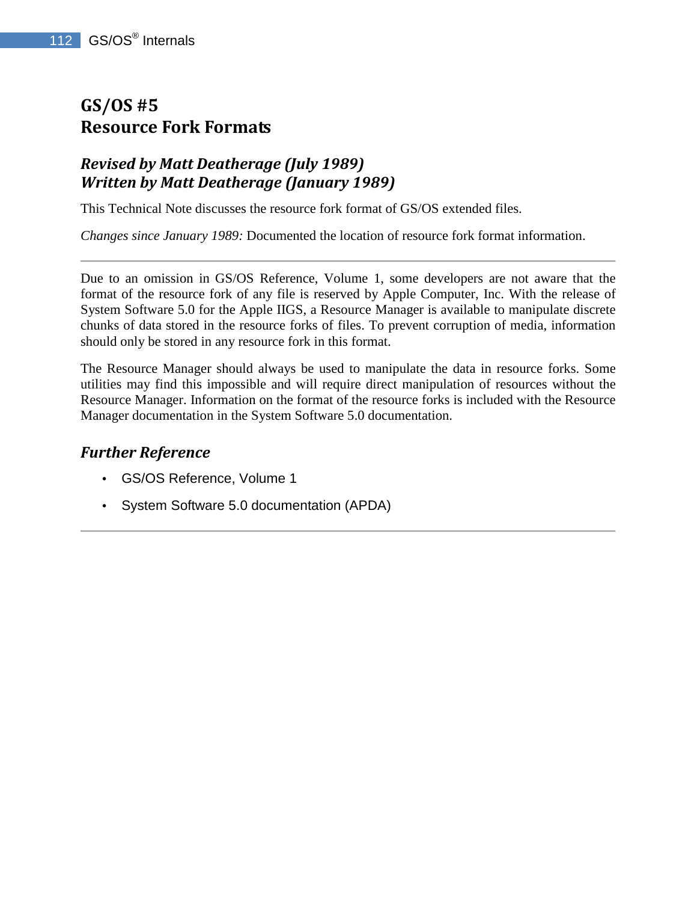# GS/OS #5
# Resource Fork Formats

### *Revised by Matt Deatherage (July 1989)*
### *Written by Matt Deatherage (January 1989)*

This Technical Note discusses the resource fork format of GS/OS extended files.

*Changes since January 1989:* Documented the location of resource fork format information.

---

Due to an omission in GS/OS Reference, Volume 1, some developers are not aware that the format of the resource fork of any file is reserved by Apple Computer, Inc. With the release of System Software 5.0 for the Apple IIGS, a Resource Manager is available to manipulate discrete chunks of data stored in the resource forks of files. To prevent corruption of media, information should only be stored in any resource fork in this format.

The Resource Manager should always be used to manipulate the data in resource forks. Some utilities may find this impossible and will require direct manipulation of resources without the Resource Manager. Information on the format of the resource forks is included with the Resource Manager documentation in the System Software 5.0 documentation.

## *Further Reference*

- GS/OS Reference, Volume 1
- System Software 5.0 documentation (APDA)

---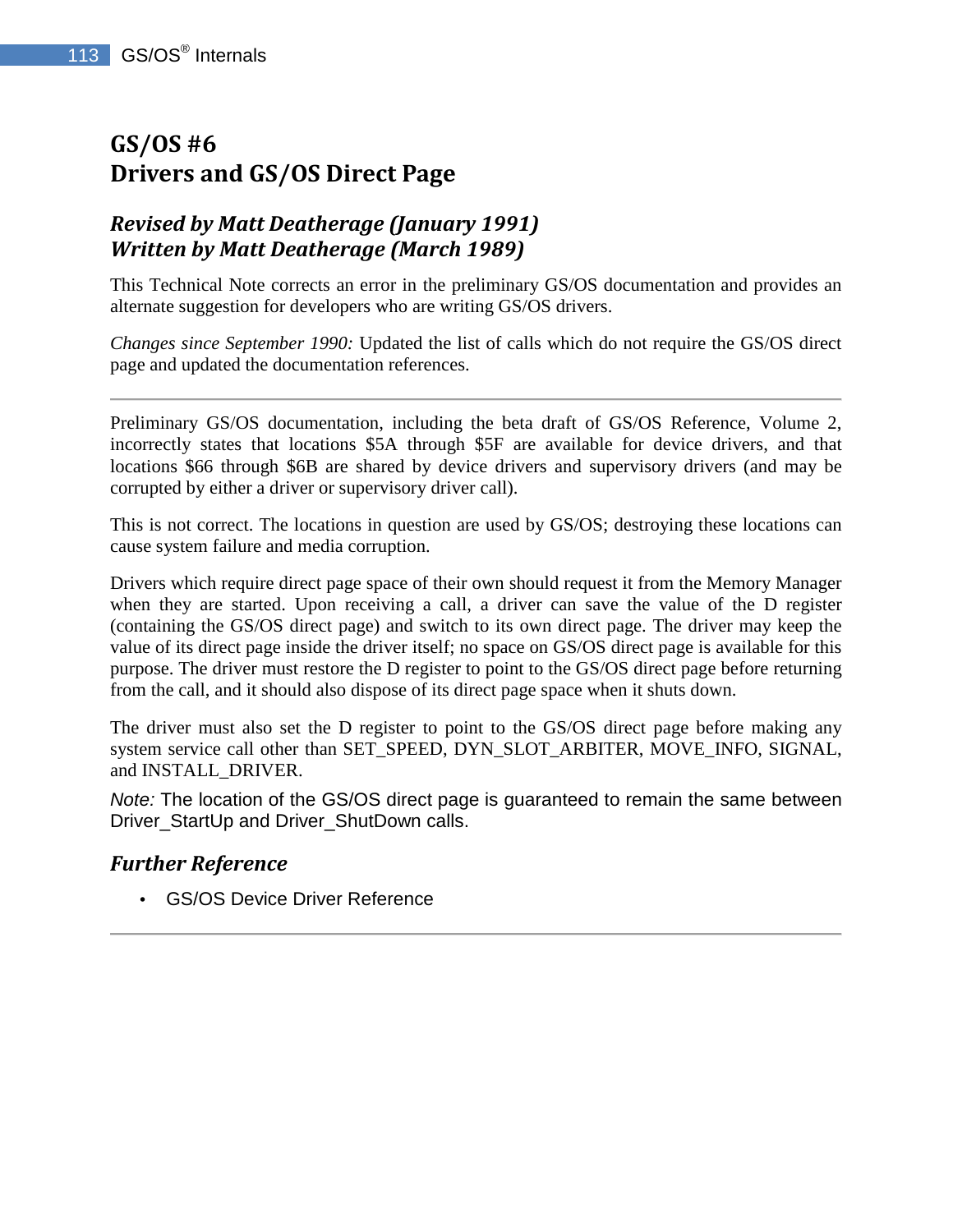# GS/OS #6
# Drivers and GS/OS Direct Page

### *Revised by Matt Deatherage (January 1991)*
### *Written by Matt Deatherage (March 1989)*

This Technical Note corrects an error in the preliminary GS/OS documentation and provides an alternate suggestion for developers who are writing GS/OS drivers.

*Changes since September 1990:* Updated the list of calls which do not require the GS/OS direct page and updated the documentation references.

---

Preliminary GS/OS documentation, including the beta draft of GS/OS Reference, Volume 2, incorrectly states that locations $5A through $5F are available for device drivers, and that locations $66 through $6B are shared by device drivers and supervisory drivers (and may be corrupted by either a driver or supervisory driver call).

This is not correct. The locations in question are used by GS/OS; destroying these locations can cause system failure and media corruption.

Drivers which require direct page space of their own should request it from the Memory Manager when they are started. Upon receiving a call, a driver can save the value of the D register (containing the GS/OS direct page) and switch to its own direct page. The driver may keep the value of its direct page inside the driver itself; no space on GS/OS direct page is available for this purpose. The driver must restore the D register to point to the GS/OS direct page before returning from the call, and it should also dispose of its direct page space when it shuts down.

The driver must also set the D register to point to the GS/OS direct page before making any system service call other than SET_SPEED, DYN_SLOT_ARBITER, MOVE_INFO, SIGNAL, and INSTALL_DRIVER.

*Note:* The location of the GS/OS direct page is guaranteed to remain the same between Driver_StartUp and Driver_ShutDown calls.

### *Further Reference*

- GS/OS Device Driver Reference

---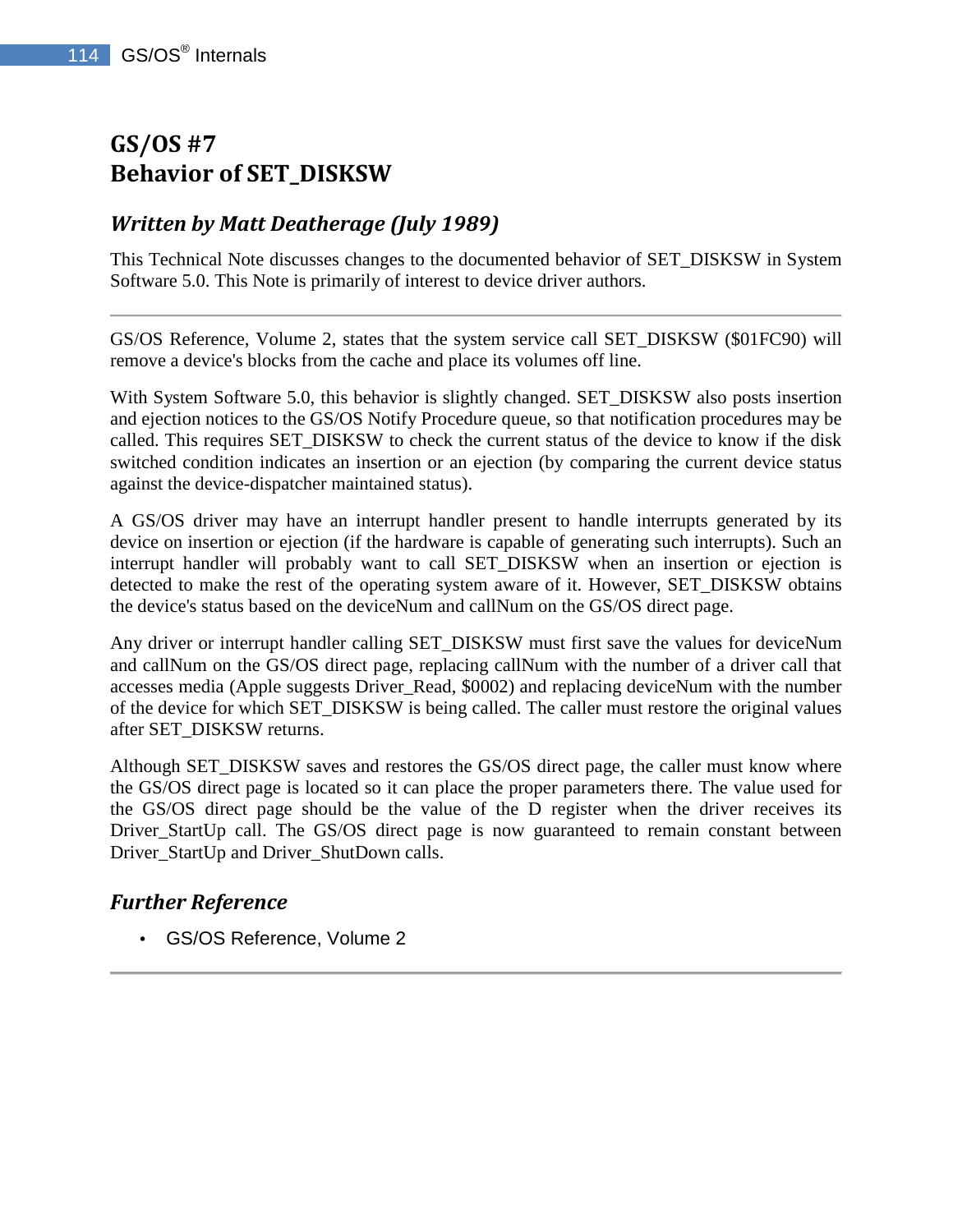# GS/OS #7
# Behavior of SET_DISKSW

## *Written by Matt Deatherage (July 1989)*

This Technical Note discusses changes to the documented behavior of SET_DISKSW in System Software 5.0. This Note is primarily of interest to device driver authors.

---

GS/OS Reference, Volume 2, states that the system service call SET_DISKSW ($01FC90) will remove a device's blocks from the cache and place its volumes off line.

With System Software 5.0, this behavior is slightly changed. SET_DISKSW also posts insertion and ejection notices to the GS/OS Notify Procedure queue, so that notification procedures may be called. This requires SET_DISKSW to check the current status of the device to know if the disk switched condition indicates an insertion or an ejection (by comparing the current device status against the device-dispatcher maintained status).

A GS/OS driver may have an interrupt handler present to handle interrupts generated by its device on insertion or ejection (if the hardware is capable of generating such interrupts). Such an interrupt handler will probably want to call SET_DISKSW when an insertion or ejection is detected to make the rest of the operating system aware of it. However, SET_DISKSW obtains the device's status based on the deviceNum and callNum on the GS/OS direct page.

Any driver or interrupt handler calling SET_DISKSW must first save the values for deviceNum and callNum on the GS/OS direct page, replacing callNum with the number of a driver call that accesses media (Apple suggests Driver_Read, $0002) and replacing deviceNum with the number of the device for which SET_DISKSW is being called. The caller must restore the original values after SET_DISKSW returns.

Although SET_DISKSW saves and restores the GS/OS direct page, the caller must know where the GS/OS direct page is located so it can place the proper parameters there. The value used for the GS/OS direct page should be the value of the D register when the driver receives its Driver_StartUp call. The GS/OS direct page is now guaranteed to remain constant between Driver_StartUp and Driver_ShutDown calls.

## *Further Reference*

- GS/OS Reference, Volume 2

---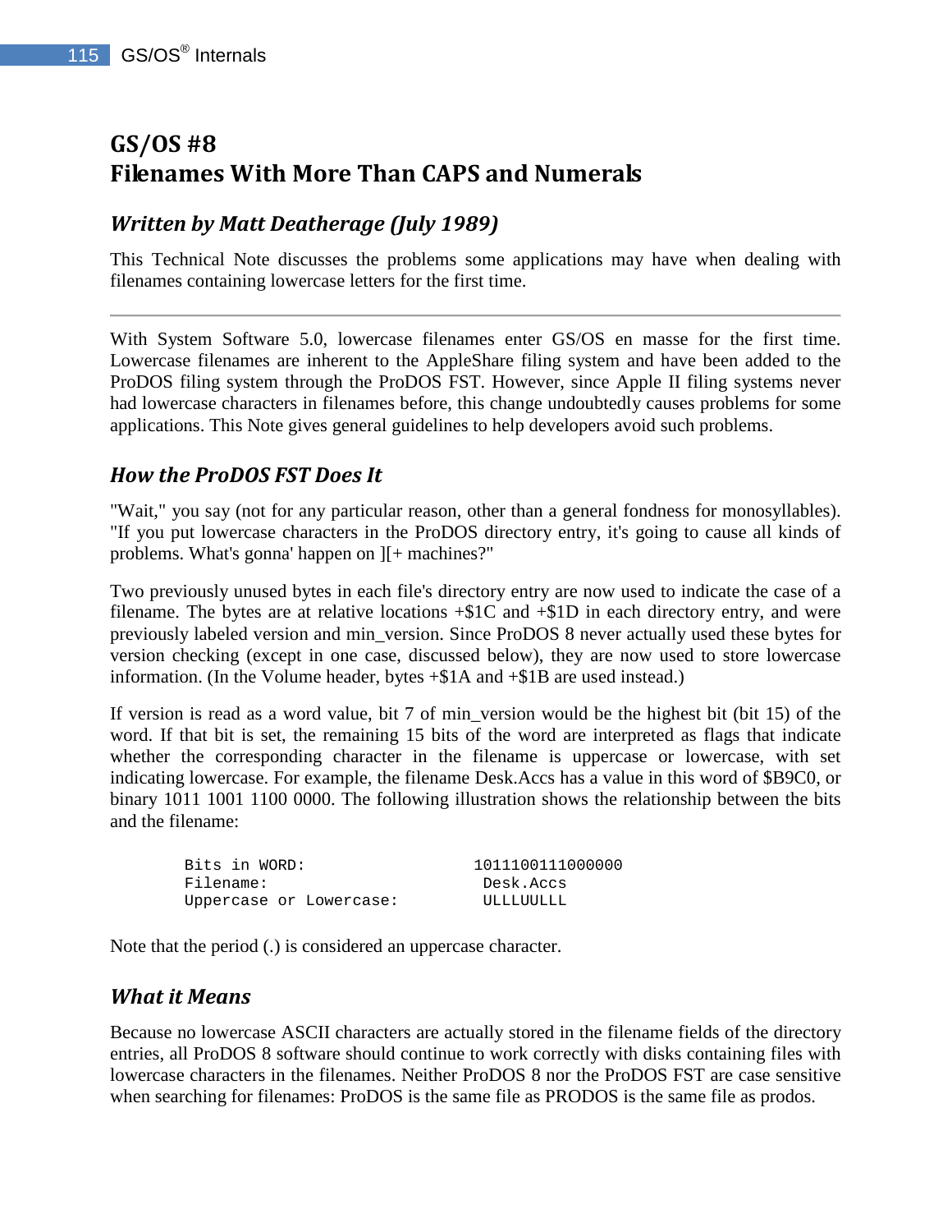# GS/OS #8
# Filenames With More Than CAPS and Numerals

### *Written by Matt Deatherage (July 1989)*

This Technical Note discusses the problems some applications may have when dealing with filenames containing lowercase letters for the first time.

---

With System Software 5.0, lowercase filenames enter GS/OS en masse for the first time. Lowercase filenames are inherent to the AppleShare filing system and have been added to the ProDOS filing system through the ProDOS FST. However, since Apple II filing systems never had lowercase characters in filenames before, this change undoubtedly causes problems for some applications. This Note gives general guidelines to help developers avoid such problems.

### *How the ProDOS FST Does It*

"Wait," you say (not for any particular reason, other than a general fondness for monosyllables). "If you put lowercase characters in the ProDOS directory entry, it's going to cause all kinds of problems. What's gonna' happen on ][+ machines?"

Two previously unused bytes in each file's directory entry are now used to indicate the case of a filename. The bytes are at relative locations +$1C and +$1D in each directory entry, and were previously labeled version and min_version. Since ProDOS 8 never actually used these bytes for version checking (except in one case, discussed below), they are now used to store lowercase information. (In the Volume header, bytes +$1A and +$1B are used instead.)

If version is read as a word value, bit 7 of min_version would be the highest bit (bit 15) of the word. If that bit is set, the remaining 15 bits of the word are interpreted as flags that indicate whether the corresponding character in the filename is uppercase or lowercase, with set indicating lowercase. For example, the filename Desk.Accs has a value in this word of $B9C0, or binary 1011 1001 1100 0000. The following illustration shows the relationship between the bits and the filename:

```
Bits in WORD:                 1011100111000000
Filename:                      Desk.Accs
Uppercase or Lowercase:        ULLLUULLL
```

Note that the period (.) is considered an uppercase character.

### *What it Means*

Because no lowercase ASCII characters are actually stored in the filename fields of the directory entries, all ProDOS 8 software should continue to work correctly with disks containing files with lowercase characters in the filenames. Neither ProDOS 8 nor the ProDOS FST are case sensitive when searching for filenames: ProDOS is the same file as PRODOS is the same file as prodos.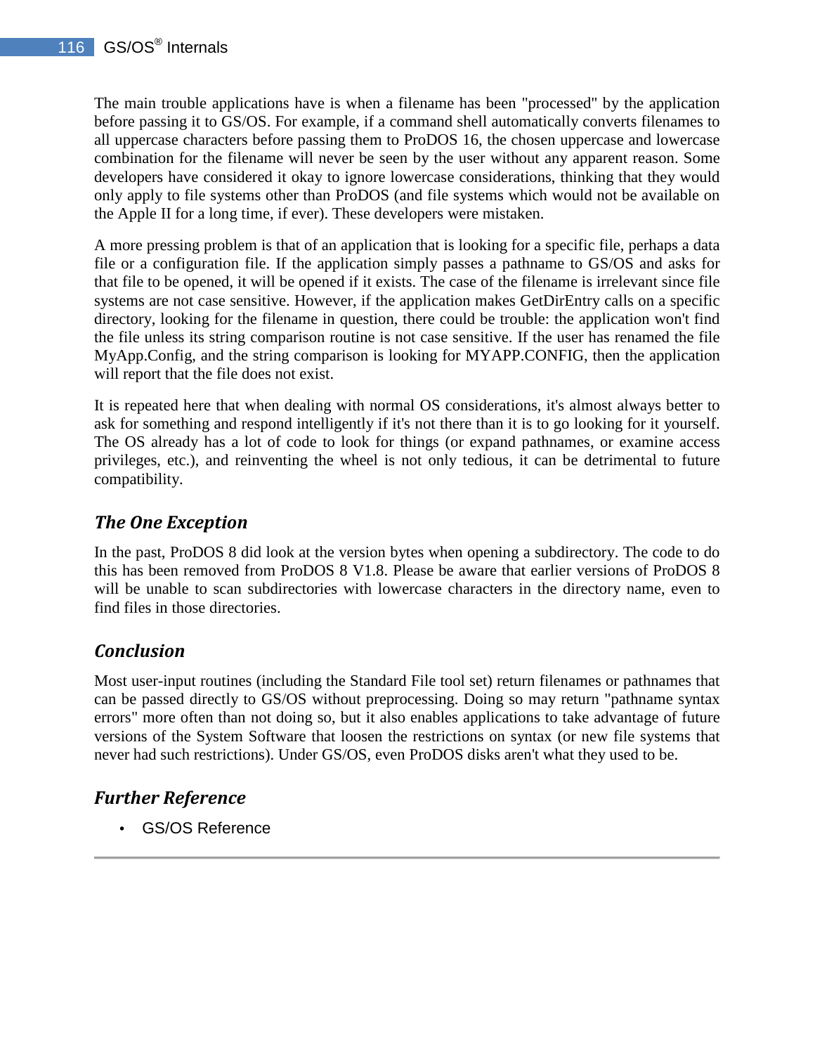The main trouble applications have is when a filename has been "processed" by the application before passing it to GS/OS. For example, if a command shell automatically converts filenames to all uppercase characters before passing them to ProDOS 16, the chosen uppercase and lowercase combination for the filename will never be seen by the user without any apparent reason. Some developers have considered it okay to ignore lowercase considerations, thinking that they would only apply to file systems other than ProDOS (and file systems which would not be available on the Apple II for a long time, if ever). These developers were mistaken.

A more pressing problem is that of an application that is looking for a specific file, perhaps a data file or a configuration file. If the application simply passes a pathname to GS/OS and asks for that file to be opened, it will be opened if it exists. The case of the filename is irrelevant since file systems are not case sensitive. However, if the application makes GetDirEntry calls on a specific directory, looking for the filename in question, there could be trouble: the application won't find the file unless its string comparison routine is not case sensitive. If the user has renamed the file MyApp.Config, and the string comparison is looking for MYAPP.CONFIG, then the application will report that the file does not exist.

It is repeated here that when dealing with normal OS considerations, it's almost always better to ask for something and respond intelligently if it's not there than it is to go looking for it yourself. The OS already has a lot of code to look for things (or expand pathnames, or examine access privileges, etc.), and reinventing the wheel is not only tedious, it can be detrimental to future compatibility.

### *The One Exception*

In the past, ProDOS 8 did look at the version bytes when opening a subdirectory. The code to do this has been removed from ProDOS 8 V1.8. Please be aware that earlier versions of ProDOS 8 will be unable to scan subdirectories with lowercase characters in the directory name, even to find files in those directories.

### *Conclusion*

Most user-input routines (including the Standard File tool set) return filenames or pathnames that can be passed directly to GS/OS without preprocessing. Doing so may return "pathname syntax errors" more often than not doing so, but it also enables applications to take advantage of future versions of the System Software that loosen the restrictions on syntax (or new file systems that never had such restrictions). Under GS/OS, even ProDOS disks aren't what they used to be.

### *Further Reference*

- GS/OS Reference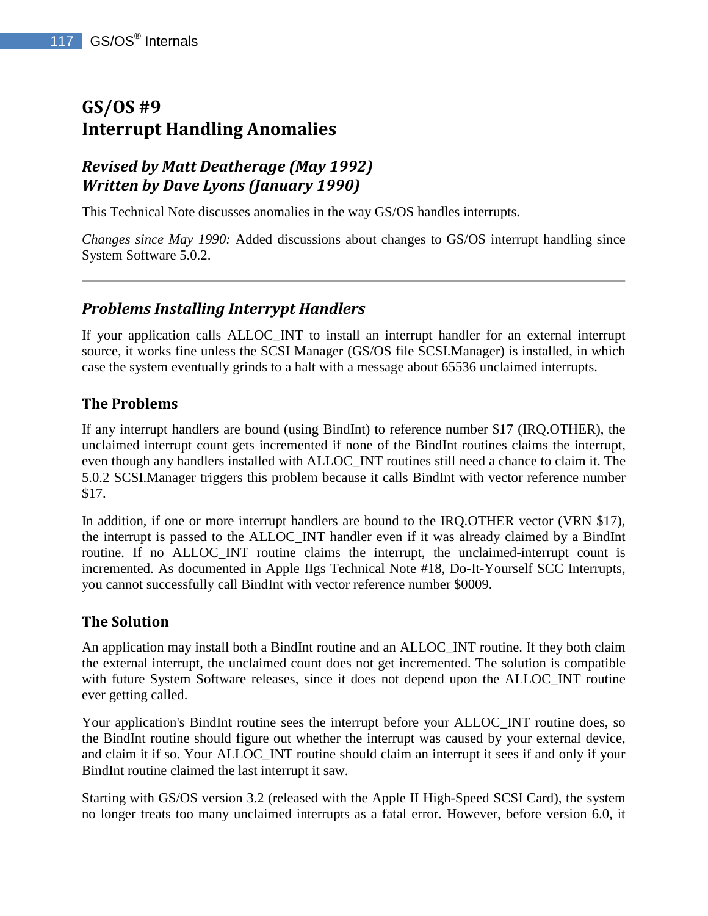# GS/OS #9
# Interrupt Handling Anomalies

### *Revised by Matt Deatherage (May 1992)*
### *Written by Dave Lyons (January 1990)*

This Technical Note discusses anomalies in the way GS/OS handles interrupts.

*Changes since May 1990:* Added discussions about changes to GS/OS interrupt handling since System Software 5.0.2.

---

## *Problems Installing Interrypt Handlers*

If your application calls ALLOC_INT to install an interrupt handler for an external interrupt source, it works fine unless the SCSI Manager (GS/OS file SCSI.Manager) is installed, in which case the system eventually grinds to a halt with a message about 65536 unclaimed interrupts.

### The Problems

If any interrupt handlers are bound (using BindInt) to reference number $17 (IRQ.OTHER), the unclaimed interrupt count gets incremented if none of the BindInt routines claims the interrupt, even though any handlers installed with ALLOC_INT routines still need a chance to claim it. The 5.0.2 SCSI.Manager triggers this problem because it calls BindInt with vector reference number $17.

In addition, if one or more interrupt handlers are bound to the IRQ.OTHER vector (VRN $17), the interrupt is passed to the ALLOC_INT handler even if it was already claimed by a BindInt routine. If no ALLOC_INT routine claims the interrupt, the unclaimed-interrupt count is incremented. As documented in Apple IIgs Technical Note #18, Do-It-Yourself SCC Interrupts, you cannot successfully call BindInt with vector reference number $0009.

### The Solution

An application may install both a BindInt routine and an ALLOC_INT routine. If they both claim the external interrupt, the unclaimed count does not get incremented. The solution is compatible with future System Software releases, since it does not depend upon the ALLOC_INT routine ever getting called.

Your application's BindInt routine sees the interrupt before your ALLOC_INT routine does, so the BindInt routine should figure out whether the interrupt was caused by your external device, and claim it if so. Your ALLOC_INT routine should claim an interrupt it sees if and only if your BindInt routine claimed the last interrupt it saw.

Starting with GS/OS version 3.2 (released with the Apple II High-Speed SCSI Card), the system no longer treats too many unclaimed interrupts as a fatal error. However, before version 6.0, it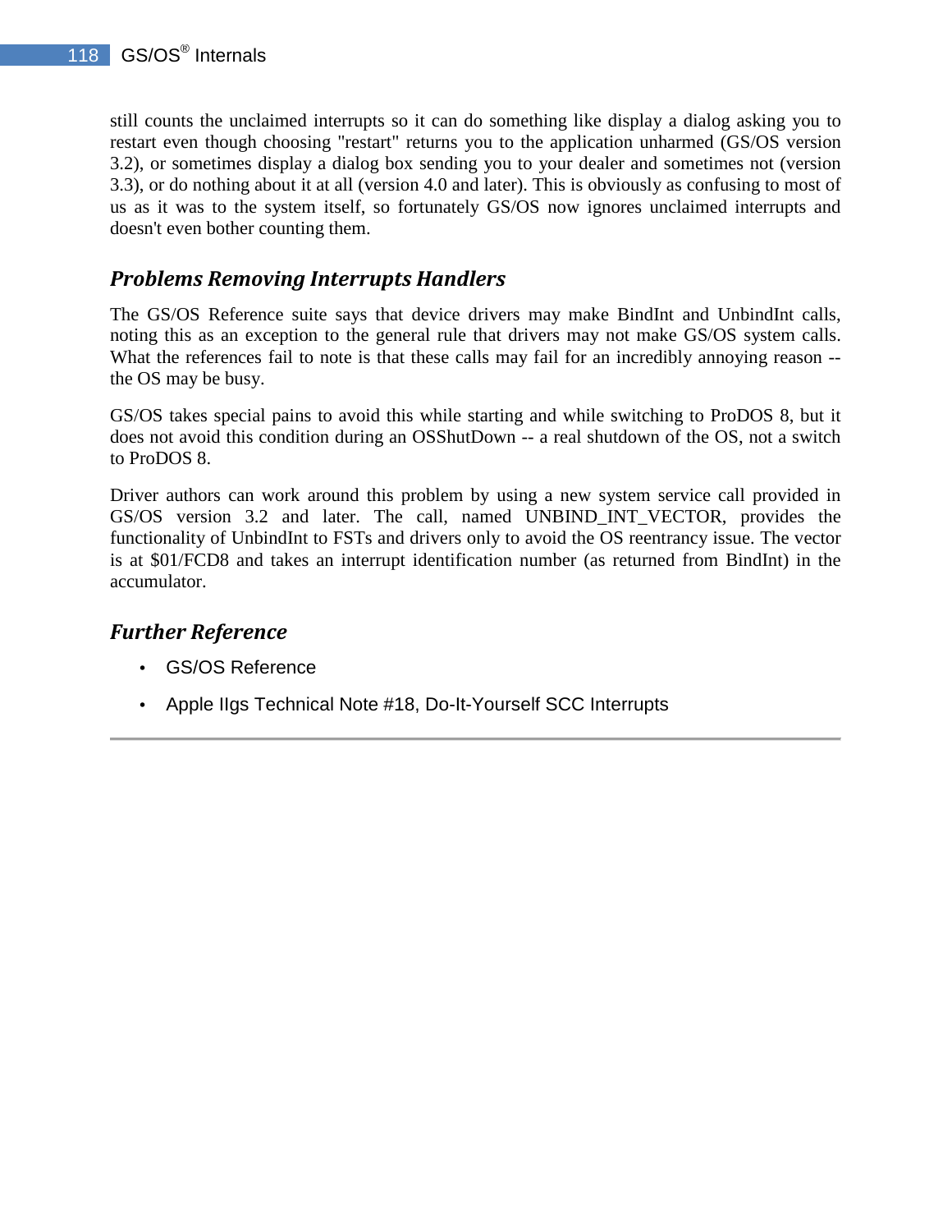still counts the unclaimed interrupts so it can do something like display a dialog asking you to restart even though choosing "restart" returns you to the application unharmed (GS/OS version 3.2), or sometimes display a dialog box sending you to your dealer and sometimes not (version 3.3), or do nothing about it at all (version 4.0 and later). This is obviously as confusing to most of us as it was to the system itself, so fortunately GS/OS now ignores unclaimed interrupts and doesn't even bother counting them.

### *Problems Removing Interrupts Handlers*

The GS/OS Reference suite says that device drivers may make BindInt and UnbindInt calls, noting this as an exception to the general rule that drivers may not make GS/OS system calls. What the references fail to note is that these calls may fail for an incredibly annoying reason -- the OS may be busy.

GS/OS takes special pains to avoid this while starting and while switching to ProDOS 8, but it does not avoid this condition during an OSShutDown -- a real shutdown of the OS, not a switch to ProDOS 8.

Driver authors can work around this problem by using a new system service call provided in GS/OS version 3.2 and later. The call, named UNBIND_INT_VECTOR, provides the functionality of UnbindInt to FSTs and drivers only to avoid the OS reentrancy issue. The vector is at $01/FCD8 and takes an interrupt identification number (as returned from BindInt) in the accumulator.

### *Further Reference*

- GS/OS Reference
- Apple IIgs Technical Note #18, Do-It-Yourself SCC Interrupts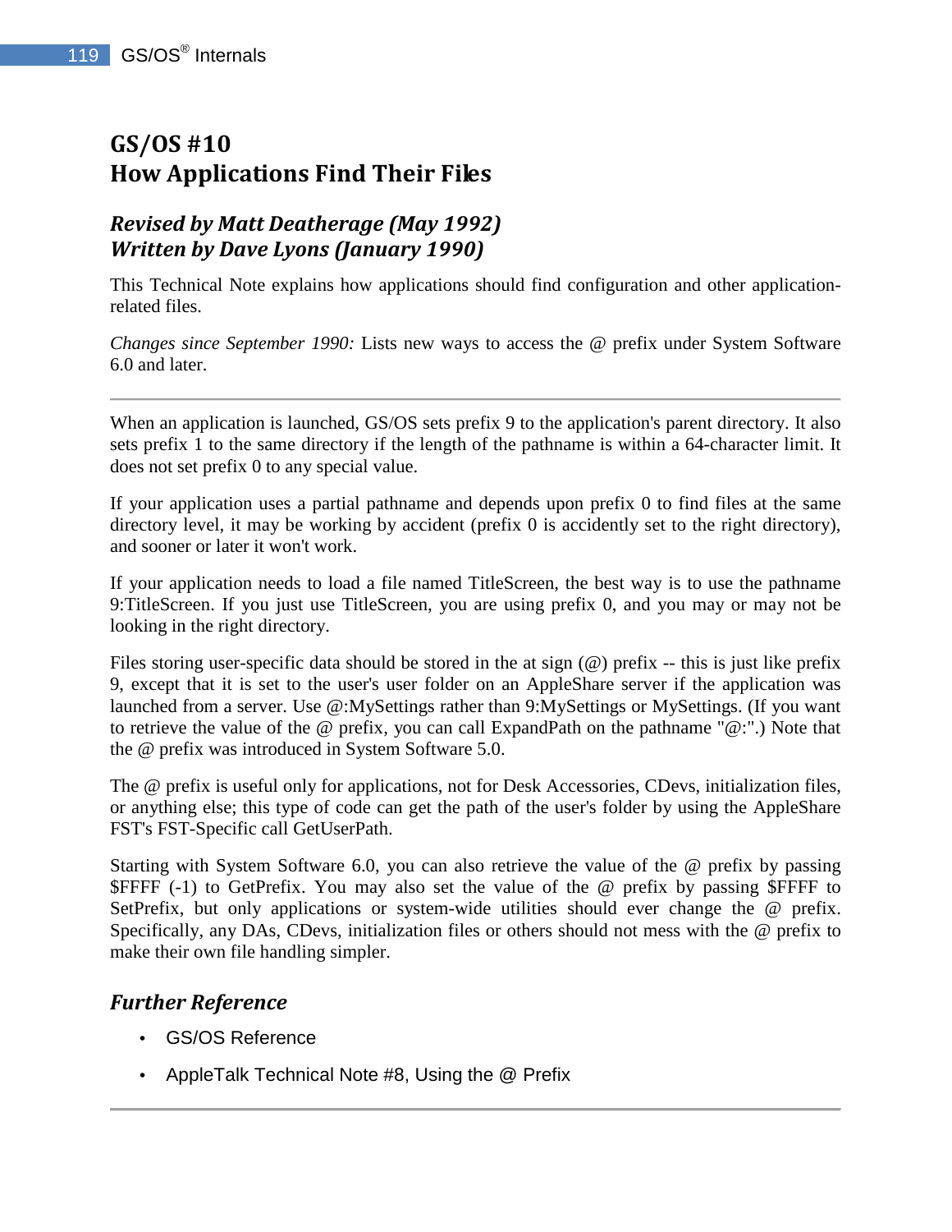# GS/OS #10
# How Applications Find Their Files

### *Revised by Matt Deatherage (May 1992)*
### *Written by Dave Lyons (January 1990)*

This Technical Note explains how applications should find configuration and other application-related files.

*Changes since September 1990:* Lists new ways to access the @ prefix under System Software 6.0 and later.

---

When an application is launched, GS/OS sets prefix 9 to the application's parent directory. It also sets prefix 1 to the same directory if the length of the pathname is within a 64-character limit. It does not set prefix 0 to any special value.

If your application uses a partial pathname and depends upon prefix 0 to find files at the same directory level, it may be working by accident (prefix 0 is accidently set to the right directory), and sooner or later it won't work.

If your application needs to load a file named TitleScreen, the best way is to use the pathname 9:TitleScreen. If you just use TitleScreen, you are using prefix 0, and you may or may not be looking in the right directory.

Files storing user-specific data should be stored in the at sign (@) prefix -- this is just like prefix 9, except that it is set to the user's user folder on an AppleShare server if the application was launched from a server. Use @:MySettings rather than 9:MySettings or MySettings. (If you want to retrieve the value of the @ prefix, you can call ExpandPath on the pathname "@:".) Note that the @ prefix was introduced in System Software 5.0.

The @ prefix is useful only for applications, not for Desk Accessories, CDevs, initialization files, or anything else; this type of code can get the path of the user's folder by using the AppleShare FST's FST-Specific call GetUserPath.

Starting with System Software 6.0, you can also retrieve the value of the @ prefix by passing $FFFF (-1) to GetPrefix. You may also set the value of the @ prefix by passing $FFFF to SetPrefix, but only applications or system-wide utilities should ever change the @ prefix. Specifically, any DAs, CDevs, initialization files or others should not mess with the @ prefix to make their own file handling simpler.

### *Further Reference*

- GS/OS Reference
- AppleTalk Technical Note #8, Using the @ Prefix

---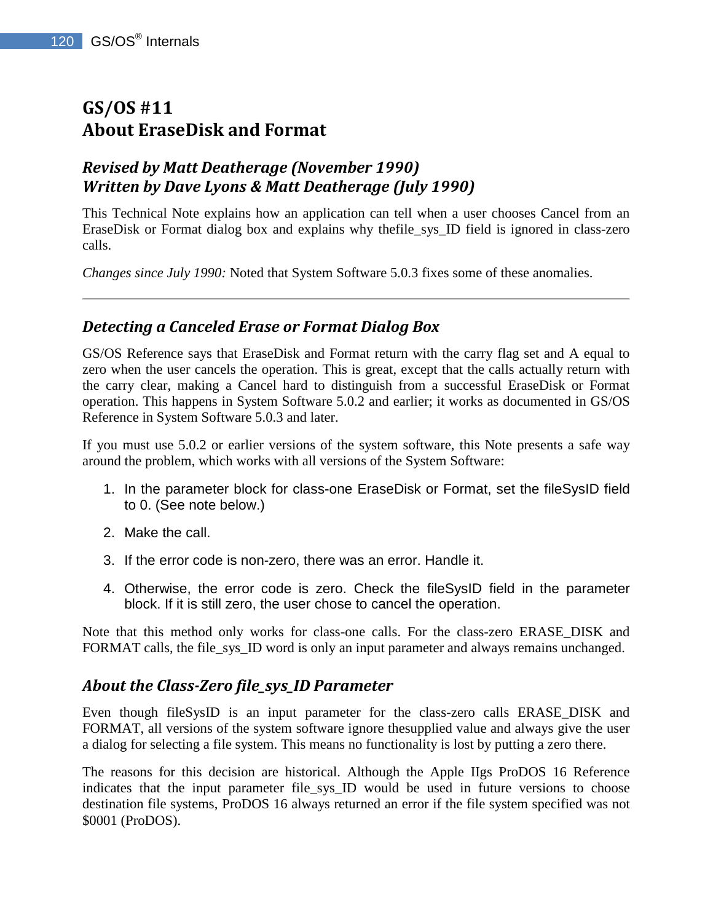# GS/OS #11
# About EraseDisk and Format

### *Revised by Matt Deatherage (November 1990)*
### *Written by Dave Lyons & Matt Deatherage (July 1990)*

This Technical Note explains how an application can tell when a user chooses Cancel from an EraseDisk or Format dialog box and explains why thefile_sys_ID field is ignored in class-zero calls.

*Changes since July 1990:* Noted that System Software 5.0.3 fixes some of these anomalies.

---

## *Detecting a Canceled Erase or Format Dialog Box*

GS/OS Reference says that EraseDisk and Format return with the carry flag set and A equal to zero when the user cancels the operation. This is great, except that the calls actually return with the carry clear, making a Cancel hard to distinguish from a successful EraseDisk or Format operation. This happens in System Software 5.0.2 and earlier; it works as documented in GS/OS Reference in System Software 5.0.3 and later.

If you must use 5.0.2 or earlier versions of the system software, this Note presents a safe way around the problem, which works with all versions of the System Software:

1. In the parameter block for class-one EraseDisk or Format, set the fileSysID field to 0. (See note below.)
2. Make the call.
3. If the error code is non-zero, there was an error. Handle it.
4. Otherwise, the error code is zero. Check the fileSysID field in the parameter block. If it is still zero, the user chose to cancel the operation.

Note that this method only works for class-one calls. For the class-zero ERASE_DISK and FORMAT calls, the file_sys_ID word is only an input parameter and always remains unchanged.

## *About the Class-Zero file_sys_ID Parameter*

Even though fileSysID is an input parameter for the class-zero calls ERASE_DISK and FORMAT, all versions of the system software ignore thesupplied value and always give the user a dialog for selecting a file system. This means no functionality is lost by putting a zero there.

The reasons for this decision are historical. Although the Apple IIgs ProDOS 16 Reference indicates that the input parameter file_sys_ID would be used in future versions to choose destination file systems, ProDOS 16 always returned an error if the file system specified was not $0001 (ProDOS).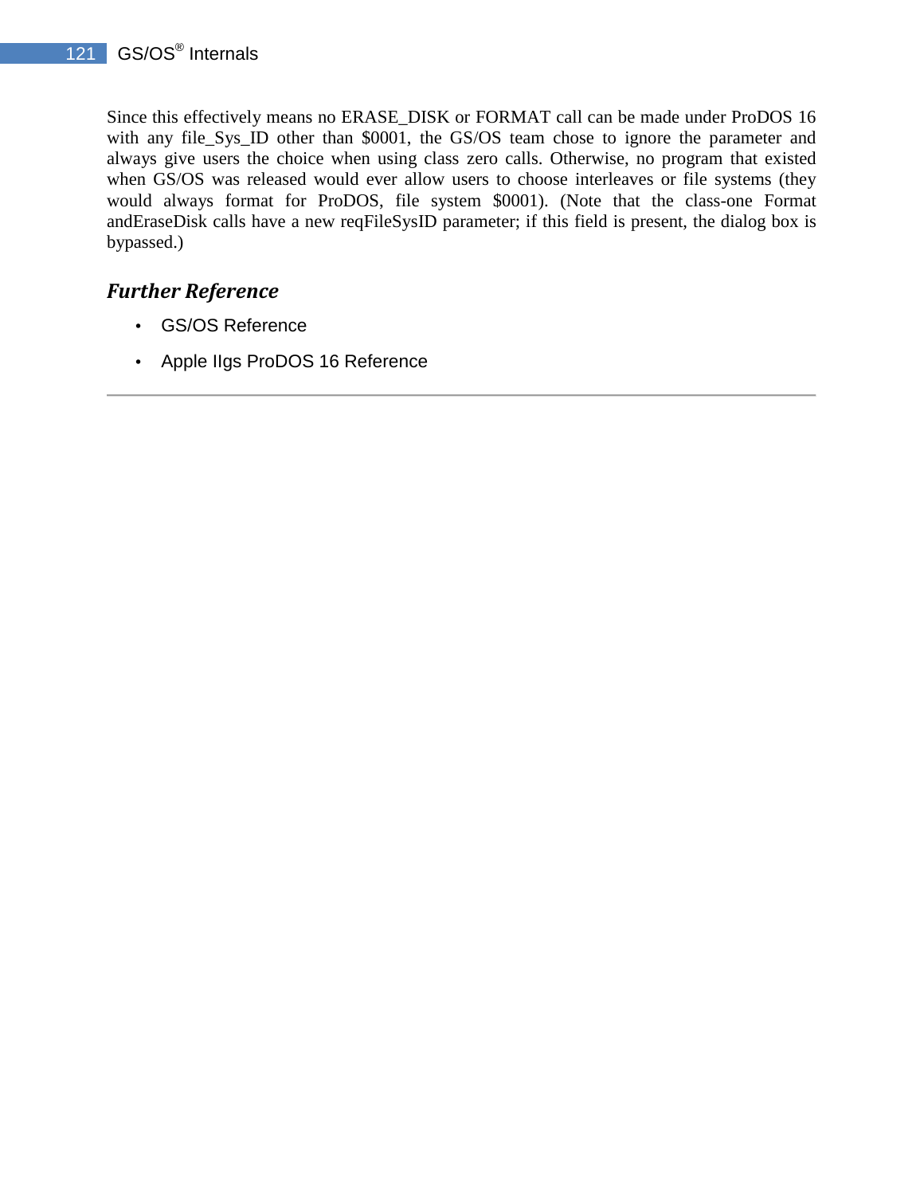Since this effectively means no ERASE_DISK or FORMAT call can be made under ProDOS 16 with any file_Sys_ID other than $0001, the GS/OS team chose to ignore the parameter and always give users the choice when using class zero calls. Otherwise, no program that existed when GS/OS was released would ever allow users to choose interleaves or file systems (they would always format for ProDOS, file system $0001). (Note that the class-one Format andEraseDisk calls have a new reqFileSysID parameter; if this field is present, the dialog box is bypassed.)

### *Further Reference*

- GS/OS Reference
- Apple IIgs ProDOS 16 Reference

---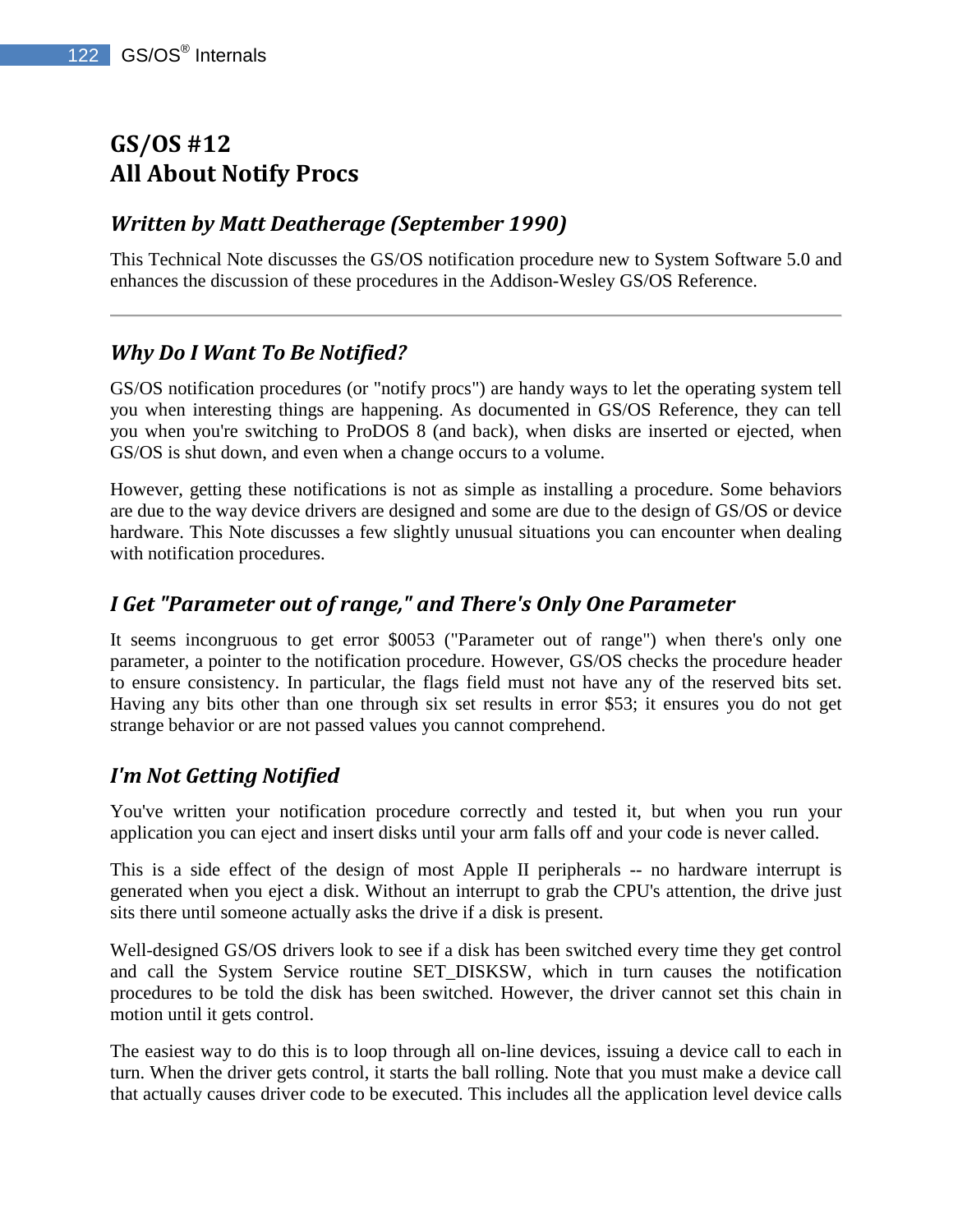# GS/OS #12
# All About Notify Procs

### *Written by Matt Deatherage (September 1990)*

This Technical Note discusses the GS/OS notification procedure new to System Software 5.0 and enhances the discussion of these procedures in the Addison-Wesley GS/OS Reference.

---

### *Why Do I Want To Be Notified?*

GS/OS notification procedures (or "notify procs") are handy ways to let the operating system tell you when interesting things are happening. As documented in GS/OS Reference, they can tell you when you're switching to ProDOS 8 (and back), when disks are inserted or ejected, when GS/OS is shut down, and even when a change occurs to a volume.

However, getting these notifications is not as simple as installing a procedure. Some behaviors are due to the way device drivers are designed and some are due to the design of GS/OS or device hardware. This Note discusses a few slightly unusual situations you can encounter when dealing with notification procedures.

### *I Get "Parameter out of range," and There's Only One Parameter*

It seems incongruous to get error $0053 ("Parameter out of range") when there's only one parameter, a pointer to the notification procedure. However, GS/OS checks the procedure header to ensure consistency. In particular, the flags field must not have any of the reserved bits set. Having any bits other than one through six set results in error $53; it ensures you do not get strange behavior or are not passed values you cannot comprehend.

### *I'm Not Getting Notified*

You've written your notification procedure correctly and tested it, but when you run your application you can eject and insert disks until your arm falls off and your code is never called.

This is a side effect of the design of most Apple II peripherals -- no hardware interrupt is generated when you eject a disk. Without an interrupt to grab the CPU's attention, the drive just sits there until someone actually asks the drive if a disk is present.

Well-designed GS/OS drivers look to see if a disk has been switched every time they get control and call the System Service routine SET_DISKSW, which in turn causes the notification procedures to be told the disk has been switched. However, the driver cannot set this chain in motion until it gets control.

The easiest way to do this is to loop through all on-line devices, issuing a device call to each in turn. When the driver gets control, it starts the ball rolling. Note that you must make a device call that actually causes driver code to be executed. This includes all the application level device calls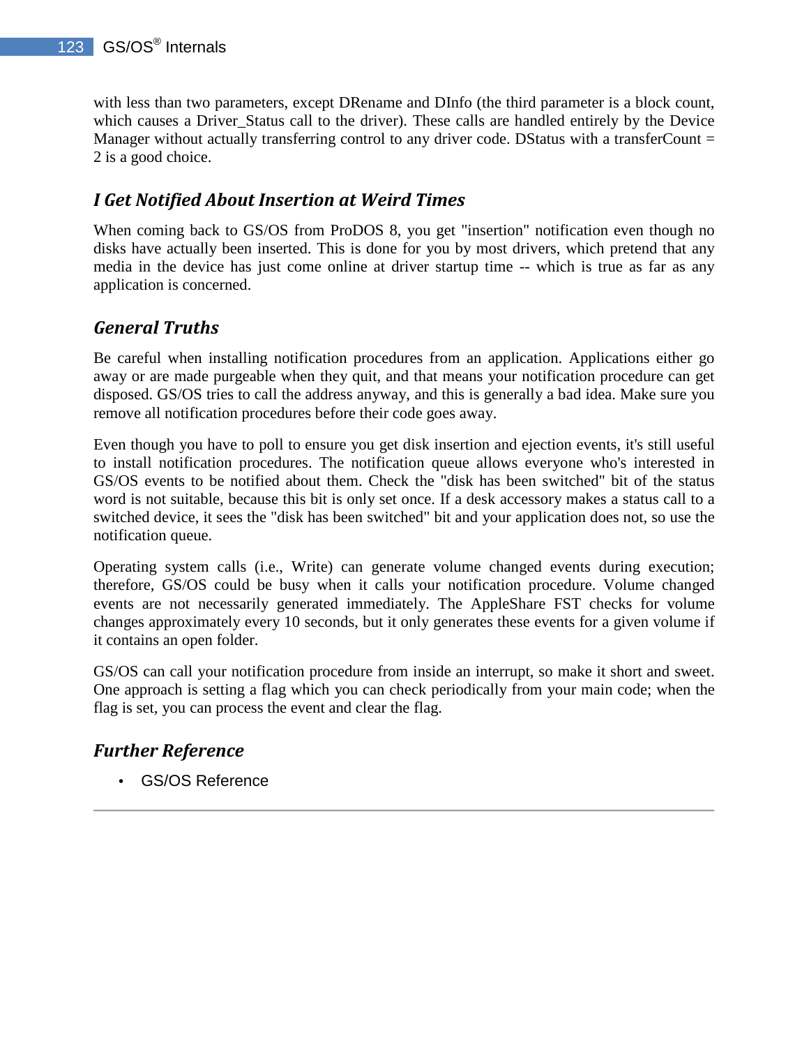with less than two parameters, except DRename and DInfo (the third parameter is a block count, which causes a Driver_Status call to the driver). These calls are handled entirely by the Device Manager without actually transferring control to any driver code. DStatus with a transferCount = 2 is a good choice.

### I Get Notified About Insertion at Weird Times

When coming back to GS/OS from ProDOS 8, you get "insertion" notification even though no disks have actually been inserted. This is done for you by most drivers, which pretend that any media in the device has just come online at driver startup time -- which is true as far as any application is concerned.

### General Truths

Be careful when installing notification procedures from an application. Applications either go away or are made purgeable when they quit, and that means your notification procedure can get disposed. GS/OS tries to call the address anyway, and this is generally a bad idea. Make sure you remove all notification procedures before their code goes away.

Even though you have to poll to ensure you get disk insertion and ejection events, it's still useful to install notification procedures. The notification queue allows everyone who's interested in GS/OS events to be notified about them. Check the "disk has been switched" bit of the status word is not suitable, because this bit is only set once. If a desk accessory makes a status call to a switched device, it sees the "disk has been switched" bit and your application does not, so use the notification queue.

Operating system calls (i.e., Write) can generate volume changed events during execution; therefore, GS/OS could be busy when it calls your notification procedure. Volume changed events are not necessarily generated immediately. The AppleShare FST checks for volume changes approximately every 10 seconds, but it only generates these events for a given volume if it contains an open folder.

GS/OS can call your notification procedure from inside an interrupt, so make it short and sweet. One approach is setting a flag which you can check periodically from your main code; when the flag is set, you can process the event and clear the flag.

### Further Reference

- GS/OS Reference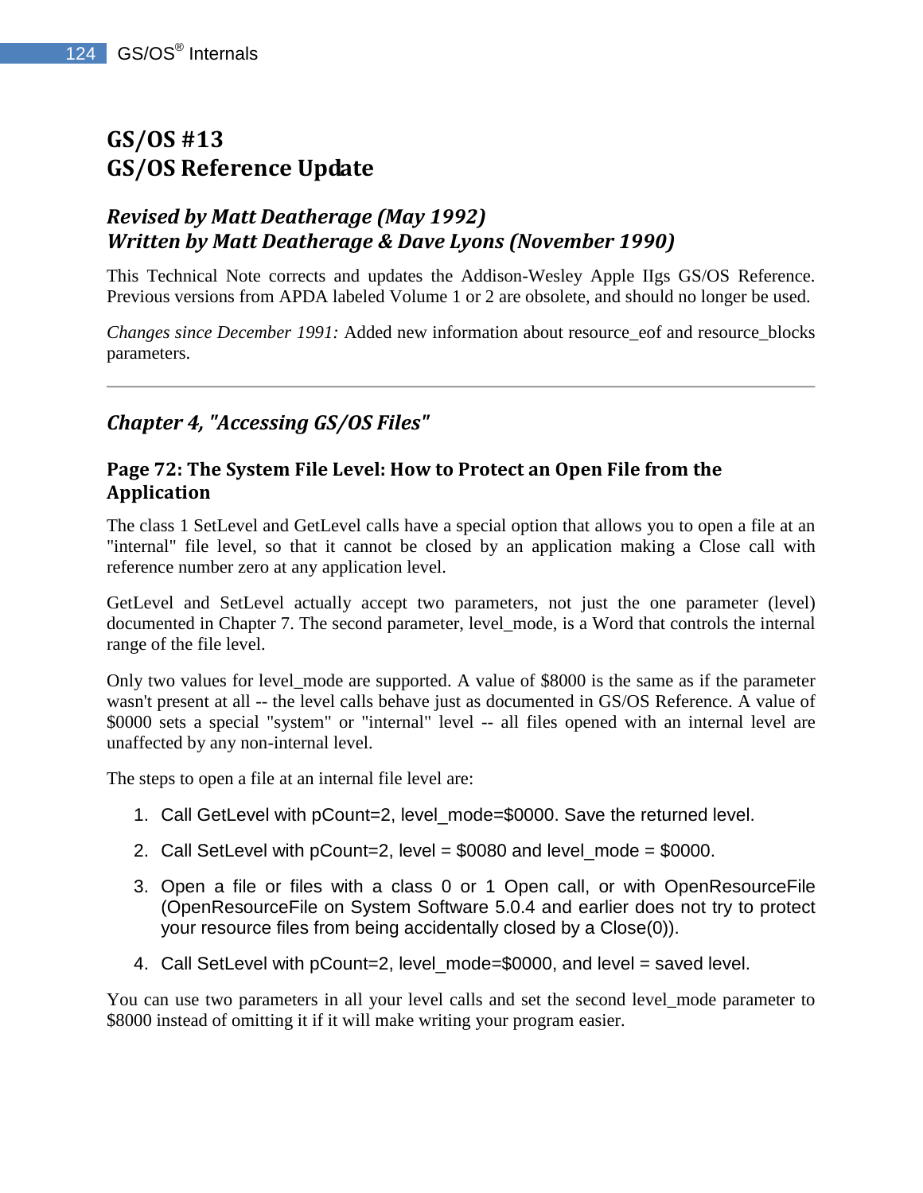# GS/OS #13
# GS/OS Reference Update

### *Revised by Matt Deatherage (May 1992)*
### *Written by Matt Deatherage & Dave Lyons (November 1990)*

This Technical Note corrects and updates the Addison-Wesley Apple IIgs GS/OS Reference. Previous versions from APDA labeled Volume 1 or 2 are obsolete, and should no longer be used.

*Changes since December 1991:* Added new information about resource_eof and resource_blocks parameters.

---

## *Chapter 4, "Accessing GS/OS Files"*

### Page 72: The System File Level: How to Protect an Open File from the Application

The class 1 SetLevel and GetLevel calls have a special option that allows you to open a file at an "internal" file level, so that it cannot be closed by an application making a Close call with reference number zero at any application level.

GetLevel and SetLevel actually accept two parameters, not just the one parameter (level) documented in Chapter 7. The second parameter, level_mode, is a Word that controls the internal range of the file level.

Only two values for level_mode are supported. A value of $8000 is the same as if the parameter wasn't present at all -- the level calls behave just as documented in GS/OS Reference. A value of $0000 sets a special "system" or "internal" level -- all files opened with an internal level are unaffected by any non-internal level.

The steps to open a file at an internal file level are:

1. Call GetLevel with pCount=2, level_mode=$0000. Save the returned level.
2. Call SetLevel with pCount=2, level = $0080 and level_mode = $0000.
3. Open a file or files with a class 0 or 1 Open call, or with OpenResourceFile (OpenResourceFile on System Software 5.0.4 and earlier does not try to protect your resource files from being accidentally closed by a Close(0)).
4. Call SetLevel with pCount=2, level_mode=$0000, and level = saved level.

You can use two parameters in all your level calls and set the second level_mode parameter to $8000 instead of omitting it if it will make writing your program easier.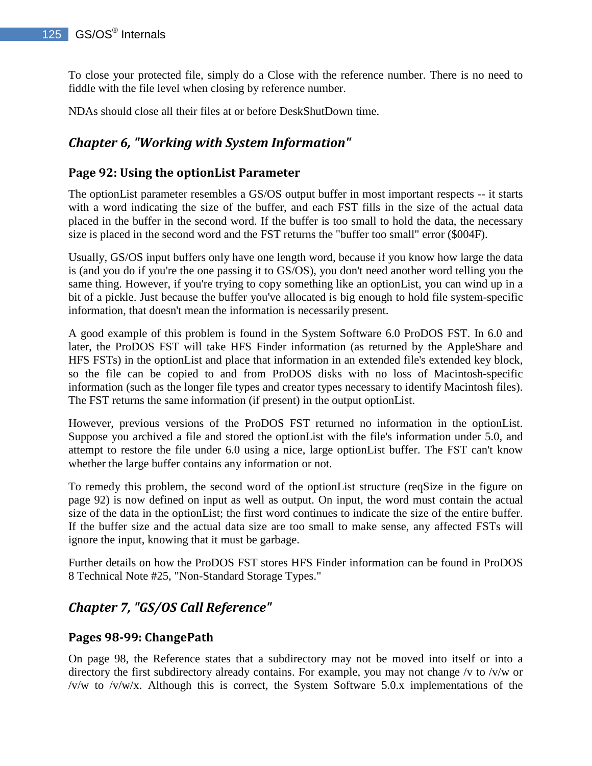To close your protected file, simply do a Close with the reference number. There is no need to fiddle with the file level when closing by reference number.

NDAs should close all their files at or before DeskShutDown time.

## *Chapter 6, "Working with System Information"*

### Page 92: Using the optionList Parameter

The optionList parameter resembles a GS/OS output buffer in most important respects -- it starts with a word indicating the size of the buffer, and each FST fills in the size of the actual data placed in the buffer in the second word. If the buffer is too small to hold the data, the necessary size is placed in the second word and the FST returns the "buffer too small" error ($004F).

Usually, GS/OS input buffers only have one length word, because if you know how large the data is (and you do if you're the one passing it to GS/OS), you don't need another word telling you the same thing. However, if you're trying to copy something like an optionList, you can wind up in a bit of a pickle. Just because the buffer you've allocated is big enough to hold file system-specific information, that doesn't mean the information is necessarily present.

A good example of this problem is found in the System Software 6.0 ProDOS FST. In 6.0 and later, the ProDOS FST will take HFS Finder information (as returned by the AppleShare and HFS FSTs) in the optionList and place that information in an extended file's extended key block, so the file can be copied to and from ProDOS disks with no loss of Macintosh-specific information (such as the longer file types and creator types necessary to identify Macintosh files). The FST returns the same information (if present) in the output optionList.

However, previous versions of the ProDOS FST returned no information in the optionList. Suppose you archived a file and stored the optionList with the file's information under 5.0, and attempt to restore the file under 6.0 using a nice, large optionList buffer. The FST can't know whether the large buffer contains any information or not.

To remedy this problem, the second word of the optionList structure (reqSize in the figure on page 92) is now defined on input as well as output. On input, the word must contain the actual size of the data in the optionList; the first word continues to indicate the size of the entire buffer. If the buffer size and the actual data size are too small to make sense, any affected FSTs will ignore the input, knowing that it must be garbage.

Further details on how the ProDOS FST stores HFS Finder information can be found in ProDOS 8 Technical Note #25, "Non-Standard Storage Types."

## *Chapter 7, "GS/OS Call Reference"*

### Pages 98-99: ChangePath

On page 98, the Reference states that a subdirectory may not be moved into itself or into a directory the first subdirectory already contains. For example, you may not change /v to /v/w or /v/w to /v/w/x. Although this is correct, the System Software 5.0.x implementations of the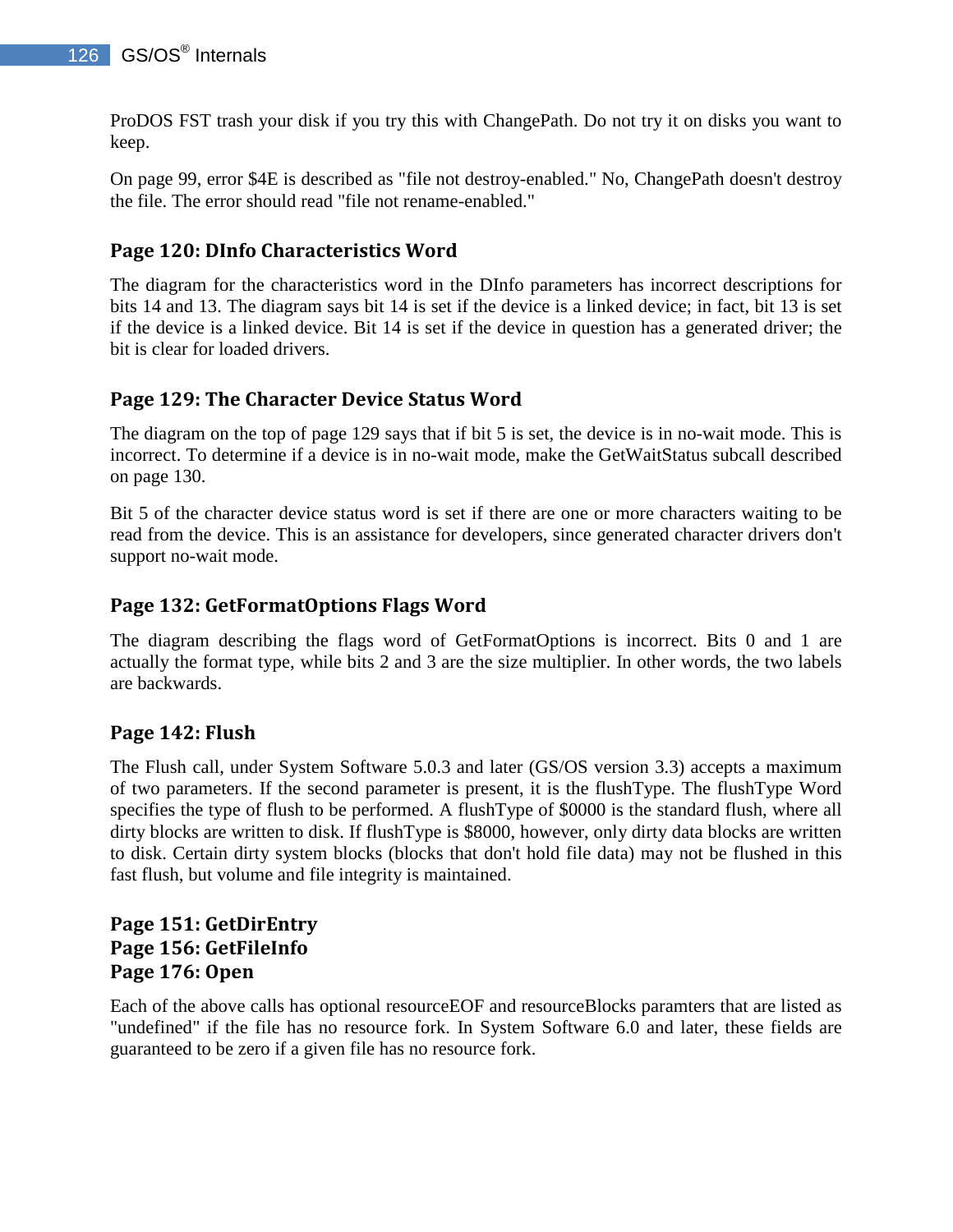ProDOS FST trash your disk if you try this with ChangePath. Do not try it on disks you want to keep.

On page 99, error $4E is described as "file not destroy-enabled." No, ChangePath doesn't destroy the file. The error should read "file not rename-enabled."

### Page 120: DInfo Characteristics Word

The diagram for the characteristics word in the DInfo parameters has incorrect descriptions for bits 14 and 13. The diagram says bit 14 is set if the device is a linked device; in fact, bit 13 is set if the device is a linked device. Bit 14 is set if the device in question has a generated driver; the bit is clear for loaded drivers.

### Page 129: The Character Device Status Word

The diagram on the top of page 129 says that if bit 5 is set, the device is in no-wait mode. This is incorrect. To determine if a device is in no-wait mode, make the GetWaitStatus subcall described on page 130.

Bit 5 of the character device status word is set if there are one or more characters waiting to be read from the device. This is an assistance for developers, since generated character drivers don't support no-wait mode.

### Page 132: GetFormatOptions Flags Word

The diagram describing the flags word of GetFormatOptions is incorrect. Bits 0 and 1 are actually the format type, while bits 2 and 3 are the size multiplier. In other words, the two labels are backwards.

### Page 142: Flush

The Flush call, under System Software 5.0.3 and later (GS/OS version 3.3) accepts a maximum of two parameters. If the second parameter is present, it is the flushType. The flushType Word specifies the type of flush to be performed. A flushType of $0000 is the standard flush, where all dirty blocks are written to disk. If flushType is $8000, however, only dirty data blocks are written to disk. Certain dirty system blocks (blocks that don't hold file data) may not be flushed in this fast flush, but volume and file integrity is maintained.

### Page 151: GetDirEntry
### Page 156: GetFileInfo
### Page 176: Open

Each of the above calls has optional resourceEOF and resourceBlocks paramters that are listed as "undefined" if the file has no resource fork. In System Software 6.0 and later, these fields are guaranteed to be zero if a given file has no resource fork.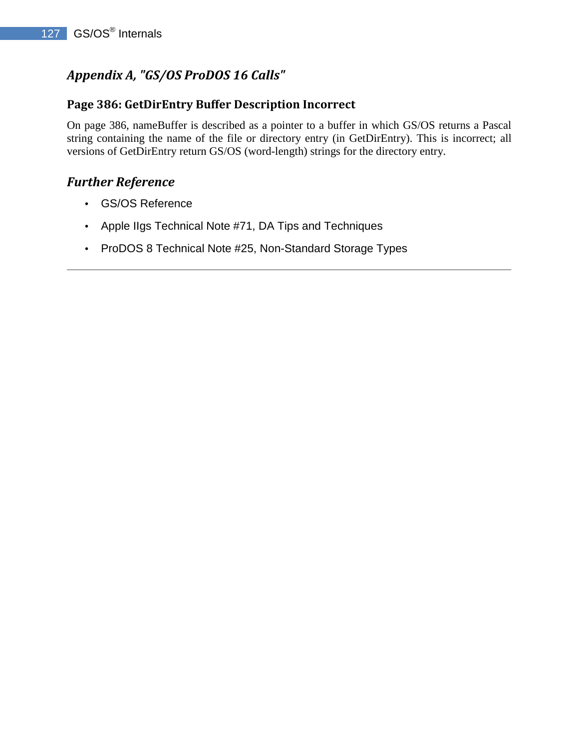## Appendix A, "GS/OS ProDOS 16 Calls"

### Page 386: GetDirEntry Buffer Description Incorrect

On page 386, nameBuffer is described as a pointer to a buffer in which GS/OS returns a Pascal string containing the name of the file or directory entry (in GetDirEntry). This is incorrect; all versions of GetDirEntry return GS/OS (word-length) strings for the directory entry.

## Further Reference

- GS/OS Reference
- Apple IIgs Technical Note #71, DA Tips and Techniques
- ProDOS 8 Technical Note #25, Non-Standard Storage Types

---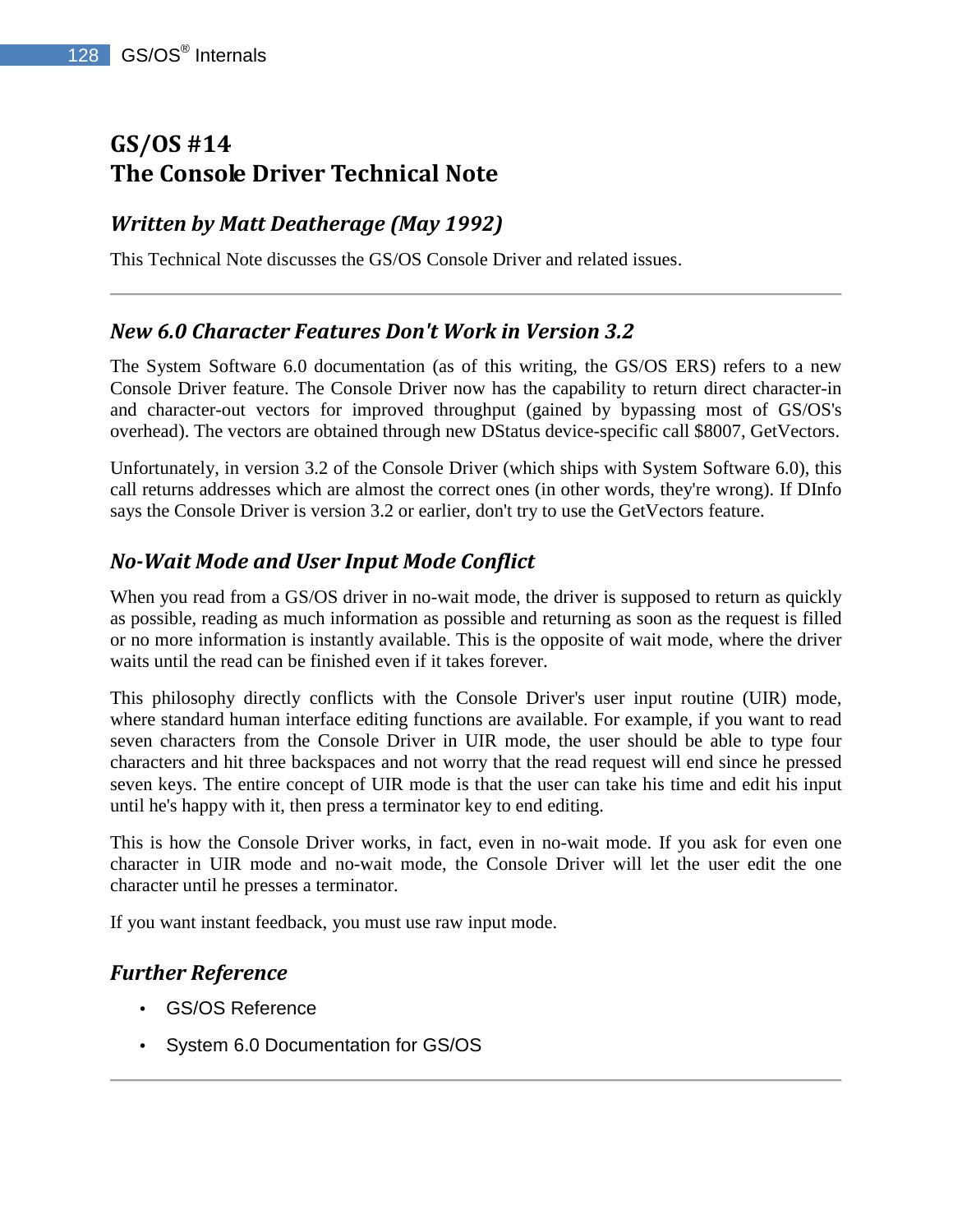# GS/OS #14
# The Console Driver Technical Note

### *Written by Matt Deatherage (May 1992)*

This Technical Note discusses the GS/OS Console Driver and related issues.

---

### *New 6.0 Character Features Don't Work in Version 3.2*

The System Software 6.0 documentation (as of this writing, the GS/OS ERS) refers to a new Console Driver feature. The Console Driver now has the capability to return direct character-in and character-out vectors for improved throughput (gained by bypassing most of GS/OS's overhead). The vectors are obtained through new DStatus device-specific call $8007, GetVectors.

Unfortunately, in version 3.2 of the Console Driver (which ships with System Software 6.0), this call returns addresses which are almost the correct ones (in other words, they're wrong). If DInfo says the Console Driver is version 3.2 or earlier, don't try to use the GetVectors feature.

### *No-Wait Mode and User Input Mode Conflict*

When you read from a GS/OS driver in no-wait mode, the driver is supposed to return as quickly as possible, reading as much information as possible and returning as soon as the request is filled or no more information is instantly available. This is the opposite of wait mode, where the driver waits until the read can be finished even if it takes forever.

This philosophy directly conflicts with the Console Driver's user input routine (UIR) mode, where standard human interface editing functions are available. For example, if you want to read seven characters from the Console Driver in UIR mode, the user should be able to type four characters and hit three backspaces and not worry that the read request will end since he pressed seven keys. The entire concept of UIR mode is that the user can take his time and edit his input until he's happy with it, then press a terminator key to end editing.

This is how the Console Driver works, in fact, even in no-wait mode. If you ask for even one character in UIR mode and no-wait mode, the Console Driver will let the user edit the one character until he presses a terminator.

If you want instant feedback, you must use raw input mode.

### *Further Reference*

- GS/OS Reference
- System 6.0 Documentation for GS/OS

---